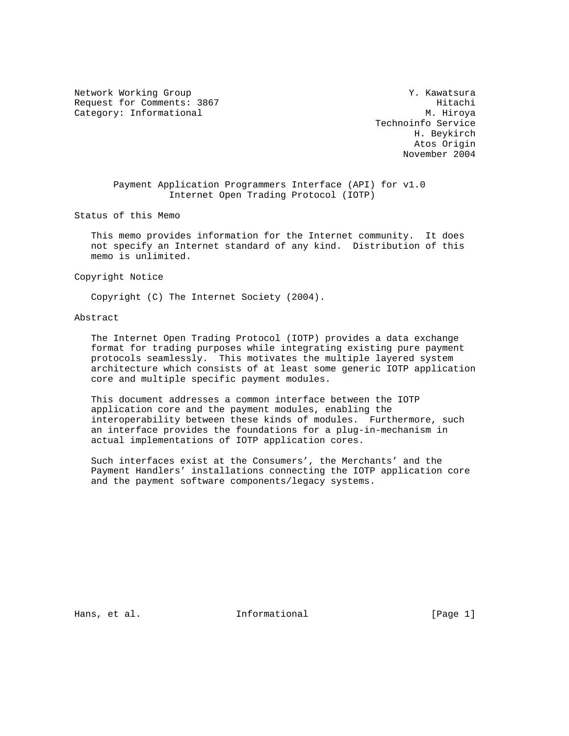Network Working Group                                       Y. Kawatsura
Request for Comments: 3867                                       Hitachi
Category: Informational                                        M. Hiroya
                                                       Technoinfo Service
                                                              H. Beykirch
                                                              Atos Origin
                                                            November 2004

# Payment Application Programmers Interface (API) for v1.0 Internet Open Trading Protocol (IOTP)

## Status of this Memo

This memo provides information for the Internet community. It does not specify an Internet standard of any kind. Distribution of this memo is unlimited.

## Copyright Notice

Copyright (C) The Internet Society (2004).

## Abstract

The Internet Open Trading Protocol (IOTP) provides a data exchange format for trading purposes while integrating existing pure payment protocols seamlessly. This motivates the multiple layered system architecture which consists of at least some generic IOTP application core and multiple specific payment modules.

This document addresses a common interface between the IOTP application core and the payment modules, enabling the interoperability between these kinds of modules. Furthermore, such an interface provides the foundations for a plug-in-mechanism in actual implementations of IOTP application cores.

Such interfaces exist at the Consumers', the Merchants' and the Payment Handlers' installations connecting the IOTP application core and the payment software components/legacy systems.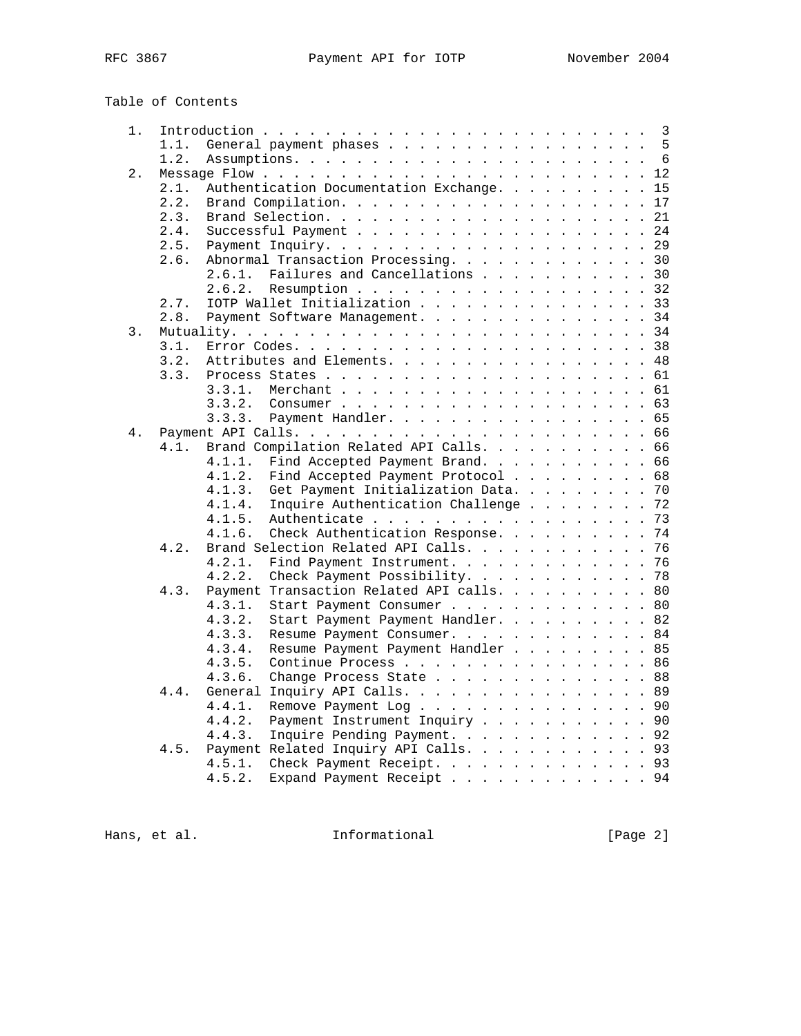Table of Contents

```
   1.  Introduction . . . . . . . . . . . . . . . . . . . . . . . . .  3
       1.1.  General payment phases . . . . . . . . . . . . . . . . .  5
       1.2.  Assumptions. . . . . . . . . . . . . . . . . . . . . . .  6
   2.  Message Flow . . . . . . . . . . . . . . . . . . . . . . . . . 12
       2.1.  Authentication Documentation Exchange. . . . . . . . . . 15
       2.2.  Brand Compilation. . . . . . . . . . . . . . . . . . . . 17
       2.3.  Brand Selection. . . . . . . . . . . . . . . . . . . . . 21
       2.4.  Successful Payment . . . . . . . . . . . . . . . . . . . 24
       2.5.  Payment Inquiry. . . . . . . . . . . . . . . . . . . . . 29
       2.6.  Abnormal Transaction Processing. . . . . . . . . . . . . 30
             2.6.1.  Failures and Cancellations . . . . . . . . . . . 30
             2.6.2.  Resumption . . . . . . . . . . . . . . . . . . . 32
       2.7.  IOTP Wallet Initialization . . . . . . . . . . . . . . . 33
       2.8.  Payment Software Management. . . . . . . . . . . . . . . 34
   3.  Mutuality. . . . . . . . . . . . . . . . . . . . . . . . . . . 34
       3.1.  Error Codes. . . . . . . . . . . . . . . . . . . . . . . 38
       3.2.  Attributes and Elements. . . . . . . . . . . . . . . . . 48
       3.3.  Process States . . . . . . . . . . . . . . . . . . . . . 61
             3.3.1.  Merchant . . . . . . . . . . . . . . . . . . . . 61
             3.3.2.  Consumer . . . . . . . . . . . . . . . . . . . . 63
             3.3.3.  Payment Handler. . . . . . . . . . . . . . . . . 65
   4.  Payment API Calls. . . . . . . . . . . . . . . . . . . . . . . 66
       4.1.  Brand Compilation Related API Calls. . . . . . . . . . . 66
             4.1.1.  Find Accepted Payment Brand. . . . . . . . . . . 66
             4.1.2.  Find Accepted Payment Protocol . . . . . . . . . 68
             4.1.3.  Get Payment Initialization Data. . . . . . . . . 70
             4.1.4.  Inquire Authentication Challenge . . . . . . . . 72
             4.1.5.  Authenticate . . . . . . . . . . . . . . . . . . 73
             4.1.6.  Check Authentication Response. . . . . . . . . . 74
       4.2.  Brand Selection Related API Calls. . . . . . . . . . . . 76
             4.2.1.  Find Payment Instrument. . . . . . . . . . . . . 76
             4.2.2.  Check Payment Possibility. . . . . . . . . . . . 78
       4.3.  Payment Transaction Related API calls. . . . . . . . . . 80
             4.3.1.  Start Payment Consumer . . . . . . . . . . . . . 80
             4.3.2.  Start Payment Payment Handler. . . . . . . . . . 82
             4.3.3.  Resume Payment Consumer. . . . . . . . . . . . . 84
             4.3.4.  Resume Payment Payment Handler . . . . . . . . . 85
             4.3.5.  Continue Process . . . . . . . . . . . . . . . . 86
             4.3.6.  Change Process State . . . . . . . . . . . . . . 88
       4.4.  General Inquiry API Calls. . . . . . . . . . . . . . . . 89
             4.4.1.  Remove Payment Log . . . . . . . . . . . . . . . 90
             4.4.2.  Payment Instrument Inquiry . . . . . . . . . . . 90
             4.4.3.  Inquire Pending Payment. . . . . . . . . . . . . 92
       4.5.  Payment Related Inquiry API Calls. . . . . . . . . . . . 93
             4.5.1.  Check Payment Receipt. . . . . . . . . . . . . . 93
             4.5.2.  Expand Payment Receipt . . . . . . . . . . . . . 94
```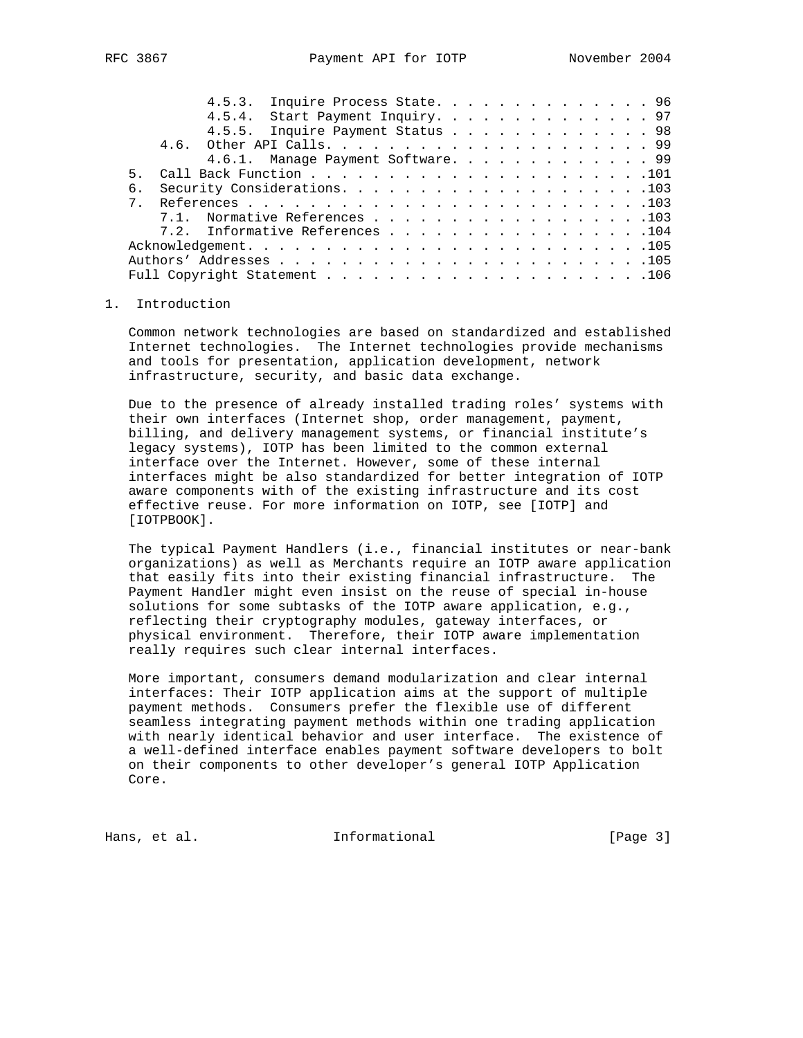4.5.3. Inquire Process State. . . . . . . . . . . . . . . 96
4.5.4. Start Payment Inquiry. . . . . . . . . . . . . . . 97
4.5.5. Inquire Payment Status . . . . . . . . . . . . . . 98
4.6. Other API Calls. . . . . . . . . . . . . . . . . . . . . . 99
4.6.1. Manage Payment Software. . . . . . . . . . . . . . 99
5. Call Back Function . . . . . . . . . . . . . . . . . . . . . . .101
6. Security Considerations. . . . . . . . . . . . . . . . . . . . .103
7. References . . . . . . . . . . . . . . . . . . . . . . . . . . .103
7.1. Normative References . . . . . . . . . . . . . . . . . . .103
7.2. Informative References . . . . . . . . . . . . . . . . . .104
Acknowledgement. . . . . . . . . . . . . . . . . . . . . . . . . . .105
Authors' Addresses . . . . . . . . . . . . . . . . . . . . . . . . .105
Full Copyright Statement . . . . . . . . . . . . . . . . . . . . . .106

## 1. Introduction

Common network technologies are based on standardized and established Internet technologies. The Internet technologies provide mechanisms and tools for presentation, application development, network infrastructure, security, and basic data exchange.

Due to the presence of already installed trading roles' systems with their own interfaces (Internet shop, order management, payment, billing, and delivery management systems, or financial institute's legacy systems), IOTP has been limited to the common external interface over the Internet. However, some of these internal interfaces might be also standardized for better integration of IOTP aware components with of the existing infrastructure and its cost effective reuse. For more information on IOTP, see [IOTP] and [IOTPBOOK].

The typical Payment Handlers (i.e., financial institutes or near-bank organizations) as well as Merchants require an IOTP aware application that easily fits into their existing financial infrastructure. The Payment Handler might even insist on the reuse of special in-house solutions for some subtasks of the IOTP aware application, e.g., reflecting their cryptography modules, gateway interfaces, or physical environment. Therefore, their IOTP aware implementation really requires such clear internal interfaces.

More important, consumers demand modularization and clear internal interfaces: Their IOTP application aims at the support of multiple payment methods. Consumers prefer the flexible use of different seamless integrating payment methods within one trading application with nearly identical behavior and user interface. The existence of a well-defined interface enables payment software developers to bolt on their components to other developer's general IOTP Application Core.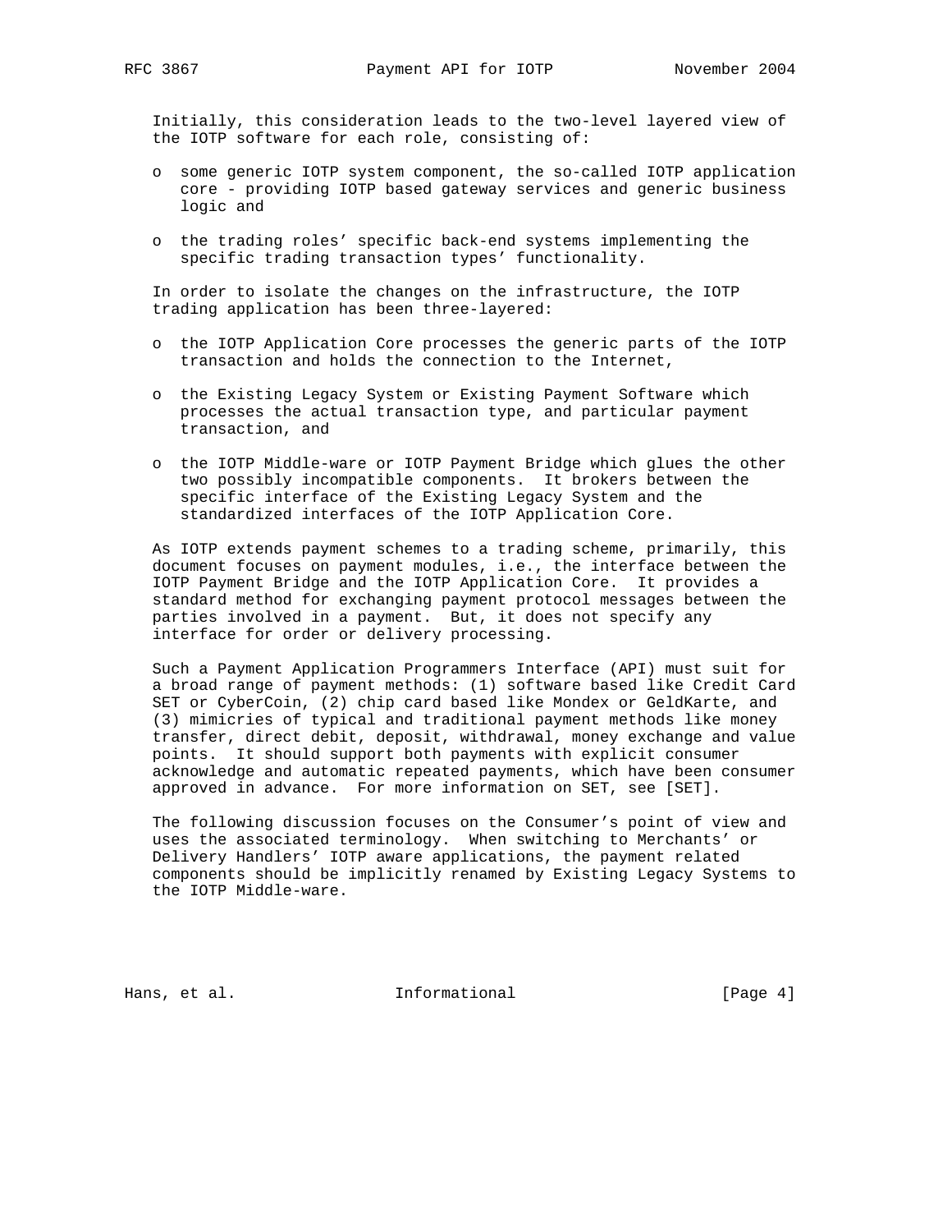Initially, this consideration leads to the two-level layered view of the IOTP software for each role, consisting of:

- some generic IOTP system component, the so-called IOTP application core - providing IOTP based gateway services and generic business logic and
- the trading roles' specific back-end systems implementing the specific trading transaction types' functionality.

In order to isolate the changes on the infrastructure, the IOTP trading application has been three-layered:

- the IOTP Application Core processes the generic parts of the IOTP transaction and holds the connection to the Internet,
- the Existing Legacy System or Existing Payment Software which processes the actual transaction type, and particular payment transaction, and
- the IOTP Middle-ware or IOTP Payment Bridge which glues the other two possibly incompatible components. It brokers between the specific interface of the Existing Legacy System and the standardized interfaces of the IOTP Application Core.

As IOTP extends payment schemes to a trading scheme, primarily, this document focuses on payment modules, i.e., the interface between the IOTP Payment Bridge and the IOTP Application Core. It provides a standard method for exchanging payment protocol messages between the parties involved in a payment. But, it does not specify any interface for order or delivery processing.

Such a Payment Application Programmers Interface (API) must suit for a broad range of payment methods: (1) software based like Credit Card SET or CyberCoin, (2) chip card based like Mondex or GeldKarte, and (3) mimicries of typical and traditional payment methods like money transfer, direct debit, deposit, withdrawal, money exchange and value points. It should support both payments with explicit consumer acknowledge and automatic repeated payments, which have been consumer approved in advance. For more information on SET, see [SET].

The following discussion focuses on the Consumer's point of view and uses the associated terminology. When switching to Merchants' or Delivery Handlers' IOTP aware applications, the payment related components should be implicitly renamed by Existing Legacy Systems to the IOTP Middle-ware.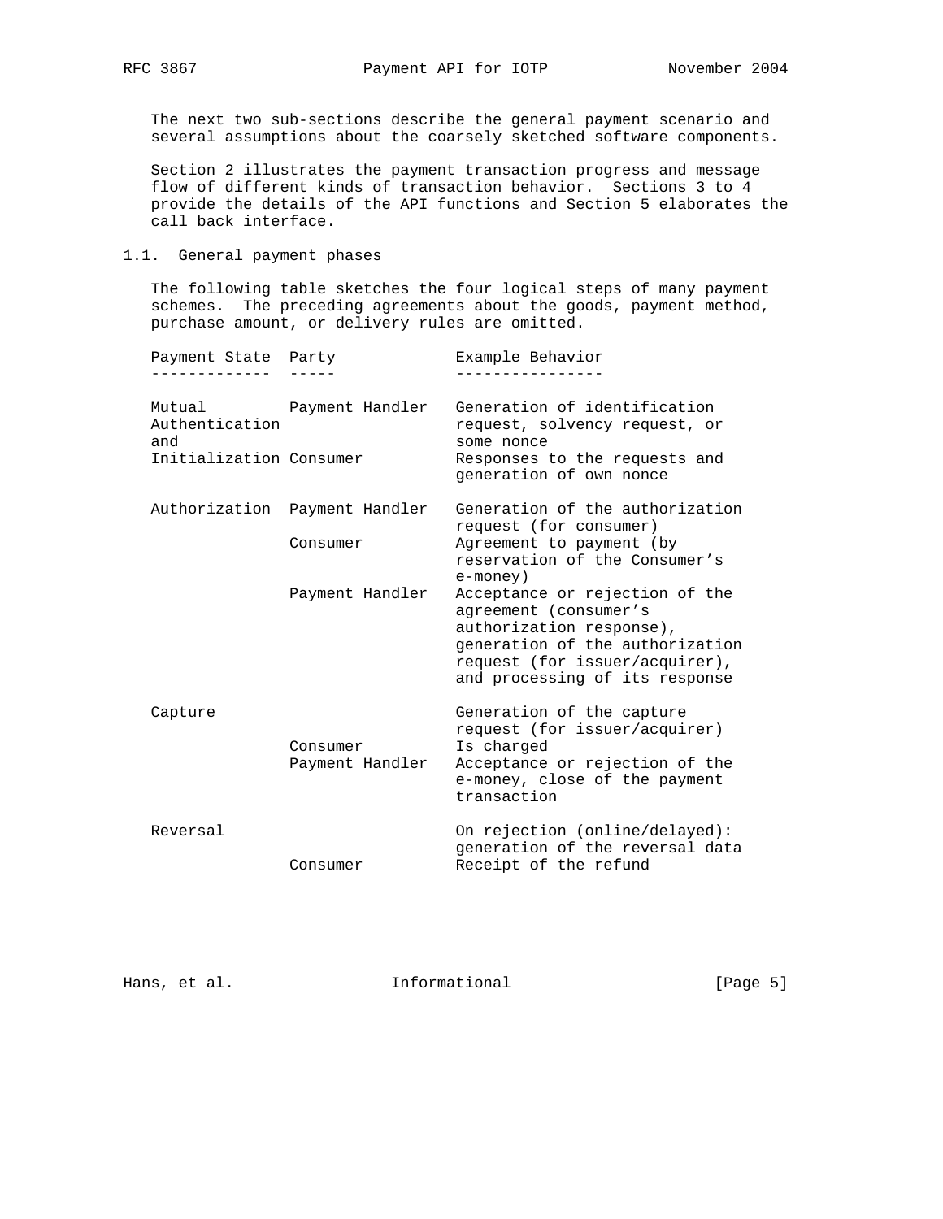The next two sub-sections describe the general payment scenario and several assumptions about the coarsely sketched software components.

Section 2 illustrates the payment transaction progress and message flow of different kinds of transaction behavior. Sections 3 to 4 provide the details of the API functions and Section 5 elaborates the call back interface.

## 1.1. General payment phases

The following table sketches the four logical steps of many payment schemes. The preceding agreements about the goods, payment method, purchase amount, or delivery rules are omitted.

| Payment State | Party | Example Behavior |
|---|---|---|
| Mutual Authentication and Initialization | Payment Handler | Generation of identification request, solvency request, or some nonce |
| | Consumer | Responses to the requests and generation of own nonce |
| Authorization | Payment Handler | Generation of the authorization request (for consumer) |
| | Consumer | Agreement to payment (by reservation of the Consumer's e-money) |
| | Payment Handler | Acceptance or rejection of the agreement (consumer's authorization response), generation of the authorization request (for issuer/acquirer), and processing of its response |
| Capture | | Generation of the capture request (for issuer/acquirer) |
| | Consumer | Is charged |
| | Payment Handler | Acceptance or rejection of the e-money, close of the payment transaction |
| Reversal | | On rejection (online/delayed): generation of the reversal data |
| | Consumer | Receipt of the refund |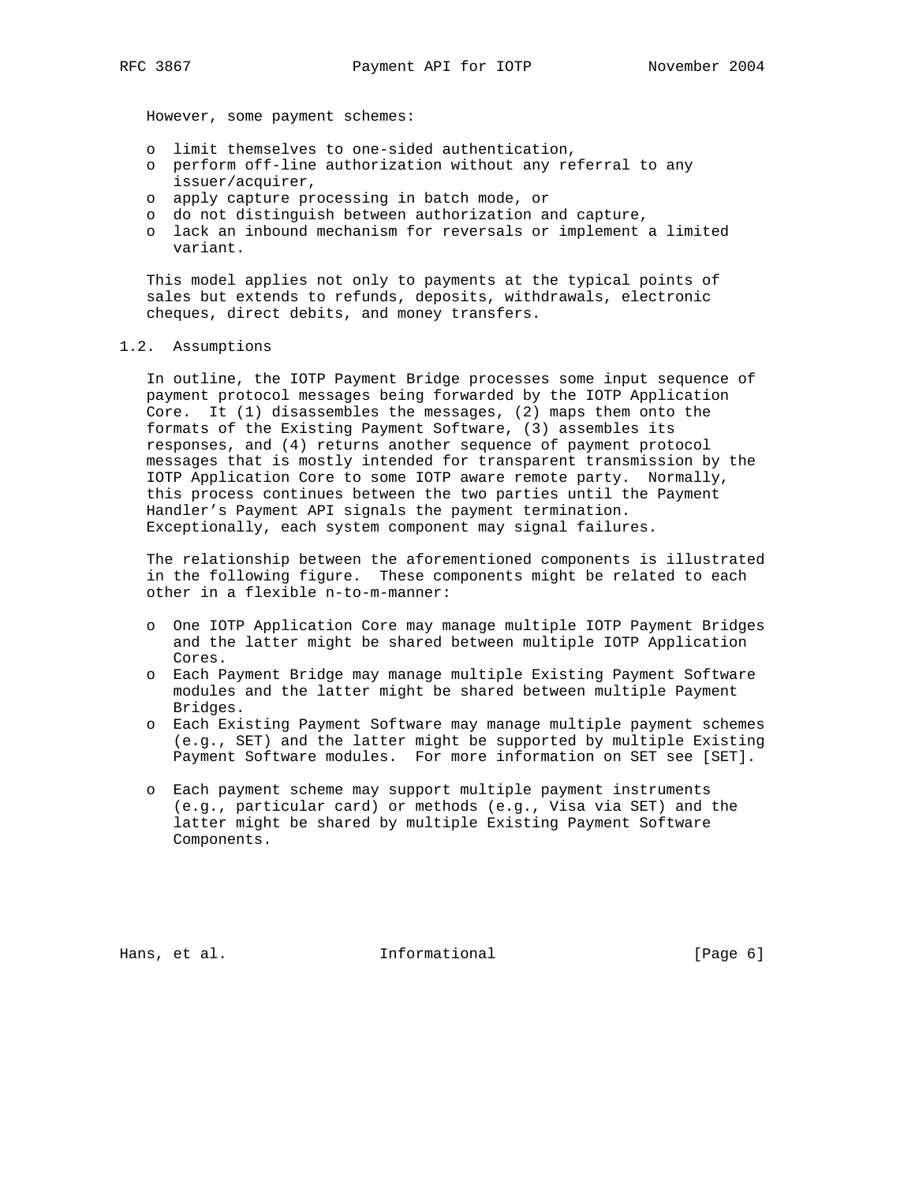However, some payment schemes:

- limit themselves to one-sided authentication,
- perform off-line authorization without any referral to any issuer/acquirer,
- apply capture processing in batch mode, or
- do not distinguish between authorization and capture,
- lack an inbound mechanism for reversals or implement a limited variant.

This model applies not only to payments at the typical points of sales but extends to refunds, deposits, withdrawals, electronic cheques, direct debits, and money transfers.

## 1.2. Assumptions

In outline, the IOTP Payment Bridge processes some input sequence of payment protocol messages being forwarded by the IOTP Application Core. It (1) disassembles the messages, (2) maps them onto the formats of the Existing Payment Software, (3) assembles its responses, and (4) returns another sequence of payment protocol messages that is mostly intended for transparent transmission by the IOTP Application Core to some IOTP aware remote party. Normally, this process continues between the two parties until the Payment Handler's Payment API signals the payment termination. Exceptionally, each system component may signal failures.

The relationship between the aforementioned components is illustrated in the following figure. These components might be related to each other in a flexible n-to-m-manner:

- One IOTP Application Core may manage multiple IOTP Payment Bridges and the latter might be shared between multiple IOTP Application Cores.
- Each Payment Bridge may manage multiple Existing Payment Software modules and the latter might be shared between multiple Payment Bridges.
- Each Existing Payment Software may manage multiple payment schemes (e.g., SET) and the latter might be supported by multiple Existing Payment Software modules. For more information on SET see [SET].

- Each payment scheme may support multiple payment instruments (e.g., particular card) or methods (e.g., Visa via SET) and the latter might be shared by multiple Existing Payment Software Components.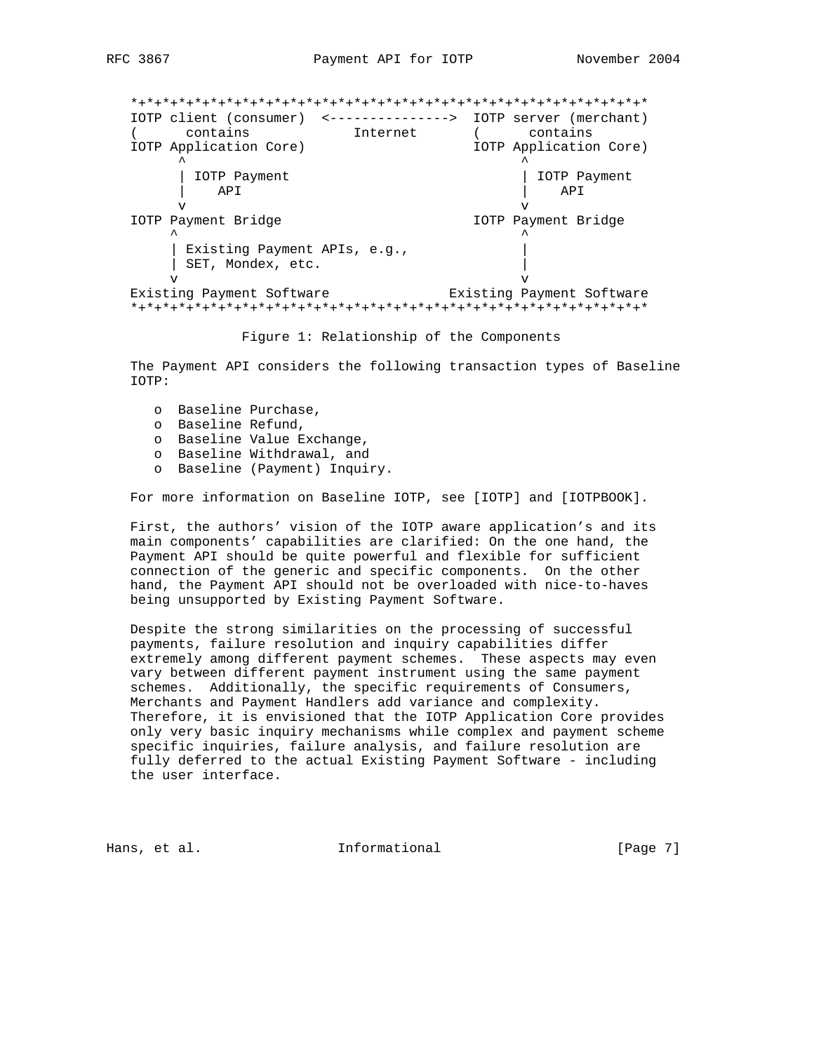```
*+*+*+*+*+*+*+*+*+*+*+*+*+*+*+*+*+*+*+*+*+*+*+*+*+*+*+*+*+*+*+*+*
IOTP client (consumer)  <---------------> IOTP server (merchant)
(      contains             Internet      (      contains
IOTP Application Core)                    IOTP Application Core)
      ^                                         ^
      | IOTP Payment                            | IOTP Payment
      |    API                                  |    API
      v                                         v
IOTP Payment Bridge                       IOTP Payment Bridge
     ^                                          ^
     | Existing Payment APIs, e.g.,             |
     | SET, Mondex, etc.                        |
     v                                          v
Existing Payment Software              Existing Payment Software
*+*+*+*+*+*+*+*+*+*+*+*+*+*+*+*+*+*+*+*+*+*+*+*+*+*+*+*+*+*+*+*+*
```

Figure 1: Relationship of the Components

The Payment API considers the following transaction types of Baseline IOTP:

- Baseline Purchase,
- Baseline Refund,
- Baseline Value Exchange,
- Baseline Withdrawal, and
- Baseline (Payment) Inquiry.

For more information on Baseline IOTP, see [IOTP] and [IOTPBOOK].

First, the authors' vision of the IOTP aware application's and its main components' capabilities are clarified: On the one hand, the Payment API should be quite powerful and flexible for sufficient connection of the generic and specific components. On the other hand, the Payment API should not be overloaded with nice-to-haves being unsupported by Existing Payment Software.

Despite the strong similarities on the processing of successful payments, failure resolution and inquiry capabilities differ extremely among different payment schemes. These aspects may even vary between different payment instrument using the same payment schemes. Additionally, the specific requirements of Consumers, Merchants and Payment Handlers add variance and complexity. Therefore, it is envisioned that the IOTP Application Core provides only very basic inquiry mechanisms while complex and payment scheme specific inquiries, failure analysis, and failure resolution are fully deferred to the actual Existing Payment Software - including the user interface.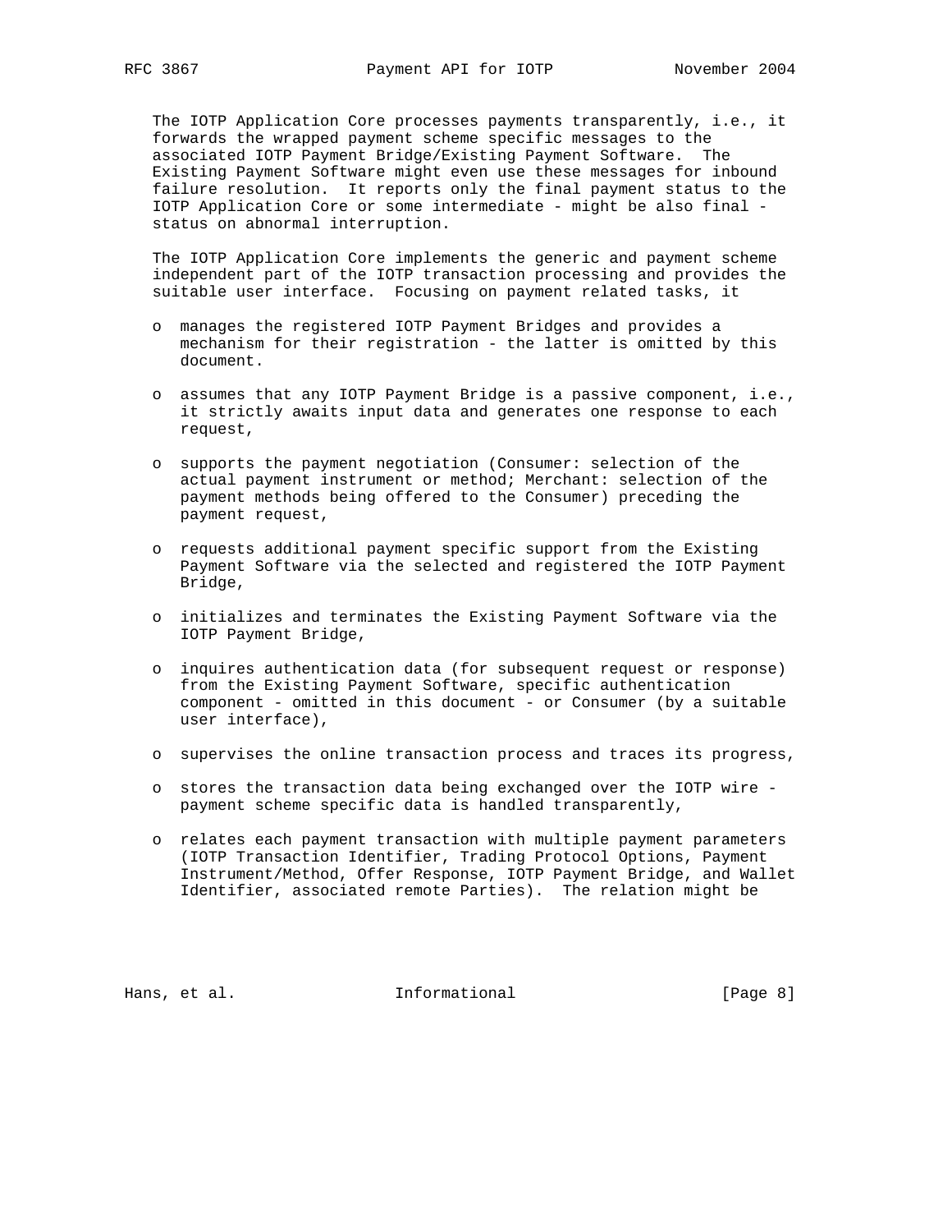The IOTP Application Core processes payments transparently, i.e., it forwards the wrapped payment scheme specific messages to the associated IOTP Payment Bridge/Existing Payment Software. The Existing Payment Software might even use these messages for inbound failure resolution. It reports only the final payment status to the IOTP Application Core or some intermediate - might be also final - status on abnormal interruption.

The IOTP Application Core implements the generic and payment scheme independent part of the IOTP transaction processing and provides the suitable user interface. Focusing on payment related tasks, it

- manages the registered IOTP Payment Bridges and provides a mechanism for their registration - the latter is omitted by this document.
- assumes that any IOTP Payment Bridge is a passive component, i.e., it strictly awaits input data and generates one response to each request,
- supports the payment negotiation (Consumer: selection of the actual payment instrument or method; Merchant: selection of the payment methods being offered to the Consumer) preceding the payment request,
- requests additional payment specific support from the Existing Payment Software via the selected and registered the IOTP Payment Bridge,
- initializes and terminates the Existing Payment Software via the IOTP Payment Bridge,
- inquires authentication data (for subsequent request or response) from the Existing Payment Software, specific authentication component - omitted in this document - or Consumer (by a suitable user interface),
- supervises the online transaction process and traces its progress,
- stores the transaction data being exchanged over the IOTP wire - payment scheme specific data is handled transparently,
- relates each payment transaction with multiple payment parameters (IOTP Transaction Identifier, Trading Protocol Options, Payment Instrument/Method, Offer Response, IOTP Payment Bridge, and Wallet Identifier, associated remote Parties). The relation might be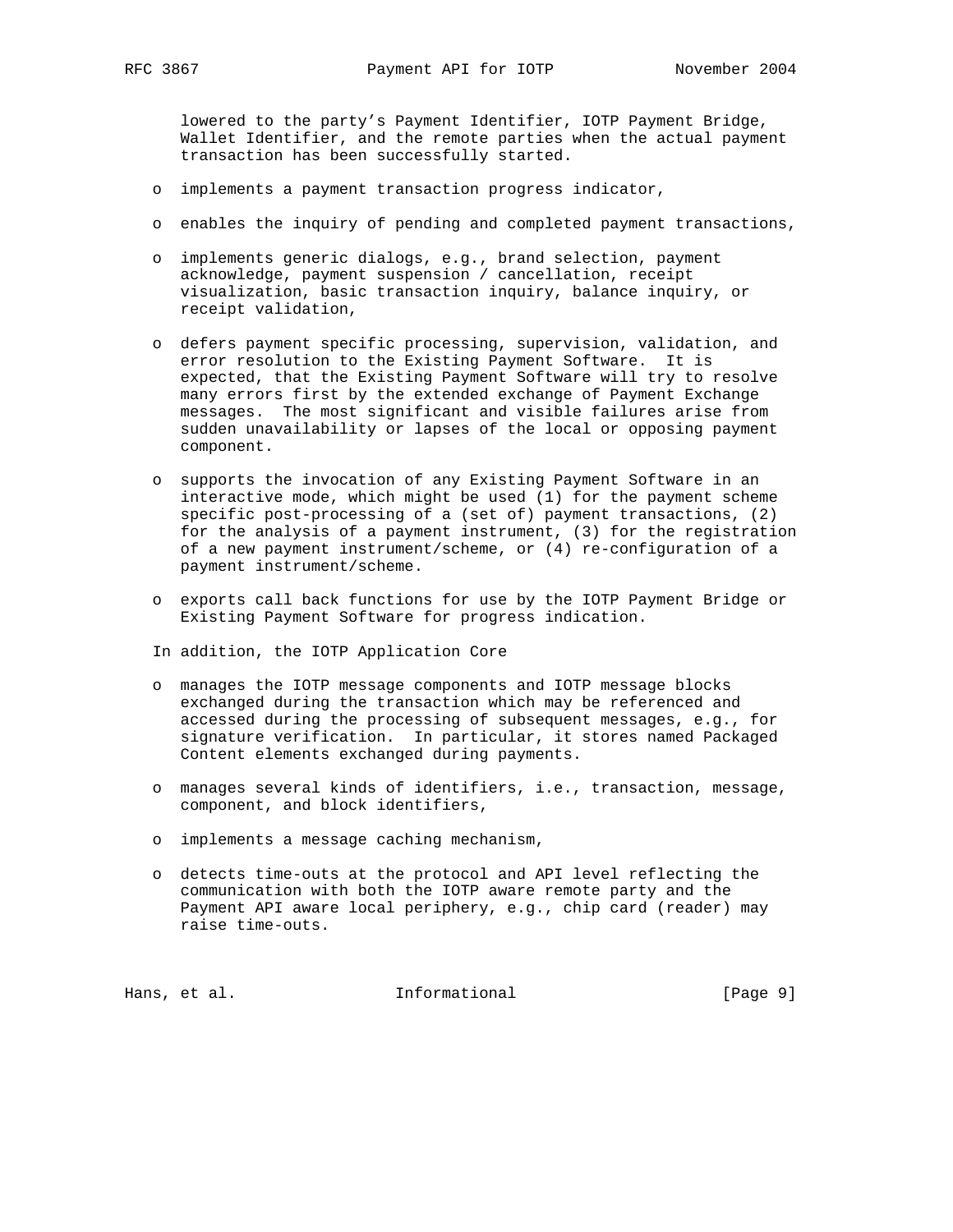lowered to the party’s Payment Identifier, IOTP Payment Bridge, Wallet Identifier, and the remote parties when the actual payment transaction has been successfully started.

- implements a payment transaction progress indicator,
- enables the inquiry of pending and completed payment transactions,
- implements generic dialogs, e.g., brand selection, payment acknowledge, payment suspension / cancellation, receipt visualization, basic transaction inquiry, balance inquiry, or receipt validation,
- defers payment specific processing, supervision, validation, and error resolution to the Existing Payment Software. It is expected, that the Existing Payment Software will try to resolve many errors first by the extended exchange of Payment Exchange messages. The most significant and visible failures arise from sudden unavailability or lapses of the local or opposing payment component.
- supports the invocation of any Existing Payment Software in an interactive mode, which might be used (1) for the payment scheme specific post-processing of a (set of) payment transactions, (2) for the analysis of a payment instrument, (3) for the registration of a new payment instrument/scheme, or (4) re-configuration of a payment instrument/scheme.
- exports call back functions for use by the IOTP Payment Bridge or Existing Payment Software for progress indication.

In addition, the IOTP Application Core

- manages the IOTP message components and IOTP message blocks exchanged during the transaction which may be referenced and accessed during the processing of subsequent messages, e.g., for signature verification. In particular, it stores named Packaged Content elements exchanged during payments.
- manages several kinds of identifiers, i.e., transaction, message, component, and block identifiers,
- implements a message caching mechanism,
- detects time-outs at the protocol and API level reflecting the communication with both the IOTP aware remote party and the Payment API aware local periphery, e.g., chip card (reader) may raise time-outs.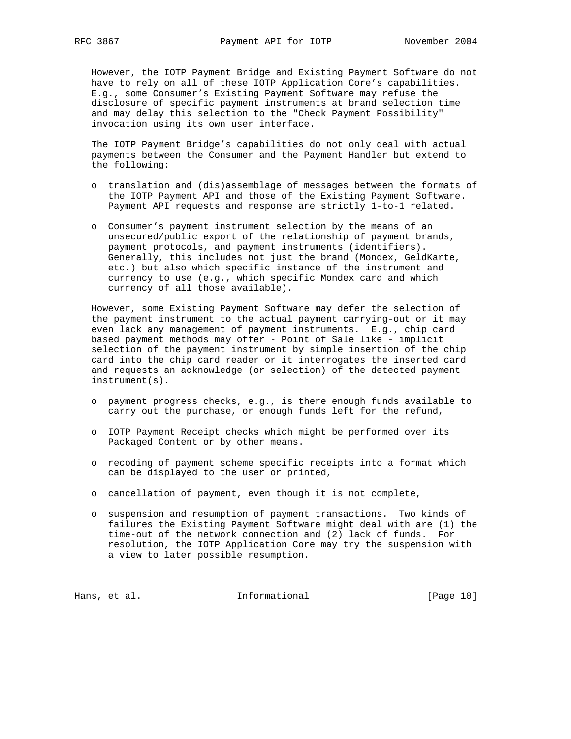However, the IOTP Payment Bridge and Existing Payment Software do not have to rely on all of these IOTP Application Core's capabilities. E.g., some Consumer's Existing Payment Software may refuse the disclosure of specific payment instruments at brand selection time and may delay this selection to the "Check Payment Possibility" invocation using its own user interface.

The IOTP Payment Bridge's capabilities do not only deal with actual payments between the Consumer and the Payment Handler but extend to the following:

- translation and (dis)assemblage of messages between the formats of the IOTP Payment API and those of the Existing Payment Software. Payment API requests and response are strictly 1-to-1 related.

- Consumer's payment instrument selection by the means of an unsecured/public export of the relationship of payment brands, payment protocols, and payment instruments (identifiers). Generally, this includes not just the brand (Mondex, GeldKarte, etc.) but also which specific instance of the instrument and currency to use (e.g., which specific Mondex card and which currency of all those available).

However, some Existing Payment Software may defer the selection of the payment instrument to the actual payment carrying-out or it may even lack any management of payment instruments. E.g., chip card based payment methods may offer - Point of Sale like - implicit selection of the payment instrument by simple insertion of the chip card into the chip card reader or it interrogates the inserted card and requests an acknowledge (or selection) of the detected payment instrument(s).

- payment progress checks, e.g., is there enough funds available to carry out the purchase, or enough funds left for the refund,

- IOTP Payment Receipt checks which might be performed over its Packaged Content or by other means.

- recoding of payment scheme specific receipts into a format which can be displayed to the user or printed,

- cancellation of payment, even though it is not complete,

- suspension and resumption of payment transactions. Two kinds of failures the Existing Payment Software might deal with are (1) the time-out of the network connection and (2) lack of funds. For resolution, the IOTP Application Core may try the suspension with a view to later possible resumption.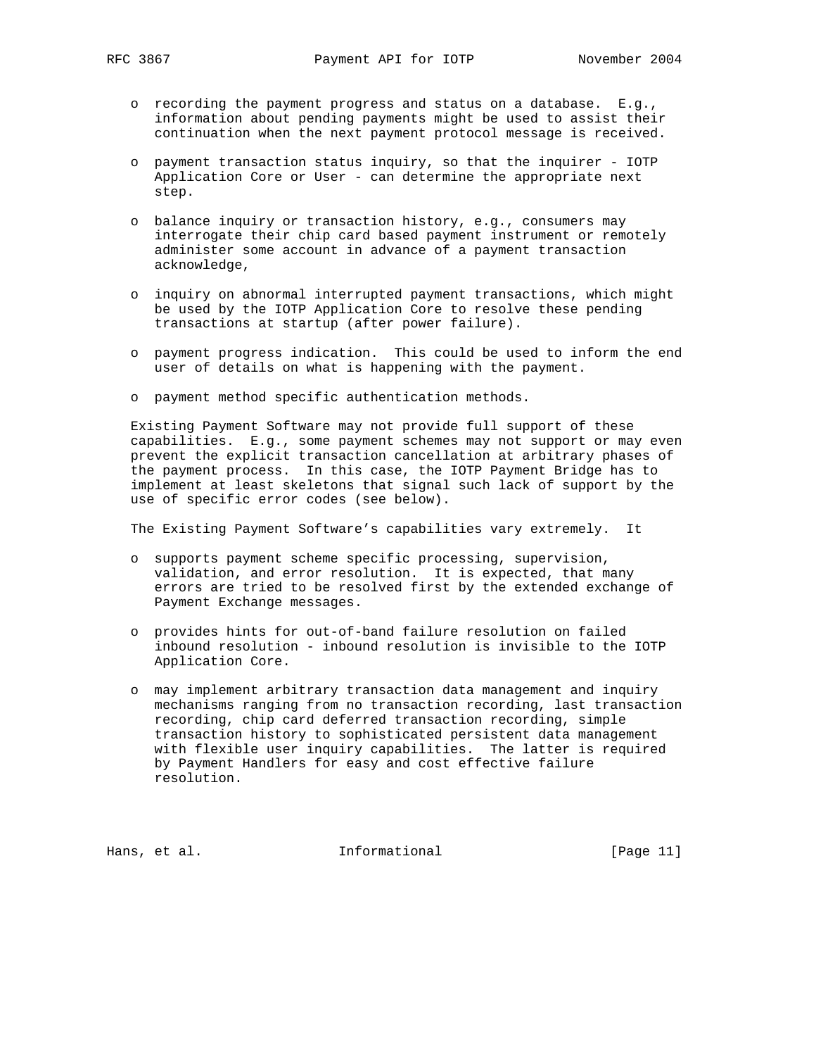- recording the payment progress and status on a database. E.g., information about pending payments might be used to assist their continuation when the next payment protocol message is received.

- payment transaction status inquiry, so that the inquirer - IOTP Application Core or User - can determine the appropriate next step.

- balance inquiry or transaction history, e.g., consumers may interrogate their chip card based payment instrument or remotely administer some account in advance of a payment transaction acknowledge,

- inquiry on abnormal interrupted payment transactions, which might be used by the IOTP Application Core to resolve these pending transactions at startup (after power failure).

- payment progress indication. This could be used to inform the end user of details on what is happening with the payment.

- payment method specific authentication methods.

Existing Payment Software may not provide full support of these capabilities. E.g., some payment schemes may not support or may even prevent the explicit transaction cancellation at arbitrary phases of the payment process. In this case, the IOTP Payment Bridge has to implement at least skeletons that signal such lack of support by the use of specific error codes (see below).

The Existing Payment Software's capabilities vary extremely. It

- supports payment scheme specific processing, supervision, validation, and error resolution. It is expected, that many errors are tried to be resolved first by the extended exchange of Payment Exchange messages.

- provides hints for out-of-band failure resolution on failed inbound resolution - inbound resolution is invisible to the IOTP Application Core.

- may implement arbitrary transaction data management and inquiry mechanisms ranging from no transaction recording, last transaction recording, chip card deferred transaction recording, simple transaction history to sophisticated persistent data management with flexible user inquiry capabilities. The latter is required by Payment Handlers for easy and cost effective failure resolution.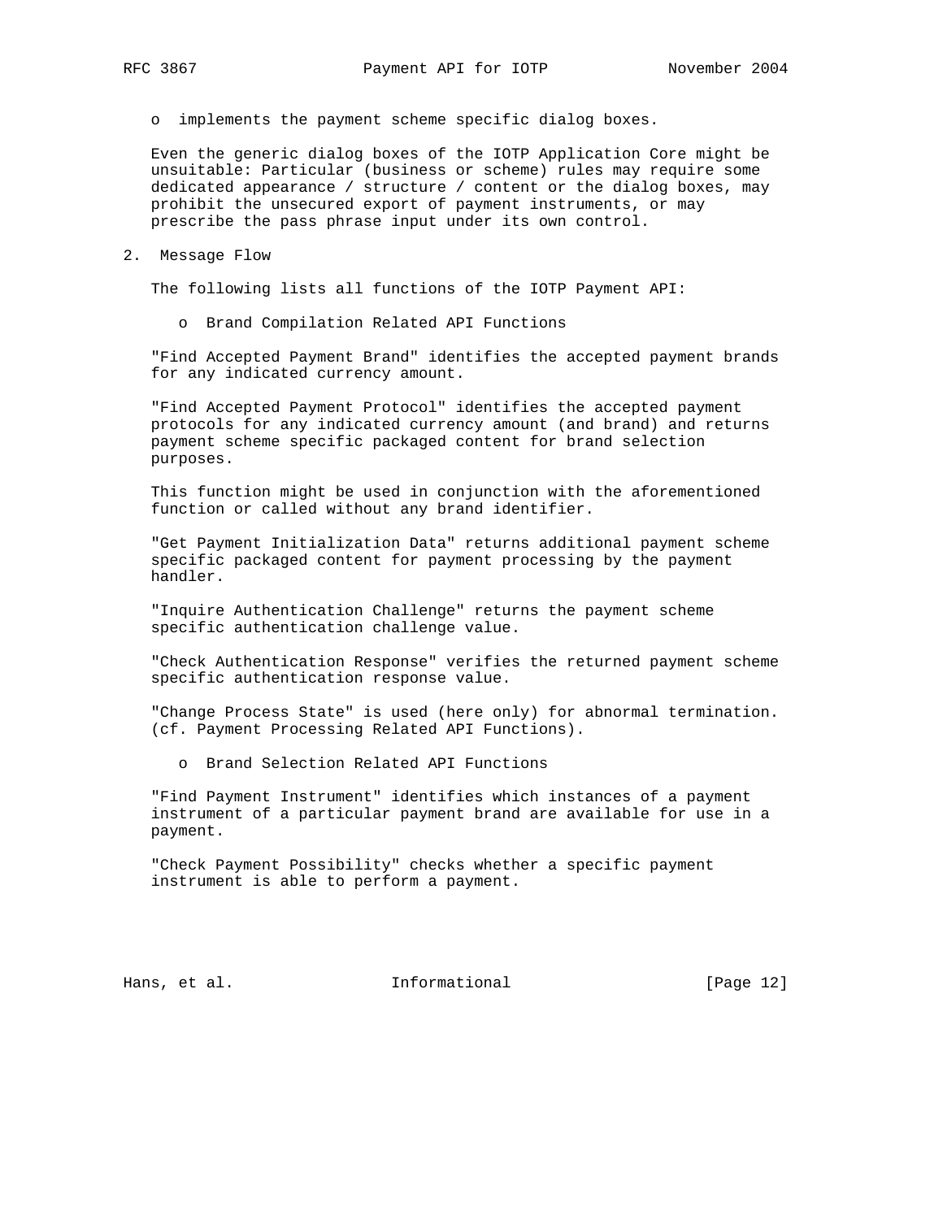- implements the payment scheme specific dialog boxes.

Even the generic dialog boxes of the IOTP Application Core might be unsuitable: Particular (business or scheme) rules may require some dedicated appearance / structure / content or the dialog boxes, may prohibit the unsecured export of payment instruments, or may prescribe the pass phrase input under its own control.

## 2. Message Flow

The following lists all functions of the IOTP Payment API:

- Brand Compilation Related API Functions

"Find Accepted Payment Brand" identifies the accepted payment brands for any indicated currency amount.

"Find Accepted Payment Protocol" identifies the accepted payment protocols for any indicated currency amount (and brand) and returns payment scheme specific packaged content for brand selection purposes.

This function might be used in conjunction with the aforementioned function or called without any brand identifier.

"Get Payment Initialization Data" returns additional payment scheme specific packaged content for payment processing by the payment handler.

"Inquire Authentication Challenge" returns the payment scheme specific authentication challenge value.

"Check Authentication Response" verifies the returned payment scheme specific authentication response value.

"Change Process State" is used (here only) for abnormal termination. (cf. Payment Processing Related API Functions).

- Brand Selection Related API Functions

"Find Payment Instrument" identifies which instances of a payment instrument of a particular payment brand are available for use in a payment.

"Check Payment Possibility" checks whether a specific payment instrument is able to perform a payment.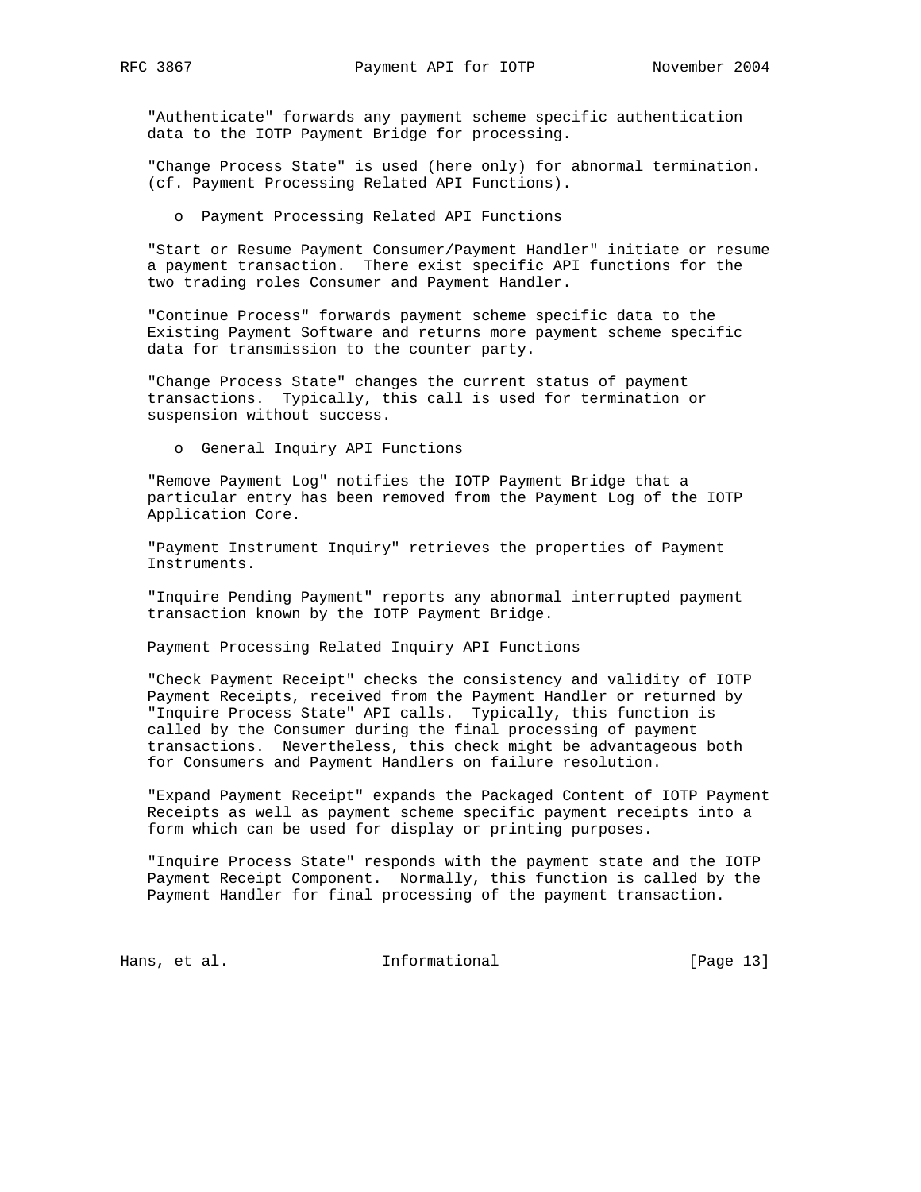"Authenticate" forwards any payment scheme specific authentication data to the IOTP Payment Bridge for processing.

"Change Process State" is used (here only) for abnormal termination. (cf. Payment Processing Related API Functions).

- Payment Processing Related API Functions

"Start or Resume Payment Consumer/Payment Handler" initiate or resume a payment transaction. There exist specific API functions for the two trading roles Consumer and Payment Handler.

"Continue Process" forwards payment scheme specific data to the Existing Payment Software and returns more payment scheme specific data for transmission to the counter party.

"Change Process State" changes the current status of payment transactions. Typically, this call is used for termination or suspension without success.

- General Inquiry API Functions

"Remove Payment Log" notifies the IOTP Payment Bridge that a particular entry has been removed from the Payment Log of the IOTP Application Core.

"Payment Instrument Inquiry" retrieves the properties of Payment Instruments.

"Inquire Pending Payment" reports any abnormal interrupted payment transaction known by the IOTP Payment Bridge.

Payment Processing Related Inquiry API Functions

"Check Payment Receipt" checks the consistency and validity of IOTP Payment Receipts, received from the Payment Handler or returned by "Inquire Process State" API calls. Typically, this function is called by the Consumer during the final processing of payment transactions. Nevertheless, this check might be advantageous both for Consumers and Payment Handlers on failure resolution.

"Expand Payment Receipt" expands the Packaged Content of IOTP Payment Receipts as well as payment scheme specific payment receipts into a form which can be used for display or printing purposes.

"Inquire Process State" responds with the payment state and the IOTP Payment Receipt Component. Normally, this function is called by the Payment Handler for final processing of the payment transaction.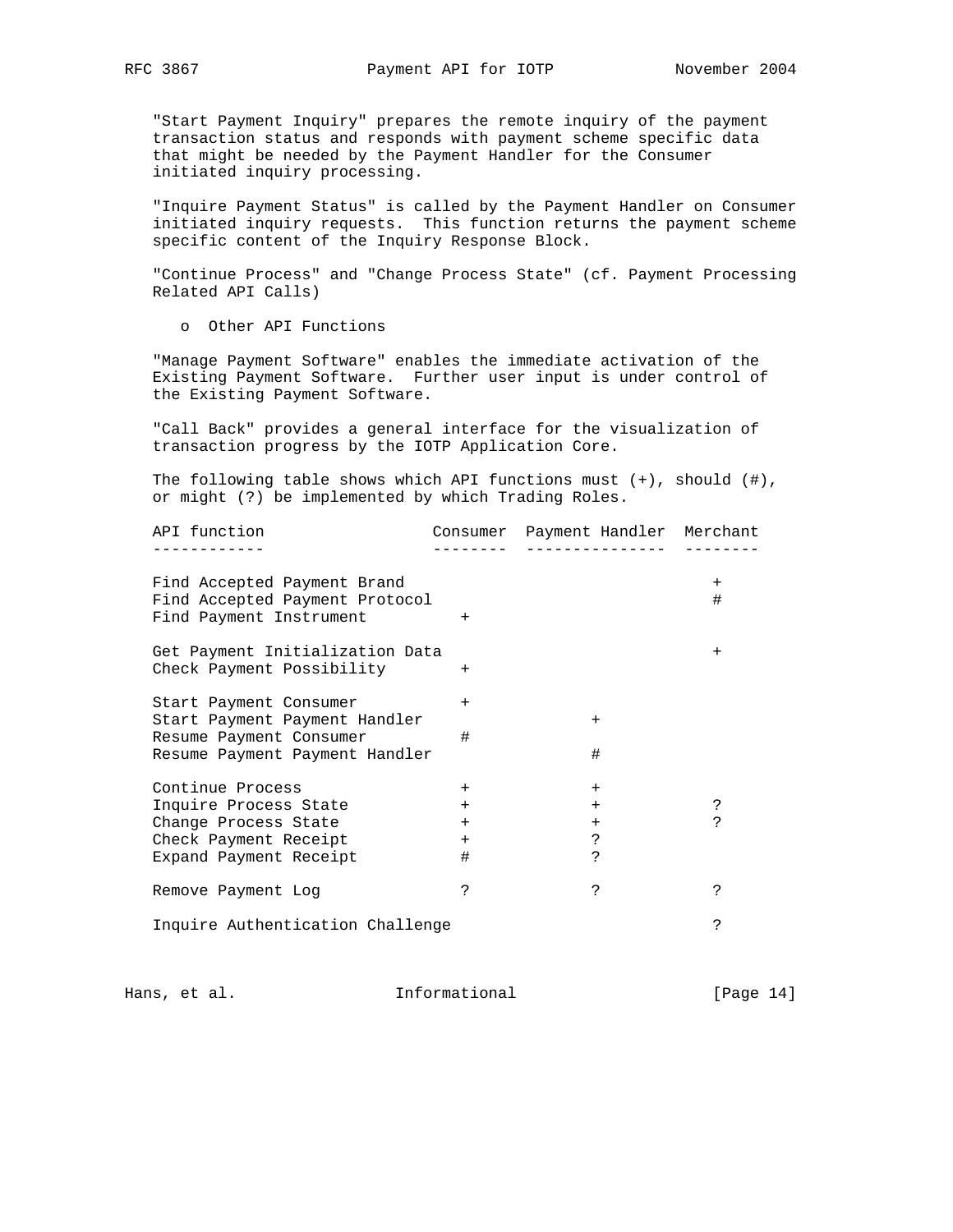"Start Payment Inquiry" prepares the remote inquiry of the payment transaction status and responds with payment scheme specific data that might be needed by the Payment Handler for the Consumer initiated inquiry processing.

"Inquire Payment Status" is called by the Payment Handler on Consumer initiated inquiry requests. This function returns the payment scheme specific content of the Inquiry Response Block.

"Continue Process" and "Change Process State" (cf. Payment Processing Related API Calls)

- Other API Functions

"Manage Payment Software" enables the immediate activation of the Existing Payment Software. Further user input is under control of the Existing Payment Software.

"Call Back" provides a general interface for the visualization of transaction progress by the IOTP Application Core.

The following table shows which API functions must (+), should (#), or might (?) be implemented by which Trading Roles.

| API function | Consumer | Payment Handler | Merchant |
|---|---|---|---|
| Find Accepted Payment Brand | | | + |
| Find Accepted Payment Protocol | | | # |
| Find Payment Instrument | + | | |
| Get Payment Initialization Data | | | + |
| Check Payment Possibility | + | | |
| Start Payment Consumer | + | | |
| Start Payment Payment Handler | | + | |
| Resume Payment Consumer | # | | |
| Resume Payment Payment Handler | | # | |
| Continue Process | + | + | |
| Inquire Process State | + | + | ? |
| Change Process State | + | + | ? |
| Check Payment Receipt | + | ? | |
| Expand Payment Receipt | # | ? | |
| Remove Payment Log | ? | ? | ? |
| Inquire Authentication Challenge | | | ? |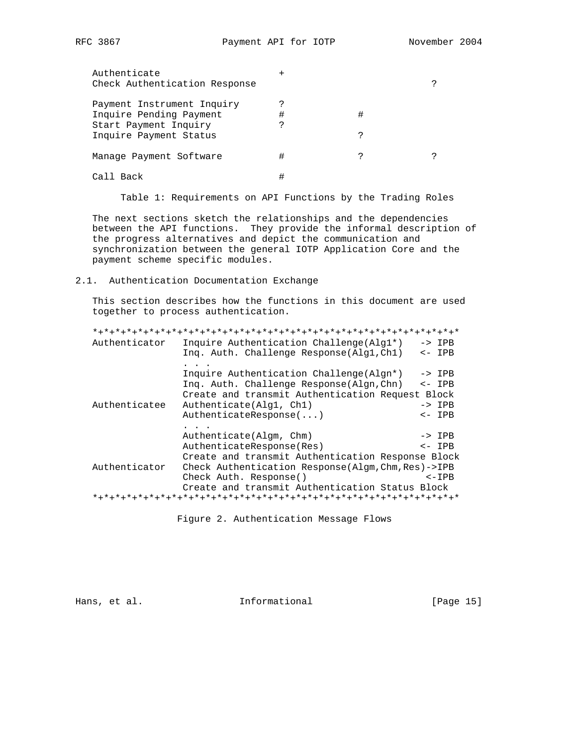| | | | |
|---|---|---|---|
| Authenticate | + | | |
| Check Authentication Response | | | ? |
| Payment Instrument Inquiry | ? | | |
| Inquire Pending Payment | # | # | |
| Start Payment Inquiry | ? | | |
| Inquire Payment Status | | ? | |
| Manage Payment Software | # | ? | ? |
| Call Back | # | | |

Table 1: Requirements on API Functions by the Trading Roles

The next sections sketch the relationships and the dependencies between the API functions. They provide the informal description of the progress alternatives and depict the communication and synchronization between the general IOTP Application Core and the payment scheme specific modules.

## 2.1. Authentication Documentation Exchange

This section describes how the functions in this document are used together to process authentication.

```
*+*+*+*+*+*+*+*+*+*+*+*+*+*+*+*+*+*+*+*+*+*+*+*+*+*+*+*+*+*+*+*+*+*
Authenticator   Inquire Authentication Challenge(Alg1*)   -> IPB
                Inq. Auth. Challenge Response(Alg1,Ch1)   <- IPB
                . . .
                Inquire Authentication Challenge(Algn*)   -> IPB
                Inq. Auth. Challenge Response(Algn,Chn)   <- IPB
                Create and transmit Authentication Request Block
Authenticatee   Authenticate(Alg1, Ch1)                   -> IPB
                AuthenticateResponse(...)                 <- IPB
                . . .
                Authenticate(Algm, Chm)                   -> IPB
                AuthenticateResponse(Res)                 <- IPB
                Create and transmit Authentication Response Block
Authenticator   Check Authentication Response(Algm,Chm,Res)->IPB
                Check Auth. Response()                     <-IPB
                Create and transmit Authentication Status Block
*+*+*+*+*+*+*+*+*+*+*+*+*+*+*+*+*+*+*+*+*+*+*+*+*+*+*+*+*+*+*+*+*+*
```

Figure 2. Authentication Message Flows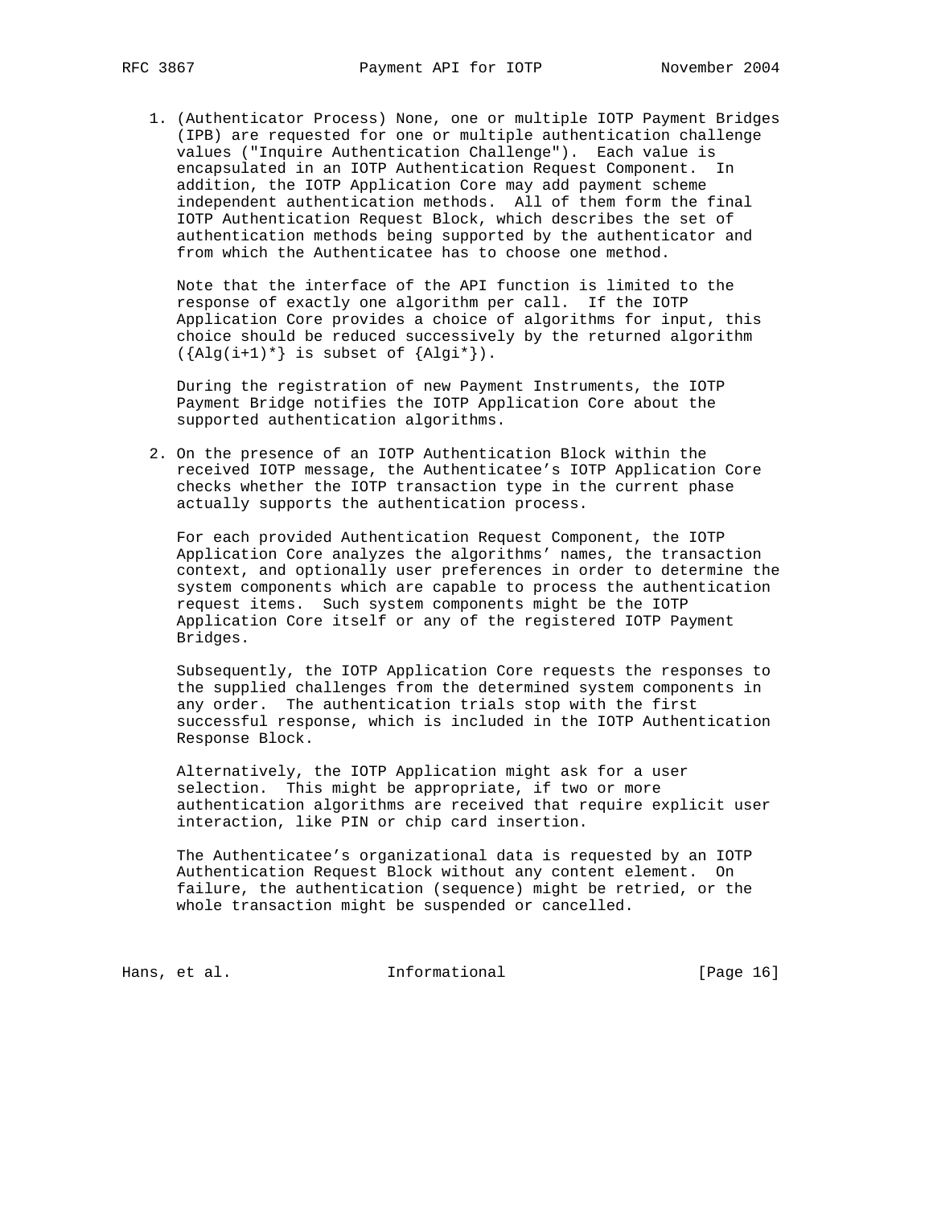1. (Authenticator Process) None, one or multiple IOTP Payment Bridges (IPB) are requested for one or multiple authentication challenge values ("Inquire Authentication Challenge"). Each value is encapsulated in an IOTP Authentication Request Component. In addition, the IOTP Application Core may add payment scheme independent authentication methods. All of them form the final IOTP Authentication Request Block, which describes the set of authentication methods being supported by the authenticator and from which the Authenticatee has to choose one method.

   Note that the interface of the API function is limited to the response of exactly one algorithm per call. If the IOTP Application Core provides a choice of algorithms for input, this choice should be reduced successively by the returned algorithm ({Alg(i+1)*} is subset of {Algi*}).

   During the registration of new Payment Instruments, the IOTP Payment Bridge notifies the IOTP Application Core about the supported authentication algorithms.

2. On the presence of an IOTP Authentication Block within the received IOTP message, the Authenticatee's IOTP Application Core checks whether the IOTP transaction type in the current phase actually supports the authentication process.

   For each provided Authentication Request Component, the IOTP Application Core analyzes the algorithms' names, the transaction context, and optionally user preferences in order to determine the system components which are capable to process the authentication request items. Such system components might be the IOTP Application Core itself or any of the registered IOTP Payment Bridges.

   Subsequently, the IOTP Application Core requests the responses to the supplied challenges from the determined system components in any order. The authentication trials stop with the first successful response, which is included in the IOTP Authentication Response Block.

   Alternatively, the IOTP Application might ask for a user selection. This might be appropriate, if two or more authentication algorithms are received that require explicit user interaction, like PIN or chip card insertion.

   The Authenticatee's organizational data is requested by an IOTP Authentication Request Block without any content element. On failure, the authentication (sequence) might be retried, or the whole transaction might be suspended or cancelled.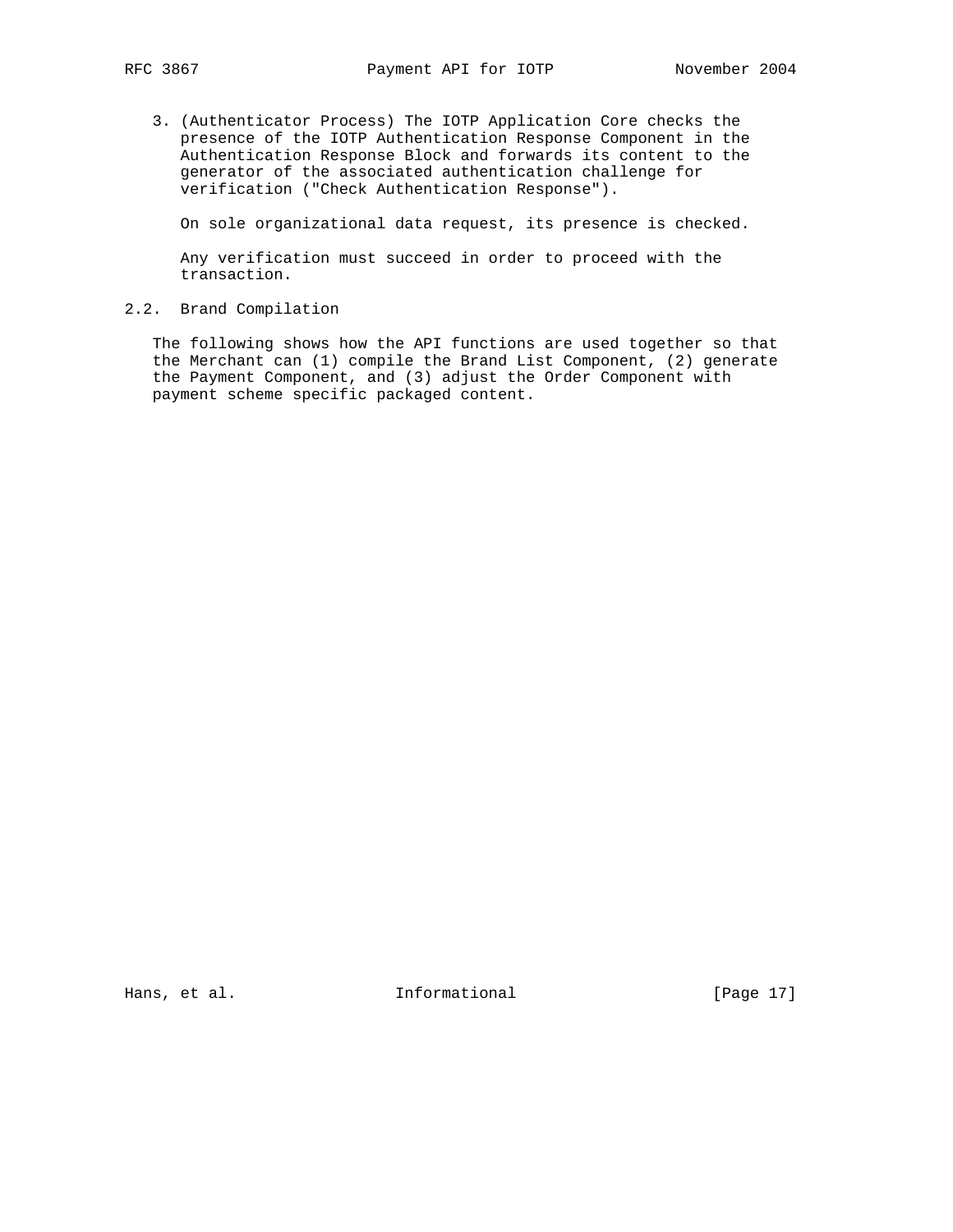3. (Authenticator Process) The IOTP Application Core checks the presence of the IOTP Authentication Response Component in the Authentication Response Block and forwards its content to the generator of the associated authentication challenge for verification ("Check Authentication Response").

   On sole organizational data request, its presence is checked.

   Any verification must succeed in order to proceed with the transaction.

## 2.2. Brand Compilation

The following shows how the API functions are used together so that the Merchant can (1) compile the Brand List Component, (2) generate the Payment Component, and (3) adjust the Order Component with payment scheme specific packaged content.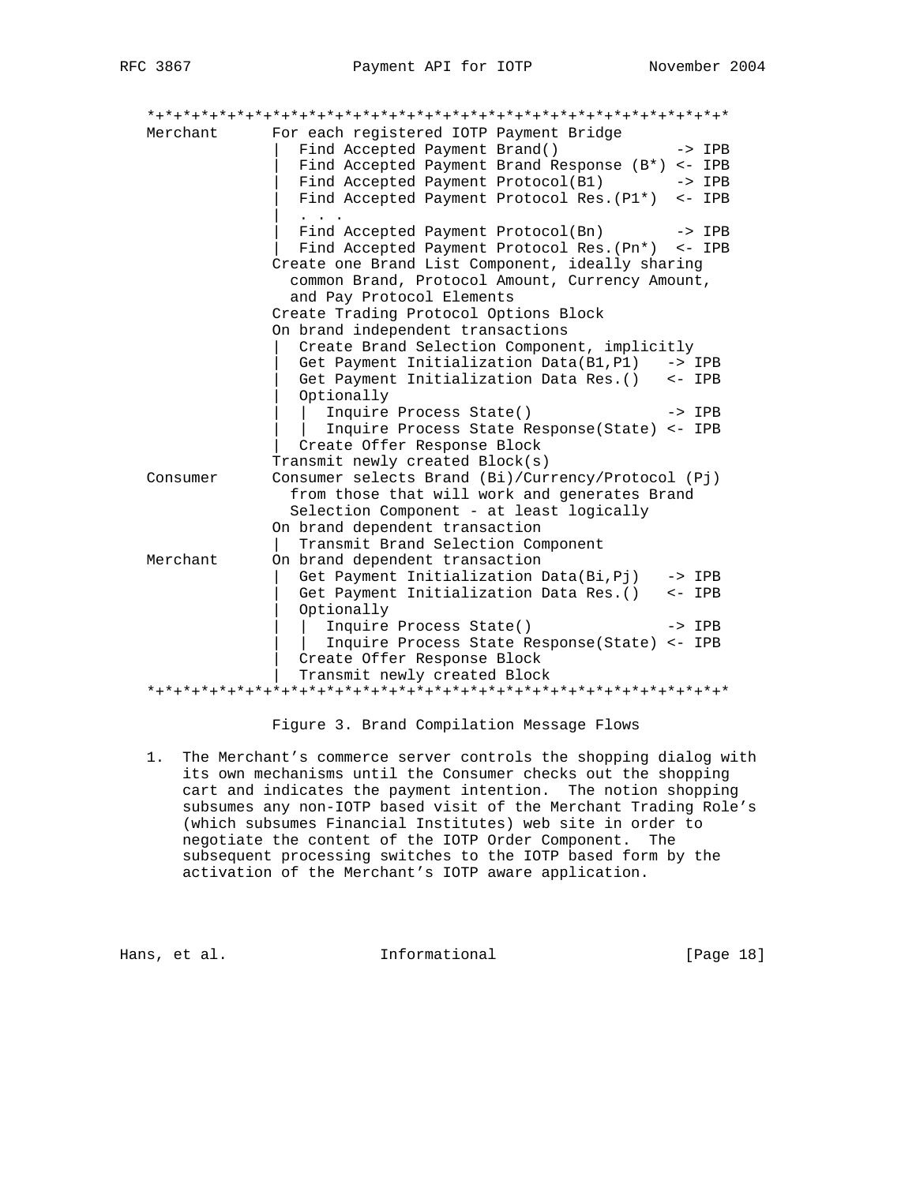```
   *+*+*+*+*+*+*+*+*+*+*+*+*+*+*+*+*+*+*+*+*+*+*+*+*+*+*+*+*+*+*+*+*+*
   Merchant      For each registered IOTP Payment Bridge
                 |  Find Accepted Payment Brand()            -> IPB
                 |  Find Accepted Payment Brand Response (B*) <- IPB
                 |  Find Accepted Payment Protocol(B1)       -> IPB
                 |  Find Accepted Payment Protocol Res.(P1*)  <- IPB
                 |  . . .
                 |  Find Accepted Payment Protocol(Bn)       -> IPB
                 |  Find Accepted Payment Protocol Res.(Pn*)  <- IPB
                 Create one Brand List Component, ideally sharing
                   common Brand, Protocol Amount, Currency Amount,
                   and Pay Protocol Elements
                 Create Trading Protocol Options Block
                 On brand independent transactions
                 |  Create Brand Selection Component, implicitly
                 |  Get Payment Initialization Data(B1,P1)   -> IPB
                 |  Get Payment Initialization Data Res.()   <- IPB
                 |  Optionally
                 |  |  Inquire Process State()               -> IPB
                 |  |  Inquire Process State Response(State) <- IPB
                 |  Create Offer Response Block
                 Transmit newly created Block(s)
   Consumer      Consumer selects Brand (Bi)/Currency/Protocol (Pj)
                   from those that will work and generates Brand
                   Selection Component - at least logically
                 On brand dependent transaction
                 |  Transmit Brand Selection Component
   Merchant      On brand dependent transaction
                 |  Get Payment Initialization Data(Bi,Pj)   -> IPB
                 |  Get Payment Initialization Data Res.()   <- IPB
                 |  Optionally
                 |  |  Inquire Process State()               -> IPB
                 |  |  Inquire Process State Response(State) <- IPB
                 |  Create Offer Response Block
                 |  Transmit newly created Block
   *+*+*+*+*+*+*+*+*+*+*+*+*+*+*+*+*+*+*+*+*+*+*+*+*+*+*+*+*+*+*+*+*+*
```

Figure 3. Brand Compilation Message Flows

1. The Merchant's commerce server controls the shopping dialog with its own mechanisms until the Consumer checks out the shopping cart and indicates the payment intention. The notion shopping subsumes any non-IOTP based visit of the Merchant Trading Role's (which subsumes Financial Institutes) web site in order to negotiate the content of the IOTP Order Component. The subsequent processing switches to the IOTP based form by the activation of the Merchant's IOTP aware application.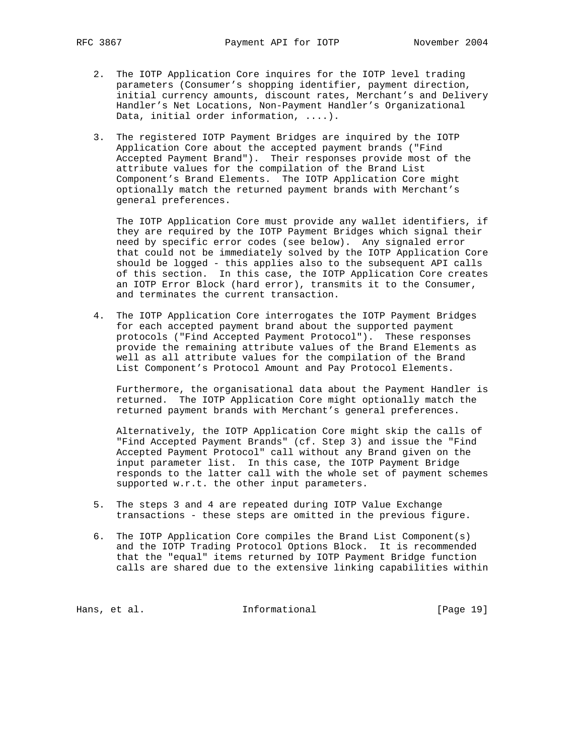2. The IOTP Application Core inquires for the IOTP level trading parameters (Consumer's shopping identifier, payment direction, initial currency amounts, discount rates, Merchant's and Delivery Handler's Net Locations, Non-Payment Handler's Organizational Data, initial order information, ....).

3. The registered IOTP Payment Bridges are inquired by the IOTP Application Core about the accepted payment brands ("Find Accepted Payment Brand"). Their responses provide most of the attribute values for the compilation of the Brand List Component's Brand Elements. The IOTP Application Core might optionally match the returned payment brands with Merchant's general preferences.

   The IOTP Application Core must provide any wallet identifiers, if they are required by the IOTP Payment Bridges which signal their need by specific error codes (see below). Any signaled error that could not be immediately solved by the IOTP Application Core should be logged - this applies also to the subsequent API calls of this section. In this case, the IOTP Application Core creates an IOTP Error Block (hard error), transmits it to the Consumer, and terminates the current transaction.

4. The IOTP Application Core interrogates the IOTP Payment Bridges for each accepted payment brand about the supported payment protocols ("Find Accepted Payment Protocol"). These responses provide the remaining attribute values of the Brand Elements as well as all attribute values for the compilation of the Brand List Component's Protocol Amount and Pay Protocol Elements.

   Furthermore, the organisational data about the Payment Handler is returned. The IOTP Application Core might optionally match the returned payment brands with Merchant's general preferences.

   Alternatively, the IOTP Application Core might skip the calls of "Find Accepted Payment Brands" (cf. Step 3) and issue the "Find Accepted Payment Protocol" call without any Brand given on the input parameter list. In this case, the IOTP Payment Bridge responds to the latter call with the whole set of payment schemes supported w.r.t. the other input parameters.

5. The steps 3 and 4 are repeated during IOTP Value Exchange transactions - these steps are omitted in the previous figure.

6. The IOTP Application Core compiles the Brand List Component(s) and the IOTP Trading Protocol Options Block. It is recommended that the "equal" items returned by IOTP Payment Bridge function calls are shared due to the extensive linking capabilities within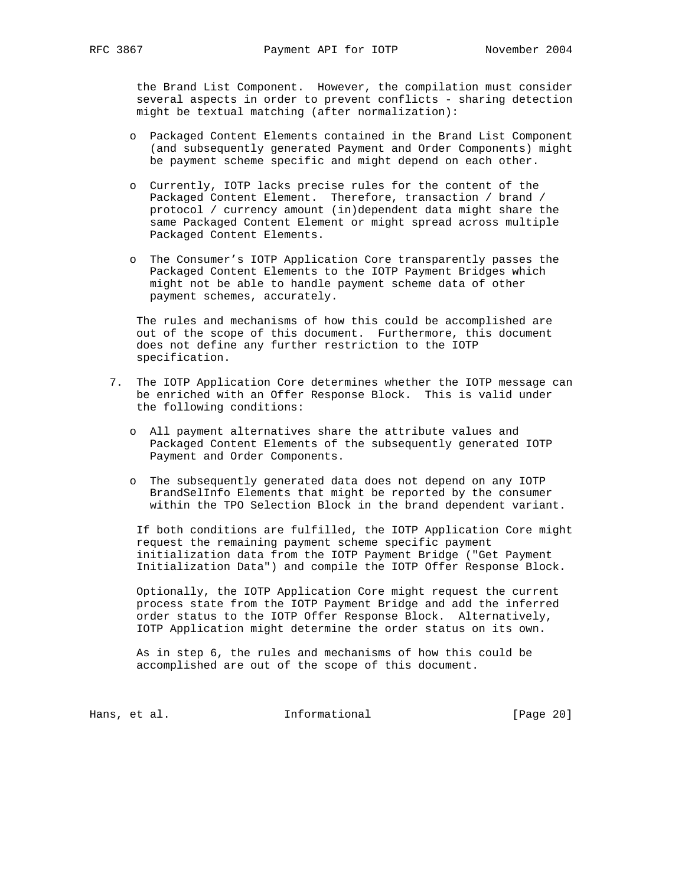the Brand List Component. However, the compilation must consider several aspects in order to prevent conflicts - sharing detection might be textual matching (after normalization):

- Packaged Content Elements contained in the Brand List Component (and subsequently generated Payment and Order Components) might be payment scheme specific and might depend on each other.
- Currently, IOTP lacks precise rules for the content of the Packaged Content Element. Therefore, transaction / brand / protocol / currency amount (in)dependent data might share the same Packaged Content Element or might spread across multiple Packaged Content Elements.
- The Consumer's IOTP Application Core transparently passes the Packaged Content Elements to the IOTP Payment Bridges which might not be able to handle payment scheme data of other payment schemes, accurately.

The rules and mechanisms of how this could be accomplished are out of the scope of this document. Furthermore, this document does not define any further restriction to the IOTP specification.

7. The IOTP Application Core determines whether the IOTP message can be enriched with an Offer Response Block. This is valid under the following conditions:

   - All payment alternatives share the attribute values and Packaged Content Elements of the subsequently generated IOTP Payment and Order Components.
   - The subsequently generated data does not depend on any IOTP BrandSelInfo Elements that might be reported by the consumer within the TPO Selection Block in the brand dependent variant.

   If both conditions are fulfilled, the IOTP Application Core might request the remaining payment scheme specific payment initialization data from the IOTP Payment Bridge ("Get Payment Initialization Data") and compile the IOTP Offer Response Block.

   Optionally, the IOTP Application Core might request the current process state from the IOTP Payment Bridge and add the inferred order status to the IOTP Offer Response Block. Alternatively, IOTP Application might determine the order status on its own.

   As in step 6, the rules and mechanisms of how this could be accomplished are out of the scope of this document.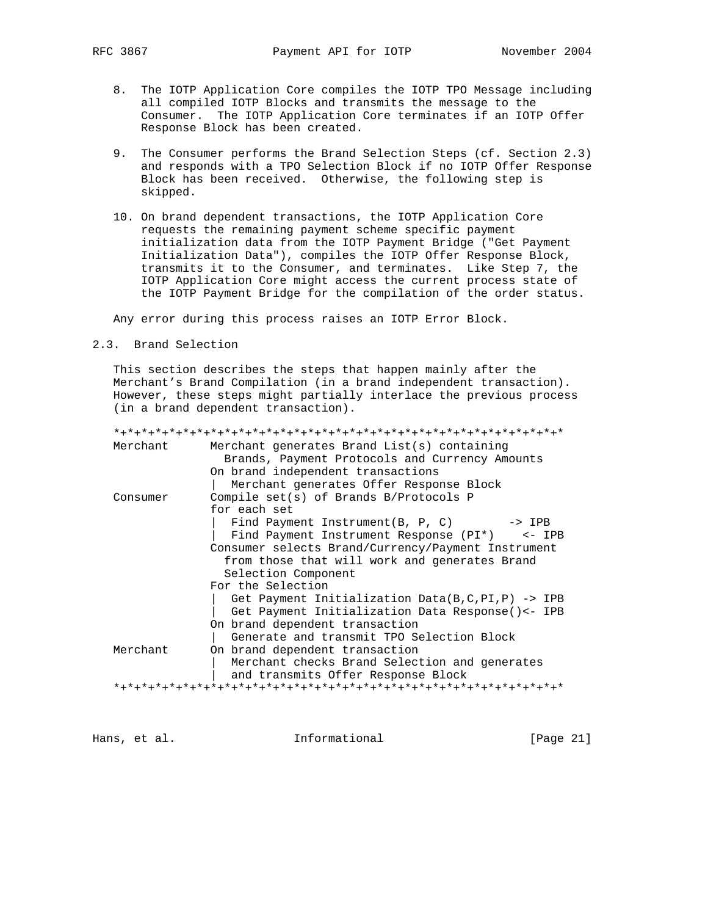8. The IOTP Application Core compiles the IOTP TPO Message including all compiled IOTP Blocks and transmits the message to the Consumer. The IOTP Application Core terminates if an IOTP Offer Response Block has been created.

9. The Consumer performs the Brand Selection Steps (cf. Section 2.3) and responds with a TPO Selection Block if no IOTP Offer Response Block has been received. Otherwise, the following step is skipped.

10. On brand dependent transactions, the IOTP Application Core requests the remaining payment scheme specific payment initialization data from the IOTP Payment Bridge ("Get Payment Initialization Data"), compiles the IOTP Offer Response Block, transmits it to the Consumer, and terminates. Like Step 7, the IOTP Application Core might access the current process state of the IOTP Payment Bridge for the compilation of the order status.

Any error during this process raises an IOTP Error Block.

## 2.3. Brand Selection

This section describes the steps that happen mainly after the Merchant's Brand Compilation (in a brand independent transaction). However, these steps might partially interlace the previous process (in a brand dependent transaction).

```
*+*+*+*+*+*+*+*+*+*+*+*+*+*+*+*+*+*+*+*+*+*+*+*+*+*+*+*+*+*+*+*+*+*
Merchant      Merchant generates Brand List(s) containing
                Brands, Payment Protocols and Currency Amounts
              On brand independent transactions
              |  Merchant generates Offer Response Block
Consumer      Compile set(s) of Brands B/Protocols P
              for each set
              |  Find Payment Instrument(B, P, C)        -> IPB
              |  Find Payment Instrument Response (PI*)    <- IPB
              Consumer selects Brand/Currency/Payment Instrument
                from those that will work and generates Brand
                Selection Component
              For the Selection
              |  Get Payment Initialization Data(B,C,PI,P) -> IPB
              |  Get Payment Initialization Data Response()<- IPB
              On brand dependent transaction
              |  Generate and transmit TPO Selection Block
Merchant      On brand dependent transaction
              |  Merchant checks Brand Selection and generates
              |  and transmits Offer Response Block
*+*+*+*+*+*+*+*+*+*+*+*+*+*+*+*+*+*+*+*+*+*+*+*+*+*+*+*+*+*+*+*+*+*
```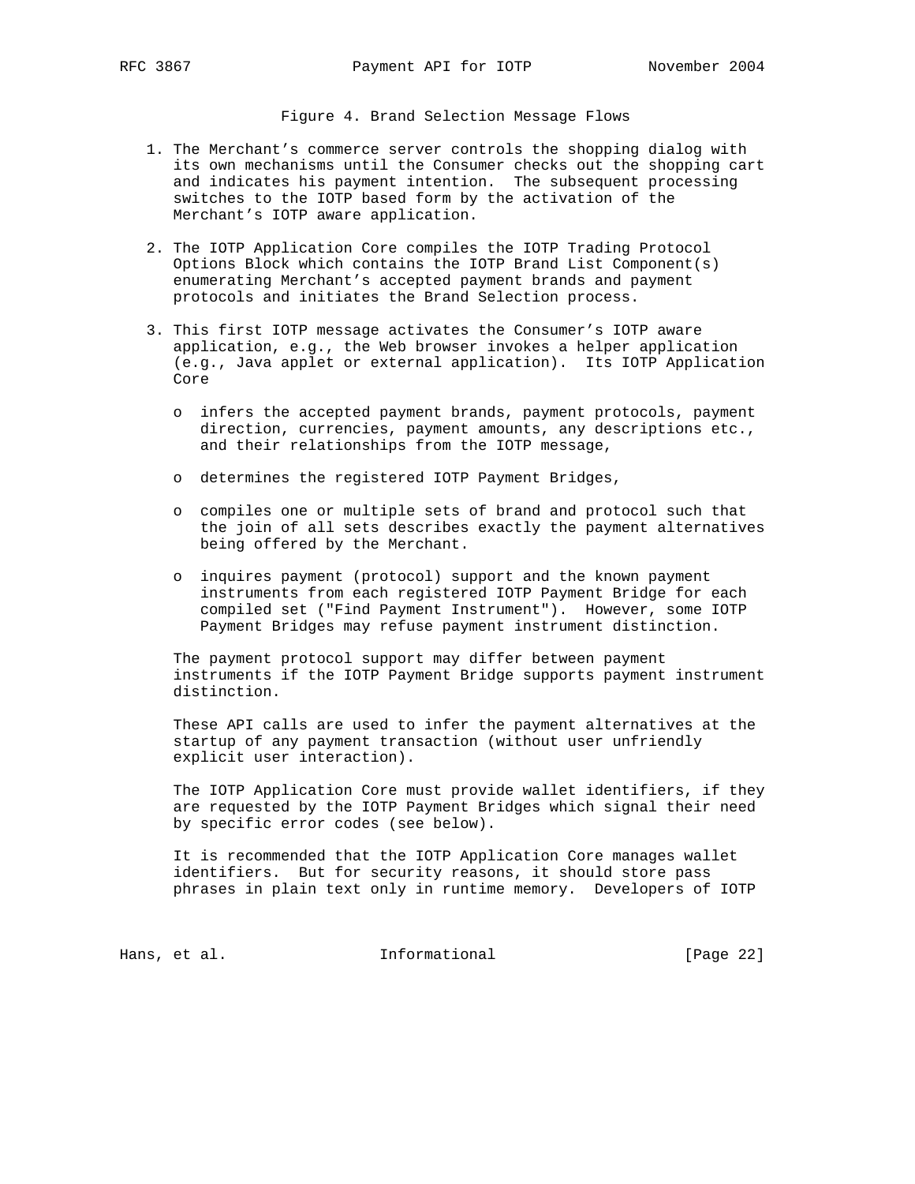Figure 4. Brand Selection Message Flows

1. The Merchant’s commerce server controls the shopping dialog with its own mechanisms until the Consumer checks out the shopping cart and indicates his payment intention. The subsequent processing switches to the IOTP based form by the activation of the Merchant’s IOTP aware application.

2. The IOTP Application Core compiles the IOTP Trading Protocol Options Block which contains the IOTP Brand List Component(s) enumerating Merchant’s accepted payment brands and payment protocols and initiates the Brand Selection process.

3. This first IOTP message activates the Consumer’s IOTP aware application, e.g., the Web browser invokes a helper application (e.g., Java applet or external application). Its IOTP Application Core

   - infers the accepted payment brands, payment protocols, payment direction, currencies, payment amounts, any descriptions etc., and their relationships from the IOTP message,

   - determines the registered IOTP Payment Bridges,

   - compiles one or multiple sets of brand and protocol such that the join of all sets describes exactly the payment alternatives being offered by the Merchant.

   - inquires payment (protocol) support and the known payment instruments from each registered IOTP Payment Bridge for each compiled set ("Find Payment Instrument"). However, some IOTP Payment Bridges may refuse payment instrument distinction.

   The payment protocol support may differ between payment instruments if the IOTP Payment Bridge supports payment instrument distinction.

   These API calls are used to infer the payment alternatives at the startup of any payment transaction (without user unfriendly explicit user interaction).

   The IOTP Application Core must provide wallet identifiers, if they are requested by the IOTP Payment Bridges which signal their need by specific error codes (see below).

   It is recommended that the IOTP Application Core manages wallet identifiers. But for security reasons, it should store pass phrases in plain text only in runtime memory. Developers of IOTP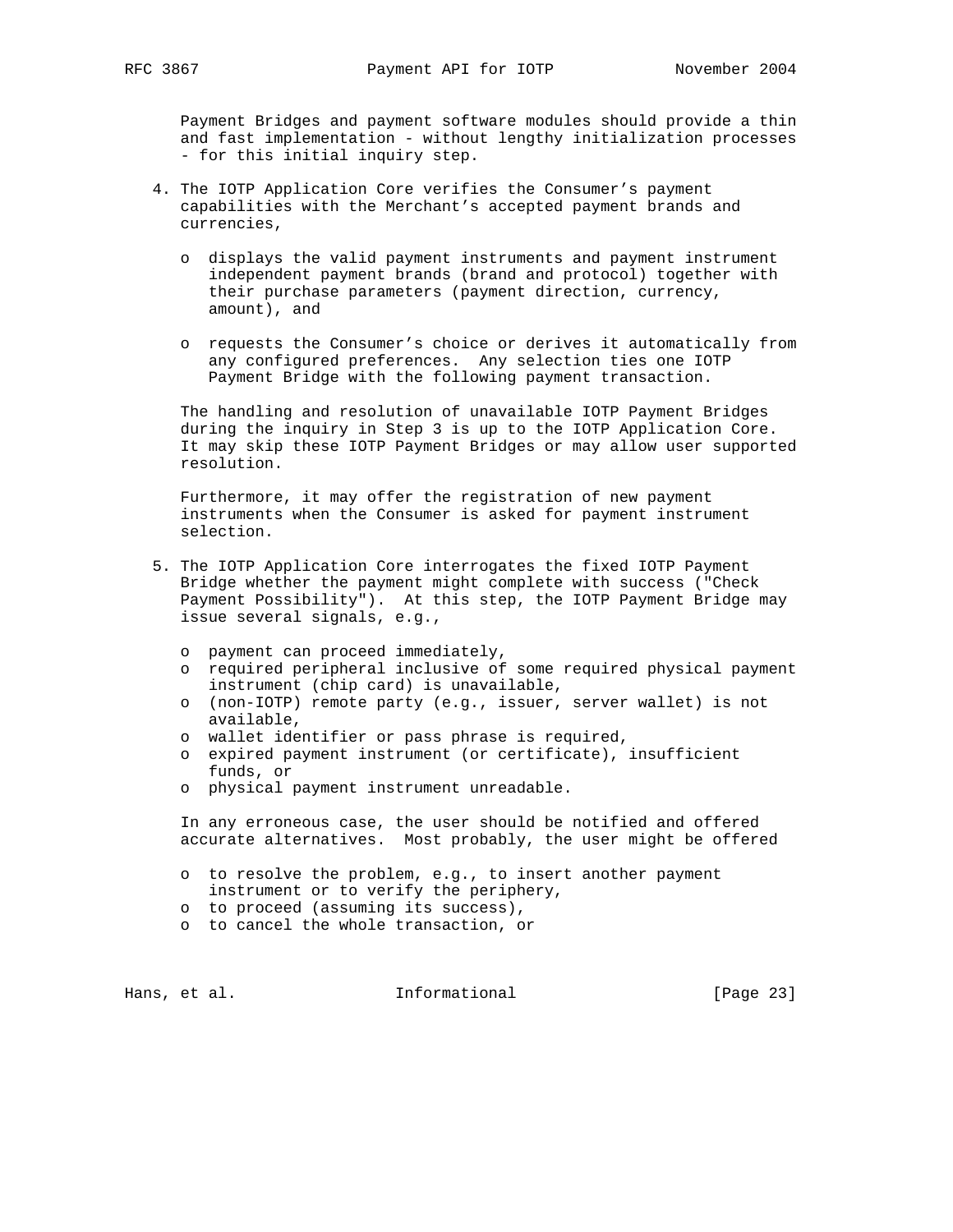Payment Bridges and payment software modules should provide a thin and fast implementation - without lengthy initialization processes - for this initial inquiry step.

4. The IOTP Application Core verifies the Consumer's payment capabilities with the Merchant's accepted payment brands and currencies,

   - displays the valid payment instruments and payment instrument independent payment brands (brand and protocol) together with their purchase parameters (payment direction, currency, amount), and

   - requests the Consumer's choice or derives it automatically from any configured preferences. Any selection ties one IOTP Payment Bridge with the following payment transaction.

   The handling and resolution of unavailable IOTP Payment Bridges during the inquiry in Step 3 is up to the IOTP Application Core. It may skip these IOTP Payment Bridges or may allow user supported resolution.

   Furthermore, it may offer the registration of new payment instruments when the Consumer is asked for payment instrument selection.

5. The IOTP Application Core interrogates the fixed IOTP Payment Bridge whether the payment might complete with success ("Check Payment Possibility"). At this step, the IOTP Payment Bridge may issue several signals, e.g.,

   - payment can proceed immediately,
   - required peripheral inclusive of some required physical payment instrument (chip card) is unavailable,
   - (non-IOTP) remote party (e.g., issuer, server wallet) is not available,
   - wallet identifier or pass phrase is required,
   - expired payment instrument (or certificate), insufficient funds, or
   - physical payment instrument unreadable.

   In any erroneous case, the user should be notified and offered accurate alternatives. Most probably, the user might be offered

   - to resolve the problem, e.g., to insert another payment instrument or to verify the periphery,
   - to proceed (assuming its success),
   - to cancel the whole transaction, or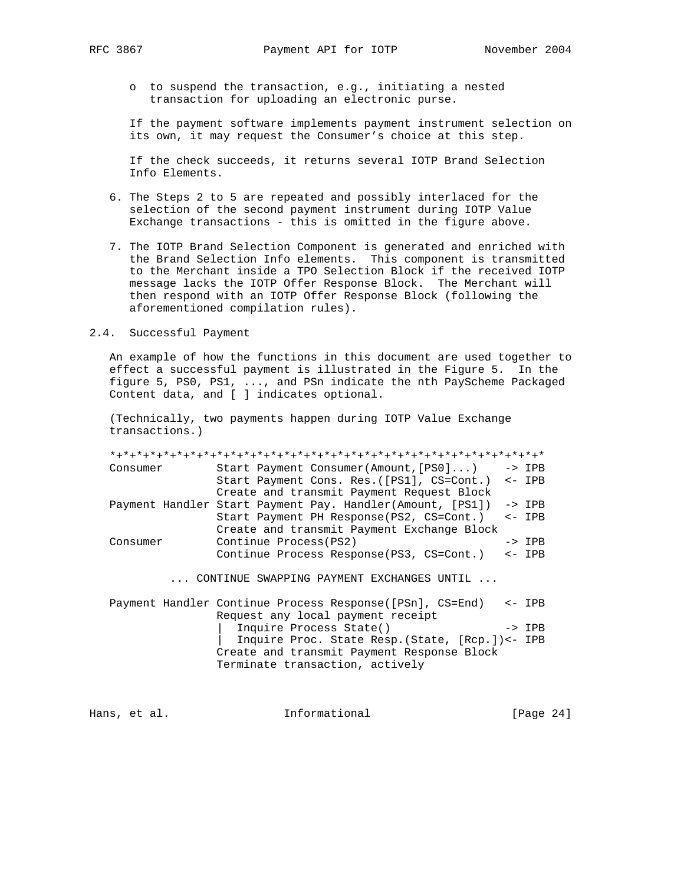o  to suspend the transaction, e.g., initiating a nested transaction for uploading an electronic purse.

   If the payment software implements payment instrument selection on its own, it may request the Consumer's choice at this step.

   If the check succeeds, it returns several IOTP Brand Selection Info Elements.

6. The Steps 2 to 5 are repeated and possibly interlaced for the selection of the second payment instrument during IOTP Value Exchange transactions - this is omitted in the figure above.

7. The IOTP Brand Selection Component is generated and enriched with the Brand Selection Info elements. This component is transmitted to the Merchant inside a TPO Selection Block if the received IOTP message lacks the IOTP Offer Response Block. The Merchant will then respond with an IOTP Offer Response Block (following the aforementioned compilation rules).

## 2.4. Successful Payment

An example of how the functions in this document are used together to effect a successful payment is illustrated in the Figure 5. In the figure 5, PS0, PS1, ..., and PSn indicate the nth PayScheme Packaged Content data, and [ ] indicates optional.

(Technically, two payments happen during IOTP Value Exchange transactions.)

```
*+*+*+*+*+*+*+*+*+*+*+*+*+*+*+*+*+*+*+*+*+*+*+*+*+*+*+*+*+*+*+*+*+*+*
Consumer        Start Payment Consumer(Amount,[PS0]...)    -> IPB
                Start Payment Cons. Res.([PS1], CS=Cont.)  <- IPB
                Create and transmit Payment Request Block
Payment Handler Start Payment Pay. Handler(Amount, [PS1])  -> IPB
                Start Payment PH Response(PS2, CS=Cont.)   <- IPB
                Create and transmit Payment Exchange Block
Consumer        Continue Process(PS2)                      -> IPB
                Continue Process Response(PS3, CS=Cont.)   <- IPB

         ... CONTINUE SWAPPING PAYMENT EXCHANGES UNTIL ...

Payment Handler Continue Process Response([PSn], CS=End)   <- IPB
                Request any local payment receipt
                |  Inquire Process State()                 -> IPB
                |  Inquire Proc. State Resp.(State, [Rcp.])<- IPB
                Create and transmit Payment Response Block
                Terminate transaction, actively
```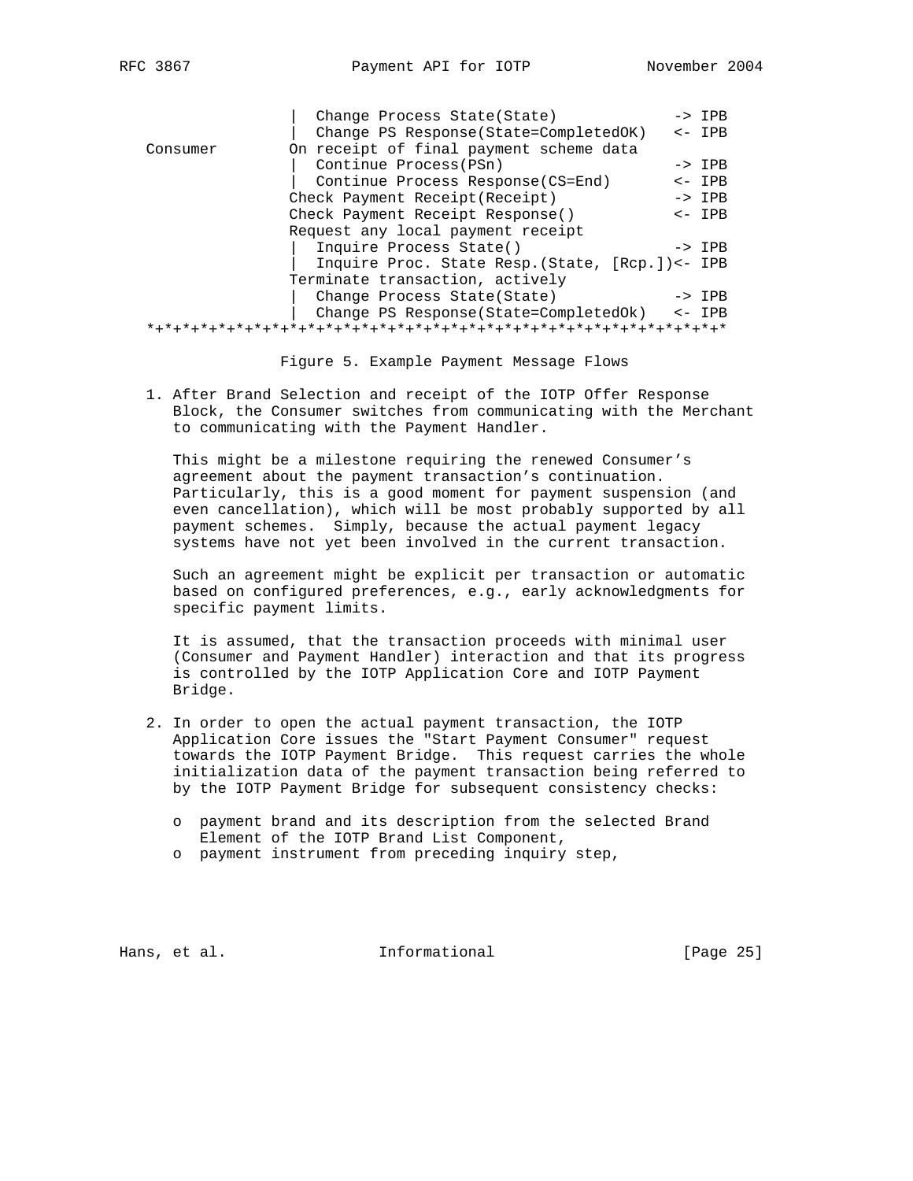```
                |  Change Process State(State)            -> IPB
                |  Change PS Response(State=CompletedOK)   <- IPB
  Consumer      On receipt of final payment scheme data
                |  Continue Process(PSn)                  -> IPB
                |  Continue Process Response(CS=End)      <- IPB
                Check Payment Receipt(Receipt)            -> IPB
                Check Payment Receipt Response()          <- IPB
                Request any local payment receipt
                |  Inquire Process State()                -> IPB
                |  Inquire Proc. State Resp.(State, [Rcp.])<- IPB
                Terminate transaction, actively
                |  Change Process State(State)            -> IPB
                |  Change PS Response(State=CompletedOk)   <- IPB
*+*+*+*+*+*+*+*+*+*+*+*+*+*+*+*+*+*+*+*+*+*+*+*+*+*+*+*+*+*+*+*+*+*+*+*
```

Figure 5. Example Payment Message Flows

1. After Brand Selection and receipt of the IOTP Offer Response Block, the Consumer switches from communicating with the Merchant to communicating with the Payment Handler.

   This might be a milestone requiring the renewed Consumer's agreement about the payment transaction's continuation. Particularly, this is a good moment for payment suspension (and even cancellation), which will be most probably supported by all payment schemes. Simply, because the actual payment legacy systems have not yet been involved in the current transaction.

   Such an agreement might be explicit per transaction or automatic based on configured preferences, e.g., early acknowledgments for specific payment limits.

   It is assumed, that the transaction proceeds with minimal user (Consumer and Payment Handler) interaction and that its progress is controlled by the IOTP Application Core and IOTP Payment Bridge.

2. In order to open the actual payment transaction, the IOTP Application Core issues the "Start Payment Consumer" request towards the IOTP Payment Bridge. This request carries the whole initialization data of the payment transaction being referred to by the IOTP Payment Bridge for subsequent consistency checks:

   o payment brand and its description from the selected Brand Element of the IOTP Brand List Component,
   o payment instrument from preceding inquiry step,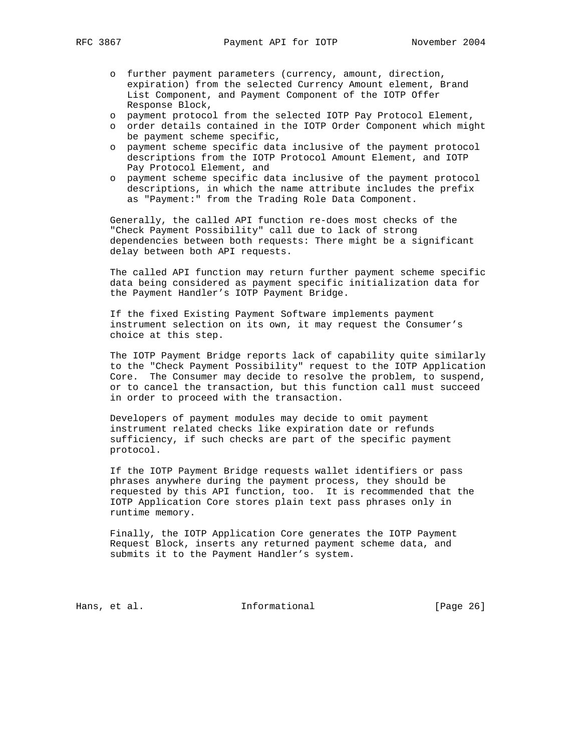- further payment parameters (currency, amount, direction, expiration) from the selected Currency Amount element, Brand List Component, and Payment Component of the IOTP Offer Response Block,
- payment protocol from the selected IOTP Pay Protocol Element,
- order details contained in the IOTP Order Component which might be payment scheme specific,
- payment scheme specific data inclusive of the payment protocol descriptions from the IOTP Protocol Amount Element, and IOTP Pay Protocol Element, and
- payment scheme specific data inclusive of the payment protocol descriptions, in which the name attribute includes the prefix as "Payment:" from the Trading Role Data Component.

Generally, the called API function re-does most checks of the "Check Payment Possibility" call due to lack of strong dependencies between both requests: There might be a significant delay between both API requests.

The called API function may return further payment scheme specific data being considered as payment specific initialization data for the Payment Handler's IOTP Payment Bridge.

If the fixed Existing Payment Software implements payment instrument selection on its own, it may request the Consumer's choice at this step.

The IOTP Payment Bridge reports lack of capability quite similarly to the "Check Payment Possibility" request to the IOTP Application Core. The Consumer may decide to resolve the problem, to suspend, or to cancel the transaction, but this function call must succeed in order to proceed with the transaction.

Developers of payment modules may decide to omit payment instrument related checks like expiration date or refunds sufficiency, if such checks are part of the specific payment protocol.

If the IOTP Payment Bridge requests wallet identifiers or pass phrases anywhere during the payment process, they should be requested by this API function, too. It is recommended that the IOTP Application Core stores plain text pass phrases only in runtime memory.

Finally, the IOTP Application Core generates the IOTP Payment Request Block, inserts any returned payment scheme data, and submits it to the Payment Handler's system.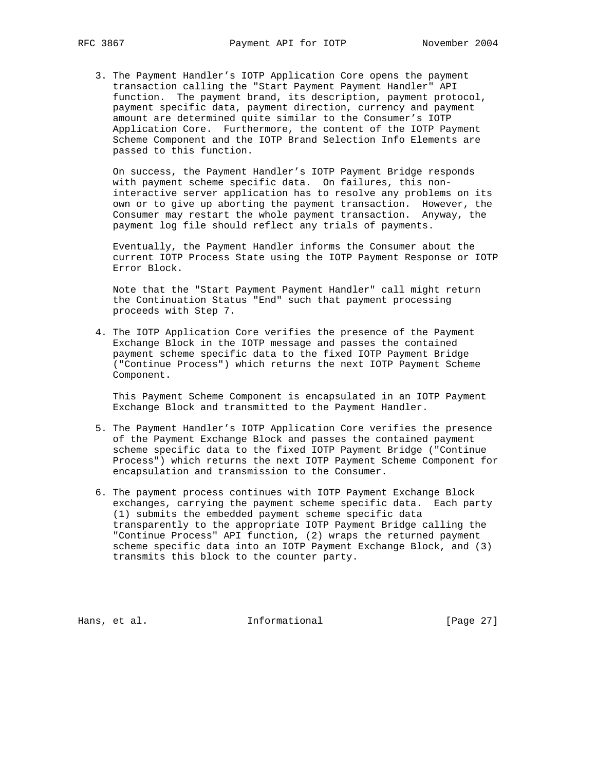3. The Payment Handler’s IOTP Application Core opens the payment transaction calling the "Start Payment Payment Handler" API function. The payment brand, its description, payment protocol, payment specific data, payment direction, currency and payment amount are determined quite similar to the Consumer’s IOTP Application Core. Furthermore, the content of the IOTP Payment Scheme Component and the IOTP Brand Selection Info Elements are passed to this function.

   On success, the Payment Handler’s IOTP Payment Bridge responds with payment scheme specific data. On failures, this non-interactive server application has to resolve any problems on its own or to give up aborting the payment transaction. However, the Consumer may restart the whole payment transaction. Anyway, the payment log file should reflect any trials of payments.

   Eventually, the Payment Handler informs the Consumer about the current IOTP Process State using the IOTP Payment Response or IOTP Error Block.

   Note that the "Start Payment Payment Handler" call might return the Continuation Status "End" such that payment processing proceeds with Step 7.

4. The IOTP Application Core verifies the presence of the Payment Exchange Block in the IOTP message and passes the contained payment scheme specific data to the fixed IOTP Payment Bridge ("Continue Process") which returns the next IOTP Payment Scheme Component.

   This Payment Scheme Component is encapsulated in an IOTP Payment Exchange Block and transmitted to the Payment Handler.

5. The Payment Handler’s IOTP Application Core verifies the presence of the Payment Exchange Block and passes the contained payment scheme specific data to the fixed IOTP Payment Bridge ("Continue Process") which returns the next IOTP Payment Scheme Component for encapsulation and transmission to the Consumer.

6. The payment process continues with IOTP Payment Exchange Block exchanges, carrying the payment scheme specific data. Each party (1) submits the embedded payment scheme specific data transparently to the appropriate IOTP Payment Bridge calling the "Continue Process" API function, (2) wraps the returned payment scheme specific data into an IOTP Payment Exchange Block, and (3) transmits this block to the counter party.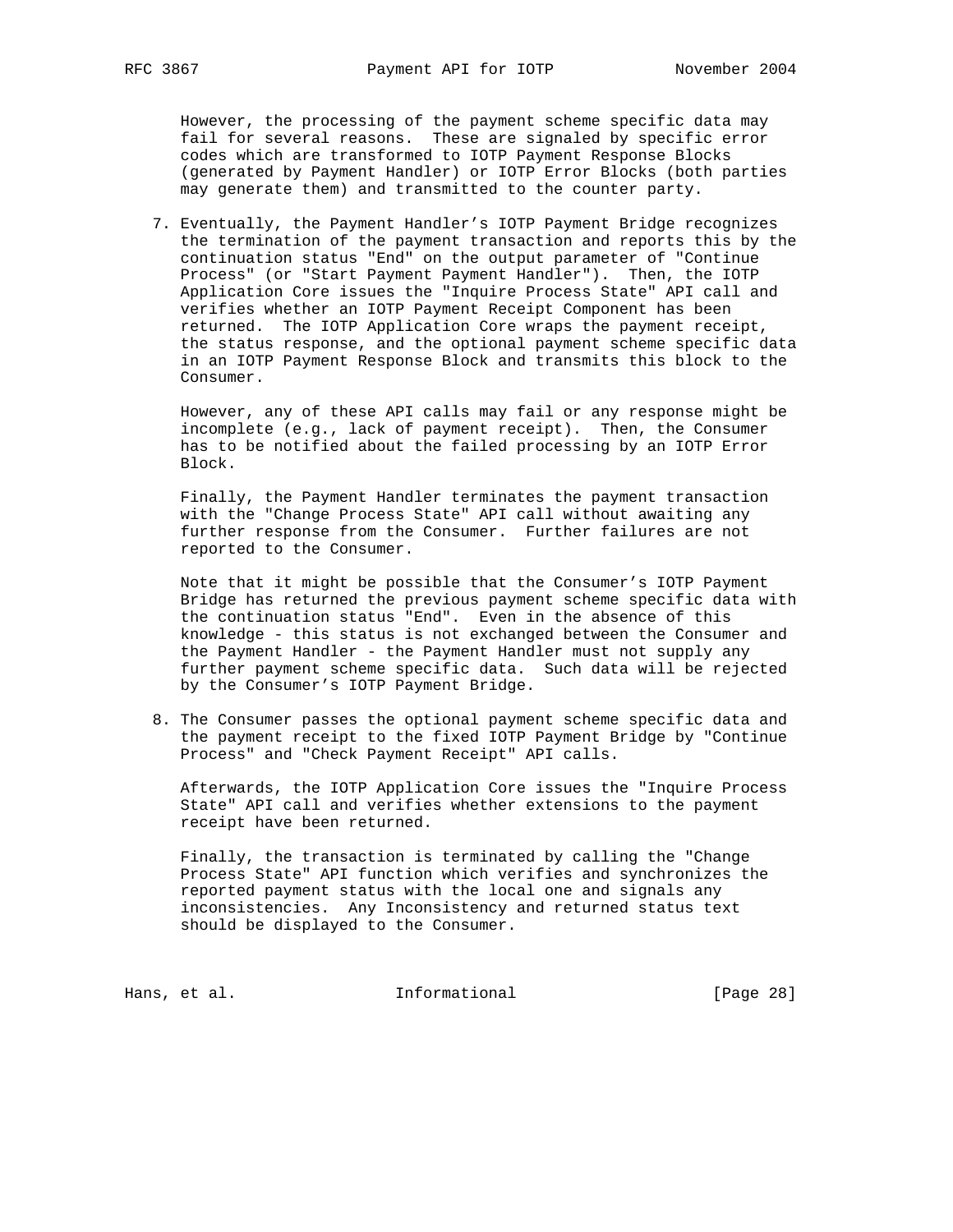However, the processing of the payment scheme specific data may fail for several reasons. These are signaled by specific error codes which are transformed to IOTP Payment Response Blocks (generated by Payment Handler) or IOTP Error Blocks (both parties may generate them) and transmitted to the counter party.

7. Eventually, the Payment Handler's IOTP Payment Bridge recognizes the termination of the payment transaction and reports this by the continuation status "End" on the output parameter of "Continue Process" (or "Start Payment Payment Handler"). Then, the IOTP Application Core issues the "Inquire Process State" API call and verifies whether an IOTP Payment Receipt Component has been returned. The IOTP Application Core wraps the payment receipt, the status response, and the optional payment scheme specific data in an IOTP Payment Response Block and transmits this block to the Consumer.

   However, any of these API calls may fail or any response might be incomplete (e.g., lack of payment receipt). Then, the Consumer has to be notified about the failed processing by an IOTP Error Block.

   Finally, the Payment Handler terminates the payment transaction with the "Change Process State" API call without awaiting any further response from the Consumer. Further failures are not reported to the Consumer.

   Note that it might be possible that the Consumer's IOTP Payment Bridge has returned the previous payment scheme specific data with the continuation status "End". Even in the absence of this knowledge - this status is not exchanged between the Consumer and the Payment Handler - the Payment Handler must not supply any further payment scheme specific data. Such data will be rejected by the Consumer's IOTP Payment Bridge.

8. The Consumer passes the optional payment scheme specific data and the payment receipt to the fixed IOTP Payment Bridge by "Continue Process" and "Check Payment Receipt" API calls.

   Afterwards, the IOTP Application Core issues the "Inquire Process State" API call and verifies whether extensions to the payment receipt have been returned.

   Finally, the transaction is terminated by calling the "Change Process State" API function which verifies and synchronizes the reported payment status with the local one and signals any inconsistencies. Any Inconsistency and returned status text should be displayed to the Consumer.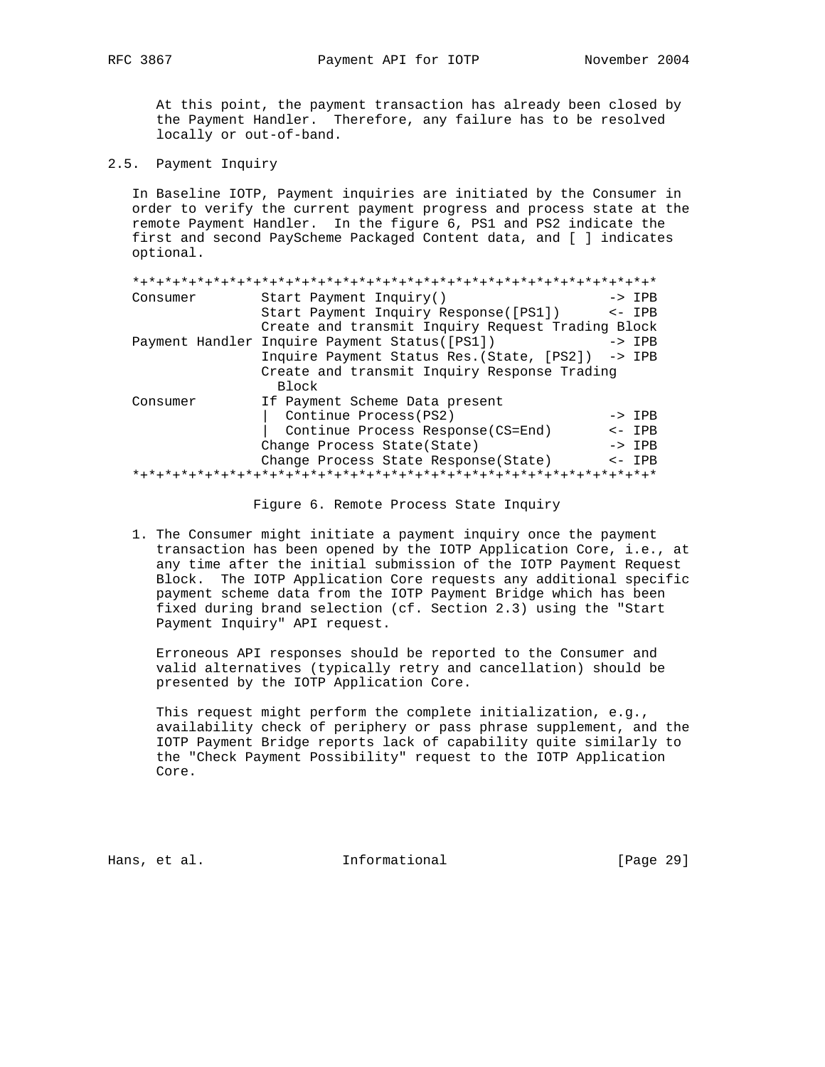At this point, the payment transaction has already been closed by the Payment Handler. Therefore, any failure has to be resolved locally or out-of-band.

## 2.5. Payment Inquiry

In Baseline IOTP, Payment inquiries are initiated by the Consumer in order to verify the current payment progress and process state at the remote Payment Handler. In the figure 6, PS1 and PS2 indicate the first and second PayScheme Packaged Content data, and [ ] indicates optional.

```
*+*+*+*+*+*+*+*+*+*+*+*+*+*+*+*+*+*+*+*+*+*+*+*+*+*+*+*+*+*+*+*+*
Consumer        Start Payment Inquiry()                      -> IPB
                Start Payment Inquiry Response([PS1])        <- IPB
                Create and transmit Inquiry Request Trading Block
Payment Handler Inquire Payment Status([PS1])                -> IPB
                Inquire Payment Status Res.(State, [PS2])    -> IPB
                Create and transmit Inquiry Response Trading
                  Block
Consumer        If Payment Scheme Data present
                |  Continue Process(PS2)                     -> IPB
                |  Continue Process Response(CS=End)         <- IPB
                Change Process State(State)                  -> IPB
                Change Process State Response(State)         <- IPB
*+*+*+*+*+*+*+*+*+*+*+*+*+*+*+*+*+*+*+*+*+*+*+*+*+*+*+*+*+*+*+*+*
```

Figure 6. Remote Process State Inquiry

1. The Consumer might initiate a payment inquiry once the payment transaction has been opened by the IOTP Application Core, i.e., at any time after the initial submission of the IOTP Payment Request Block. The IOTP Application Core requests any additional specific payment scheme data from the IOTP Payment Bridge which has been fixed during brand selection (cf. Section 2.3) using the "Start Payment Inquiry" API request.

   Erroneous API responses should be reported to the Consumer and valid alternatives (typically retry and cancellation) should be presented by the IOTP Application Core.

   This request might perform the complete initialization, e.g., availability check of periphery or pass phrase supplement, and the IOTP Payment Bridge reports lack of capability quite similarly to the "Check Payment Possibility" request to the IOTP Application Core.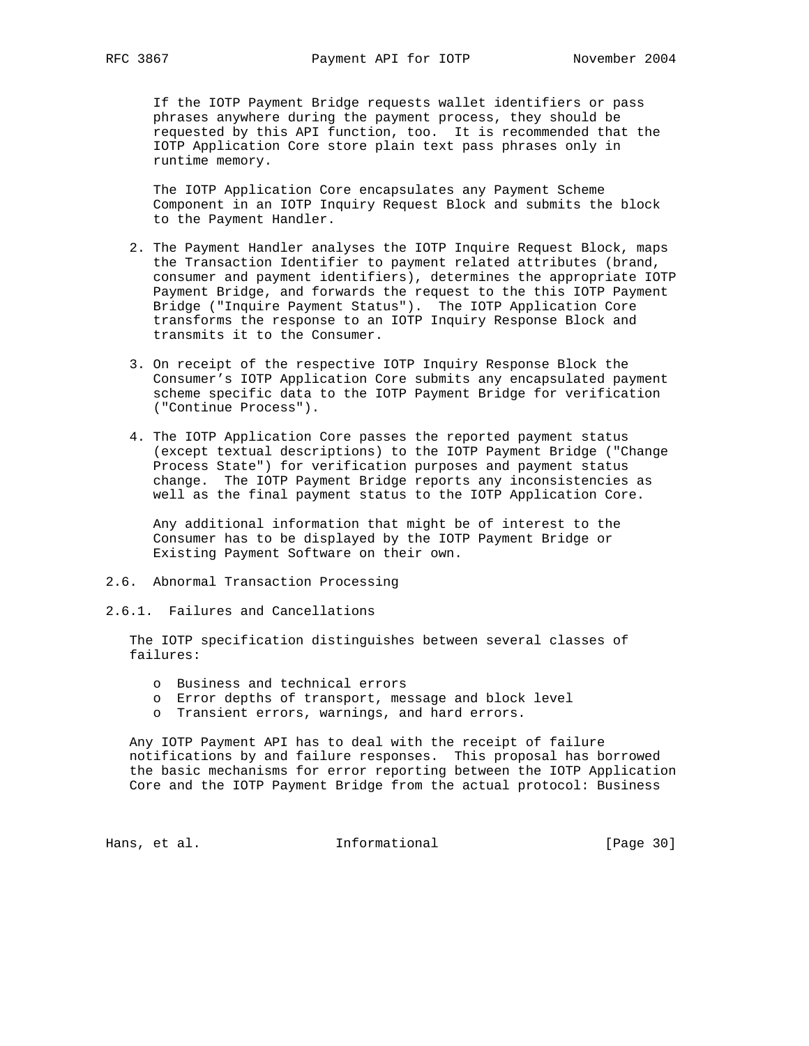If the IOTP Payment Bridge requests wallet identifiers or pass phrases anywhere during the payment process, they should be requested by this API function, too. It is recommended that the IOTP Application Core store plain text pass phrases only in runtime memory.

The IOTP Application Core encapsulates any Payment Scheme Component in an IOTP Inquiry Request Block and submits the block to the Payment Handler.

2. The Payment Handler analyses the IOTP Inquire Request Block, maps the Transaction Identifier to payment related attributes (brand, consumer and payment identifiers), determines the appropriate IOTP Payment Bridge, and forwards the request to the this IOTP Payment Bridge ("Inquire Payment Status"). The IOTP Application Core transforms the response to an IOTP Inquiry Response Block and transmits it to the Consumer.

3. On receipt of the respective IOTP Inquiry Response Block the Consumer's IOTP Application Core submits any encapsulated payment scheme specific data to the IOTP Payment Bridge for verification ("Continue Process").

4. The IOTP Application Core passes the reported payment status (except textual descriptions) to the IOTP Payment Bridge ("Change Process State") for verification purposes and payment status change. The IOTP Payment Bridge reports any inconsistencies as well as the final payment status to the IOTP Application Core.

   Any additional information that might be of interest to the Consumer has to be displayed by the IOTP Payment Bridge or Existing Payment Software on their own.

## 2.6. Abnormal Transaction Processing

### 2.6.1. Failures and Cancellations

The IOTP specification distinguishes between several classes of failures:

- Business and technical errors
- Error depths of transport, message and block level
- Transient errors, warnings, and hard errors.

Any IOTP Payment API has to deal with the receipt of failure notifications by and failure responses. This proposal has borrowed the basic mechanisms for error reporting between the IOTP Application Core and the IOTP Payment Bridge from the actual protocol: Business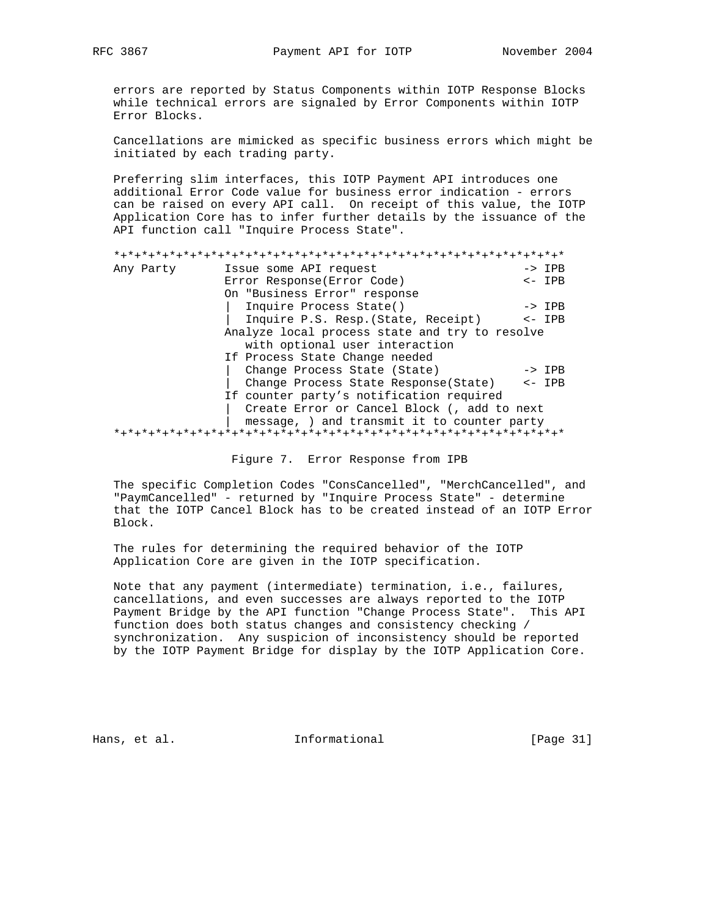errors are reported by Status Components within IOTP Response Blocks while technical errors are signaled by Error Components within IOTP Error Blocks.

Cancellations are mimicked as specific business errors which might be initiated by each trading party.

Preferring slim interfaces, this IOTP Payment API introduces one additional Error Code value for business error indication - errors can be raised on every API call. On receipt of this value, the IOTP Application Core has to infer further details by the issuance of the API function call "Inquire Process State".

```
*+*+*+*+*+*+*+*+*+*+*+*+*+*+*+*+*+*+*+*+*+*+*+*+*+*+*+*+*+*+*+*+*
Any Party       Issue some API request                      -> IPB
                Error Response(Error Code)                  <- IPB
                On "Business Error" response
                |  Inquire Process State()                  -> IPB
                |  Inquire P.S. Resp.(State, Receipt)       <- IPB
                Analyze local process state and try to resolve
                   with optional user interaction
                If Process State Change needed
                |  Change Process State (State)             -> IPB
                |  Change Process State Response(State)     <- IPB
                If counter party's notification required
                |  Create Error or Cancel Block (, add to next
                |  message, ) and transmit it to counter party
*+*+*+*+*+*+*+*+*+*+*+*+*+*+*+*+*+*+*+*+*+*+*+*+*+*+*+*+*+*+*+*+*
```

Figure 7. Error Response from IPB

The specific Completion Codes "ConsCancelled", "MerchCancelled", and "PaymCancelled" - returned by "Inquire Process State" - determine that the IOTP Cancel Block has to be created instead of an IOTP Error Block.

The rules for determining the required behavior of the IOTP Application Core are given in the IOTP specification.

Note that any payment (intermediate) termination, i.e., failures, cancellations, and even successes are always reported to the IOTP Payment Bridge by the API function "Change Process State". This API function does both status changes and consistency checking / synchronization. Any suspicion of inconsistency should be reported by the IOTP Payment Bridge for display by the IOTP Application Core.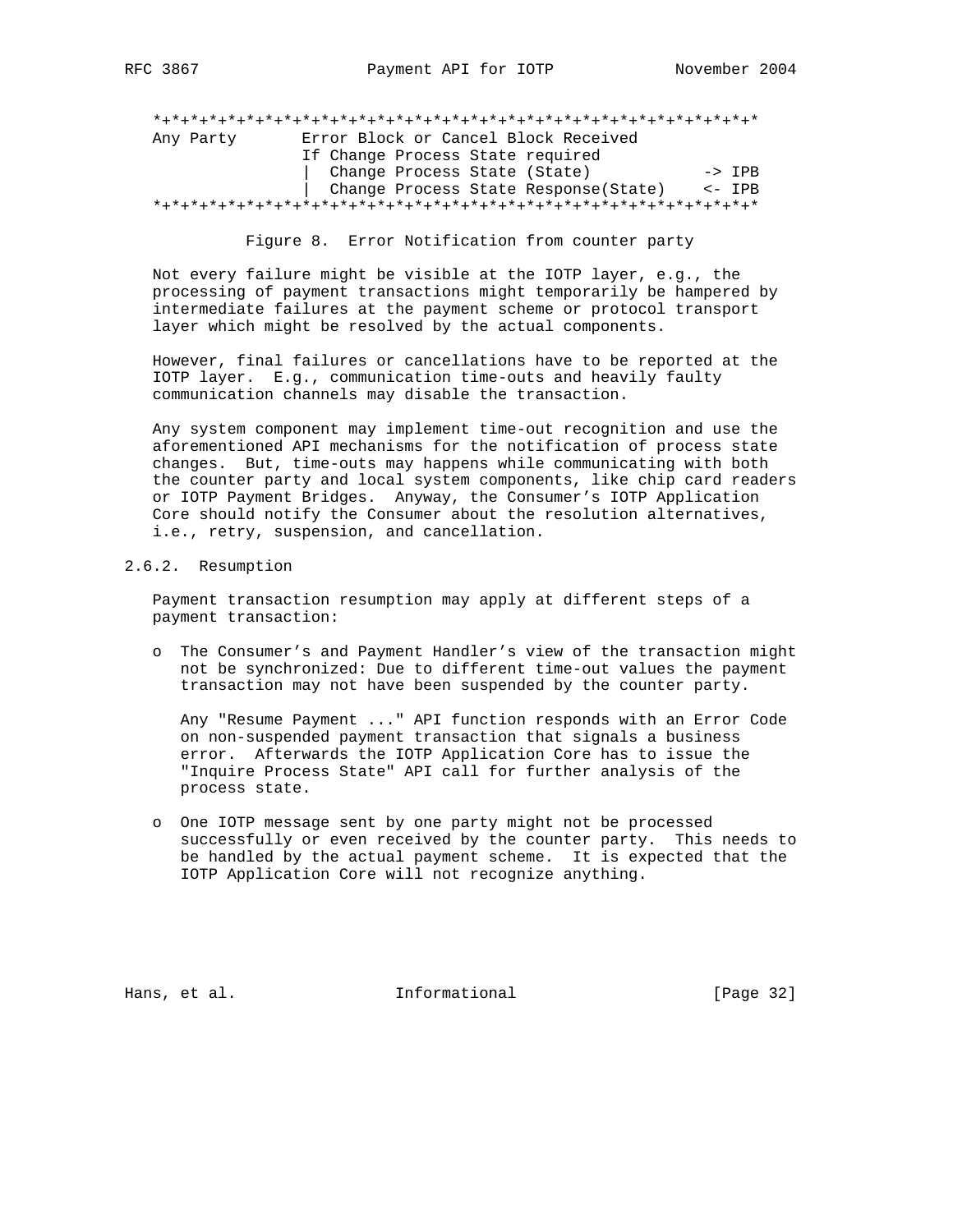```
*+*+*+*+*+*+*+*+*+*+*+*+*+*+*+*+*+*+*+*+*+*+*+*+*+*+*+*+*+*+*+*+*+*
Any Party       Error Block or Cancel Block Received
                If Change Process State required
                |  Change Process State (State)           -> IPB
                |  Change Process State Response(State)    <- IPB
*+*+*+*+*+*+*+*+*+*+*+*+*+*+*+*+*+*+*+*+*+*+*+*+*+*+*+*+*+*+*+*+*+*
```

Figure 8. Error Notification from counter party

Not every failure might be visible at the IOTP layer, e.g., the processing of payment transactions might temporarily be hampered by intermediate failures at the payment scheme or protocol transport layer which might be resolved by the actual components.

However, final failures or cancellations have to be reported at the IOTP layer. E.g., communication time-outs and heavily faulty communication channels may disable the transaction.

Any system component may implement time-out recognition and use the aforementioned API mechanisms for the notification of process state changes. But, time-outs may happens while communicating with both the counter party and local system components, like chip card readers or IOTP Payment Bridges. Anyway, the Consumer's IOTP Application Core should notify the Consumer about the resolution alternatives, i.e., retry, suspension, and cancellation.

### 2.6.2. Resumption

Payment transaction resumption may apply at different steps of a payment transaction:

- The Consumer's and Payment Handler's view of the transaction might not be synchronized: Due to different time-out values the payment transaction may not have been suspended by the counter party.

  Any "Resume Payment ..." API function responds with an Error Code on non-suspended payment transaction that signals a business error. Afterwards the IOTP Application Core has to issue the "Inquire Process State" API call for further analysis of the process state.

- One IOTP message sent by one party might not be processed successfully or even received by the counter party. This needs to be handled by the actual payment scheme. It is expected that the IOTP Application Core will not recognize anything.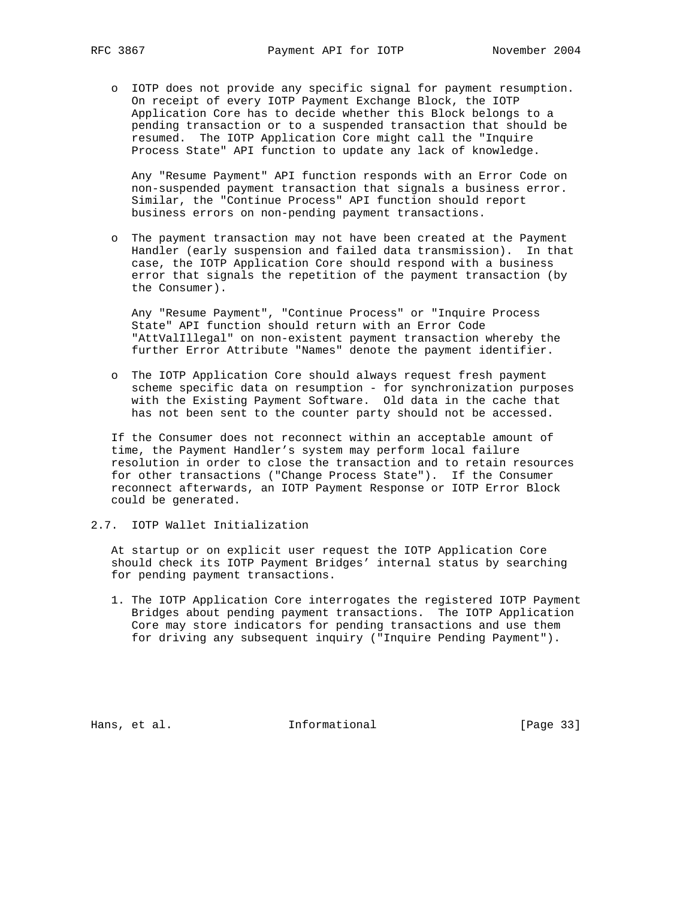- IOTP does not provide any specific signal for payment resumption. On receipt of every IOTP Payment Exchange Block, the IOTP Application Core has to decide whether this Block belongs to a pending transaction or to a suspended transaction that should be resumed. The IOTP Application Core might call the "Inquire Process State" API function to update any lack of knowledge.

  Any "Resume Payment" API function responds with an Error Code on non-suspended payment transaction that signals a business error. Similar, the "Continue Process" API function should report business errors on non-pending payment transactions.

- The payment transaction may not have been created at the Payment Handler (early suspension and failed data transmission). In that case, the IOTP Application Core should respond with a business error that signals the repetition of the payment transaction (by the Consumer).

  Any "Resume Payment", "Continue Process" or "Inquire Process State" API function should return with an Error Code "AttValIllegal" on non-existent payment transaction whereby the further Error Attribute "Names" denote the payment identifier.

- The IOTP Application Core should always request fresh payment scheme specific data on resumption - for synchronization purposes with the Existing Payment Software. Old data in the cache that has not been sent to the counter party should not be accessed.

If the Consumer does not reconnect within an acceptable amount of time, the Payment Handler's system may perform local failure resolution in order to close the transaction and to retain resources for other transactions ("Change Process State"). If the Consumer reconnect afterwards, an IOTP Payment Response or IOTP Error Block could be generated.

## 2.7. IOTP Wallet Initialization

At startup or on explicit user request the IOTP Application Core should check its IOTP Payment Bridges' internal status by searching for pending payment transactions.

1. The IOTP Application Core interrogates the registered IOTP Payment Bridges about pending payment transactions. The IOTP Application Core may store indicators for pending transactions and use them for driving any subsequent inquiry ("Inquire Pending Payment").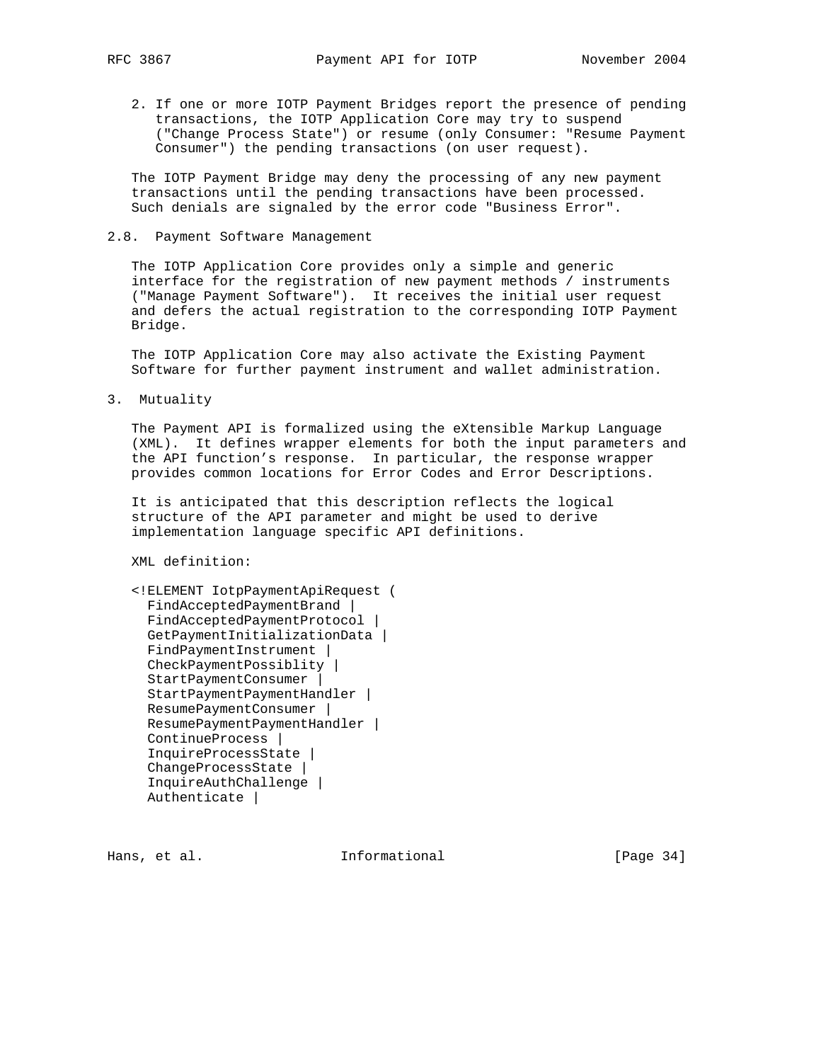2. If one or more IOTP Payment Bridges report the presence of pending transactions, the IOTP Application Core may try to suspend ("Change Process State") or resume (only Consumer: "Resume Payment Consumer") the pending transactions (on user request).

The IOTP Payment Bridge may deny the processing of any new payment transactions until the pending transactions have been processed. Such denials are signaled by the error code "Business Error".

## 2.8. Payment Software Management

The IOTP Application Core provides only a simple and generic interface for the registration of new payment methods / instruments ("Manage Payment Software"). It receives the initial user request and defers the actual registration to the corresponding IOTP Payment Bridge.

The IOTP Application Core may also activate the Existing Payment Software for further payment instrument and wallet administration.

# 3. Mutuality

The Payment API is formalized using the eXtensible Markup Language (XML). It defines wrapper elements for both the input parameters and the API function's response. In particular, the response wrapper provides common locations for Error Codes and Error Descriptions.

It is anticipated that this description reflects the logical structure of the API parameter and might be used to derive implementation language specific API definitions.

XML definition:

```
<!ELEMENT IotpPaymentApiRequest (
  FindAcceptedPaymentBrand |
  FindAcceptedPaymentProtocol |
  GetPaymentInitializationData |
  FindPaymentInstrument |
  CheckPaymentPossiblity |
  StartPaymentConsumer |
  StartPaymentPaymentHandler |
  ResumePaymentConsumer |
  ResumePaymentPaymentHandler |
  ContinueProcess |
  InquireProcessState |
  ChangeProcessState |
  InquireAuthChallenge |
  Authenticate |
```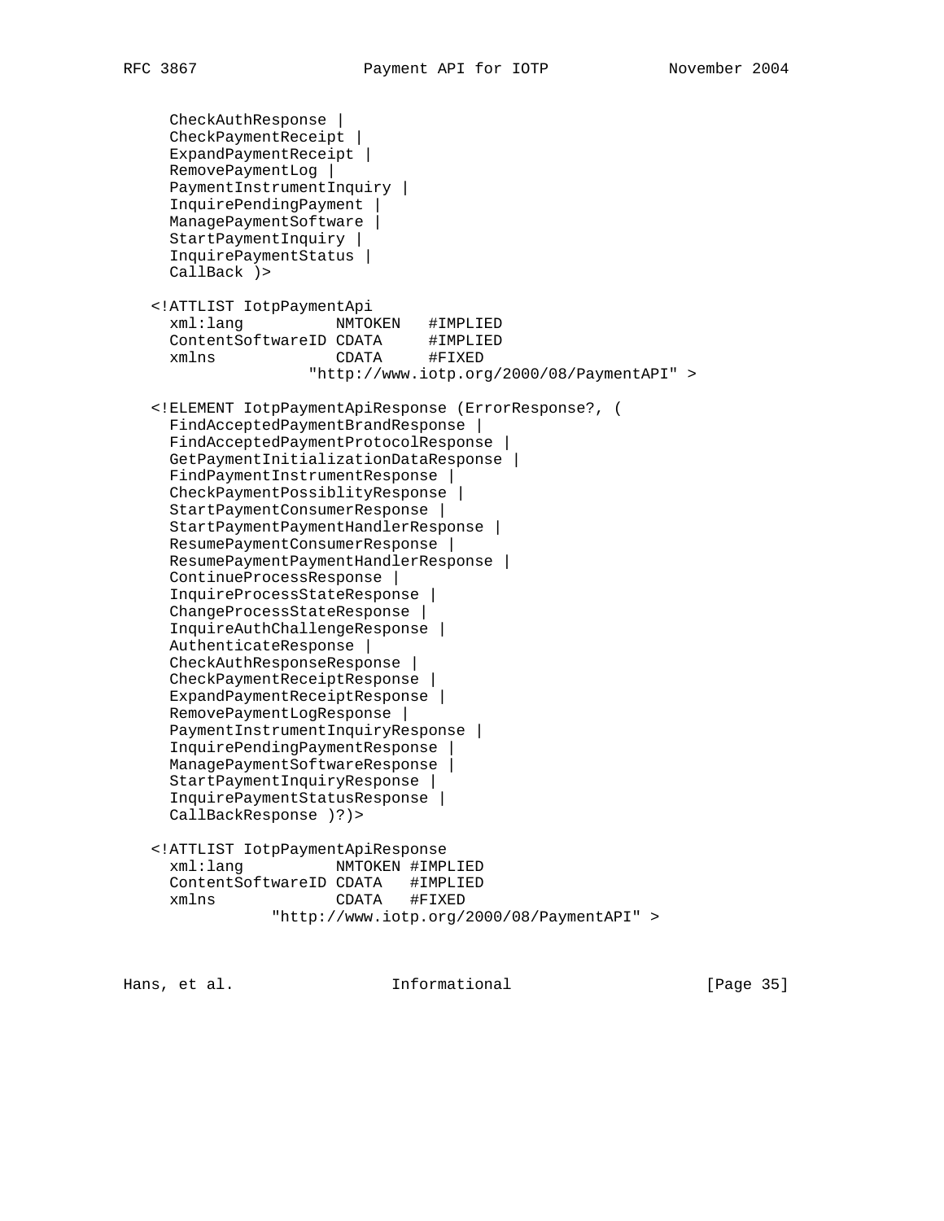```
     CheckAuthResponse |
     CheckPaymentReceipt |
     ExpandPaymentReceipt |
     RemovePaymentLog |
     PaymentInstrumentInquiry |
     InquirePendingPayment |
     ManagePaymentSoftware |
     StartPaymentInquiry |
     InquirePaymentStatus |
     CallBack )>

   <!ATTLIST IotpPaymentApi
     xml:lang          NMTOKEN   #IMPLIED
     ContentSoftwareID CDATA     #IMPLIED
     xmlns             CDATA     #FIXED
                  "http://www.iotp.org/2000/08/PaymentAPI" >

   <!ELEMENT IotpPaymentApiResponse (ErrorResponse?, (
     FindAcceptedPaymentBrandResponse |
     FindAcceptedPaymentProtocolResponse |
     GetPaymentInitializationDataResponse |
     FindPaymentInstrumentResponse |
     CheckPaymentPossiblityResponse |
     StartPaymentConsumerResponse |
     StartPaymentPaymentHandlerResponse |
     ResumePaymentConsumerResponse |
     ResumePaymentPaymentHandlerResponse |
     ContinueProcessResponse |
     InquireProcessStateResponse |
     ChangeProcessStateResponse |
     InquireAuthChallengeResponse |
     AuthenticateResponse |
     CheckAuthResponseResponse |
     CheckPaymentReceiptResponse |
     ExpandPaymentReceiptResponse |
     RemovePaymentLogResponse |
     PaymentInstrumentInquiryResponse |
     InquirePendingPaymentResponse |
     ManagePaymentSoftwareResponse |
     StartPaymentInquiryResponse |
     InquirePaymentStatusResponse |
     CallBackResponse )?)>

   <!ATTLIST IotpPaymentApiResponse
     xml:lang          NMTOKEN #IMPLIED
     ContentSoftwareID CDATA   #IMPLIED
     xmlns             CDATA   #FIXED
              "http://www.iotp.org/2000/08/PaymentAPI" >
```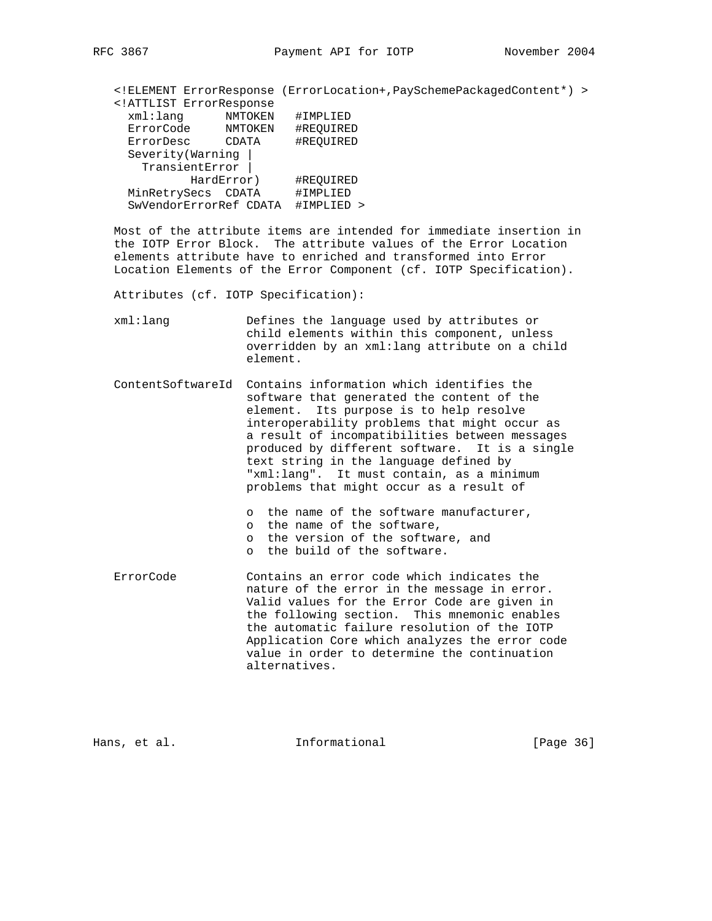```
<!ELEMENT ErrorResponse (ErrorLocation+,PaySchemePackagedContent*) >
<!ATTLIST ErrorResponse
  xml:lang      NMTOKEN   #IMPLIED
  ErrorCode     NMTOKEN   #REQUIRED
  ErrorDesc     CDATA     #REQUIRED
  Severity(Warning |
    TransientError |
           HardError)     #REQUIRED
  MinRetrySecs  CDATA     #IMPLIED
  SwVendorErrorRef CDATA  #IMPLIED >
```

Most of the attribute items are intended for immediate insertion in the IOTP Error Block. The attribute values of the Error Location elements attribute have to enriched and transformed into Error Location Elements of the Error Component (cf. IOTP Specification).

Attributes (cf. IOTP Specification):

xml:lang           Defines the language used by attributes or child elements within this component, unless overridden by an xml:lang attribute on a child element.

ContentSoftwareId  Contains information which identifies the software that generated the content of the element. Its purpose is to help resolve interoperability problems that might occur as a result of incompatibilities between messages produced by different software. It is a single text string in the language defined by "xml:lang". It must contain, as a minimum problems that might occur as a result of

- o the name of the software manufacturer,
- o the name of the software,
- o the version of the software, and
- o the build of the software.

ErrorCode          Contains an error code which indicates the nature of the error in the message in error. Valid values for the Error Code are given in the following section. This mnemonic enables the automatic failure resolution of the IOTP Application Core which analyzes the error code value in order to determine the continuation alternatives.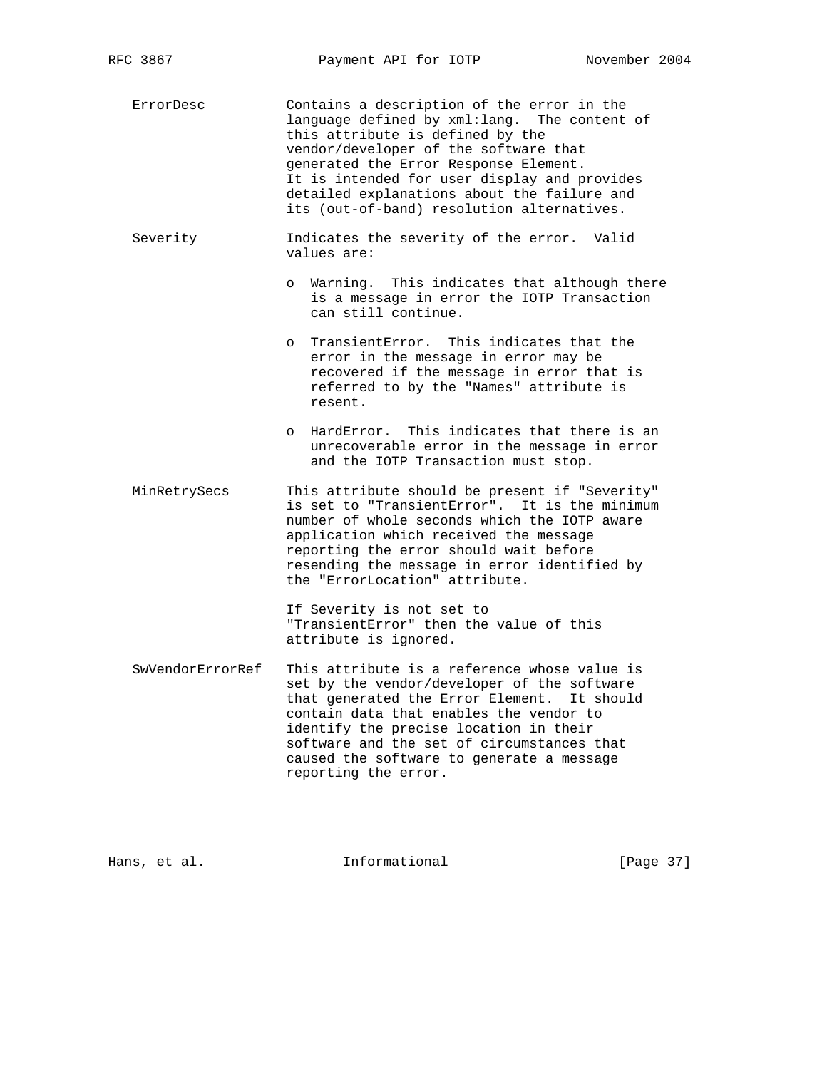ErrorDesc
: Contains a description of the error in the language defined by xml:lang. The content of this attribute is defined by the vendor/developer of the software that generated the Error Response Element. It is intended for user display and provides detailed explanations about the failure and its (out-of-band) resolution alternatives.

Severity
: Indicates the severity of the error. Valid values are:

  - Warning. This indicates that although there is a message in error the IOTP Transaction can still continue.
  - TransientError. This indicates that the error in the message in error may be recovered if the message in error that is referred to by the "Names" attribute is resent.
  - HardError. This indicates that there is an unrecoverable error in the message in error and the IOTP Transaction must stop.

MinRetrySecs
: This attribute should be present if "Severity" is set to "TransientError". It is the minimum number of whole seconds which the IOTP aware application which received the message reporting the error should wait before resending the message in error identified by the "ErrorLocation" attribute.

  If Severity is not set to "TransientError" then the value of this attribute is ignored.

SwVendorErrorRef
: This attribute is a reference whose value is set by the vendor/developer of the software that generated the Error Element. It should contain data that enables the vendor to identify the precise location in their software and the set of circumstances that caused the software to generate a message reporting the error.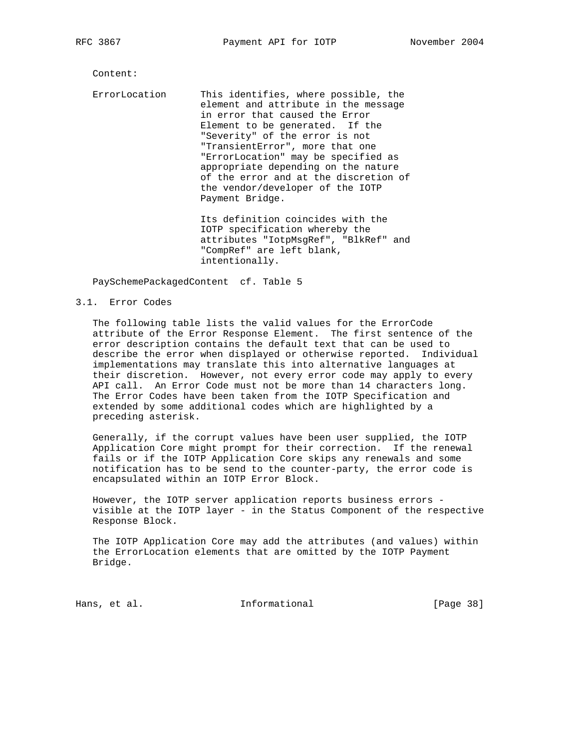Content:

ErrorLocation — This identifies, where possible, the element and attribute in the message in error that caused the Error Element to be generated. If the "Severity" of the error is not "TransientError", more that one "ErrorLocation" may be specified as appropriate depending on the nature of the error and at the discretion of the vendor/developer of the IOTP Payment Bridge.

Its definition coincides with the IOTP specification whereby the attributes "IotpMsgRef", "BlkRef" and "CompRef" are left blank, intentionally.

PaySchemePackagedContent cf. Table 5

## 3.1. Error Codes

The following table lists the valid values for the ErrorCode attribute of the Error Response Element. The first sentence of the error description contains the default text that can be used to describe the error when displayed or otherwise reported. Individual implementations may translate this into alternative languages at their discretion. However, not every error code may apply to every API call. An Error Code must not be more than 14 characters long. The Error Codes have been taken from the IOTP Specification and extended by some additional codes which are highlighted by a preceding asterisk.

Generally, if the corrupt values have been user supplied, the IOTP Application Core might prompt for their correction. If the renewal fails or if the IOTP Application Core skips any renewals and some notification has to be send to the counter-party, the error code is encapsulated within an IOTP Error Block.

However, the IOTP server application reports business errors - visible at the IOTP layer - in the Status Component of the respective Response Block.

The IOTP Application Core may add the attributes (and values) within the ErrorLocation elements that are omitted by the IOTP Payment Bridge.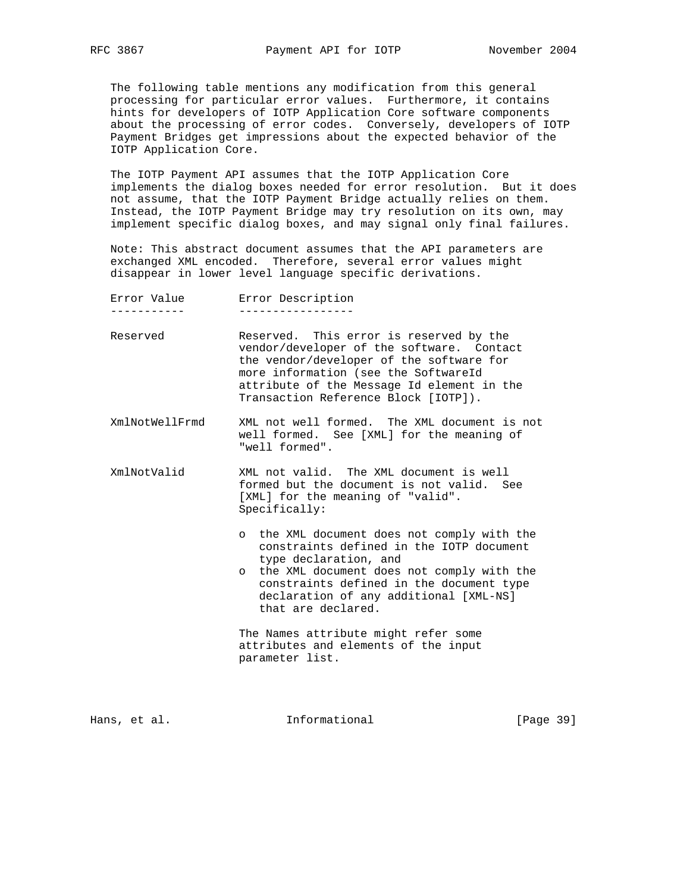The following table mentions any modification from this general processing for particular error values. Furthermore, it contains hints for developers of IOTP Application Core software components about the processing of error codes. Conversely, developers of IOTP Payment Bridges get impressions about the expected behavior of the IOTP Application Core.

The IOTP Payment API assumes that the IOTP Application Core implements the dialog boxes needed for error resolution. But it does not assume, that the IOTP Payment Bridge actually relies on them. Instead, the IOTP Payment Bridge may try resolution on its own, may implement specific dialog boxes, and may signal only final failures.

Note: This abstract document assumes that the API parameters are exchanged XML encoded. Therefore, several error values might disappear in lower level language specific derivations.

| Error Value | Error Description |
| --- | --- |
| Reserved | Reserved. This error is reserved by the vendor/developer of the software. Contact the vendor/developer of the software for more information (see the SoftwareId attribute of the Message Id element in the Transaction Reference Block [IOTP]). |
| XmlNotWellFrmd | XML not well formed. The XML document is not well formed. See [XML] for the meaning of "well formed". |
| XmlNotValid | XML not valid. The XML document is well formed but the document is not valid. See [XML] for the meaning of "valid". Specifically:<br><br>o the XML document does not comply with the constraints defined in the IOTP document type declaration, and<br>o the XML document does not comply with the constraints defined in the document type declaration of any additional [XML-NS] that are declared.<br><br>The Names attribute might refer some attributes and elements of the input parameter list. |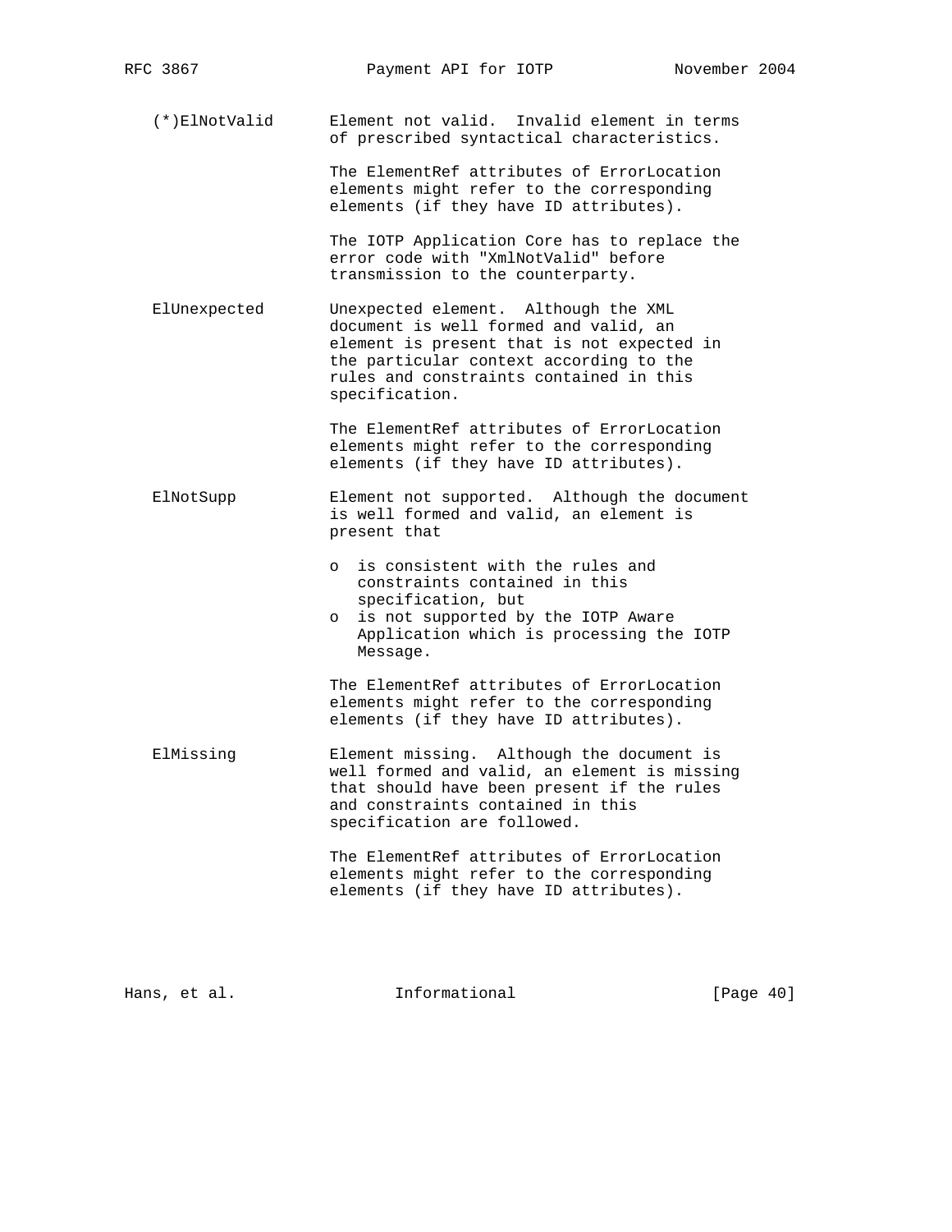(*)ElNotValid      Element not valid.  Invalid element in terms of prescribed syntactical characteristics.

The ElementRef attributes of ErrorLocation elements might refer to the corresponding elements (if they have ID attributes).

The IOTP Application Core has to replace the error code with "XmlNotValid" before transmission to the counterparty.

ElUnexpected      Unexpected element.  Although the XML document is well formed and valid, an element is present that is not expected in the particular context according to the rules and constraints contained in this specification.

The ElementRef attributes of ErrorLocation elements might refer to the corresponding elements (if they have ID attributes).

ElNotSupp      Element not supported.  Although the document is well formed and valid, an element is present that

- is consistent with the rules and constraints contained in this specification, but
- is not supported by the IOTP Aware Application which is processing the IOTP Message.

The ElementRef attributes of ErrorLocation elements might refer to the corresponding elements (if they have ID attributes).

ElMissing      Element missing.  Although the document is well formed and valid, an element is missing that should have been present if the rules and constraints contained in this specification are followed.

The ElementRef attributes of ErrorLocation elements might refer to the corresponding elements (if they have ID attributes).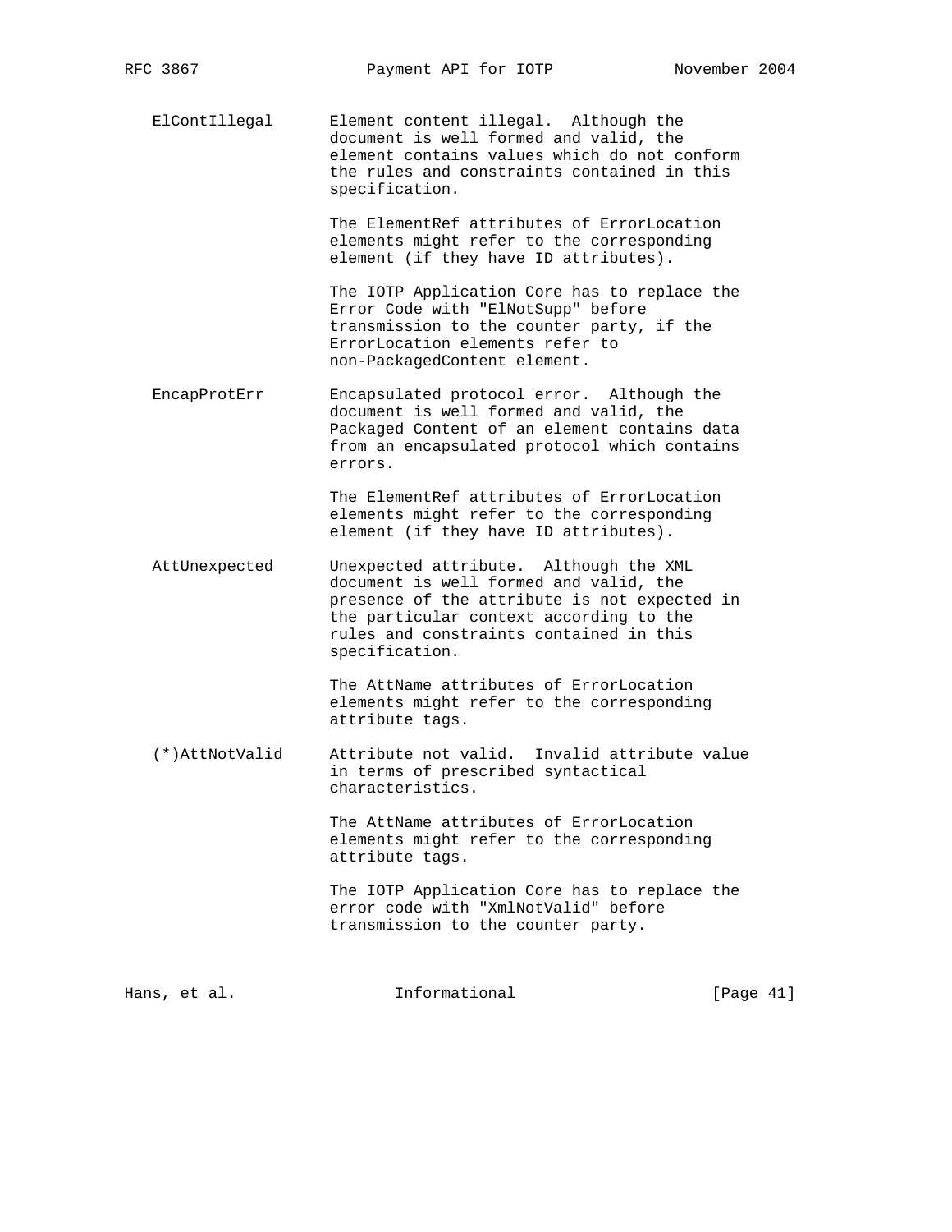ElContIllegal     Element content illegal. Although the document is well formed and valid, the element contains values which do not conform the rules and constraints contained in this specification.

The ElementRef attributes of ErrorLocation elements might refer to the corresponding element (if they have ID attributes).

The IOTP Application Core has to replace the Error Code with "ElNotSupp" before transmission to the counter party, if the ErrorLocation elements refer to non-PackagedContent element.

EncapProtErr     Encapsulated protocol error. Although the document is well formed and valid, the Packaged Content of an element contains data from an encapsulated protocol which contains errors.

The ElementRef attributes of ErrorLocation elements might refer to the corresponding element (if they have ID attributes).

AttUnexpected     Unexpected attribute. Although the XML document is well formed and valid, the presence of the attribute is not expected in the particular context according to the rules and constraints contained in this specification.

The AttName attributes of ErrorLocation elements might refer to the corresponding attribute tags.

(*)AttNotValid     Attribute not valid. Invalid attribute value in terms of prescribed syntactical characteristics.

The AttName attributes of ErrorLocation elements might refer to the corresponding attribute tags.

The IOTP Application Core has to replace the error code with "XmlNotValid" before transmission to the counter party.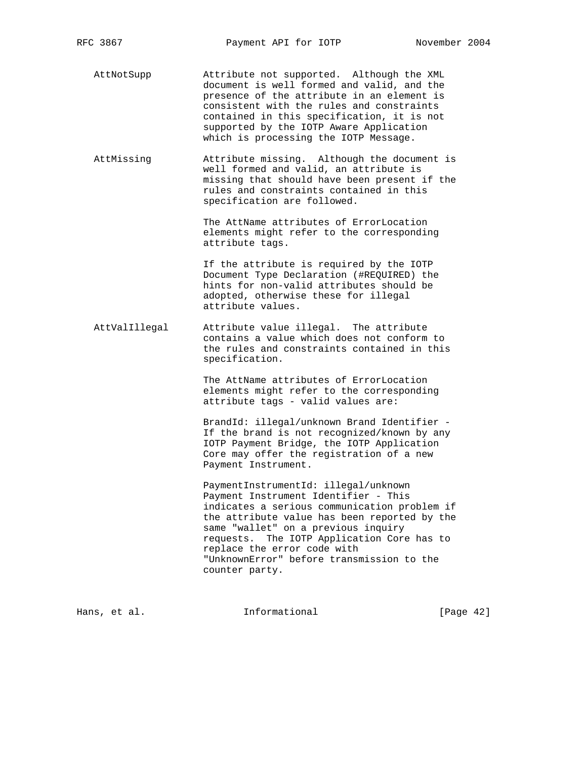AttNotSupp — Attribute not supported. Although the XML document is well formed and valid, and the presence of the attribute in an element is consistent with the rules and constraints contained in this specification, it is not supported by the IOTP Aware Application which is processing the IOTP Message.

AttMissing — Attribute missing. Although the document is well formed and valid, an attribute is missing that should have been present if the rules and constraints contained in this specification are followed.

The AttName attributes of ErrorLocation elements might refer to the corresponding attribute tags.

If the attribute is required by the IOTP Document Type Declaration (#REQUIRED) the hints for non-valid attributes should be adopted, otherwise these for illegal attribute values.

AttValIllegal — Attribute value illegal. The attribute contains a value which does not conform to the rules and constraints contained in this specification.

The AttName attributes of ErrorLocation elements might refer to the corresponding attribute tags - valid values are:

BrandId: illegal/unknown Brand Identifier - If the brand is not recognized/known by any IOTP Payment Bridge, the IOTP Application Core may offer the registration of a new Payment Instrument.

PaymentInstrumentId: illegal/unknown Payment Instrument Identifier - This indicates a serious communication problem if the attribute value has been reported by the same "wallet" on a previous inquiry requests. The IOTP Application Core has to replace the error code with "UnknownError" before transmission to the counter party.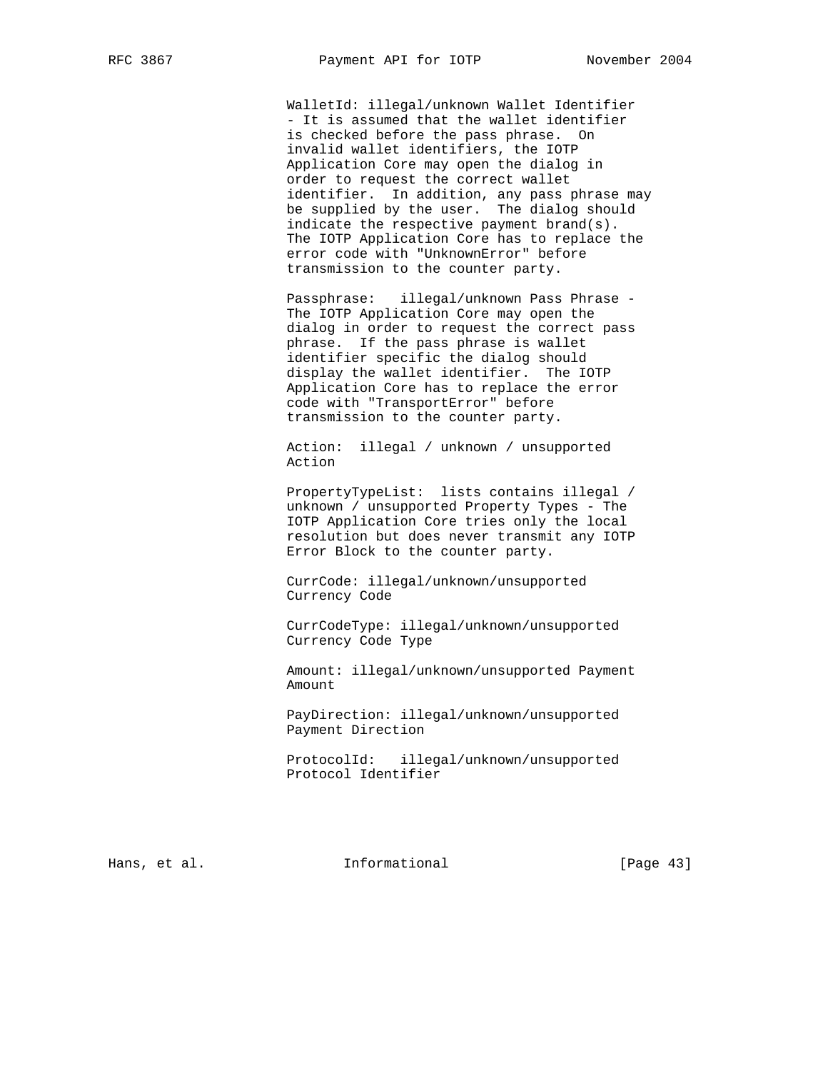WalletId: illegal/unknown Wallet Identifier - It is assumed that the wallet identifier is checked before the pass phrase. On invalid wallet identifiers, the IOTP Application Core may open the dialog in order to request the correct wallet identifier. In addition, any pass phrase may be supplied by the user. The dialog should indicate the respective payment brand(s). The IOTP Application Core has to replace the error code with "UnknownError" before transmission to the counter party.

Passphrase: illegal/unknown Pass Phrase - The IOTP Application Core may open the dialog in order to request the correct pass phrase. If the pass phrase is wallet identifier specific the dialog should display the wallet identifier. The IOTP Application Core has to replace the error code with "TransportError" before transmission to the counter party.

Action: illegal / unknown / unsupported Action

PropertyTypeList: lists contains illegal / unknown / unsupported Property Types - The IOTP Application Core tries only the local resolution but does never transmit any IOTP Error Block to the counter party.

CurrCode: illegal/unknown/unsupported Currency Code

CurrCodeType: illegal/unknown/unsupported Currency Code Type

Amount: illegal/unknown/unsupported Payment Amount

PayDirection: illegal/unknown/unsupported Payment Direction

ProtocolId: illegal/unknown/unsupported Protocol Identifier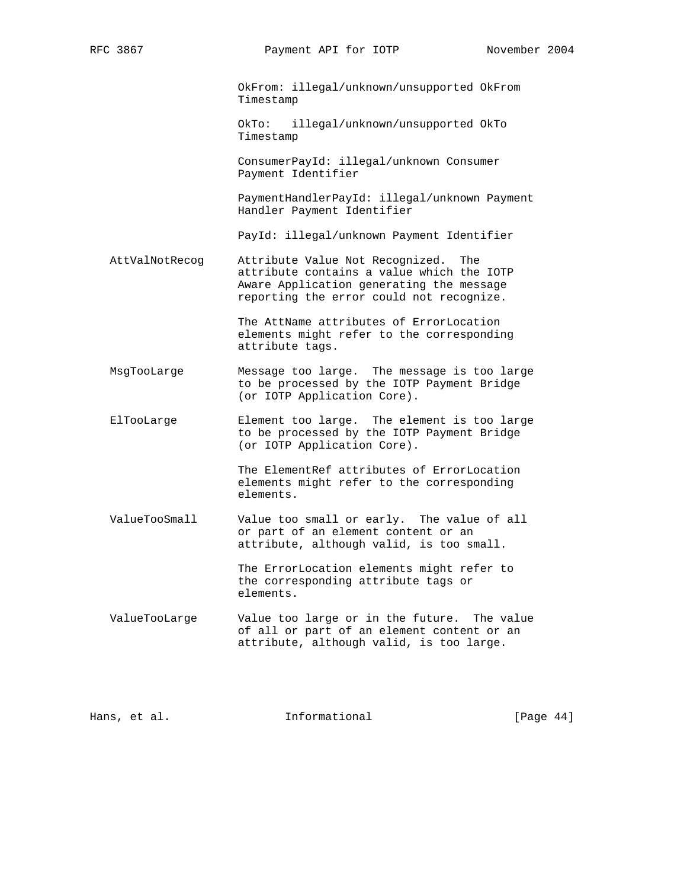OkFrom: illegal/unknown/unsupported OkFrom Timestamp

OkTo: illegal/unknown/unsupported OkTo Timestamp

ConsumerPayId: illegal/unknown Consumer Payment Identifier

PaymentHandlerPayId: illegal/unknown Payment Handler Payment Identifier

PayId: illegal/unknown Payment Identifier

**AttValNotRecog** — Attribute Value Not Recognized. The attribute contains a value which the IOTP Aware Application generating the message reporting the error could not recognize.

The AttName attributes of ErrorLocation elements might refer to the corresponding attribute tags.

**MsgTooLarge** — Message too large. The message is too large to be processed by the IOTP Payment Bridge (or IOTP Application Core).

**ElTooLarge** — Element too large. The element is too large to be processed by the IOTP Payment Bridge (or IOTP Application Core).

The ElementRef attributes of ErrorLocation elements might refer to the corresponding elements.

**ValueTooSmall** — Value too small or early. The value of all or part of an element content or an attribute, although valid, is too small.

The ErrorLocation elements might refer to the corresponding attribute tags or elements.

**ValueTooLarge** — Value too large or in the future. The value of all or part of an element content or an attribute, although valid, is too large.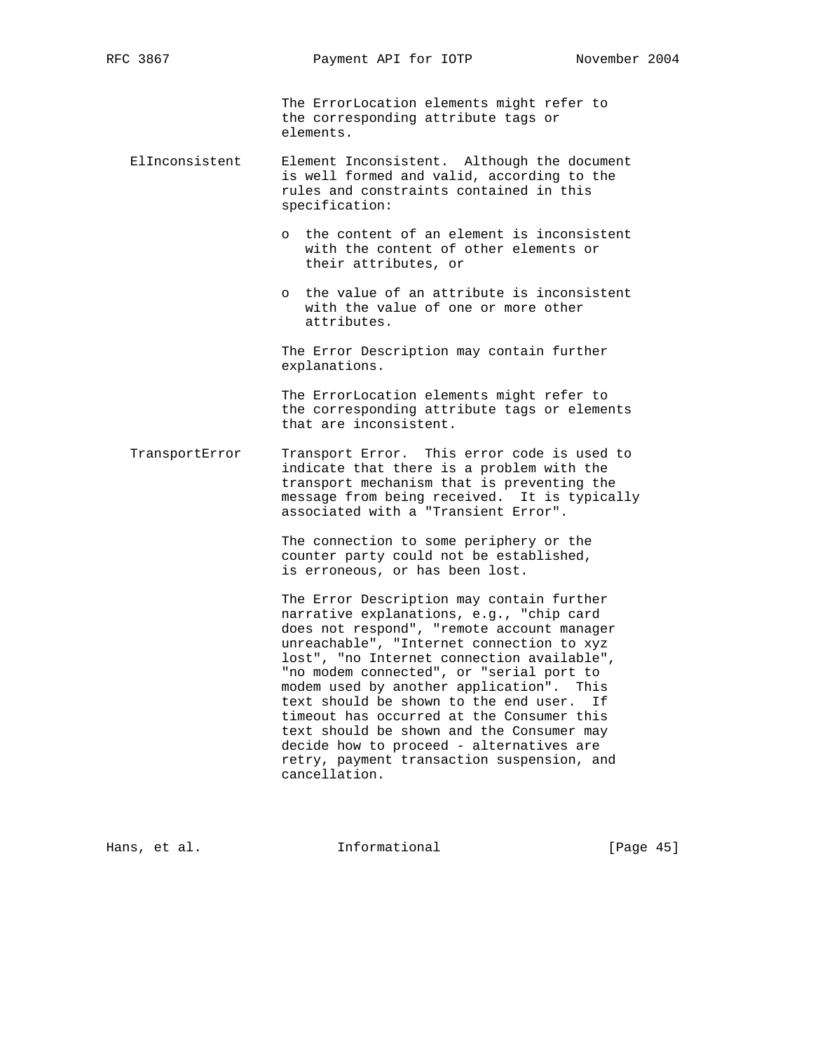The ErrorLocation elements might refer to the corresponding attribute tags or elements.

**ElInconsistent** — Element Inconsistent. Although the document is well formed and valid, according to the rules and constraints contained in this specification:

- the content of an element is inconsistent with the content of other elements or their attributes, or
- the value of an attribute is inconsistent with the value of one or more other attributes.

The Error Description may contain further explanations.

The ErrorLocation elements might refer to the corresponding attribute tags or elements that are inconsistent.

**TransportError** — Transport Error. This error code is used to indicate that there is a problem with the transport mechanism that is preventing the message from being received. It is typically associated with a "Transient Error".

The connection to some periphery or the counter party could not be established, is erroneous, or has been lost.

The Error Description may contain further narrative explanations, e.g., "chip card does not respond", "remote account manager unreachable", "Internet connection to xyz lost", "no Internet connection available", "no modem connected", or "serial port to modem used by another application". This text should be shown to the end user. If timeout has occurred at the Consumer this text should be shown and the Consumer may decide how to proceed - alternatives are retry, payment transaction suspension, and cancellation.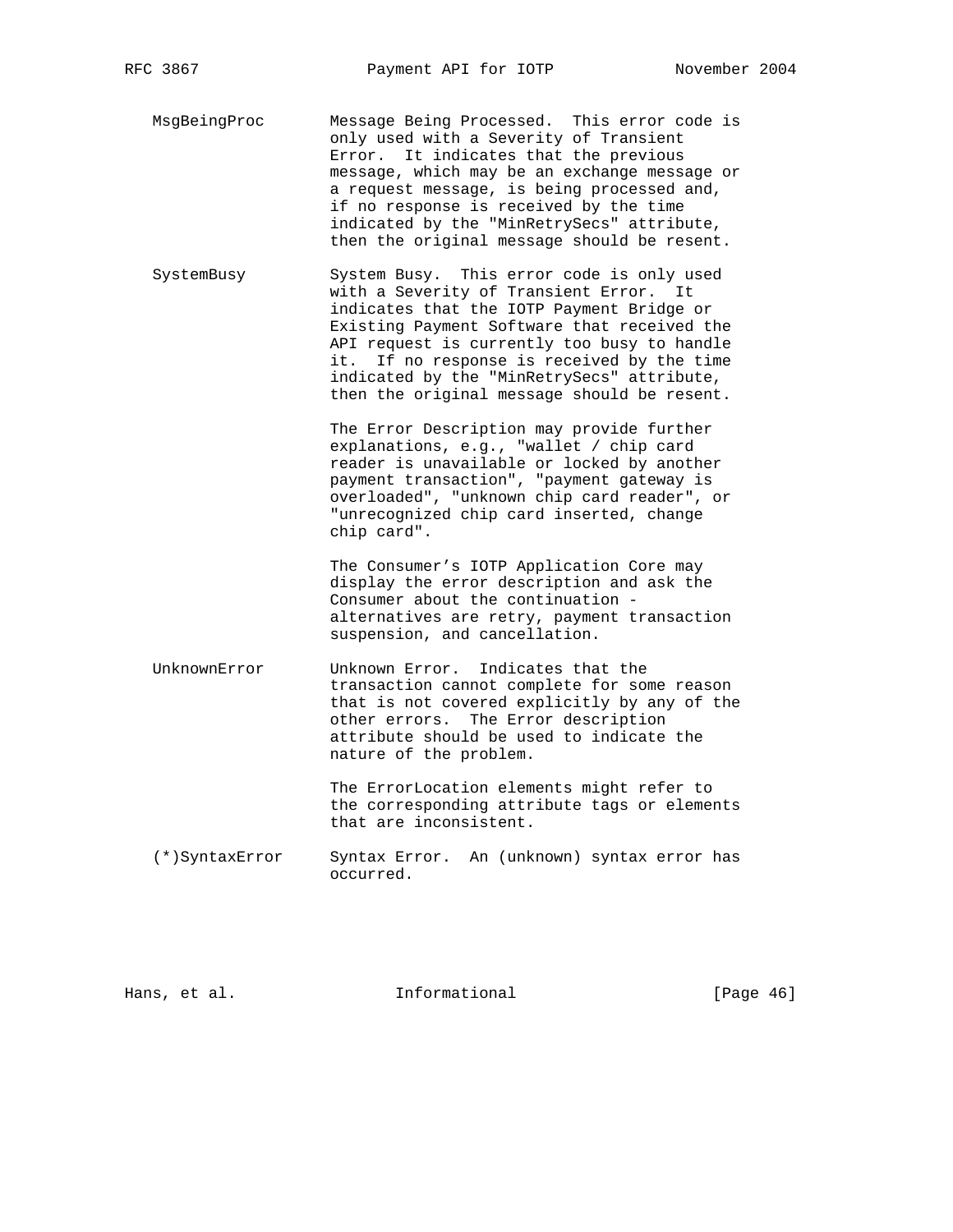MsgBeingProc — Message Being Processed. This error code is only used with a Severity of Transient Error. It indicates that the previous message, which may be an exchange message or a request message, is being processed and, if no response is received by the time indicated by the "MinRetrySecs" attribute, then the original message should be resent.

SystemBusy — System Busy. This error code is only used with a Severity of Transient Error. It indicates that the IOTP Payment Bridge or Existing Payment Software that received the API request is currently too busy to handle it. If no response is received by the time indicated by the "MinRetrySecs" attribute, then the original message should be resent.

The Error Description may provide further explanations, e.g., "wallet / chip card reader is unavailable or locked by another payment transaction", "payment gateway is overloaded", "unknown chip card reader", or "unrecognized chip card inserted, change chip card".

The Consumer’s IOTP Application Core may display the error description and ask the Consumer about the continuation - alternatives are retry, payment transaction suspension, and cancellation.

UnknownError — Unknown Error. Indicates that the transaction cannot complete for some reason that is not covered explicitly by any of the other errors. The Error description attribute should be used to indicate the nature of the problem.

The ErrorLocation elements might refer to the corresponding attribute tags or elements that are inconsistent.

(*)SyntaxError — Syntax Error. An (unknown) syntax error has occurred.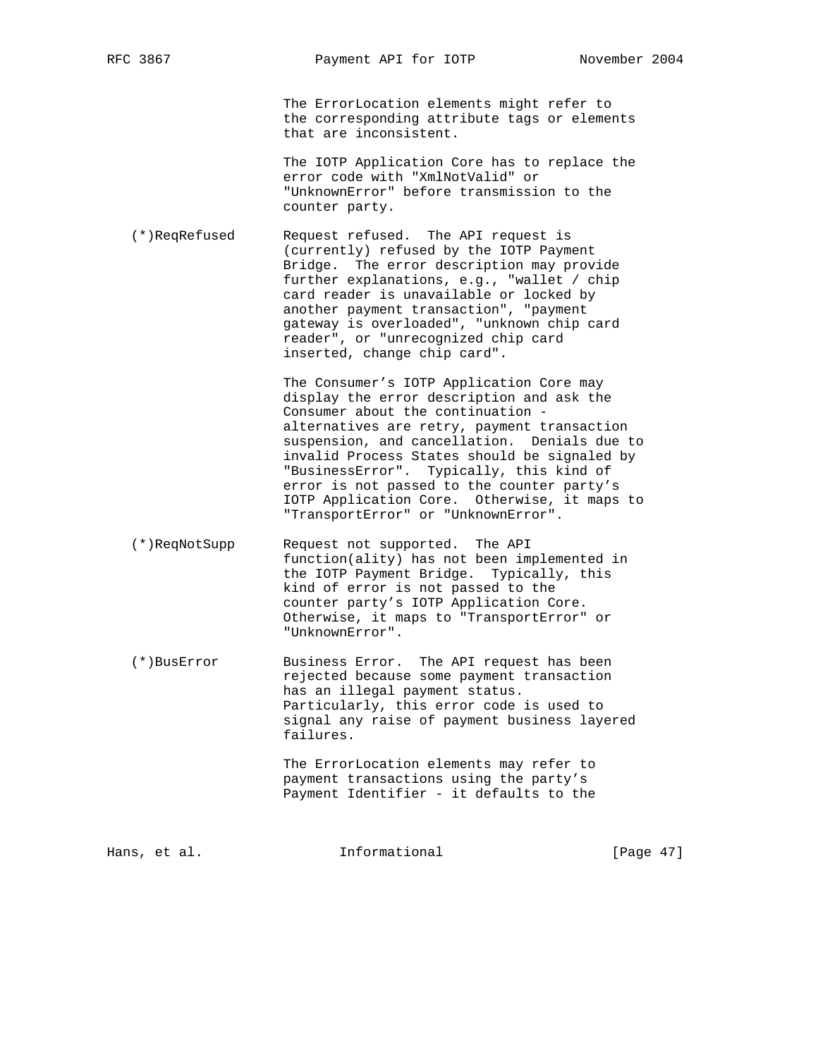The ErrorLocation elements might refer to the corresponding attribute tags or elements that are inconsistent.

The IOTP Application Core has to replace the error code with "XmlNotValid" or "UnknownError" before transmission to the counter party.

(*)ReqRefused Request refused. The API request is (currently) refused by the IOTP Payment Bridge. The error description may provide further explanations, e.g., "wallet / chip card reader is unavailable or locked by another payment transaction", "payment gateway is overloaded", "unknown chip card reader", or "unrecognized chip card inserted, change chip card".

The Consumer's IOTP Application Core may display the error description and ask the Consumer about the continuation - alternatives are retry, payment transaction suspension, and cancellation. Denials due to invalid Process States should be signaled by "BusinessError". Typically, this kind of error is not passed to the counter party's IOTP Application Core. Otherwise, it maps to "TransportError" or "UnknownError".

(*)ReqNotSupp Request not supported. The API function(ality) has not been implemented in the IOTP Payment Bridge. Typically, this kind of error is not passed to the counter party's IOTP Application Core. Otherwise, it maps to "TransportError" or "UnknownError".

(*)BusError Business Error. The API request has been rejected because some payment transaction has an illegal payment status. Particularly, this error code is used to signal any raise of payment business layered failures.

The ErrorLocation elements may refer to payment transactions using the party's Payment Identifier - it defaults to the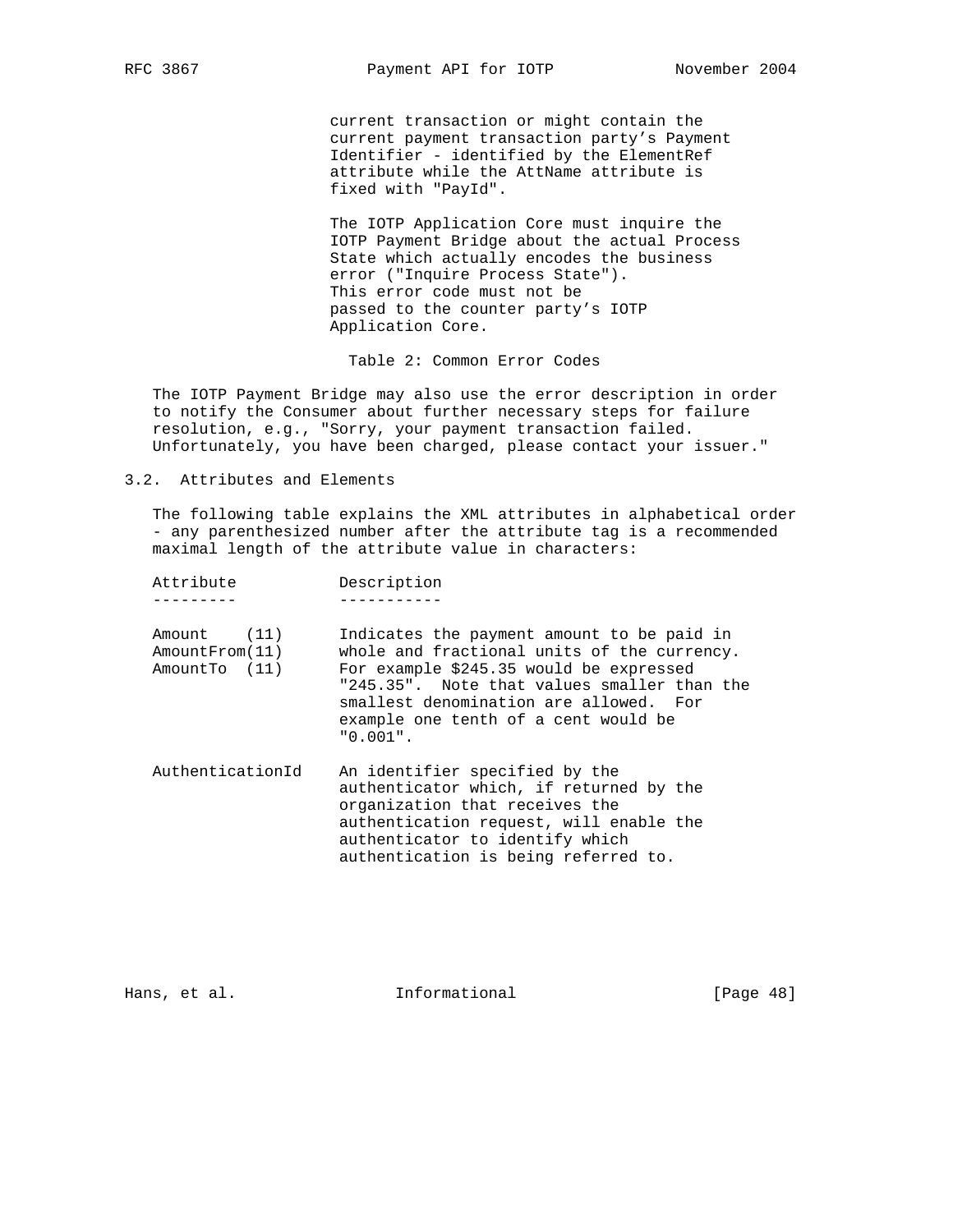current transaction or might contain the current payment transaction party's Payment Identifier - identified by the ElementRef attribute while the AttName attribute is fixed with "PayId".

The IOTP Application Core must inquire the IOTP Payment Bridge about the actual Process State which actually encodes the business error ("Inquire Process State"). This error code must not be passed to the counter party's IOTP Application Core.

Table 2: Common Error Codes

The IOTP Payment Bridge may also use the error description in order to notify the Consumer about further necessary steps for failure resolution, e.g., "Sorry, your payment transaction failed. Unfortunately, you have been charged, please contact your issuer."

## 3.2. Attributes and Elements

The following table explains the XML attributes in alphabetical order - any parenthesized number after the attribute tag is a recommended maximal length of the attribute value in characters:

| Attribute | Description |
| --- | --- |
| Amount (11)<br>AmountFrom(11)<br>AmountTo (11) | Indicates the payment amount to be paid in whole and fractional units of the currency. For example $245.35 would be expressed "245.35". Note that values smaller than the smallest denomination are allowed. For example one tenth of a cent would be "0.001". |
| AuthenticationId | An identifier specified by the authenticator which, if returned by the organization that receives the authentication request, will enable the authenticator to identify which authentication is being referred to. |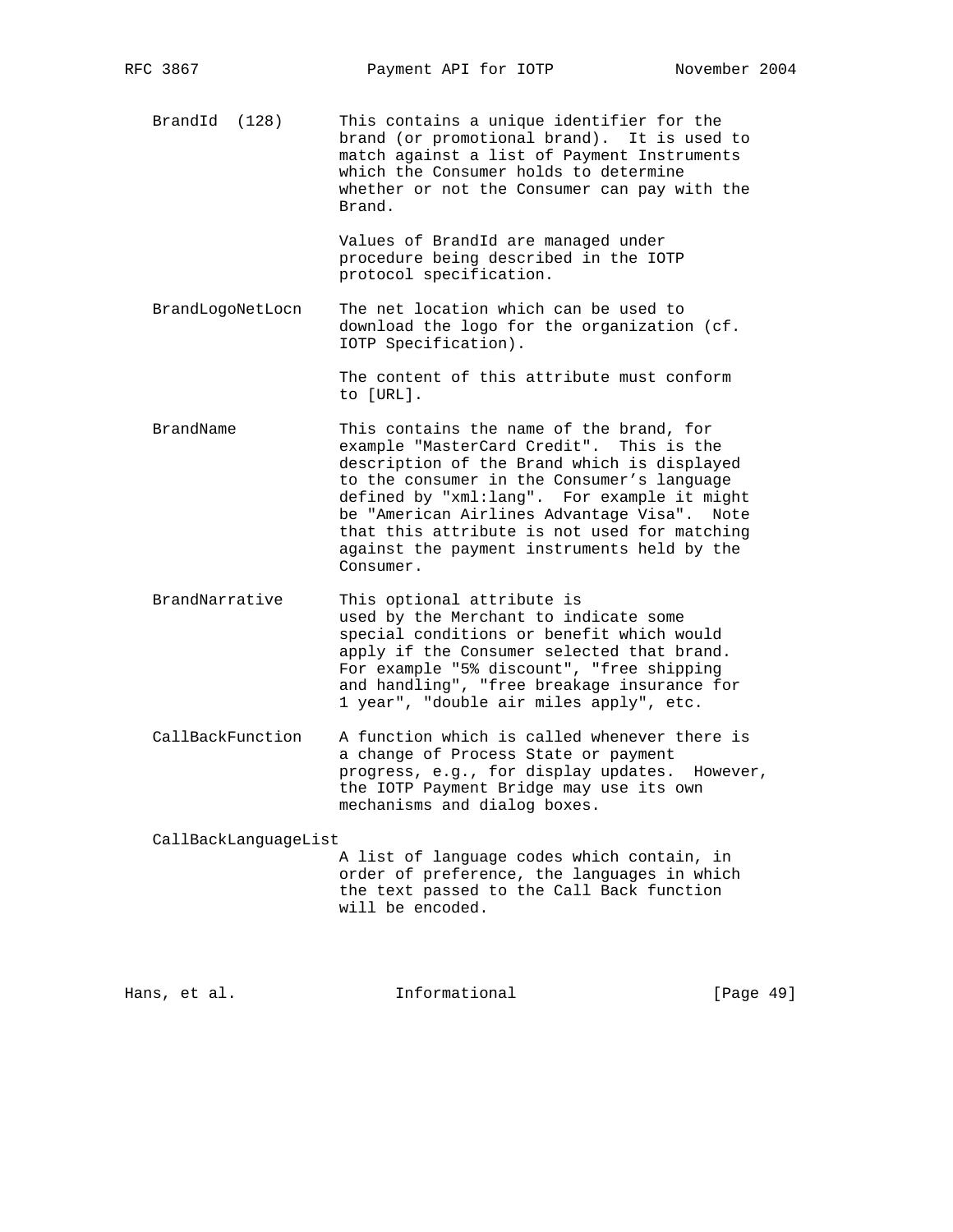BrandId (128)
: This contains a unique identifier for the brand (or promotional brand). It is used to match against a list of Payment Instruments which the Consumer holds to determine whether or not the Consumer can pay with the Brand.

  Values of BrandId are managed under procedure being described in the IOTP protocol specification.

BrandLogoNetLocn
: The net location which can be used to download the logo for the organization (cf. IOTP Specification).

  The content of this attribute must conform to [URL].

BrandName
: This contains the name of the brand, for example "MasterCard Credit". This is the description of the Brand which is displayed to the consumer in the Consumer's language defined by "xml:lang". For example it might be "American Airlines Advantage Visa". Note that this attribute is not used for matching against the payment instruments held by the Consumer.

BrandNarrative
: This optional attribute is used by the Merchant to indicate some special conditions or benefit which would apply if the Consumer selected that brand. For example "5% discount", "free shipping and handling", "free breakage insurance for 1 year", "double air miles apply", etc.

CallBackFunction
: A function which is called whenever there is a change of Process State or payment progress, e.g., for display updates. However, the IOTP Payment Bridge may use its own mechanisms and dialog boxes.

CallBackLanguageList
: A list of language codes which contain, in order of preference, the languages in which the text passed to the Call Back function will be encoded.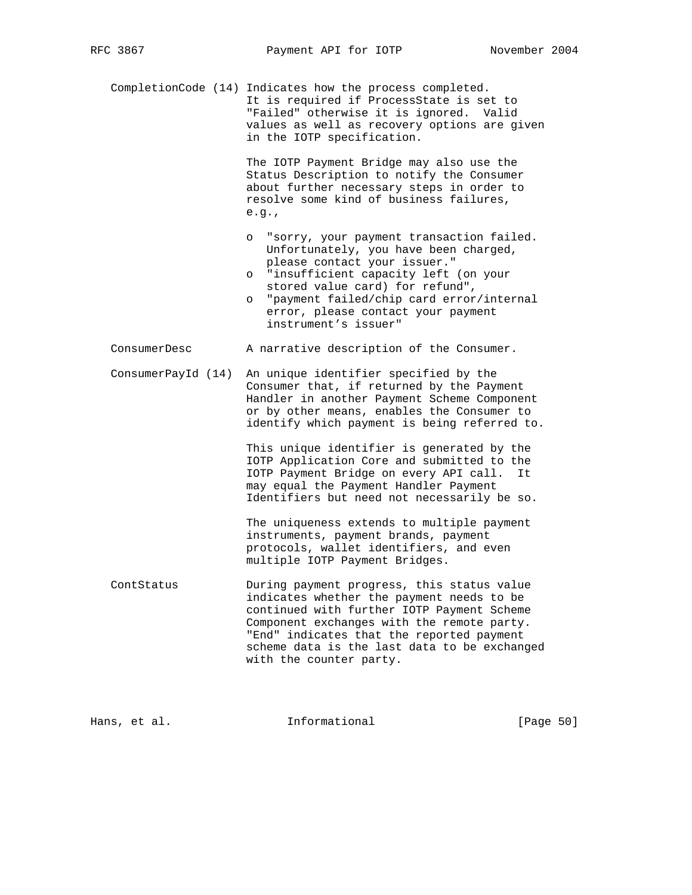CompletionCode (14) Indicates how the process completed. It is required if ProcessState is set to "Failed" otherwise it is ignored. Valid values as well as recovery options are given in the IOTP specification.

The IOTP Payment Bridge may also use the Status Description to notify the Consumer about further necessary steps in order to resolve some kind of business failures, e.g.,

- o "sorry, your payment transaction failed. Unfortunately, you have been charged, please contact your issuer."
- o "insufficient capacity left (on your stored value card) for refund",
- o "payment failed/chip card error/internal error, please contact your payment instrument's issuer"

ConsumerDesc A narrative description of the Consumer.

ConsumerPayId (14) An unique identifier specified by the Consumer that, if returned by the Payment Handler in another Payment Scheme Component or by other means, enables the Consumer to identify which payment is being referred to.

This unique identifier is generated by the IOTP Application Core and submitted to the IOTP Payment Bridge on every API call. It may equal the Payment Handler Payment Identifiers but need not necessarily be so.

The uniqueness extends to multiple payment instruments, payment brands, payment protocols, wallet identifiers, and even multiple IOTP Payment Bridges.

ContStatus During payment progress, this status value indicates whether the payment needs to be continued with further IOTP Payment Scheme Component exchanges with the remote party. "End" indicates that the reported payment scheme data is the last data to be exchanged with the counter party.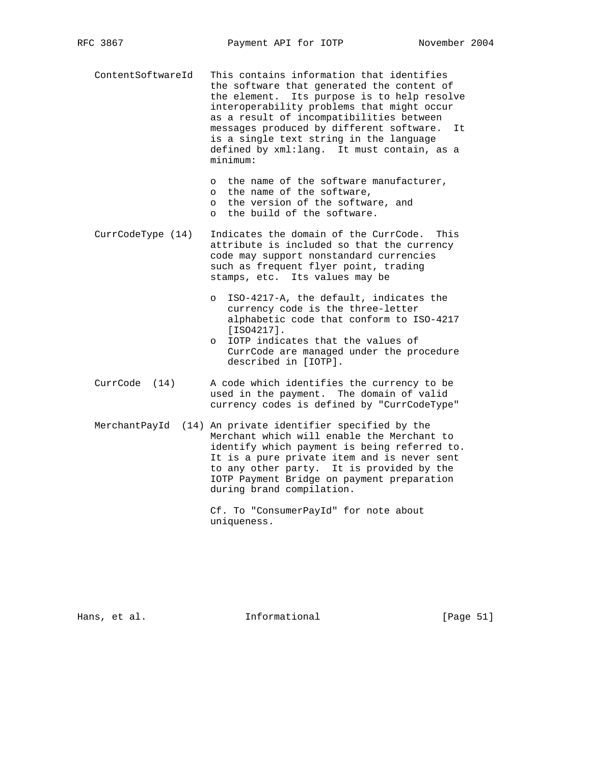ContentSoftwareId   This contains information that identifies the software that generated the content of the element. Its purpose is to help resolve interoperability problems that might occur as a result of incompatibilities between messages produced by different software. It is a single text string in the language defined by xml:lang. It must contain, as a minimum:

- the name of the software manufacturer,
- the name of the software,
- the version of the software, and
- the build of the software.

CurrCodeType (14)   Indicates the domain of the CurrCode. This attribute is included so that the currency code may support nonstandard currencies such as frequent flyer point, trading stamps, etc. Its values may be

- ISO-4217-A, the default, indicates the currency code is the three-letter alphabetic code that conform to ISO-4217 [ISO4217].
- IOTP indicates that the values of CurrCode are managed under the procedure described in [IOTP].

CurrCode (14)   A code which identifies the currency to be used in the payment. The domain of valid currency codes is defined by "CurrCodeType"

MerchantPayId (14) An private identifier specified by the Merchant which will enable the Merchant to identify which payment is being referred to. It is a pure private item and is never sent to any other party. It is provided by the IOTP Payment Bridge on payment preparation during brand compilation.

Cf. To "ConsumerPayId" for note about uniqueness.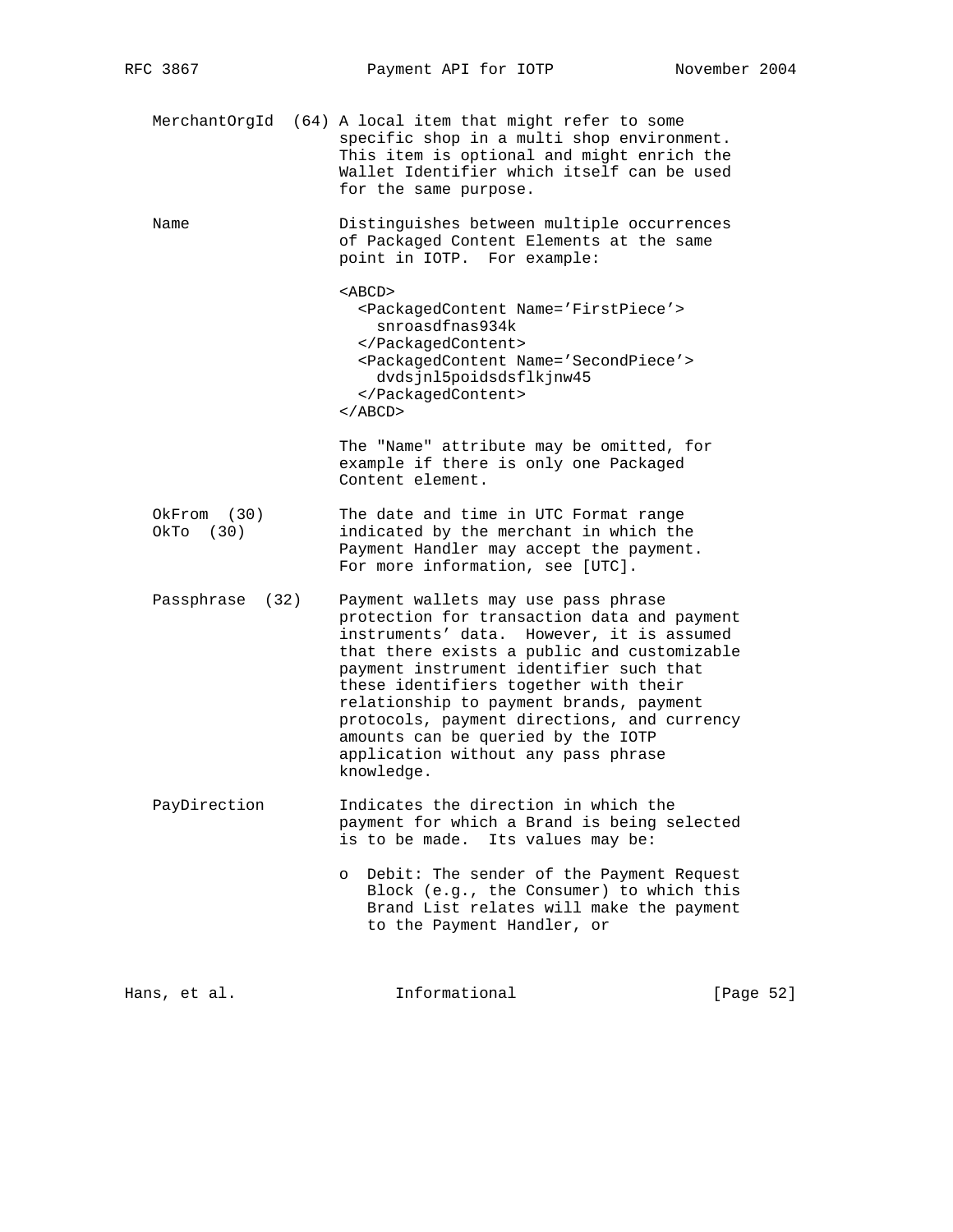MerchantOrgId (64) A local item that might refer to some specific shop in a multi shop environment. This item is optional and might enrich the Wallet Identifier which itself can be used for the same purpose.

Name Distinguishes between multiple occurrences of Packaged Content Elements at the same point in IOTP. For example:

```
<ABCD>
  <PackagedContent Name='FirstPiece'>
    snroasdfnas934k
  </PackagedContent>
  <PackagedContent Name='SecondPiece'>
    dvdsjnl5poidsdsflkjnw45
  </PackagedContent>
</ABCD>
```

The "Name" attribute may be omitted, for example if there is only one Packaged Content element.

OkFrom (30)
OkTo (30) The date and time in UTC Format range indicated by the merchant in which the Payment Handler may accept the payment. For more information, see [UTC].

Passphrase (32) Payment wallets may use pass phrase protection for transaction data and payment instruments' data. However, it is assumed that there exists a public and customizable payment instrument identifier such that these identifiers together with their relationship to payment brands, payment protocols, payment directions, and currency amounts can be queried by the IOTP application without any pass phrase knowledge.

PayDirection Indicates the direction in which the payment for which a Brand is being selected is to be made. Its values may be:

- Debit: The sender of the Payment Request Block (e.g., the Consumer) to which this Brand List relates will make the payment to the Payment Handler, or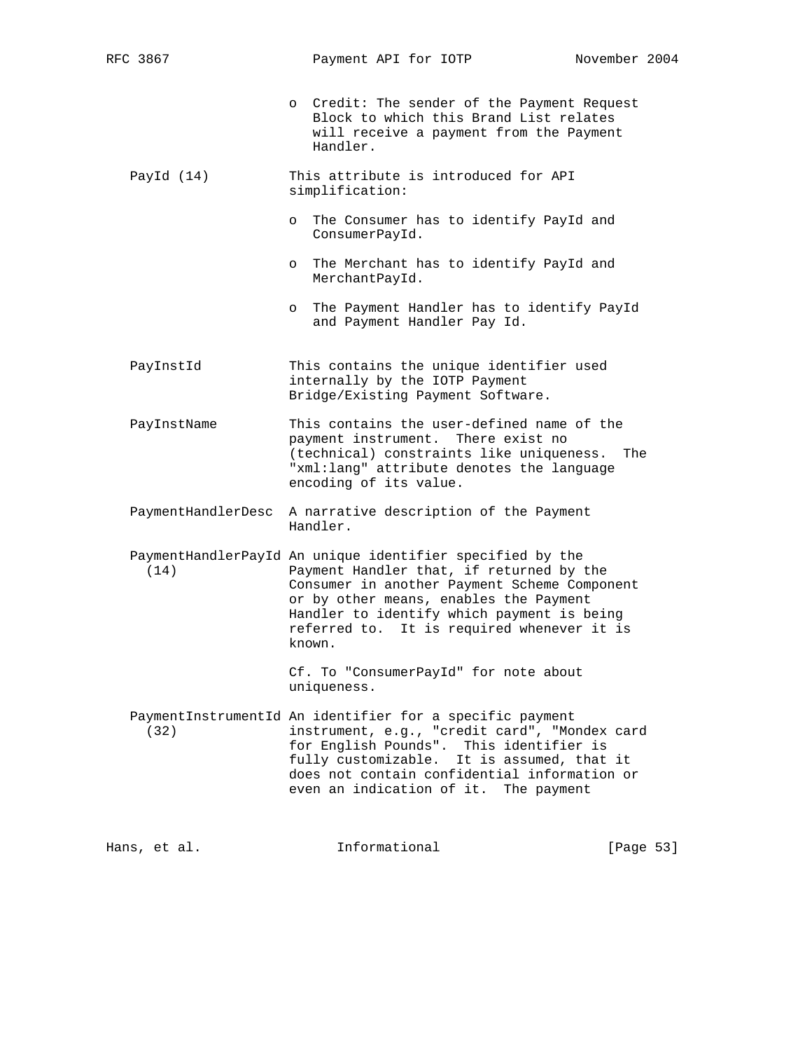o Credit: The sender of the Payment Request Block to which this Brand List relates will receive a payment from the Payment Handler.

PayId (14)
: This attribute is introduced for API simplification:

  - The Consumer has to identify PayId and ConsumerPayId.
  - The Merchant has to identify PayId and MerchantPayId.
  - The Payment Handler has to identify PayId and Payment Handler Pay Id.

PayInstId
: This contains the unique identifier used internally by the IOTP Payment Bridge/Existing Payment Software.

PayInstName
: This contains the user-defined name of the payment instrument. There exist no (technical) constraints like uniqueness. The "xml:lang" attribute denotes the language encoding of its value.

PaymentHandlerDesc
: A narrative description of the Payment Handler.

PaymentHandlerPayId (14)
: An unique identifier specified by the Payment Handler that, if returned by the Consumer in another Payment Scheme Component or by other means, enables the Payment Handler to identify which payment is being referred to. It is required whenever it is known.

  Cf. To "ConsumerPayId" for note about uniqueness.

PaymentInstrumentId (32)
: An identifier for a specific payment instrument, e.g., "credit card", "Mondex card for English Pounds". This identifier is fully customizable. It is assumed, that it does not contain confidential information or even an indication of it. The payment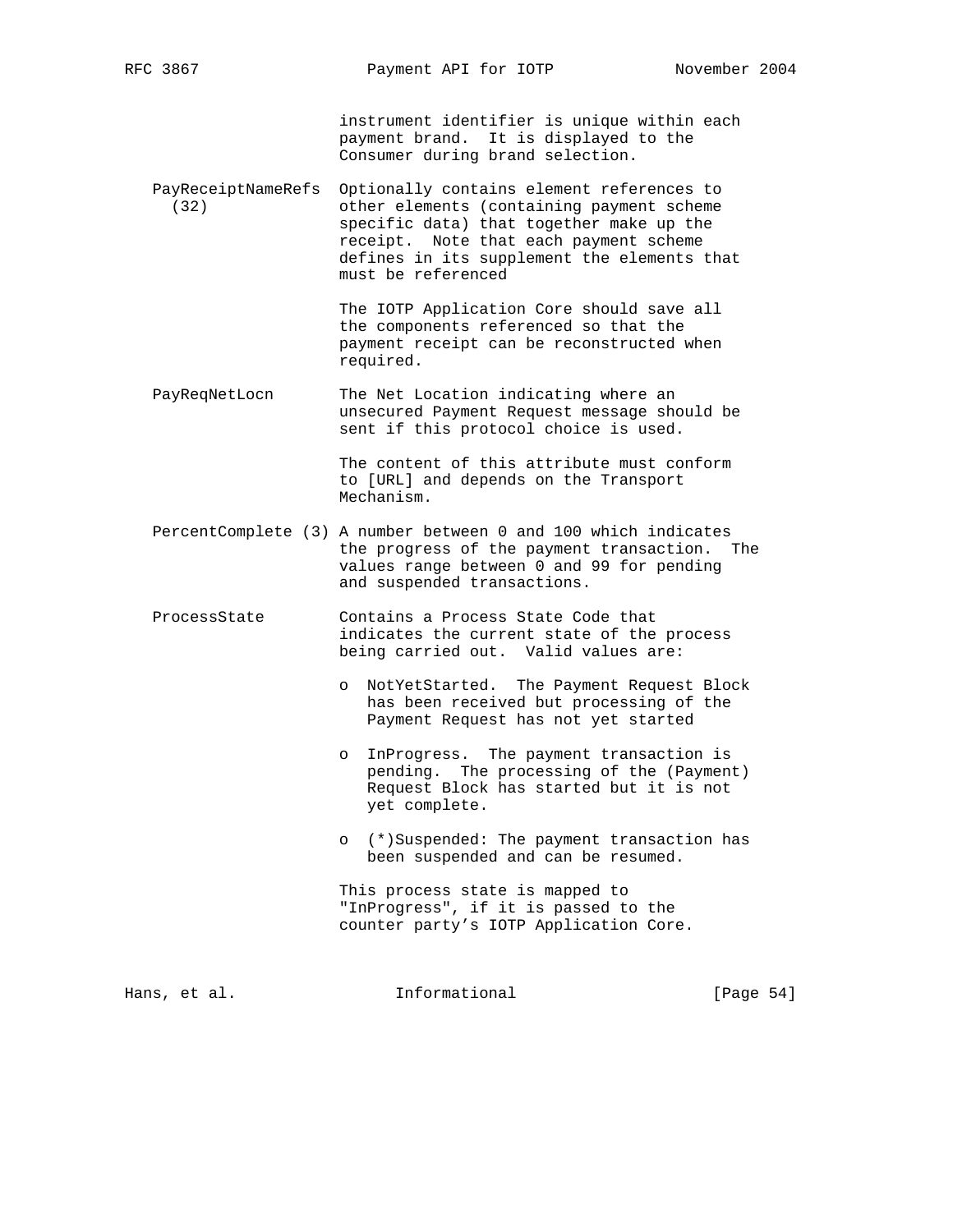instrument identifier is unique within each payment brand. It is displayed to the Consumer during brand selection.

**PayReceiptNameRefs (32)** Optionally contains element references to other elements (containing payment scheme specific data) that together make up the receipt. Note that each payment scheme defines in its supplement the elements that must be referenced

The IOTP Application Core should save all the components referenced so that the payment receipt can be reconstructed when required.

**PayReqNetLocn** The Net Location indicating where an unsecured Payment Request message should be sent if this protocol choice is used.

The content of this attribute must conform to [URL] and depends on the Transport Mechanism.

**PercentComplete (3)** A number between 0 and 100 which indicates the progress of the payment transaction. The values range between 0 and 99 for pending and suspended transactions.

**ProcessState** Contains a Process State Code that indicates the current state of the process being carried out. Valid values are:

- NotYetStarted. The Payment Request Block has been received but processing of the Payment Request has not yet started

- InProgress. The payment transaction is pending. The processing of the (Payment) Request Block has started but it is not yet complete.

- (*)Suspended: The payment transaction has been suspended and can be resumed.

This process state is mapped to "InProgress", if it is passed to the counter party's IOTP Application Core.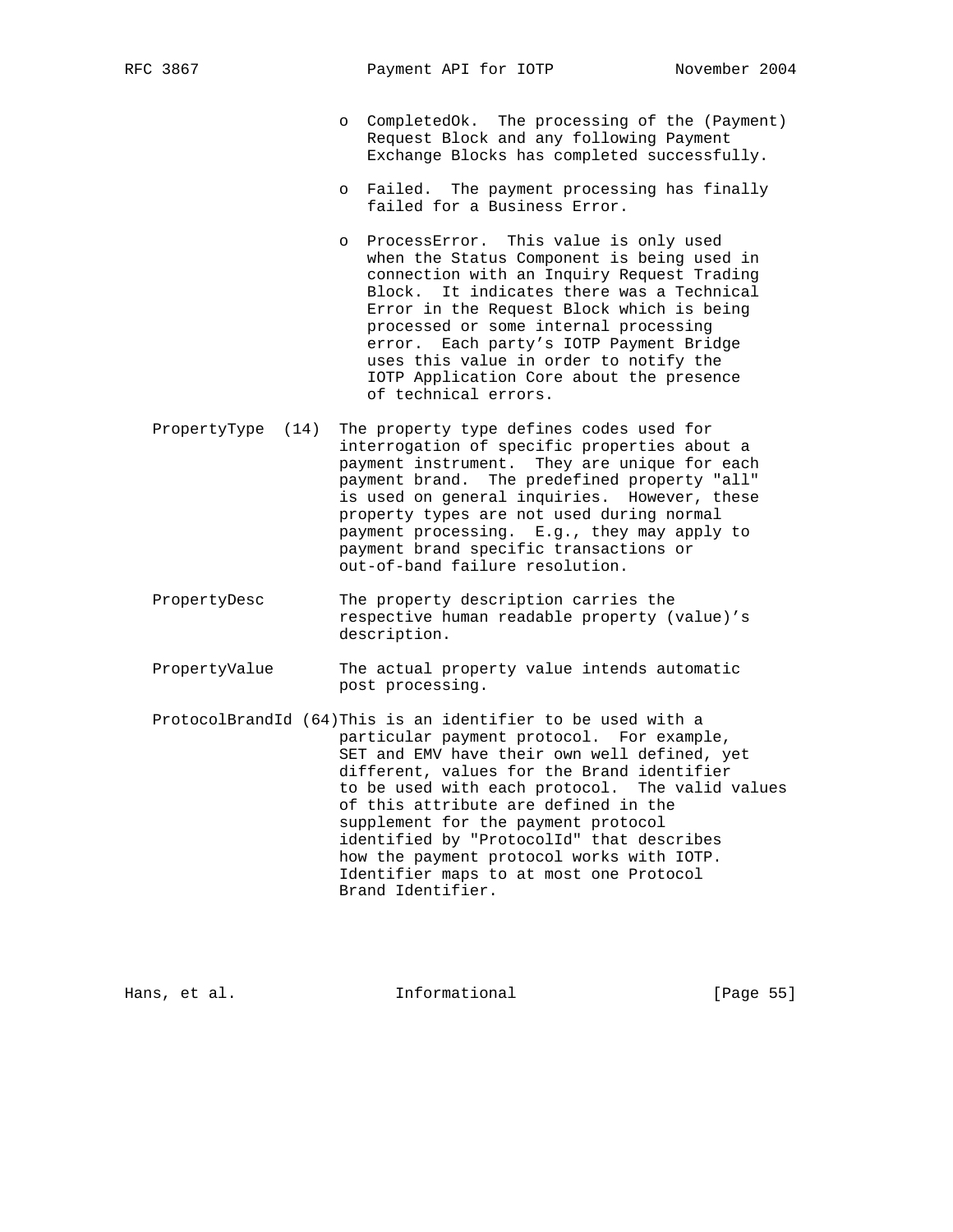- CompletedOk. The processing of the (Payment) Request Block and any following Payment Exchange Blocks has completed successfully.

- Failed. The payment processing has finally failed for a Business Error.

- ProcessError. This value is only used when the Status Component is being used in connection with an Inquiry Request Trading Block. It indicates there was a Technical Error in the Request Block which is being processed or some internal processing error. Each party's IOTP Payment Bridge uses this value in order to notify the IOTP Application Core about the presence of technical errors.

PropertyType (14) The property type defines codes used for interrogation of specific properties about a payment instrument. They are unique for each payment brand. The predefined property "all" is used on general inquiries. However, these property types are not used during normal payment processing. E.g., they may apply to payment brand specific transactions or out-of-band failure resolution.

PropertyDesc The property description carries the respective human readable property (value)'s description.

PropertyValue The actual property value intends automatic post processing.

ProtocolBrandId (64) This is an identifier to be used with a particular payment protocol. For example, SET and EMV have their own well defined, yet different, values for the Brand identifier to be used with each protocol. The valid values of this attribute are defined in the supplement for the payment protocol identified by "ProtocolId" that describes how the payment protocol works with IOTP. Identifier maps to at most one Protocol Brand Identifier.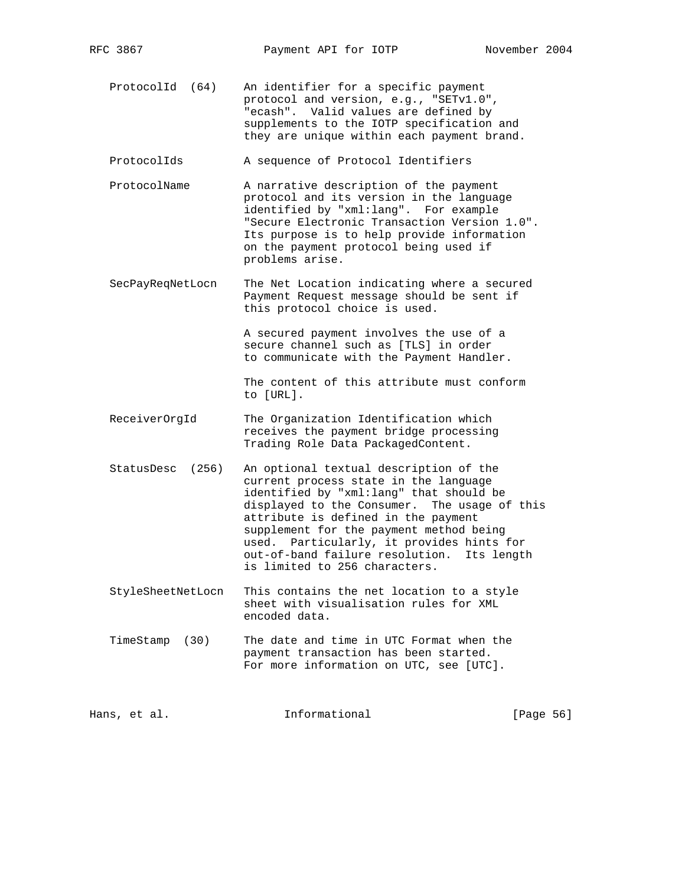ProtocolId (64)
: An identifier for a specific payment protocol and version, e.g., "SETv1.0", "ecash". Valid values are defined by supplements to the IOTP specification and they are unique within each payment brand.

ProtocolIds
: A sequence of Protocol Identifiers

ProtocolName
: A narrative description of the payment protocol and its version in the language identified by "xml:lang". For example "Secure Electronic Transaction Version 1.0". Its purpose is to help provide information on the payment protocol being used if problems arise.

SecPayReqNetLocn
: The Net Location indicating where a secured Payment Request message should be sent if this protocol choice is used.

  A secured payment involves the use of a secure channel such as [TLS] in order to communicate with the Payment Handler.

  The content of this attribute must conform to [URL].

ReceiverOrgId
: The Organization Identification which receives the payment bridge processing Trading Role Data PackagedContent.

StatusDesc (256)
: An optional textual description of the current process state in the language identified by "xml:lang" that should be displayed to the Consumer. The usage of this attribute is defined in the payment supplement for the payment method being used. Particularly, it provides hints for out-of-band failure resolution. Its length is limited to 256 characters.

StyleSheetNetLocn
: This contains the net location to a style sheet with visualisation rules for XML encoded data.

TimeStamp (30)
: The date and time in UTC Format when the payment transaction has been started. For more information on UTC, see [UTC].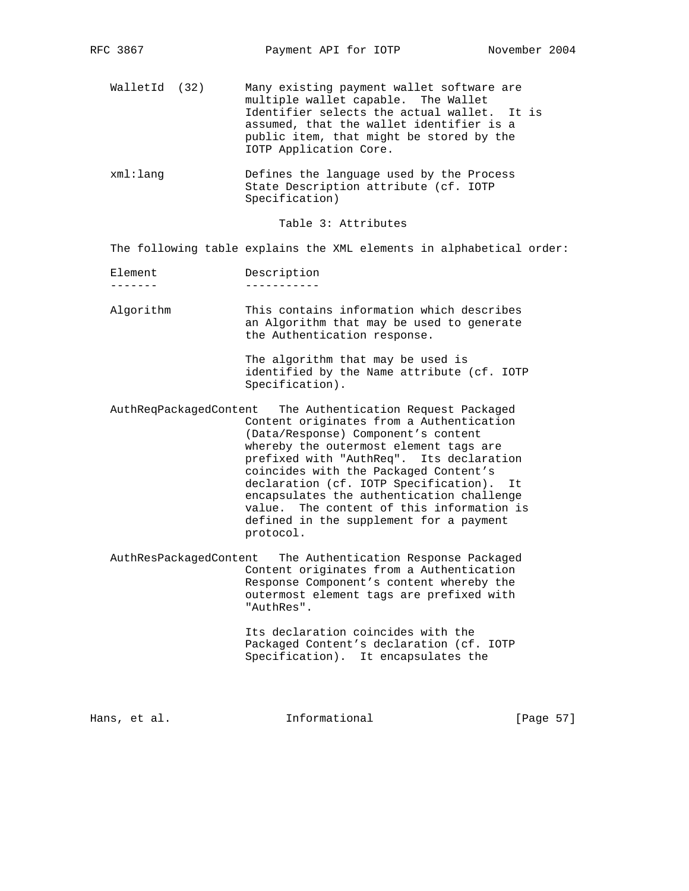| Attribute | Description |
|---|---|
| WalletId (32) | Many existing payment wallet software are multiple wallet capable. The Wallet Identifier selects the actual wallet. It is assumed, that the wallet identifier is a public item, that might be stored by the IOTP Application Core. |
| xml:lang | Defines the language used by the Process State Description attribute (cf. IOTP Specification) |

Table 3: Attributes

The following table explains the XML elements in alphabetical order:

| Element | Description |
|---|---|
| Algorithm | This contains information which describes an Algorithm that may be used to generate the Authentication response.<br><br>The algorithm that may be used is identified by the Name attribute (cf. IOTP Specification). |
| AuthReqPackagedContent | The Authentication Request Packaged Content originates from a Authentication (Data/Response) Component's content whereby the outermost element tags are prefixed with "AuthReq". Its declaration coincides with the Packaged Content's declaration (cf. IOTP Specification). It encapsulates the authentication challenge value. The content of this information is defined in the supplement for a payment protocol. |
| AuthResPackagedContent | The Authentication Response Packaged Content originates from a Authentication Response Component's content whereby the outermost element tags are prefixed with "AuthRes".<br><br>Its declaration coincides with the Packaged Content's declaration (cf. IOTP Specification). It encapsulates the |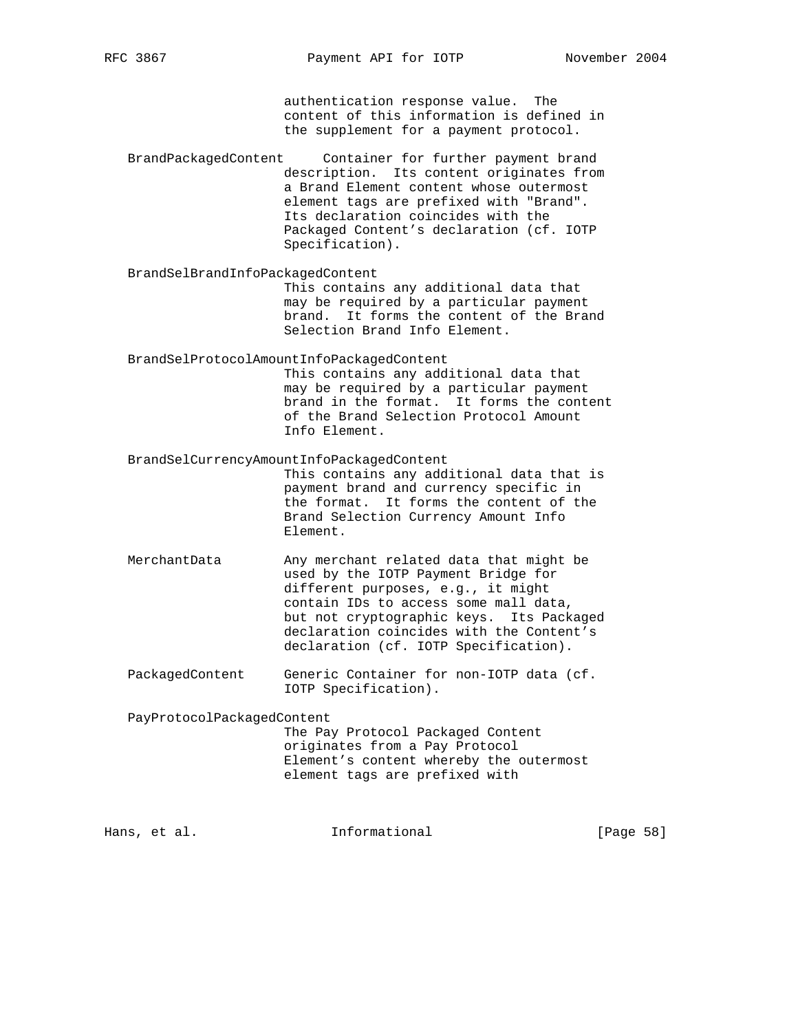authentication response value. The content of this information is defined in the supplement for a payment protocol.

BrandPackagedContent
: Container for further payment brand description. Its content originates from a Brand Element content whose outermost element tags are prefixed with "Brand". Its declaration coincides with the Packaged Content's declaration (cf. IOTP Specification).

BrandSelBrandInfoPackagedContent
: This contains any additional data that may be required by a particular payment brand. It forms the content of the Brand Selection Brand Info Element.

BrandSelProtocolAmountInfoPackagedContent
: This contains any additional data that may be required by a particular payment brand in the format. It forms the content of the Brand Selection Protocol Amount Info Element.

BrandSelCurrencyAmountInfoPackagedContent
: This contains any additional data that is payment brand and currency specific in the format. It forms the content of the Brand Selection Currency Amount Info Element.

MerchantData
: Any merchant related data that might be used by the IOTP Payment Bridge for different purposes, e.g., it might contain IDs to access some mall data, but not cryptographic keys. Its Packaged declaration coincides with the Content's declaration (cf. IOTP Specification).

PackagedContent
: Generic Container for non-IOTP data (cf. IOTP Specification).

PayProtocolPackagedContent
: The Pay Protocol Packaged Content originates from a Pay Protocol Element's content whereby the outermost element tags are prefixed with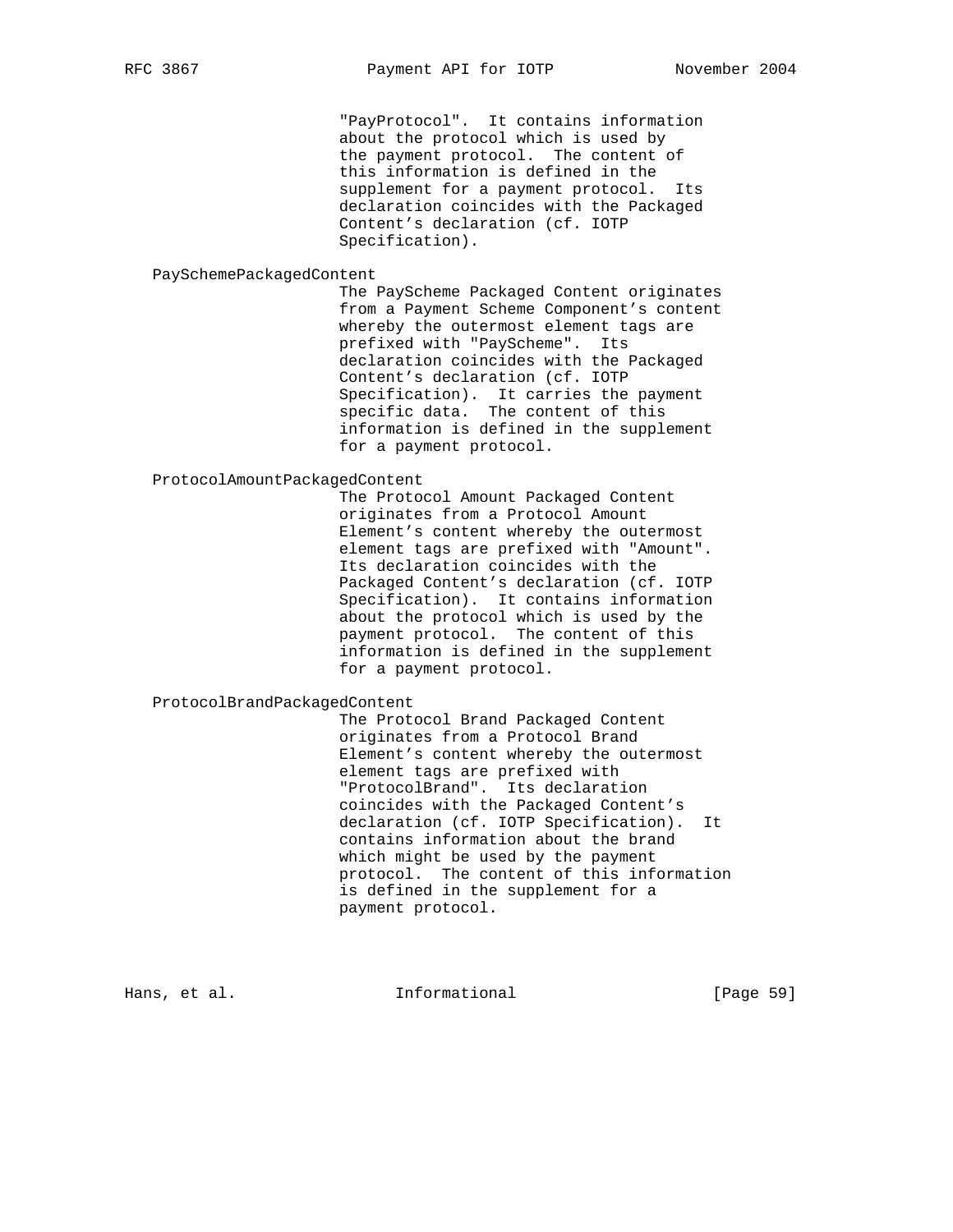"PayProtocol". It contains information about the protocol which is used by the payment protocol. The content of this information is defined in the supplement for a payment protocol. Its declaration coincides with the Packaged Content's declaration (cf. IOTP Specification).

PaySchemePackagedContent
: The PayScheme Packaged Content originates from a Payment Scheme Component's content whereby the outermost element tags are prefixed with "PayScheme". Its declaration coincides with the Packaged Content's declaration (cf. IOTP Specification). It carries the payment specific data. The content of this information is defined in the supplement for a payment protocol.

ProtocolAmountPackagedContent
: The Protocol Amount Packaged Content originates from a Protocol Amount Element's content whereby the outermost element tags are prefixed with "Amount". Its declaration coincides with the Packaged Content's declaration (cf. IOTP Specification). It contains information about the protocol which is used by the payment protocol. The content of this information is defined in the supplement for a payment protocol.

ProtocolBrandPackagedContent
: The Protocol Brand Packaged Content originates from a Protocol Brand Element's content whereby the outermost element tags are prefixed with "ProtocolBrand". Its declaration coincides with the Packaged Content's declaration (cf. IOTP Specification). It contains information about the brand which might be used by the payment protocol. The content of this information is defined in the supplement for a payment protocol.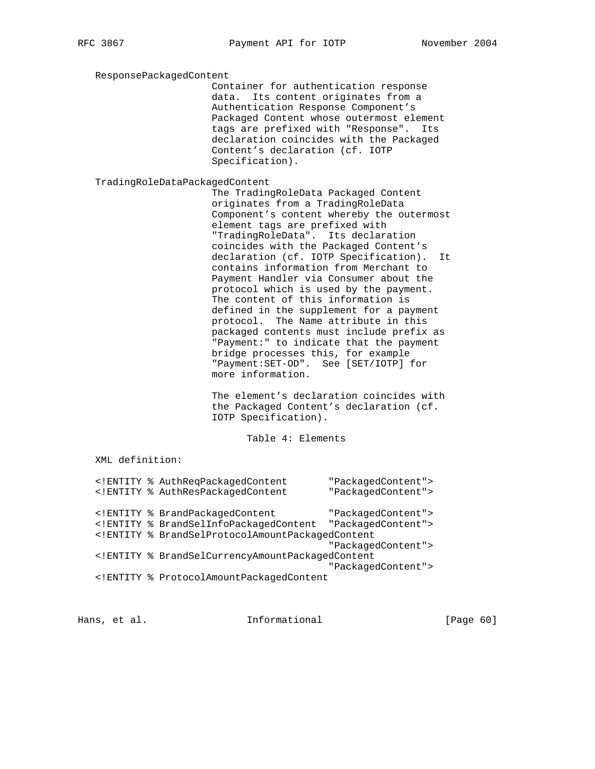ResponsePackagedContent
: Container for authentication response data. Its content originates from a Authentication Response Component's Packaged Content whose outermost element tags are prefixed with "Response". Its declaration coincides with the Packaged Content's declaration (cf. IOTP Specification).

TradingRoleDataPackagedContent
: The TradingRoleData Packaged Content originates from a TradingRoleData Component's content whereby the outermost element tags are prefixed with "TradingRoleData". Its declaration coincides with the Packaged Content's declaration (cf. IOTP Specification). It contains information from Merchant to Payment Handler via Consumer about the protocol which is used by the payment. The content of this information is defined in the supplement for a payment protocol. The Name attribute in this packaged contents must include prefix as "Payment:" to indicate that the payment bridge processes this, for example "Payment:SET-OD". See [SET/IOTP] for more information.

  The element's declaration coincides with the Packaged Content's declaration (cf. IOTP Specification).

Table 4: Elements

XML definition:

```
<!ENTITY % AuthReqPackagedContent       "PackagedContent">
<!ENTITY % AuthResPackagedContent       "PackagedContent">

<!ENTITY % BrandPackagedContent         "PackagedContent">
<!ENTITY % BrandSelInfoPackagedContent  "PackagedContent">
<!ENTITY % BrandSelProtocolAmountPackagedContent
                                        "PackagedContent">
<!ENTITY % BrandSelCurrencyAmountPackagedContent
                                        "PackagedContent">
<!ENTITY % ProtocolAmountPackagedContent
```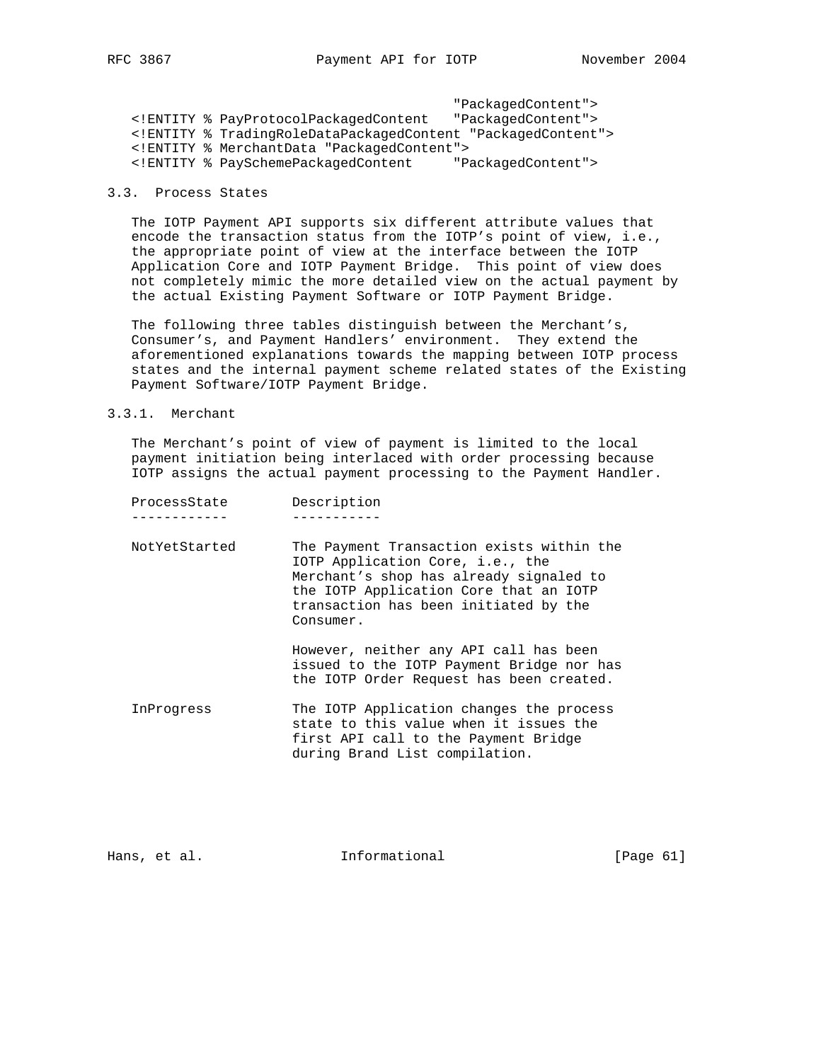```
                                               "PackagedContent">
   <!ENTITY % PayProtocolPackagedContent   "PackagedContent">
   <!ENTITY % TradingRoleDataPackagedContent "PackagedContent">
   <!ENTITY % MerchantData "PackagedContent">
   <!ENTITY % PaySchemePackagedContent     "PackagedContent">
```

### 3.3. Process States

The IOTP Payment API supports six different attribute values that encode the transaction status from the IOTP's point of view, i.e., the appropriate point of view at the interface between the IOTP Application Core and IOTP Payment Bridge. This point of view does not completely mimic the more detailed view on the actual payment by the actual Existing Payment Software or IOTP Payment Bridge.

The following three tables distinguish between the Merchant's, Consumer's, and Payment Handlers' environment. They extend the aforementioned explanations towards the mapping between IOTP process states and the internal payment scheme related states of the Existing Payment Software/IOTP Payment Bridge.

#### 3.3.1. Merchant

The Merchant's point of view of payment is limited to the local payment initiation being interlaced with order processing because IOTP assigns the actual payment processing to the Payment Handler.

| ProcessState | Description |
|---|---|
| NotYetStarted | The Payment Transaction exists within the IOTP Application Core, i.e., the Merchant's shop has already signaled to the IOTP Application Core that an IOTP transaction has been initiated by the Consumer.<br><br>However, neither any API call has been issued to the IOTP Payment Bridge nor has the IOTP Order Request has been created. |
| InProgress | The IOTP Application changes the process state to this value when it issues the first API call to the Payment Bridge during Brand List compilation. |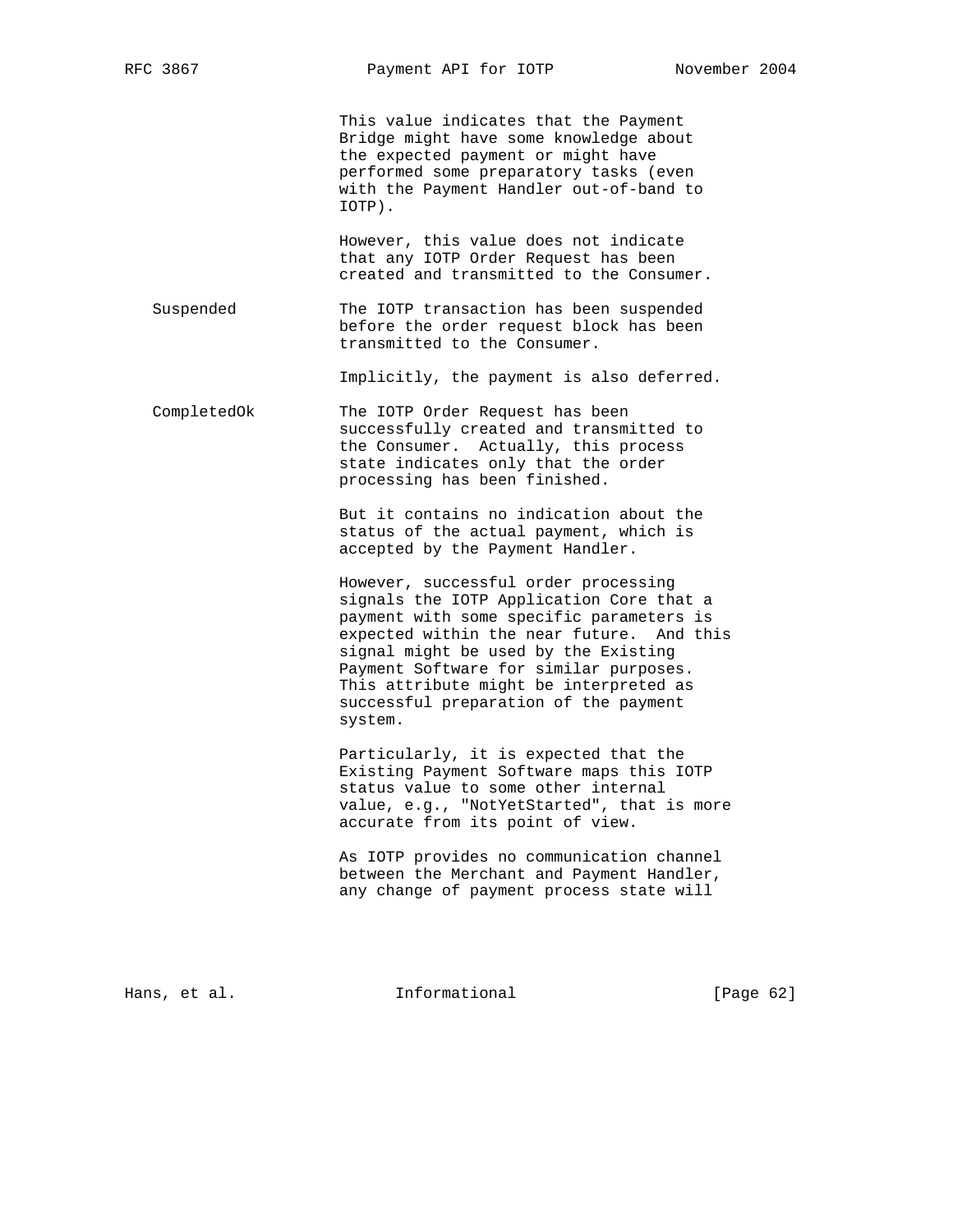This value indicates that the Payment Bridge might have some knowledge about the expected payment or might have performed some preparatory tasks (even with the Payment Handler out-of-band to IOTP).

However, this value does not indicate that any IOTP Order Request has been created and transmitted to the Consumer.

Suspended
: The IOTP transaction has been suspended before the order request block has been transmitted to the Consumer.

  Implicitly, the payment is also deferred.

CompletedOk
: The IOTP Order Request has been successfully created and transmitted to the Consumer. Actually, this process state indicates only that the order processing has been finished.

  But it contains no indication about the status of the actual payment, which is accepted by the Payment Handler.

  However, successful order processing signals the IOTP Application Core that a payment with some specific parameters is expected within the near future. And this signal might be used by the Existing Payment Software for similar purposes. This attribute might be interpreted as successful preparation of the payment system.

  Particularly, it is expected that the Existing Payment Software maps this IOTP status value to some other internal value, e.g., "NotYetStarted", that is more accurate from its point of view.

  As IOTP provides no communication channel between the Merchant and Payment Handler, any change of payment process state will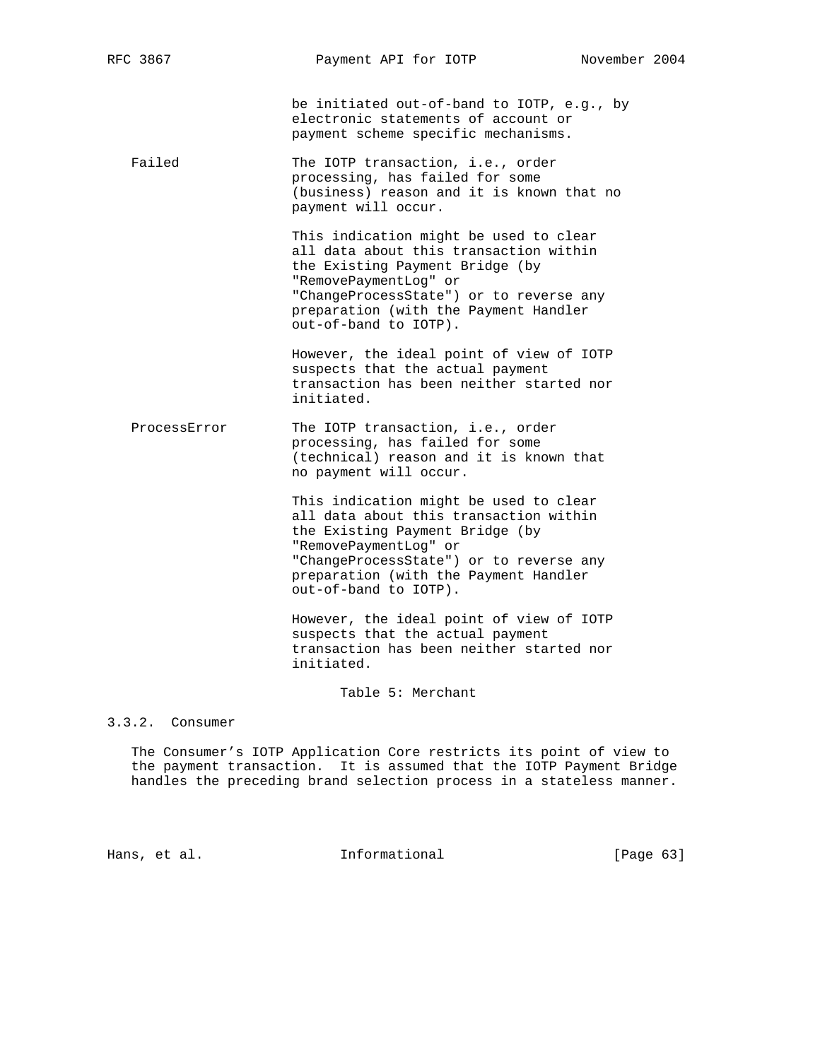| | |
|---|---|
| | be initiated out-of-band to IOTP, e.g., by electronic statements of account or payment scheme specific mechanisms. |
| Failed | The IOTP transaction, i.e., order processing, has failed for some (business) reason and it is known that no payment will occur.<br><br>This indication might be used to clear all data about this transaction within the Existing Payment Bridge (by "RemovePaymentLog" or "ChangeProcessState") or to reverse any preparation (with the Payment Handler out-of-band to IOTP).<br><br>However, the ideal point of view of IOTP suspects that the actual payment transaction has been neither started nor initiated. |
| ProcessError | The IOTP transaction, i.e., order processing, has failed for some (technical) reason and it is known that no payment will occur.<br><br>This indication might be used to clear all data about this transaction within the Existing Payment Bridge (by "RemovePaymentLog" or "ChangeProcessState") or to reverse any preparation (with the Payment Handler out-of-band to IOTP).<br><br>However, the ideal point of view of IOTP suspects that the actual payment transaction has been neither started nor initiated. |

Table 5: Merchant

### 3.3.2. Consumer

The Consumer's IOTP Application Core restricts its point of view to the payment transaction. It is assumed that the IOTP Payment Bridge handles the preceding brand selection process in a stateless manner.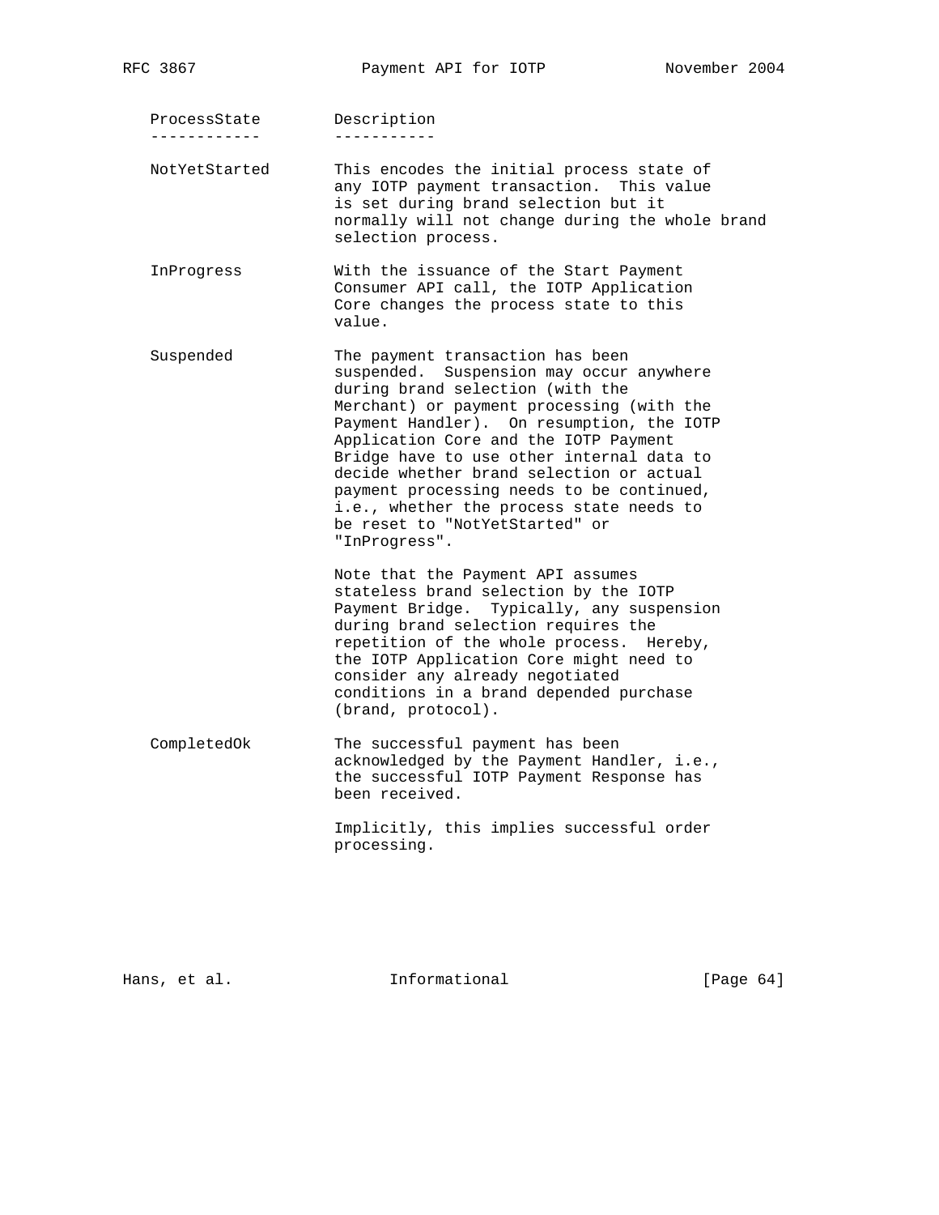| ProcessState | Description |
| --- | --- |
| NotYetStarted | This encodes the initial process state of any IOTP payment transaction. This value is set during brand selection but it normally will not change during the whole brand selection process. |
| InProgress | With the issuance of the Start Payment Consumer API call, the IOTP Application Core changes the process state to this value. |
| Suspended | The payment transaction has been suspended. Suspension may occur anywhere during brand selection (with the Merchant) or payment processing (with the Payment Handler). On resumption, the IOTP Application Core and the IOTP Payment Bridge have to use other internal data to decide whether brand selection or actual payment processing needs to be continued, i.e., whether the process state needs to be reset to "NotYetStarted" or "InProgress".<br><br>Note that the Payment API assumes stateless brand selection by the IOTP Payment Bridge. Typically, any suspension during brand selection requires the repetition of the whole process. Hereby, the IOTP Application Core might need to consider any already negotiated conditions in a brand depended purchase (brand, protocol). |
| CompletedOk | The successful payment has been acknowledged by the Payment Handler, i.e., the successful IOTP Payment Response has been received.<br><br>Implicitly, this implies successful order processing. |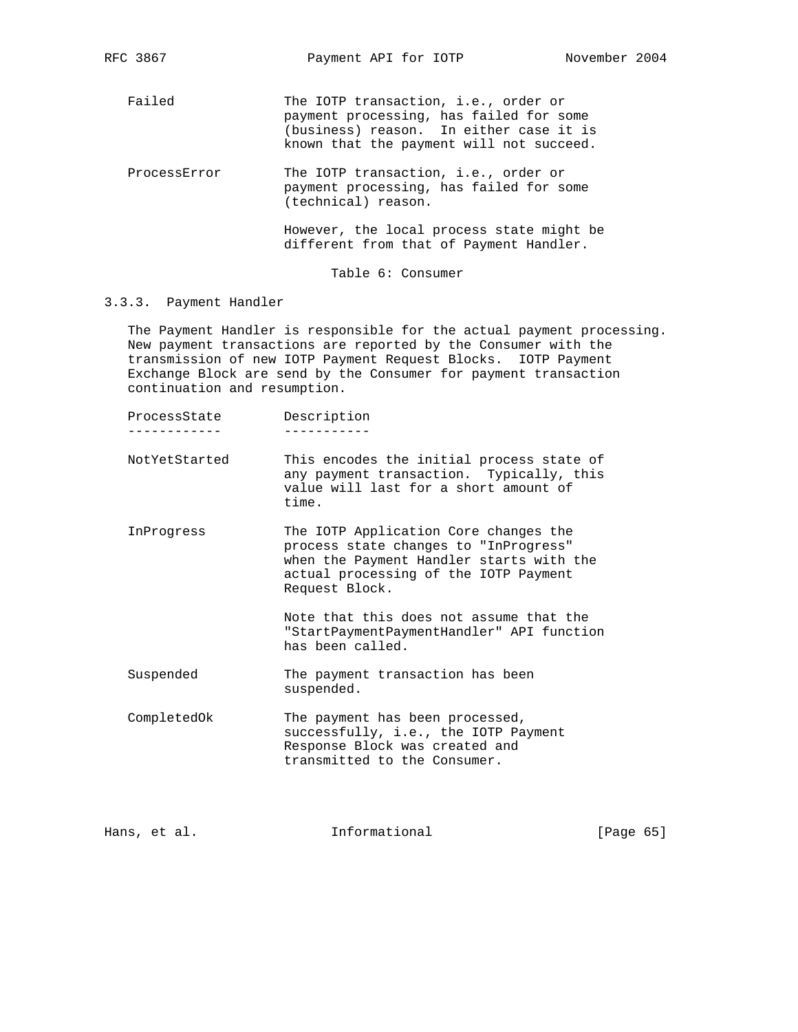| ProcessState | Description |
|---|---|
| Failed | The IOTP transaction, i.e., order or payment processing, has failed for some (business) reason. In either case it is known that the payment will not succeed. |
| ProcessError | The IOTP transaction, i.e., order or payment processing, has failed for some (technical) reason.<br><br>However, the local process state might be different from that of Payment Handler. |

Table 6: Consumer

### 3.3.3. Payment Handler

The Payment Handler is responsible for the actual payment processing. New payment transactions are reported by the Consumer with the transmission of new IOTP Payment Request Blocks. IOTP Payment Exchange Block are send by the Consumer for payment transaction continuation and resumption.

| ProcessState | Description |
|---|---|
| NotYetStarted | This encodes the initial process state of any payment transaction. Typically, this value will last for a short amount of time. |
| InProgress | The IOTP Application Core changes the process state changes to "InProgress" when the Payment Handler starts with the actual processing of the IOTP Payment Request Block.<br><br>Note that this does not assume that the "StartPaymentPaymentHandler" API function has been called. |
| Suspended | The payment transaction has been suspended. |
| CompletedOk | The payment has been processed, successfully, i.e., the IOTP Payment Response Block was created and transmitted to the Consumer. |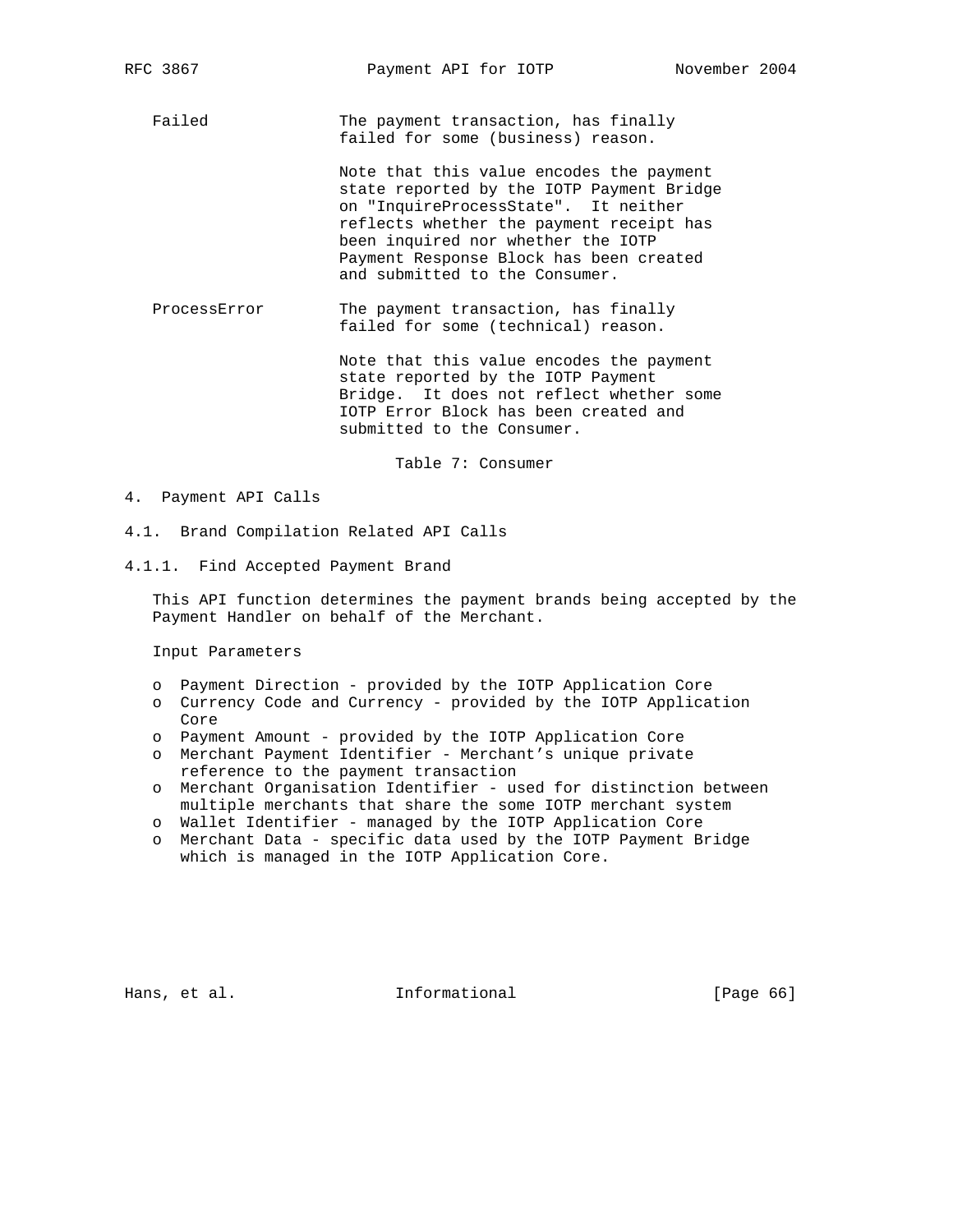| | |
|---|---|
| Failed | The payment transaction, has finally failed for some (business) reason. Note that this value encodes the payment state reported by the IOTP Payment Bridge on "InquireProcessState". It neither reflects whether the payment receipt has been inquired nor whether the IOTP Payment Response Block has been created and submitted to the Consumer. |
| ProcessError | The payment transaction, has finally failed for some (technical) reason. Note that this value encodes the payment state reported by the IOTP Payment Bridge. It does not reflect whether some IOTP Error Block has been created and submitted to the Consumer. |

Table 7: Consumer

# 4. Payment API Calls

## 4.1. Brand Compilation Related API Calls

### 4.1.1. Find Accepted Payment Brand

This API function determines the payment brands being accepted by the Payment Handler on behalf of the Merchant.

Input Parameters

- o Payment Direction - provided by the IOTP Application Core
- o Currency Code and Currency - provided by the IOTP Application Core
- o Payment Amount - provided by the IOTP Application Core
- o Merchant Payment Identifier - Merchant's unique private reference to the payment transaction
- o Merchant Organisation Identifier - used for distinction between multiple merchants that share the some IOTP merchant system
- o Wallet Identifier - managed by the IOTP Application Core
- o Merchant Data - specific data used by the IOTP Payment Bridge which is managed in the IOTP Application Core.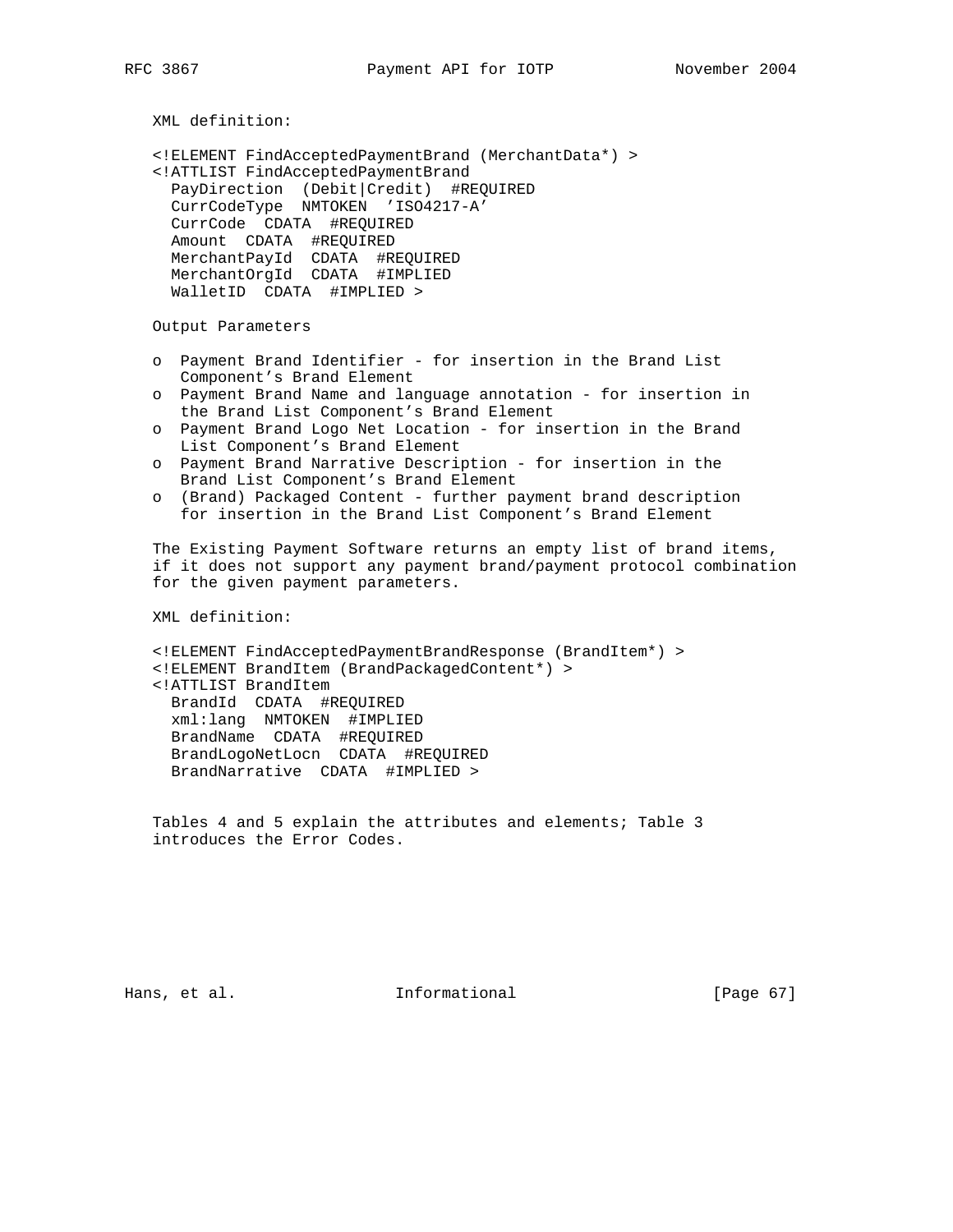XML definition:

```
<!ELEMENT FindAcceptedPaymentBrand (MerchantData*) >
<!ATTLIST FindAcceptedPaymentBrand
  PayDirection  (Debit|Credit)  #REQUIRED
  CurrCodeType  NMTOKEN  'ISO4217-A'
  CurrCode  CDATA  #REQUIRED
  Amount  CDATA  #REQUIRED
  MerchantPayId  CDATA  #REQUIRED
  MerchantOrgId  CDATA  #IMPLIED
  WalletID  CDATA  #IMPLIED >
```

Output Parameters

- o Payment Brand Identifier - for insertion in the Brand List Component's Brand Element
- o Payment Brand Name and language annotation - for insertion in the Brand List Component's Brand Element
- o Payment Brand Logo Net Location - for insertion in the Brand List Component's Brand Element
- o Payment Brand Narrative Description - for insertion in the Brand List Component's Brand Element
- o (Brand) Packaged Content - further payment brand description for insertion in the Brand List Component's Brand Element

The Existing Payment Software returns an empty list of brand items, if it does not support any payment brand/payment protocol combination for the given payment parameters.

XML definition:

```
<!ELEMENT FindAcceptedPaymentBrandResponse (BrandItem*) >
<!ELEMENT BrandItem (BrandPackagedContent*) >
<!ATTLIST BrandItem
  BrandId  CDATA  #REQUIRED
  xml:lang  NMTOKEN  #IMPLIED
  BrandName  CDATA  #REQUIRED
  BrandLogoNetLocn  CDATA  #REQUIRED
  BrandNarrative  CDATA  #IMPLIED >
```

Tables 4 and 5 explain the attributes and elements; Table 3 introduces the Error Codes.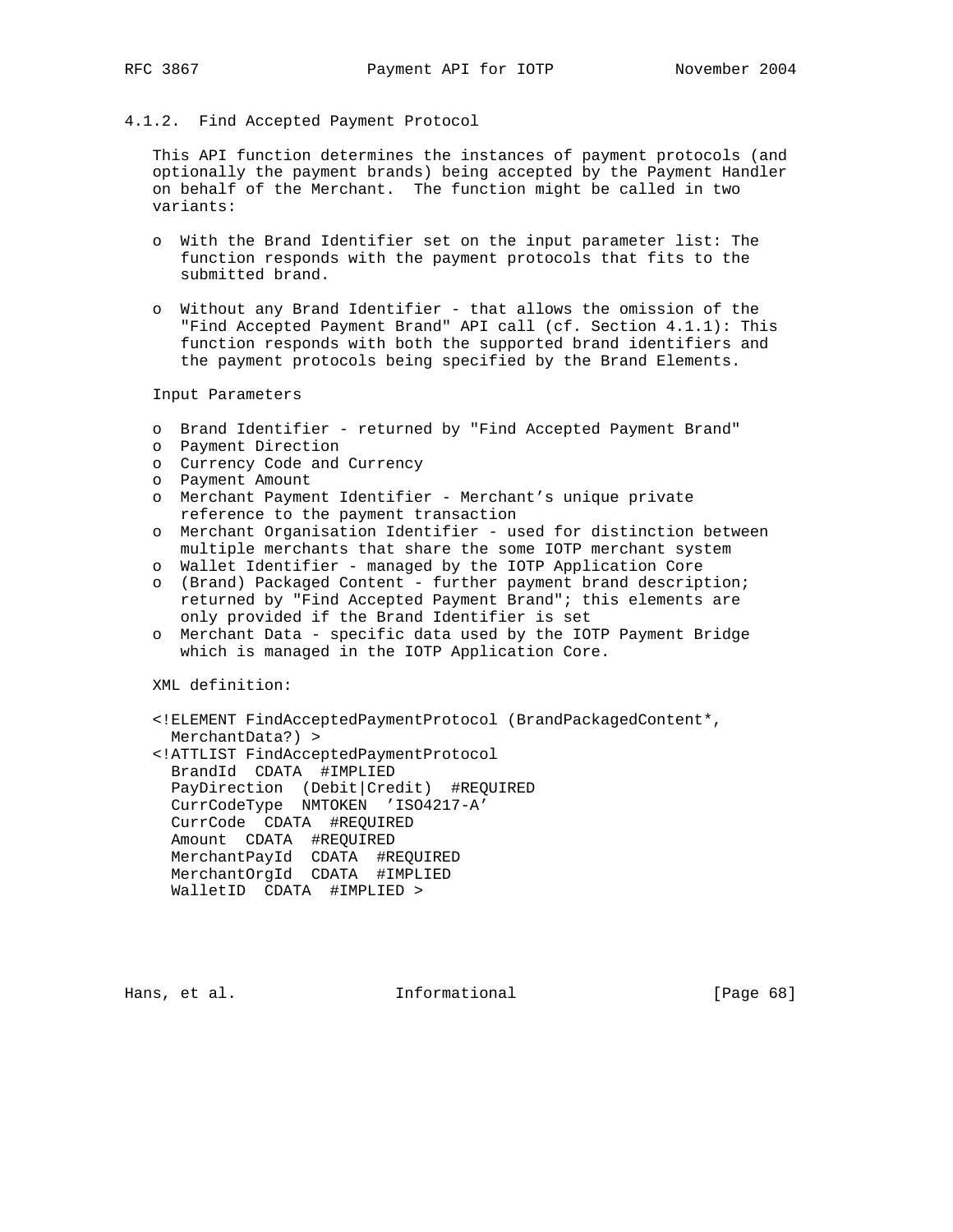### 4.1.2. Find Accepted Payment Protocol

This API function determines the instances of payment protocols (and optionally the payment brands) being accepted by the Payment Handler on behalf of the Merchant. The function might be called in two variants:

- With the Brand Identifier set on the input parameter list: The function responds with the payment protocols that fits to the submitted brand.
- Without any Brand Identifier - that allows the omission of the "Find Accepted Payment Brand" API call (cf. Section 4.1.1): This function responds with both the supported brand identifiers and the payment protocols being specified by the Brand Elements.

Input Parameters

- Brand Identifier - returned by "Find Accepted Payment Brand"
- Payment Direction
- Currency Code and Currency
- Payment Amount
- Merchant Payment Identifier - Merchant's unique private reference to the payment transaction
- Merchant Organisation Identifier - used for distinction between multiple merchants that share the some IOTP merchant system
- Wallet Identifier - managed by the IOTP Application Core
- (Brand) Packaged Content - further payment brand description; returned by "Find Accepted Payment Brand"; this elements are only provided if the Brand Identifier is set
- Merchant Data - specific data used by the IOTP Payment Bridge which is managed in the IOTP Application Core.

XML definition:

```
<!ELEMENT FindAcceptedPaymentProtocol (BrandPackagedContent*,
  MerchantData?) >
<!ATTLIST FindAcceptedPaymentProtocol
  BrandId  CDATA  #IMPLIED
  PayDirection  (Debit|Credit)  #REQUIRED
  CurrCodeType  NMTOKEN  'ISO4217-A'
  CurrCode  CDATA  #REQUIRED
  Amount  CDATA  #REQUIRED
  MerchantPayId  CDATA  #REQUIRED
  MerchantOrgId  CDATA  #IMPLIED
  WalletID  CDATA  #IMPLIED >
```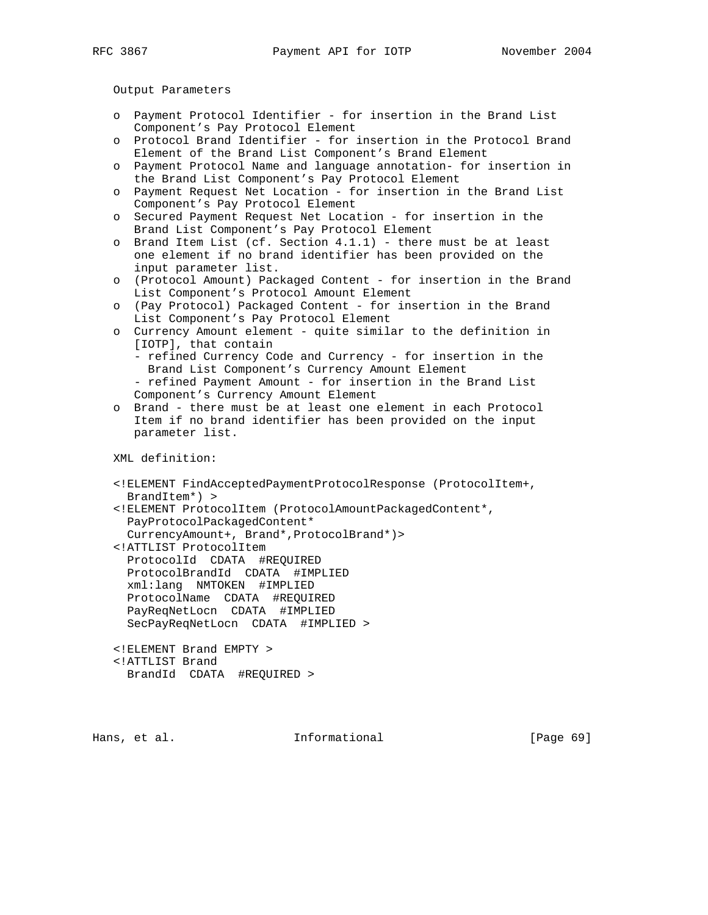Output Parameters

- o Payment Protocol Identifier - for insertion in the Brand List Component's Pay Protocol Element
- o Protocol Brand Identifier - for insertion in the Protocol Brand Element of the Brand List Component's Brand Element
- o Payment Protocol Name and language annotation- for insertion in the Brand List Component's Pay Protocol Element
- o Payment Request Net Location - for insertion in the Brand List Component's Pay Protocol Element
- o Secured Payment Request Net Location - for insertion in the Brand List Component's Pay Protocol Element
- o Brand Item List (cf. Section 4.1.1) - there must be at least one element if no brand identifier has been provided on the input parameter list.
- o (Protocol Amount) Packaged Content - for insertion in the Brand List Component's Protocol Amount Element
- o (Pay Protocol) Packaged Content - for insertion in the Brand List Component's Pay Protocol Element
- o Currency Amount element - quite similar to the definition in [IOTP], that contain
  - refined Currency Code and Currency - for insertion in the Brand List Component's Currency Amount Element
  - refined Payment Amount - for insertion in the Brand List Component's Currency Amount Element
- o Brand - there must be at least one element in each Protocol Item if no brand identifier has been provided on the input parameter list.

XML definition:

```
<!ELEMENT FindAcceptedPaymentProtocolResponse (ProtocolItem+,
  BrandItem*) >
<!ELEMENT ProtocolItem (ProtocolAmountPackagedContent*,
  PayProtocolPackagedContent*
  CurrencyAmount+, Brand*,ProtocolBrand*)>
<!ATTLIST ProtocolItem
  ProtocolId  CDATA  #REQUIRED
  ProtocolBrandId  CDATA  #IMPLIED
  xml:lang  NMTOKEN  #IMPLIED
  ProtocolName  CDATA  #REQUIRED
  PayReqNetLocn  CDATA  #IMPLIED
  SecPayReqNetLocn  CDATA  #IMPLIED >

<!ELEMENT Brand EMPTY >
<!ATTLIST Brand
  BrandId  CDATA  #REQUIRED >
```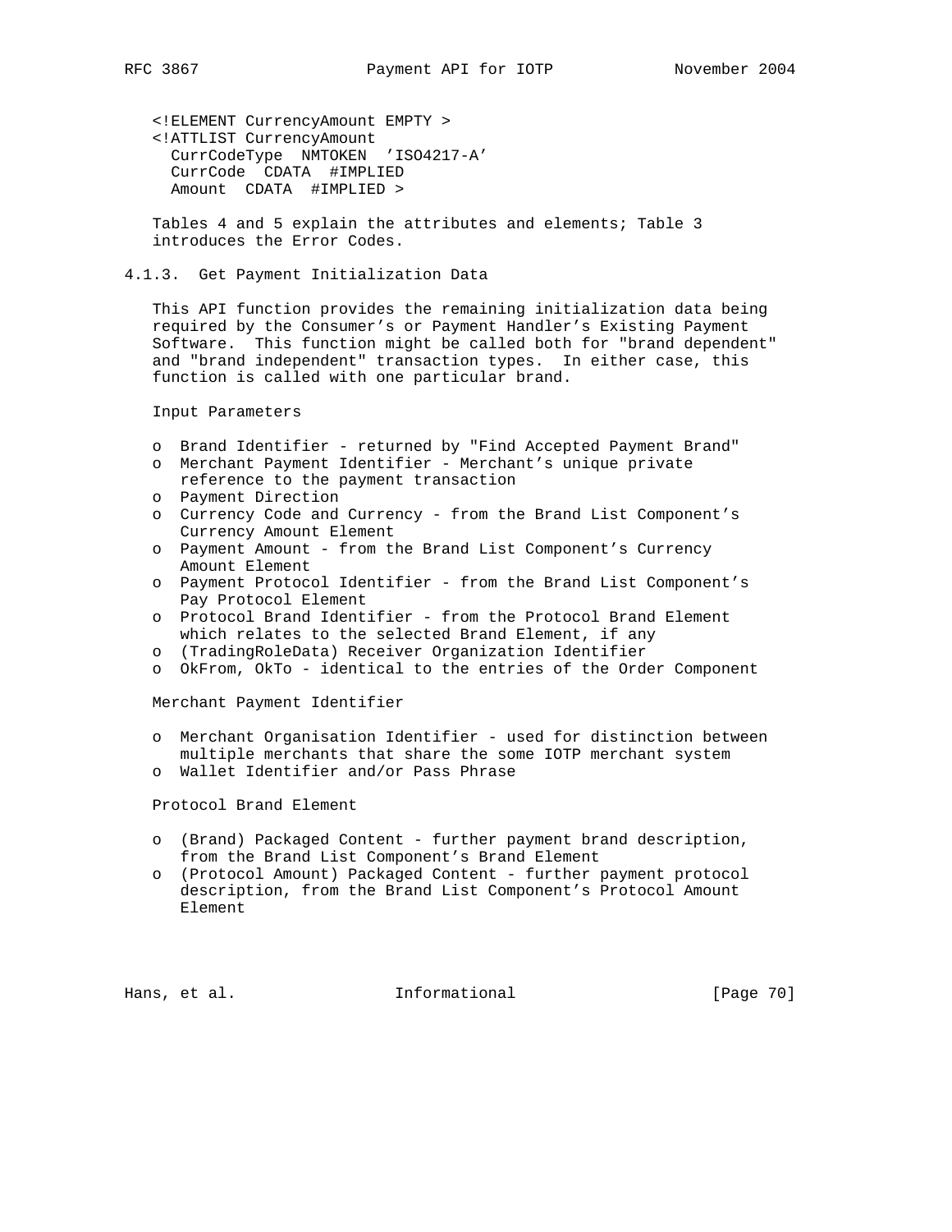```
<!ELEMENT CurrencyAmount EMPTY >
<!ATTLIST CurrencyAmount
  CurrCodeType  NMTOKEN  'ISO4217-A'
  CurrCode  CDATA  #IMPLIED
  Amount  CDATA  #IMPLIED >
```

Tables 4 and 5 explain the attributes and elements; Table 3 introduces the Error Codes.

### 4.1.3. Get Payment Initialization Data

This API function provides the remaining initialization data being required by the Consumer's or Payment Handler's Existing Payment Software. This function might be called both for "brand dependent" and "brand independent" transaction types. In either case, this function is called with one particular brand.

Input Parameters

- Brand Identifier - returned by "Find Accepted Payment Brand"
- Merchant Payment Identifier - Merchant's unique private reference to the payment transaction
- Payment Direction
- Currency Code and Currency - from the Brand List Component's Currency Amount Element
- Payment Amount - from the Brand List Component's Currency Amount Element
- Payment Protocol Identifier - from the Brand List Component's Pay Protocol Element
- Protocol Brand Identifier - from the Protocol Brand Element which relates to the selected Brand Element, if any
- (TradingRoleData) Receiver Organization Identifier
- OkFrom, OkTo - identical to the entries of the Order Component

Merchant Payment Identifier

- Merchant Organisation Identifier - used for distinction between multiple merchants that share the some IOTP merchant system
- Wallet Identifier and/or Pass Phrase

Protocol Brand Element

- (Brand) Packaged Content - further payment brand description, from the Brand List Component's Brand Element
- (Protocol Amount) Packaged Content - further payment protocol description, from the Brand List Component's Protocol Amount Element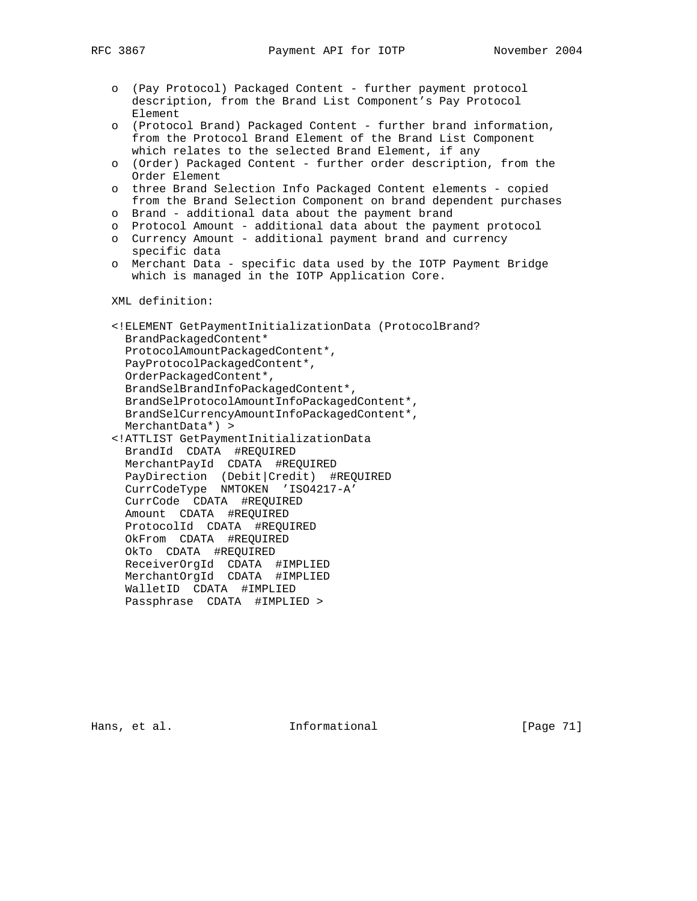- (Pay Protocol) Packaged Content - further payment protocol description, from the Brand List Component's Pay Protocol Element
- (Protocol Brand) Packaged Content - further brand information, from the Protocol Brand Element of the Brand List Component which relates to the selected Brand Element, if any
- (Order) Packaged Content - further order description, from the Order Element
- three Brand Selection Info Packaged Content elements - copied from the Brand Selection Component on brand dependent purchases
- Brand - additional data about the payment brand
- Protocol Amount - additional data about the payment protocol
- Currency Amount - additional payment brand and currency specific data
- Merchant Data - specific data used by the IOTP Payment Bridge which is managed in the IOTP Application Core.

XML definition:

```
<!ELEMENT GetPaymentInitializationData (ProtocolBrand?
  BrandPackagedContent*
  ProtocolAmountPackagedContent*,
  PayProtocolPackagedContent*,
  OrderPackagedContent*,
  BrandSelBrandInfoPackagedContent*,
  BrandSelProtocolAmountInfoPackagedContent*,
  BrandSelCurrencyAmountInfoPackagedContent*,
  MerchantData*) >
<!ATTLIST GetPaymentInitializationData
  BrandId  CDATA  #REQUIRED
  MerchantPayId  CDATA  #REQUIRED
  PayDirection  (Debit|Credit)  #REQUIRED
  CurrCodeType  NMTOKEN  'ISO4217-A'
  CurrCode  CDATA  #REQUIRED
  Amount  CDATA  #REQUIRED
  ProtocolId  CDATA  #REQUIRED
  OkFrom  CDATA  #REQUIRED
  OkTo  CDATA  #REQUIRED
  ReceiverOrgId  CDATA  #IMPLIED
  MerchantOrgId  CDATA  #IMPLIED
  WalletID  CDATA  #IMPLIED
  Passphrase  CDATA  #IMPLIED >
```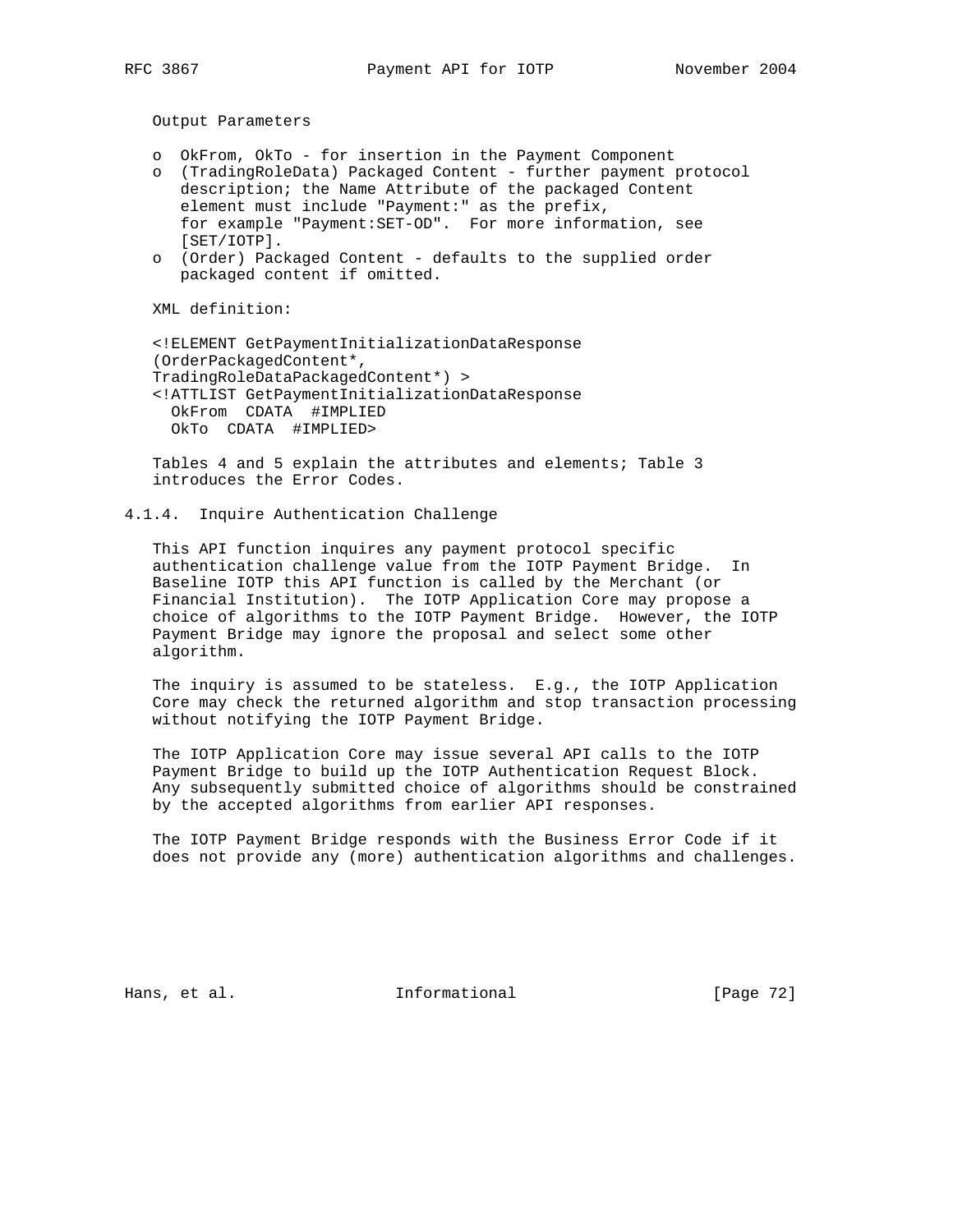Output Parameters

- o OkFrom, OkTo - for insertion in the Payment Component
- o (TradingRoleData) Packaged Content - further payment protocol description; the Name Attribute of the packaged Content element must include "Payment:" as the prefix, for example "Payment:SET-OD". For more information, see [SET/IOTP].
- o (Order) Packaged Content - defaults to the supplied order packaged content if omitted.

XML definition:

```
<!ELEMENT GetPaymentInitializationDataResponse
(OrderPackagedContent*,
TradingRoleDataPackagedContent*) >
<!ATTLIST GetPaymentInitializationDataResponse
  OkFrom  CDATA  #IMPLIED
  OkTo  CDATA  #IMPLIED>
```

Tables 4 and 5 explain the attributes and elements; Table 3 introduces the Error Codes.

### 4.1.4. Inquire Authentication Challenge

This API function inquires any payment protocol specific authentication challenge value from the IOTP Payment Bridge. In Baseline IOTP this API function is called by the Merchant (or Financial Institution). The IOTP Application Core may propose a choice of algorithms to the IOTP Payment Bridge. However, the IOTP Payment Bridge may ignore the proposal and select some other algorithm.

The inquiry is assumed to be stateless. E.g., the IOTP Application Core may check the returned algorithm and stop transaction processing without notifying the IOTP Payment Bridge.

The IOTP Application Core may issue several API calls to the IOTP Payment Bridge to build up the IOTP Authentication Request Block. Any subsequently submitted choice of algorithms should be constrained by the accepted algorithms from earlier API responses.

The IOTP Payment Bridge responds with the Business Error Code if it does not provide any (more) authentication algorithms and challenges.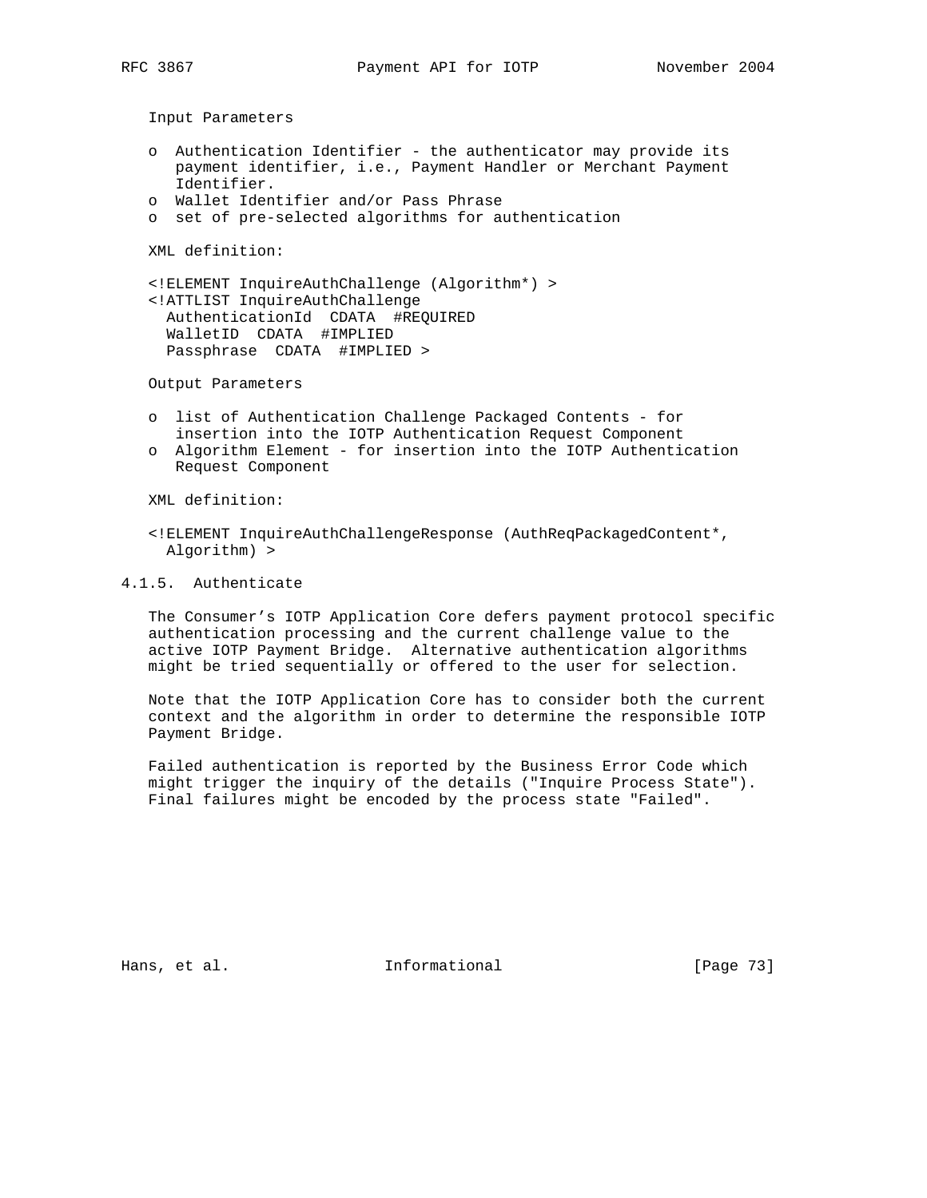Input Parameters

- Authentication Identifier - the authenticator may provide its payment identifier, i.e., Payment Handler or Merchant Payment Identifier.
- Wallet Identifier and/or Pass Phrase
- set of pre-selected algorithms for authentication

XML definition:

```
<!ELEMENT InquireAuthChallenge (Algorithm*) >
<!ATTLIST InquireAuthChallenge
  AuthenticationId  CDATA  #REQUIRED
  WalletID  CDATA  #IMPLIED
  Passphrase  CDATA  #IMPLIED >
```

Output Parameters

- list of Authentication Challenge Packaged Contents - for insertion into the IOTP Authentication Request Component
- Algorithm Element - for insertion into the IOTP Authentication Request Component

XML definition:

```
<!ELEMENT InquireAuthChallengeResponse (AuthReqPackagedContent*,
  Algorithm) >
```

### 4.1.5. Authenticate

The Consumer's IOTP Application Core defers payment protocol specific authentication processing and the current challenge value to the active IOTP Payment Bridge. Alternative authentication algorithms might be tried sequentially or offered to the user for selection.

Note that the IOTP Application Core has to consider both the current context and the algorithm in order to determine the responsible IOTP Payment Bridge.

Failed authentication is reported by the Business Error Code which might trigger the inquiry of the details ("Inquire Process State"). Final failures might be encoded by the process state "Failed".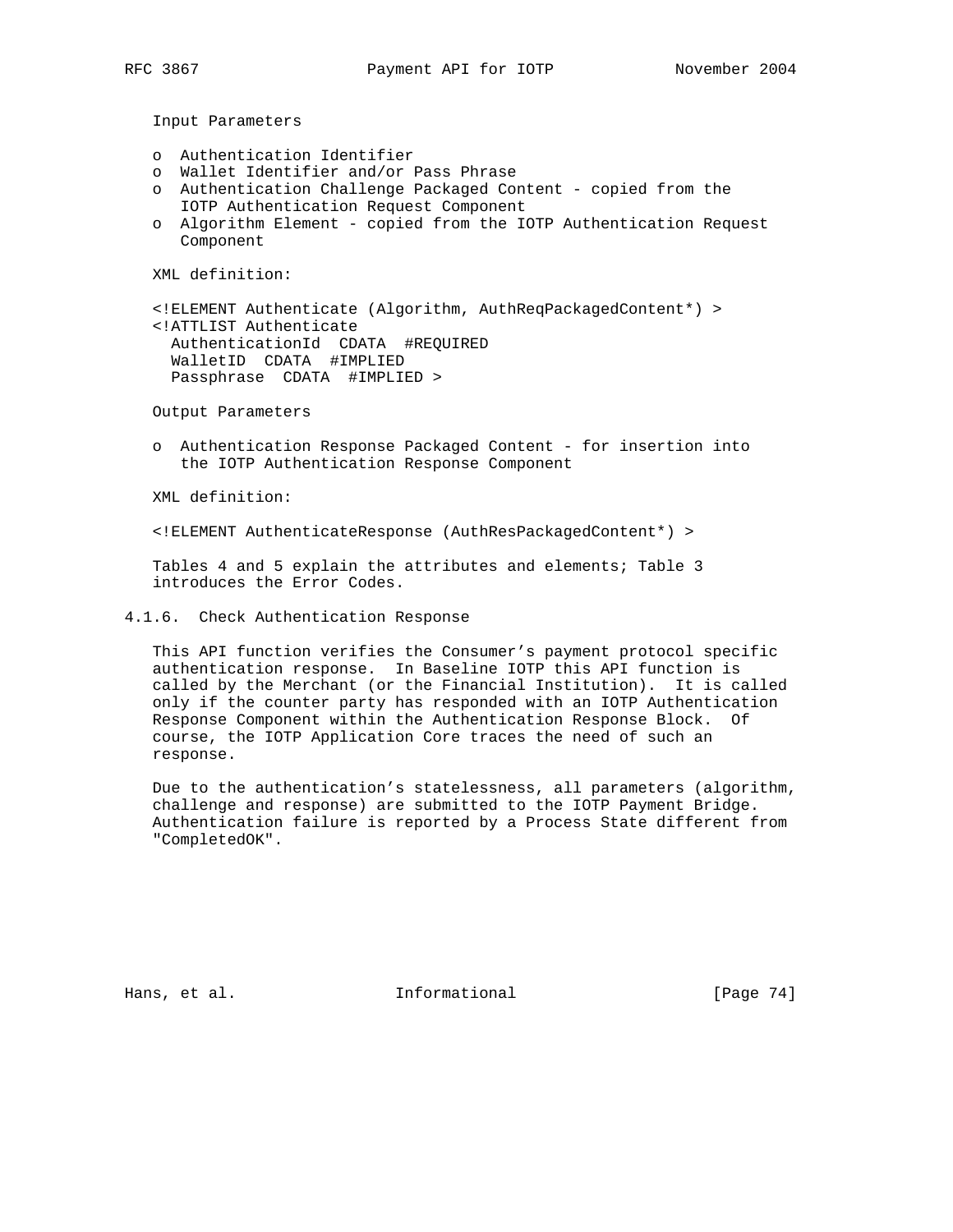Input Parameters

- Authentication Identifier
- Wallet Identifier and/or Pass Phrase
- Authentication Challenge Packaged Content - copied from the IOTP Authentication Request Component
- Algorithm Element - copied from the IOTP Authentication Request Component

XML definition:

```
<!ELEMENT Authenticate (Algorithm, AuthReqPackagedContent*) >
<!ATTLIST Authenticate
  AuthenticationId  CDATA  #REQUIRED
  WalletID  CDATA  #IMPLIED
  Passphrase  CDATA  #IMPLIED >
```

Output Parameters

- Authentication Response Packaged Content - for insertion into the IOTP Authentication Response Component

XML definition:

```
<!ELEMENT AuthenticateResponse (AuthResPackagedContent*) >
```

Tables 4 and 5 explain the attributes and elements; Table 3 introduces the Error Codes.

### 4.1.6. Check Authentication Response

This API function verifies the Consumer's payment protocol specific authentication response. In Baseline IOTP this API function is called by the Merchant (or the Financial Institution). It is called only if the counter party has responded with an IOTP Authentication Response Component within the Authentication Response Block. Of course, the IOTP Application Core traces the need of such an response.

Due to the authentication's statelessness, all parameters (algorithm, challenge and response) are submitted to the IOTP Payment Bridge. Authentication failure is reported by a Process State different from "CompletedOK".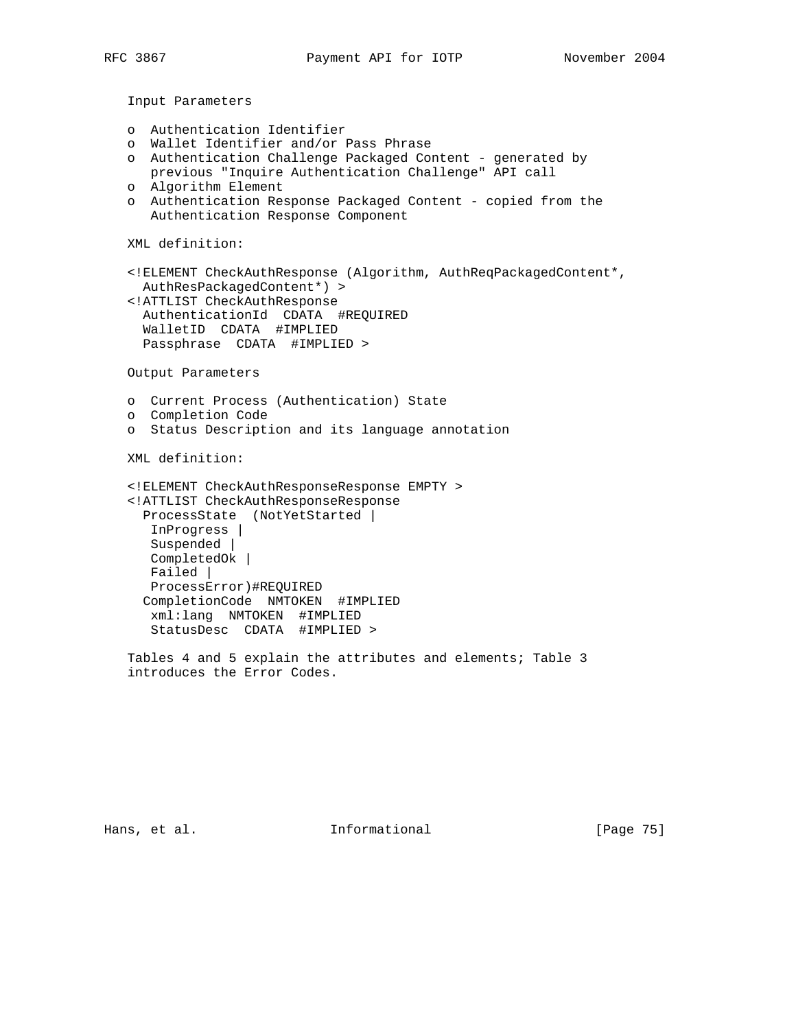Input Parameters

- Authentication Identifier
- Wallet Identifier and/or Pass Phrase
- Authentication Challenge Packaged Content - generated by previous "Inquire Authentication Challenge" API call
- Algorithm Element
- Authentication Response Packaged Content - copied from the Authentication Response Component

XML definition:

```
<!ELEMENT CheckAuthResponse (Algorithm, AuthReqPackagedContent*,
  AuthResPackagedContent*) >
<!ATTLIST CheckAuthResponse
  AuthenticationId  CDATA  #REQUIRED
  WalletID  CDATA  #IMPLIED
  Passphrase  CDATA  #IMPLIED >
```

Output Parameters

- Current Process (Authentication) State
- Completion Code
- Status Description and its language annotation

XML definition:

```
<!ELEMENT CheckAuthResponseResponse EMPTY >
<!ATTLIST CheckAuthResponseResponse
  ProcessState  (NotYetStarted |
   InProgress |
   Suspended |
   CompletedOk |
   Failed |
   ProcessError)#REQUIRED
  CompletionCode  NMTOKEN  #IMPLIED
   xml:lang  NMTOKEN  #IMPLIED
   StatusDesc  CDATA  #IMPLIED >
```

Tables 4 and 5 explain the attributes and elements; Table 3 introduces the Error Codes.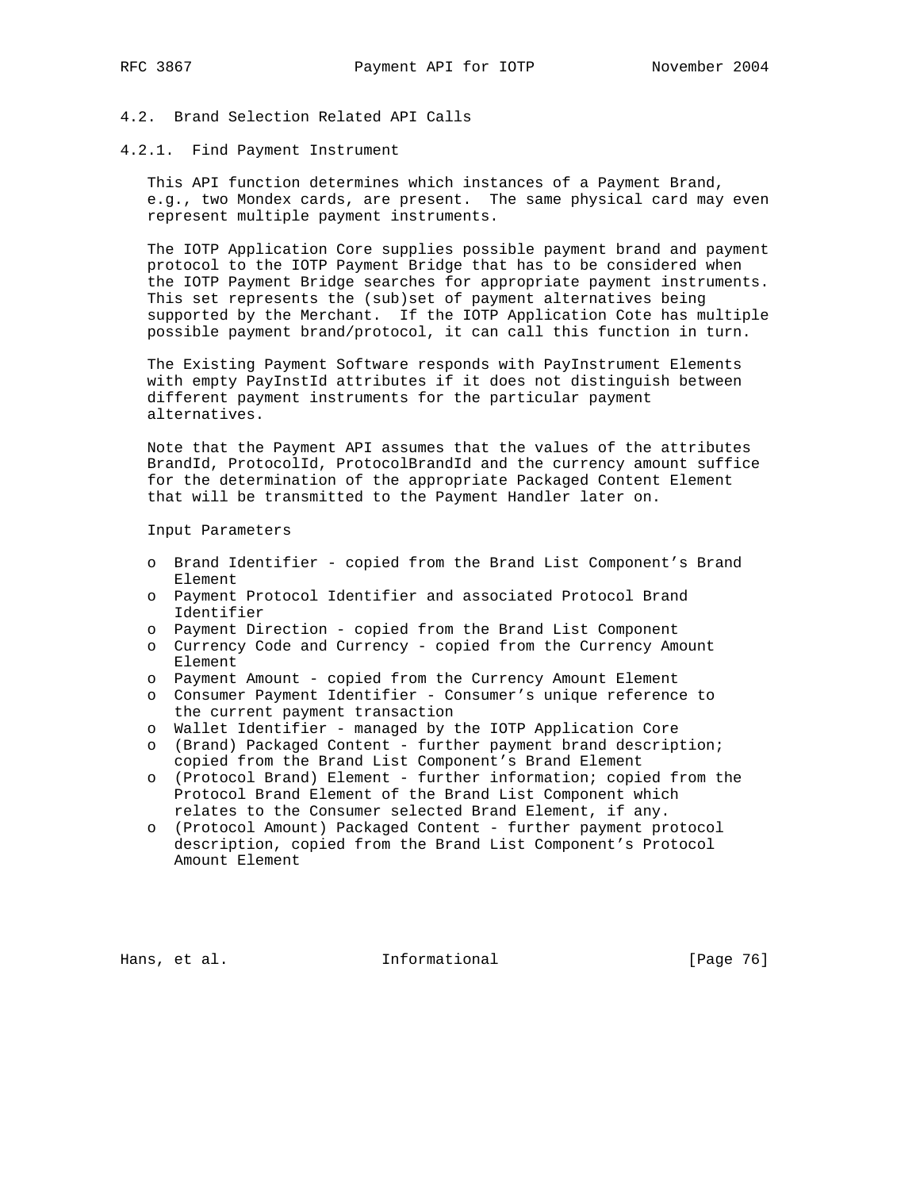### 4.2. Brand Selection Related API Calls

#### 4.2.1. Find Payment Instrument

This API function determines which instances of a Payment Brand, e.g., two Mondex cards, are present. The same physical card may even represent multiple payment instruments.

The IOTP Application Core supplies possible payment brand and payment protocol to the IOTP Payment Bridge that has to be considered when the IOTP Payment Bridge searches for appropriate payment instruments. This set represents the (sub)set of payment alternatives being supported by the Merchant. If the IOTP Application Cote has multiple possible payment brand/protocol, it can call this function in turn.

The Existing Payment Software responds with PayInstrument Elements with empty PayInstId attributes if it does not distinguish between different payment instruments for the particular payment alternatives.

Note that the Payment API assumes that the values of the attributes BrandId, ProtocolId, ProtocolBrandId and the currency amount suffice for the determination of the appropriate Packaged Content Element that will be transmitted to the Payment Handler later on.

Input Parameters

- Brand Identifier - copied from the Brand List Component’s Brand Element
- Payment Protocol Identifier and associated Protocol Brand Identifier
- Payment Direction - copied from the Brand List Component
- Currency Code and Currency - copied from the Currency Amount Element
- Payment Amount - copied from the Currency Amount Element
- Consumer Payment Identifier - Consumer’s unique reference to the current payment transaction
- Wallet Identifier - managed by the IOTP Application Core
- (Brand) Packaged Content - further payment brand description; copied from the Brand List Component’s Brand Element
- (Protocol Brand) Element - further information; copied from the Protocol Brand Element of the Brand List Component which relates to the Consumer selected Brand Element, if any.
- (Protocol Amount) Packaged Content - further payment protocol description, copied from the Brand List Component’s Protocol Amount Element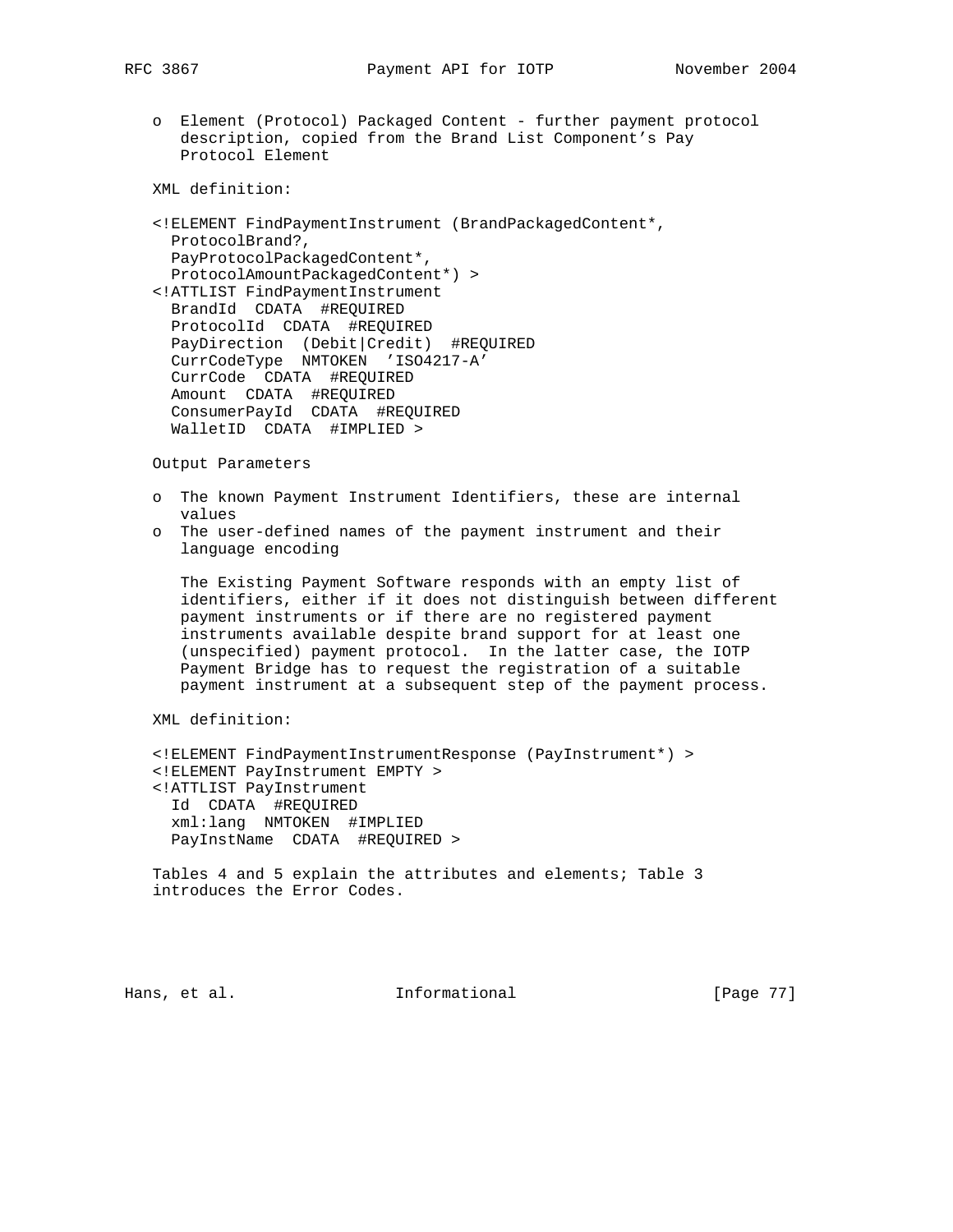- Element (Protocol) Packaged Content - further payment protocol description, copied from the Brand List Component's Pay Protocol Element

XML definition:

```
<!ELEMENT FindPaymentInstrument (BrandPackagedContent*,
  ProtocolBrand?,
  PayProtocolPackagedContent*,
  ProtocolAmountPackagedContent*) >
<!ATTLIST FindPaymentInstrument
  BrandId  CDATA  #REQUIRED
  ProtocolId  CDATA  #REQUIRED
  PayDirection  (Debit|Credit)  #REQUIRED
  CurrCodeType  NMTOKEN  'ISO4217-A'
  CurrCode  CDATA  #REQUIRED
  Amount  CDATA  #REQUIRED
  ConsumerPayId  CDATA  #REQUIRED
  WalletID  CDATA  #IMPLIED >
```

Output Parameters

- The known Payment Instrument Identifiers, these are internal values
- The user-defined names of the payment instrument and their language encoding

  The Existing Payment Software responds with an empty list of identifiers, either if it does not distinguish between different payment instruments or if there are no registered payment instruments available despite brand support for at least one (unspecified) payment protocol. In the latter case, the IOTP Payment Bridge has to request the registration of a suitable payment instrument at a subsequent step of the payment process.

XML definition:

```
<!ELEMENT FindPaymentInstrumentResponse (PayInstrument*) >
<!ELEMENT PayInstrument EMPTY >
<!ATTLIST PayInstrument
  Id  CDATA  #REQUIRED
  xml:lang  NMTOKEN  #IMPLIED
  PayInstName  CDATA  #REQUIRED >
```

Tables 4 and 5 explain the attributes and elements; Table 3 introduces the Error Codes.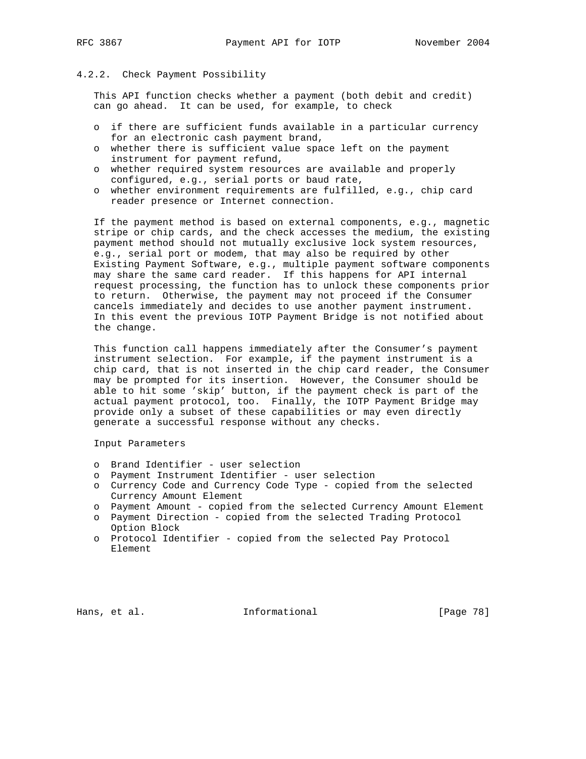### 4.2.2. Check Payment Possibility

This API function checks whether a payment (both debit and credit) can go ahead. It can be used, for example, to check

- if there are sufficient funds available in a particular currency for an electronic cash payment brand,
- whether there is sufficient value space left on the payment instrument for payment refund,
- whether required system resources are available and properly configured, e.g., serial ports or baud rate,
- whether environment requirements are fulfilled, e.g., chip card reader presence or Internet connection.

If the payment method is based on external components, e.g., magnetic stripe or chip cards, and the check accesses the medium, the existing payment method should not mutually exclusive lock system resources, e.g., serial port or modem, that may also be required by other Existing Payment Software, e.g., multiple payment software components may share the same card reader. If this happens for API internal request processing, the function has to unlock these components prior to return. Otherwise, the payment may not proceed if the Consumer cancels immediately and decides to use another payment instrument. In this event the previous IOTP Payment Bridge is not notified about the change.

This function call happens immediately after the Consumer's payment instrument selection. For example, if the payment instrument is a chip card, that is not inserted in the chip card reader, the Consumer may be prompted for its insertion. However, the Consumer should be able to hit some 'skip' button, if the payment check is part of the actual payment protocol, too. Finally, the IOTP Payment Bridge may provide only a subset of these capabilities or may even directly generate a successful response without any checks.

Input Parameters

- Brand Identifier - user selection
- Payment Instrument Identifier - user selection
- Currency Code and Currency Code Type - copied from the selected Currency Amount Element
- Payment Amount - copied from the selected Currency Amount Element
- Payment Direction - copied from the selected Trading Protocol Option Block
- Protocol Identifier - copied from the selected Pay Protocol Element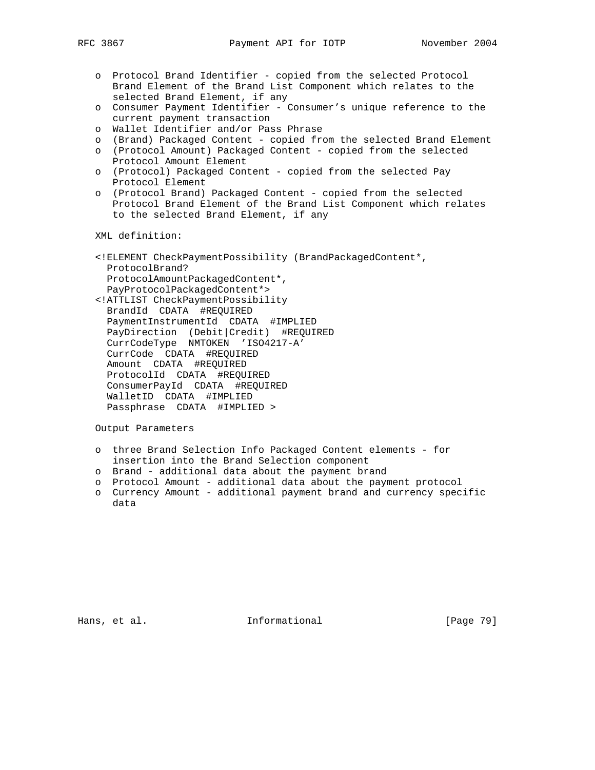- Protocol Brand Identifier - copied from the selected Protocol Brand Element of the Brand List Component which relates to the selected Brand Element, if any
- Consumer Payment Identifier - Consumer's unique reference to the current payment transaction
- Wallet Identifier and/or Pass Phrase
- (Brand) Packaged Content - copied from the selected Brand Element
- (Protocol Amount) Packaged Content - copied from the selected Protocol Amount Element
- (Protocol) Packaged Content - copied from the selected Pay Protocol Element
- (Protocol Brand) Packaged Content - copied from the selected Protocol Brand Element of the Brand List Component which relates to the selected Brand Element, if any

XML definition:

```
<!ELEMENT CheckPaymentPossibility (BrandPackagedContent*,
  ProtocolBrand?
  ProtocolAmountPackagedContent*,
  PayProtocolPackagedContent*>
<!ATTLIST CheckPaymentPossibility
  BrandId  CDATA  #REQUIRED
  PaymentInstrumentId  CDATA  #IMPLIED
  PayDirection  (Debit|Credit)  #REQUIRED
  CurrCodeType  NMTOKEN  'ISO4217-A'
  CurrCode  CDATA  #REQUIRED
  Amount  CDATA  #REQUIRED
  ProtocolId  CDATA  #REQUIRED
  ConsumerPayId  CDATA  #REQUIRED
  WalletID  CDATA  #IMPLIED
  Passphrase  CDATA  #IMPLIED >
```

Output Parameters

- three Brand Selection Info Packaged Content elements - for insertion into the Brand Selection component
- Brand - additional data about the payment brand
- Protocol Amount - additional data about the payment protocol
- Currency Amount - additional payment brand and currency specific data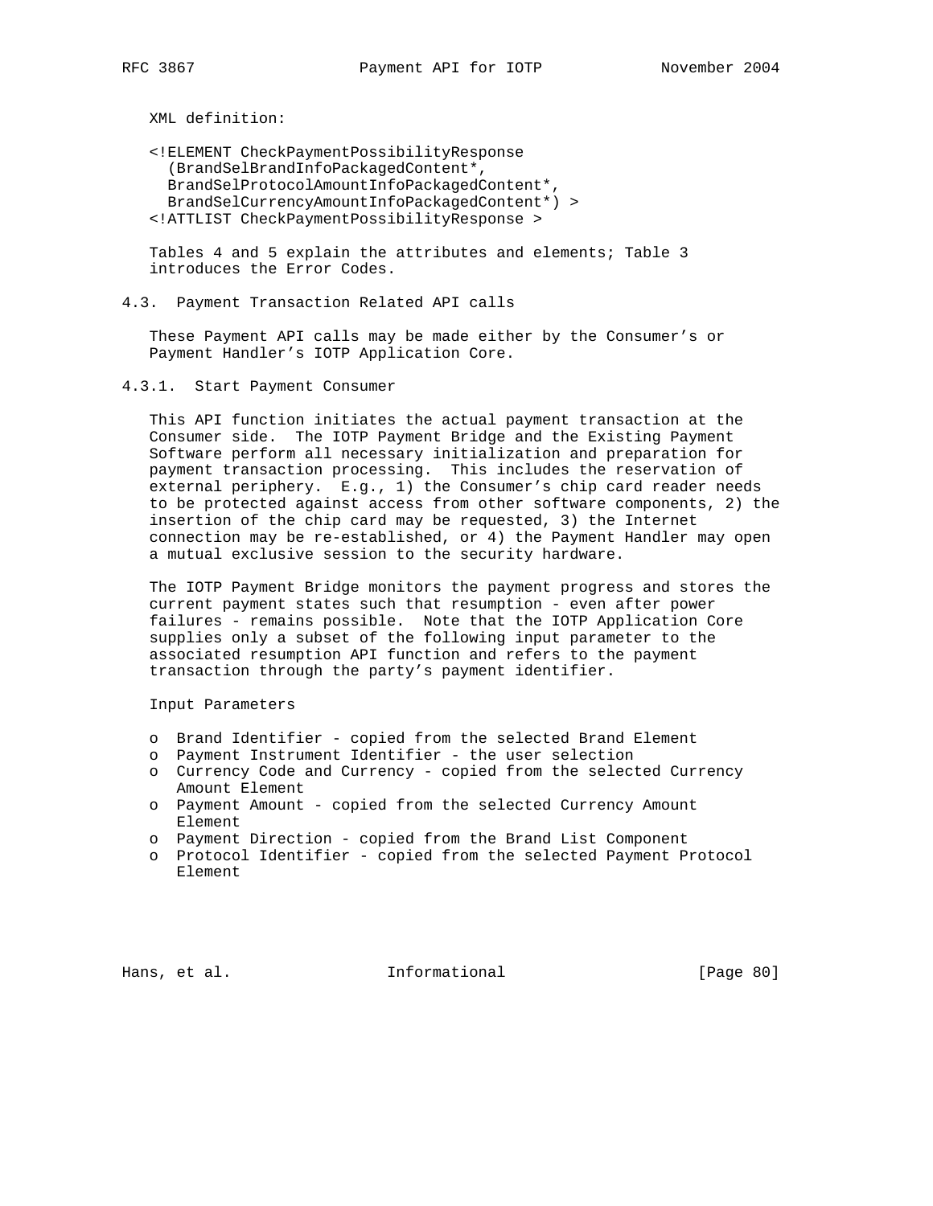XML definition:

```
<!ELEMENT CheckPaymentPossibilityResponse
  (BrandSelBrandInfoPackagedContent*,
   BrandSelProtocolAmountInfoPackagedContent*,
   BrandSelCurrencyAmountInfoPackagedContent*) >
<!ATTLIST CheckPaymentPossibilityResponse >
```

Tables 4 and 5 explain the attributes and elements; Table 3 introduces the Error Codes.

## 4.3. Payment Transaction Related API calls

These Payment API calls may be made either by the Consumer's or Payment Handler's IOTP Application Core.

### 4.3.1. Start Payment Consumer

This API function initiates the actual payment transaction at the Consumer side. The IOTP Payment Bridge and the Existing Payment Software perform all necessary initialization and preparation for payment transaction processing. This includes the reservation of external periphery. E.g., 1) the Consumer's chip card reader needs to be protected against access from other software components, 2) the insertion of the chip card may be requested, 3) the Internet connection may be re-established, or 4) the Payment Handler may open a mutual exclusive session to the security hardware.

The IOTP Payment Bridge monitors the payment progress and stores the current payment states such that resumption - even after power failures - remains possible. Note that the IOTP Application Core supplies only a subset of the following input parameter to the associated resumption API function and refers to the payment transaction through the party's payment identifier.

Input Parameters

- o Brand Identifier - copied from the selected Brand Element
- o Payment Instrument Identifier - the user selection
- o Currency Code and Currency - copied from the selected Currency Amount Element
- o Payment Amount - copied from the selected Currency Amount Element
- o Payment Direction - copied from the Brand List Component
- o Protocol Identifier - copied from the selected Payment Protocol Element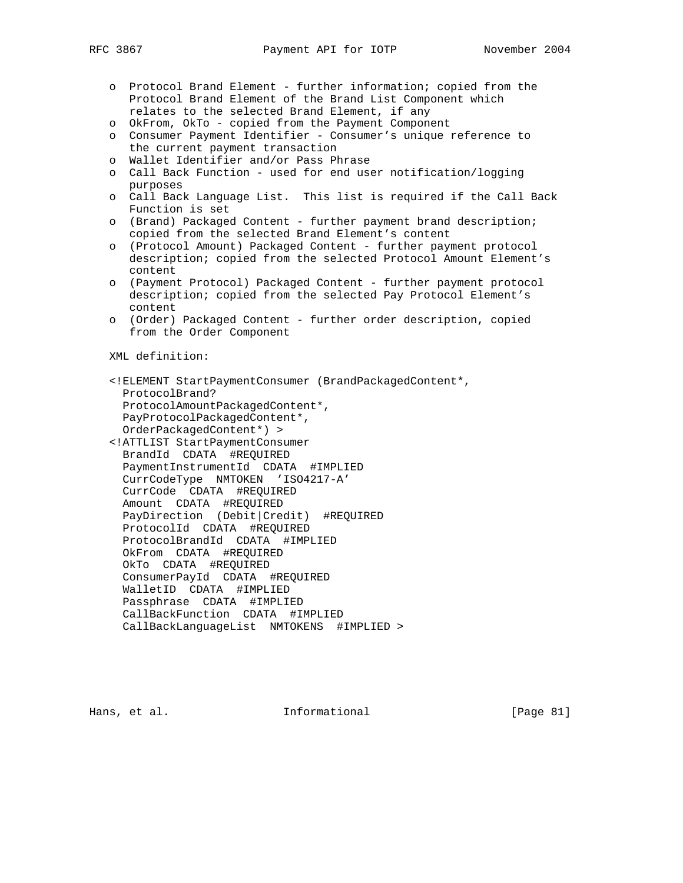- Protocol Brand Element - further information; copied from the Protocol Brand Element of the Brand List Component which relates to the selected Brand Element, if any
- OkFrom, OkTo - copied from the Payment Component
- Consumer Payment Identifier - Consumer’s unique reference to the current payment transaction
- Wallet Identifier and/or Pass Phrase
- Call Back Function - used for end user notification/logging purposes
- Call Back Language List. This list is required if the Call Back Function is set
- (Brand) Packaged Content - further payment brand description; copied from the selected Brand Element’s content
- (Protocol Amount) Packaged Content - further payment protocol description; copied from the selected Protocol Amount Element’s content
- (Payment Protocol) Packaged Content - further payment protocol description; copied from the selected Pay Protocol Element’s content
- (Order) Packaged Content - further order description, copied from the Order Component

XML definition:

```
<!ELEMENT StartPaymentConsumer (BrandPackagedContent*,
  ProtocolBrand?
  ProtocolAmountPackagedContent*,
  PayProtocolPackagedContent*,
  OrderPackagedContent*) >
<!ATTLIST StartPaymentConsumer
  BrandId  CDATA  #REQUIRED
  PaymentInstrumentId  CDATA  #IMPLIED
  CurrCodeType  NMTOKEN  'ISO4217-A'
  CurrCode  CDATA  #REQUIRED
  Amount  CDATA  #REQUIRED
  PayDirection  (Debit|Credit)  #REQUIRED
  ProtocolId  CDATA  #REQUIRED
  ProtocolBrandId  CDATA  #IMPLIED
  OkFrom  CDATA  #REQUIRED
  OkTo  CDATA  #REQUIRED
  ConsumerPayId  CDATA  #REQUIRED
  WalletID  CDATA  #IMPLIED
  Passphrase  CDATA  #IMPLIED
  CallBackFunction  CDATA  #IMPLIED
  CallBackLanguageList  NMTOKENS  #IMPLIED >
```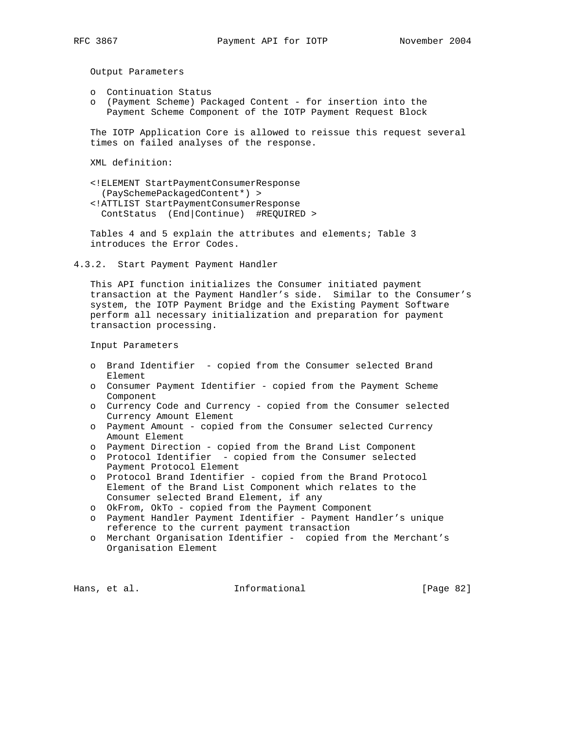Output Parameters

- o Continuation Status
- o (Payment Scheme) Packaged Content - for insertion into the Payment Scheme Component of the IOTP Payment Request Block

The IOTP Application Core is allowed to reissue this request several times on failed analyses of the response.

XML definition:

```
<!ELEMENT StartPaymentConsumerResponse
  (PaySchemePackagedContent*) >
<!ATTLIST StartPaymentConsumerResponse
  ContStatus  (End|Continue)  #REQUIRED >
```

Tables 4 and 5 explain the attributes and elements; Table 3 introduces the Error Codes.

### 4.3.2. Start Payment Payment Handler

This API function initializes the Consumer initiated payment transaction at the Payment Handler's side. Similar to the Consumer's system, the IOTP Payment Bridge and the Existing Payment Software perform all necessary initialization and preparation for payment transaction processing.

Input Parameters

- o Brand Identifier - copied from the Consumer selected Brand Element
- o Consumer Payment Identifier - copied from the Payment Scheme Component
- o Currency Code and Currency - copied from the Consumer selected Currency Amount Element
- o Payment Amount - copied from the Consumer selected Currency Amount Element
- o Payment Direction - copied from the Brand List Component
- o Protocol Identifier - copied from the Consumer selected Payment Protocol Element
- o Protocol Brand Identifier - copied from the Brand Protocol Element of the Brand List Component which relates to the Consumer selected Brand Element, if any
- o OkFrom, OkTo - copied from the Payment Component
- o Payment Handler Payment Identifier - Payment Handler's unique reference to the current payment transaction
- o Merchant Organisation Identifier - copied from the Merchant's Organisation Element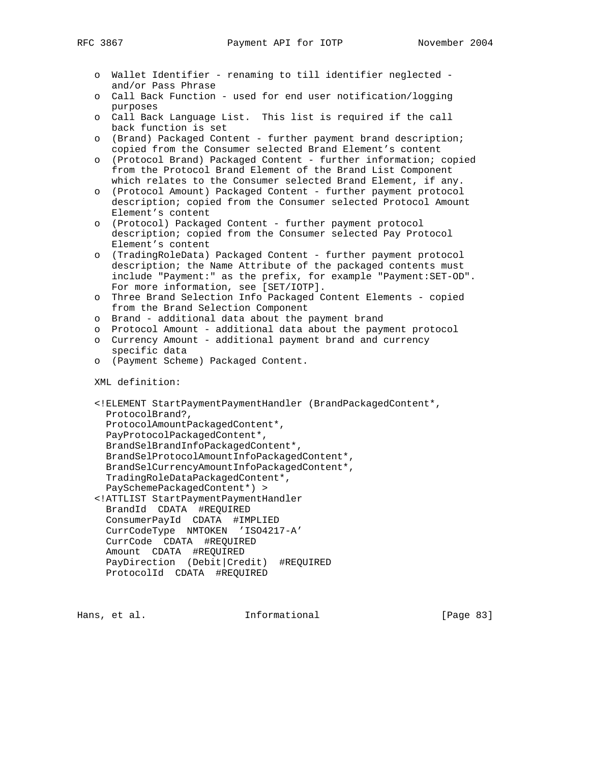- o Wallet Identifier - renaming to till identifier neglected - and/or Pass Phrase
- o Call Back Function - used for end user notification/logging purposes
- o Call Back Language List. This list is required if the call back function is set
- o (Brand) Packaged Content - further payment brand description; copied from the Consumer selected Brand Element's content
- o (Protocol Brand) Packaged Content - further information; copied from the Protocol Brand Element of the Brand List Component which relates to the Consumer selected Brand Element, if any.
- o (Protocol Amount) Packaged Content - further payment protocol description; copied from the Consumer selected Protocol Amount Element's content
- o (Protocol) Packaged Content - further payment protocol description; copied from the Consumer selected Pay Protocol Element's content
- o (TradingRoleData) Packaged Content - further payment protocol description; the Name Attribute of the packaged contents must include "Payment:" as the prefix, for example "Payment:SET-OD". For more information, see [SET/IOTP].
- o Three Brand Selection Info Packaged Content Elements - copied from the Brand Selection Component
- o Brand - additional data about the payment brand
- o Protocol Amount - additional data about the payment protocol
- o Currency Amount - additional payment brand and currency specific data
- o (Payment Scheme) Packaged Content.

XML definition:

```
<!ELEMENT StartPaymentPaymentHandler (BrandPackagedContent*,
  ProtocolBrand?,
  ProtocolAmountPackagedContent*,
  PayProtocolPackagedContent*,
  BrandSelBrandInfoPackagedContent*,
  BrandSelProtocolAmountInfoPackagedContent*,
  BrandSelCurrencyAmountInfoPackagedContent*,
  TradingRoleDataPackagedContent*,
  PaySchemePackagedContent*) >
<!ATTLIST StartPaymentPaymentHandler
  BrandId  CDATA  #REQUIRED
  ConsumerPayId  CDATA  #IMPLIED
  CurrCodeType  NMTOKEN  'ISO4217-A'
  CurrCode  CDATA  #REQUIRED
  Amount  CDATA  #REQUIRED
  PayDirection  (Debit|Credit)  #REQUIRED
  ProtocolId  CDATA  #REQUIRED
```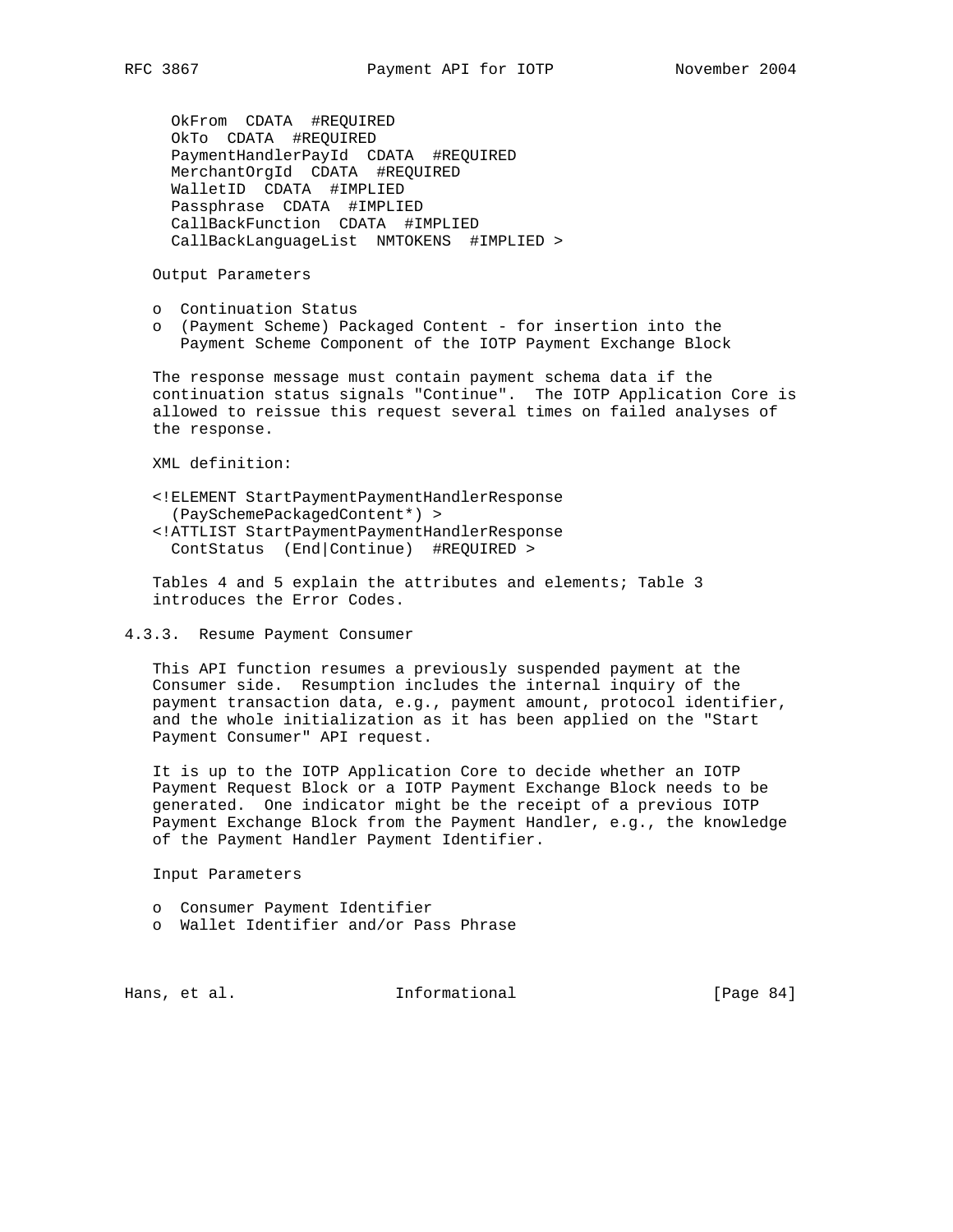```
  OkFrom  CDATA  #REQUIRED
  OkTo  CDATA  #REQUIRED
  PaymentHandlerPayId  CDATA  #REQUIRED
  MerchantOrgId  CDATA  #REQUIRED
  WalletID  CDATA  #IMPLIED
  Passphrase  CDATA  #IMPLIED
  CallBackFunction  CDATA  #IMPLIED
  CallBackLanguageList  NMTOKENS  #IMPLIED >
```

Output Parameters

- o Continuation Status
- o (Payment Scheme) Packaged Content - for insertion into the Payment Scheme Component of the IOTP Payment Exchange Block

The response message must contain payment schema data if the continuation status signals "Continue". The IOTP Application Core is allowed to reissue this request several times on failed analyses of the response.

XML definition:

```
<!ELEMENT StartPaymentPaymentHandlerResponse
  (PaySchemePackagedContent*) >
<!ATTLIST StartPaymentPaymentHandlerResponse
  ContStatus  (End|Continue)  #REQUIRED >
```

Tables 4 and 5 explain the attributes and elements; Table 3 introduces the Error Codes.

### 4.3.3. Resume Payment Consumer

This API function resumes a previously suspended payment at the Consumer side. Resumption includes the internal inquiry of the payment transaction data, e.g., payment amount, protocol identifier, and the whole initialization as it has been applied on the "Start Payment Consumer" API request.

It is up to the IOTP Application Core to decide whether an IOTP Payment Request Block or a IOTP Payment Exchange Block needs to be generated. One indicator might be the receipt of a previous IOTP Payment Exchange Block from the Payment Handler, e.g., the knowledge of the Payment Handler Payment Identifier.

Input Parameters

- o Consumer Payment Identifier
- o Wallet Identifier and/or Pass Phrase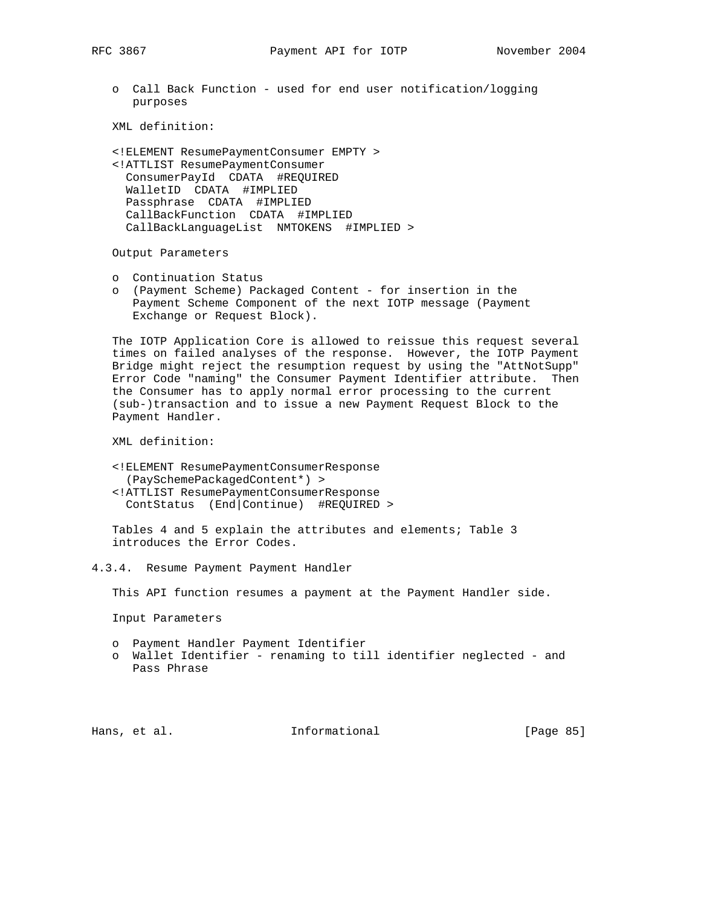o Call Back Function - used for end user notification/logging purposes

XML definition:

```
<!ELEMENT ResumePaymentConsumer EMPTY >
<!ATTLIST ResumePaymentConsumer
  ConsumerPayId  CDATA  #REQUIRED
  WalletID  CDATA  #IMPLIED
  Passphrase  CDATA  #IMPLIED
  CallBackFunction  CDATA  #IMPLIED
  CallBackLanguageList  NMTOKENS  #IMPLIED >
```

Output Parameters

o Continuation Status
o (Payment Scheme) Packaged Content - for insertion in the Payment Scheme Component of the next IOTP message (Payment Exchange or Request Block).

The IOTP Application Core is allowed to reissue this request several times on failed analyses of the response. However, the IOTP Payment Bridge might reject the resumption request by using the "AttNotSupp" Error Code "naming" the Consumer Payment Identifier attribute. Then the Consumer has to apply normal error processing to the current (sub-)transaction and to issue a new Payment Request Block to the Payment Handler.

XML definition:

```
<!ELEMENT ResumePaymentConsumerResponse
  (PaySchemePackagedContent*) >
<!ATTLIST ResumePaymentConsumerResponse
  ContStatus  (End|Continue)  #REQUIRED >
```

Tables 4 and 5 explain the attributes and elements; Table 3 introduces the Error Codes.

### 4.3.4. Resume Payment Payment Handler

This API function resumes a payment at the Payment Handler side.

Input Parameters

o Payment Handler Payment Identifier
o Wallet Identifier - renaming to till identifier neglected - and Pass Phrase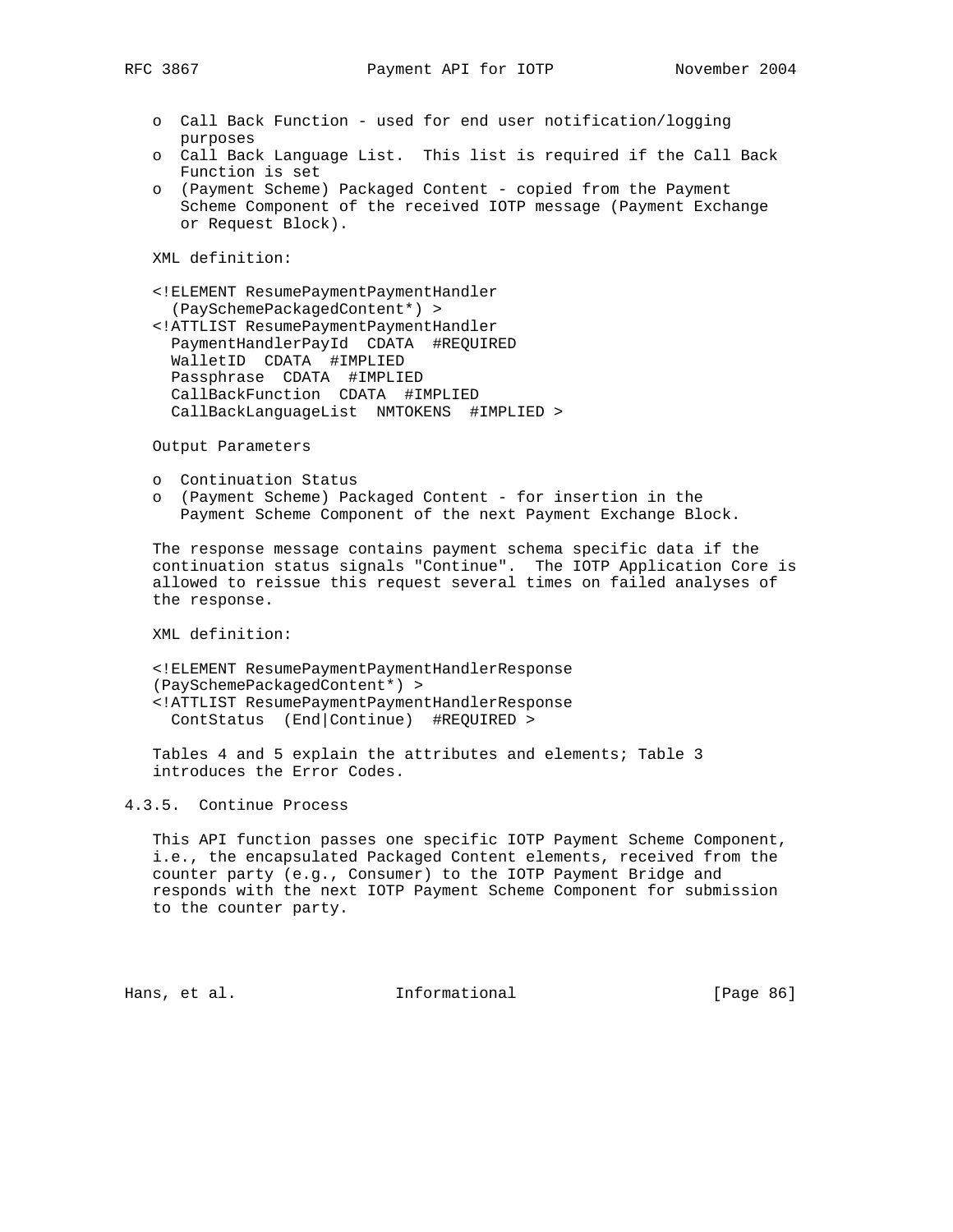- Call Back Function - used for end user notification/logging purposes
- Call Back Language List. This list is required if the Call Back Function is set
- (Payment Scheme) Packaged Content - copied from the Payment Scheme Component of the received IOTP message (Payment Exchange or Request Block).

XML definition:

```
<!ELEMENT ResumePaymentPaymentHandler
  (PaySchemePackagedContent*) >
<!ATTLIST ResumePaymentPaymentHandler
  PaymentHandlerPayId  CDATA  #REQUIRED
  WalletID  CDATA  #IMPLIED
  Passphrase  CDATA  #IMPLIED
  CallBackFunction  CDATA  #IMPLIED
  CallBackLanguageList  NMTOKENS  #IMPLIED >
```

Output Parameters

- Continuation Status
- (Payment Scheme) Packaged Content - for insertion in the Payment Scheme Component of the next Payment Exchange Block.

The response message contains payment schema specific data if the continuation status signals "Continue". The IOTP Application Core is allowed to reissue this request several times on failed analyses of the response.

XML definition:

```
<!ELEMENT ResumePaymentPaymentHandlerResponse
(PaySchemePackagedContent*) >
<!ATTLIST ResumePaymentPaymentHandlerResponse
  ContStatus  (End|Continue)  #REQUIRED >
```

Tables 4 and 5 explain the attributes and elements; Table 3 introduces the Error Codes.

### 4.3.5. Continue Process

This API function passes one specific IOTP Payment Scheme Component, i.e., the encapsulated Packaged Content elements, received from the counter party (e.g., Consumer) to the IOTP Payment Bridge and responds with the next IOTP Payment Scheme Component for submission to the counter party.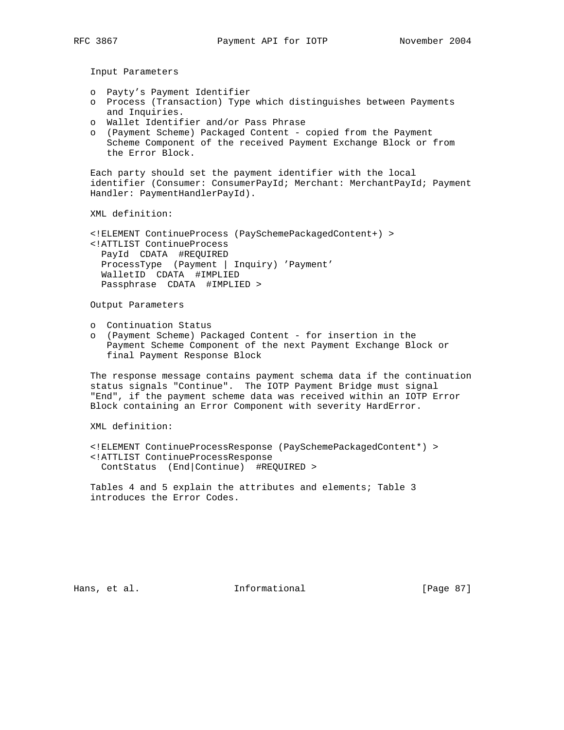Input Parameters

- o Payty's Payment Identifier
- o Process (Transaction) Type which distinguishes between Payments and Inquiries.
- o Wallet Identifier and/or Pass Phrase
- o (Payment Scheme) Packaged Content - copied from the Payment Scheme Component of the received Payment Exchange Block or from the Error Block.

Each party should set the payment identifier with the local identifier (Consumer: ConsumerPayId; Merchant: MerchantPayId; Payment Handler: PaymentHandlerPayId).

XML definition:

```
<!ELEMENT ContinueProcess (PaySchemePackagedContent+) >
<!ATTLIST ContinueProcess
  PayId  CDATA  #REQUIRED
  ProcessType  (Payment | Inquiry) 'Payment'
  WalletID  CDATA  #IMPLIED
  Passphrase  CDATA  #IMPLIED >
```

Output Parameters

- o Continuation Status
- o (Payment Scheme) Packaged Content - for insertion in the Payment Scheme Component of the next Payment Exchange Block or final Payment Response Block

The response message contains payment schema data if the continuation status signals "Continue". The IOTP Payment Bridge must signal "End", if the payment scheme data was received within an IOTP Error Block containing an Error Component with severity HardError.

XML definition:

```
<!ELEMENT ContinueProcessResponse (PaySchemePackagedContent*) >
<!ATTLIST ContinueProcessResponse
  ContStatus  (End|Continue)  #REQUIRED >
```

Tables 4 and 5 explain the attributes and elements; Table 3 introduces the Error Codes.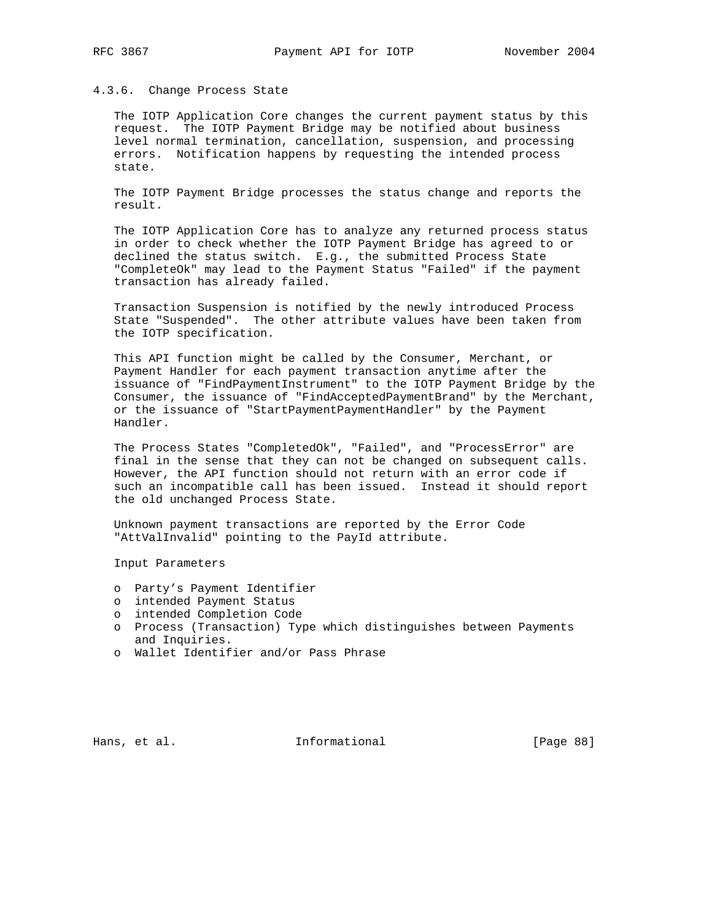### 4.3.6. Change Process State

The IOTP Application Core changes the current payment status by this request. The IOTP Payment Bridge may be notified about business level normal termination, cancellation, suspension, and processing errors. Notification happens by requesting the intended process state.

The IOTP Payment Bridge processes the status change and reports the result.

The IOTP Application Core has to analyze any returned process status in order to check whether the IOTP Payment Bridge has agreed to or declined the status switch. E.g., the submitted Process State "CompleteOk" may lead to the Payment Status "Failed" if the payment transaction has already failed.

Transaction Suspension is notified by the newly introduced Process State "Suspended". The other attribute values have been taken from the IOTP specification.

This API function might be called by the Consumer, Merchant, or Payment Handler for each payment transaction anytime after the issuance of "FindPaymentInstrument" to the IOTP Payment Bridge by the Consumer, the issuance of "FindAcceptedPaymentBrand" by the Merchant, or the issuance of "StartPaymentPaymentHandler" by the Payment Handler.

The Process States "CompletedOk", "Failed", and "ProcessError" are final in the sense that they can not be changed on subsequent calls. However, the API function should not return with an error code if such an incompatible call has been issued. Instead it should report the old unchanged Process State.

Unknown payment transactions are reported by the Error Code "AttValInvalid" pointing to the PayId attribute.

Input Parameters

- Party’s Payment Identifier
- intended Payment Status
- intended Completion Code
- Process (Transaction) Type which distinguishes between Payments and Inquiries.
- Wallet Identifier and/or Pass Phrase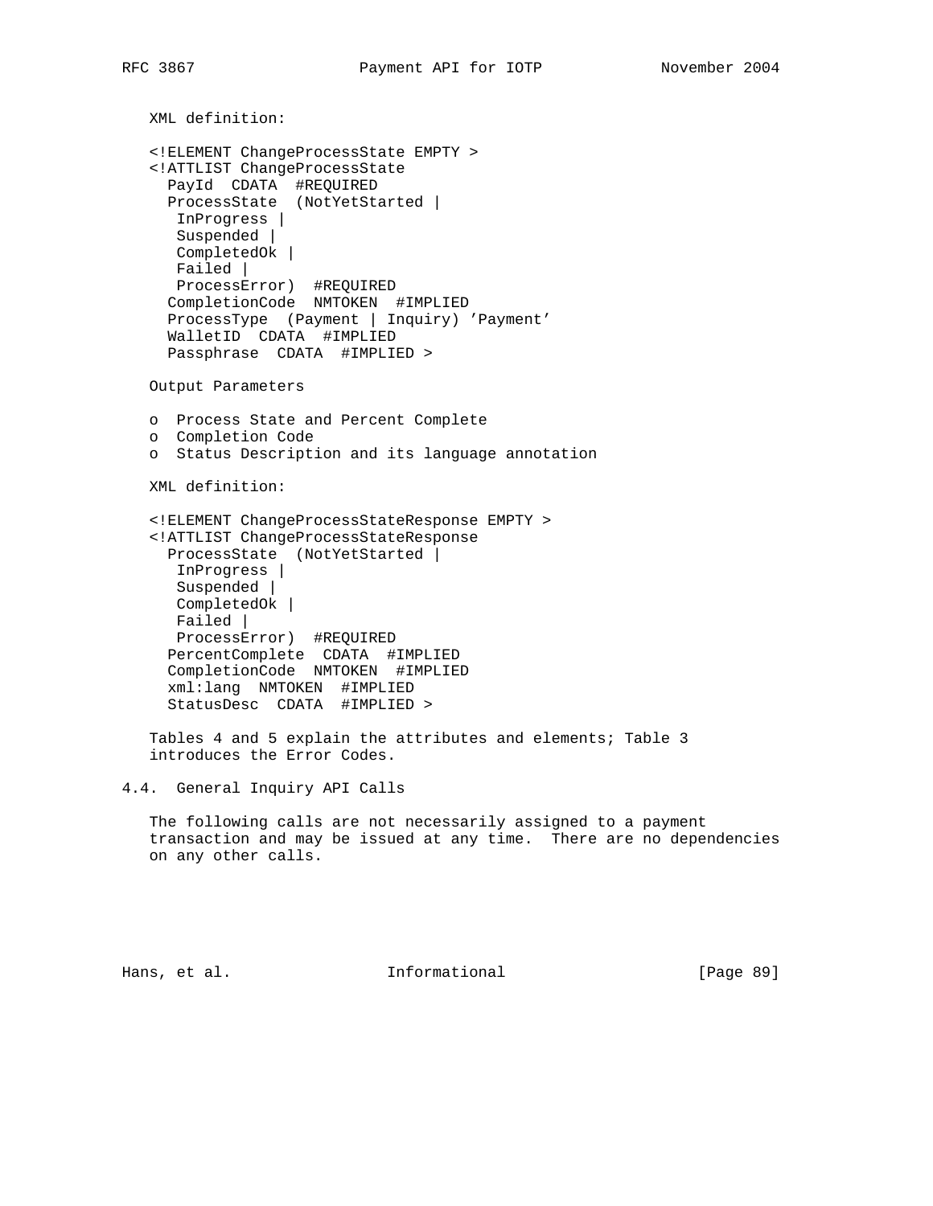XML definition:

```
<!ELEMENT ChangeProcessState EMPTY >
<!ATTLIST ChangeProcessState
  PayId  CDATA  #REQUIRED
  ProcessState  (NotYetStarted |
   InProgress |
   Suspended |
   CompletedOk |
   Failed |
   ProcessError)  #REQUIRED
  CompletionCode  NMTOKEN  #IMPLIED
  ProcessType  (Payment | Inquiry) 'Payment'
  WalletID  CDATA  #IMPLIED
  Passphrase  CDATA  #IMPLIED >
```

Output Parameters

- o Process State and Percent Complete
- o Completion Code
- o Status Description and its language annotation

XML definition:

```
<!ELEMENT ChangeProcessStateResponse EMPTY >
<!ATTLIST ChangeProcessStateResponse
  ProcessState  (NotYetStarted |
   InProgress |
   Suspended |
   CompletedOk |
   Failed |
   ProcessError)  #REQUIRED
  PercentComplete  CDATA  #IMPLIED
  CompletionCode  NMTOKEN  #IMPLIED
  xml:lang  NMTOKEN  #IMPLIED
  StatusDesc  CDATA  #IMPLIED >
```

Tables 4 and 5 explain the attributes and elements; Table 3 introduces the Error Codes.

## 4.4. General Inquiry API Calls

The following calls are not necessarily assigned to a payment transaction and may be issued at any time. There are no dependencies on any other calls.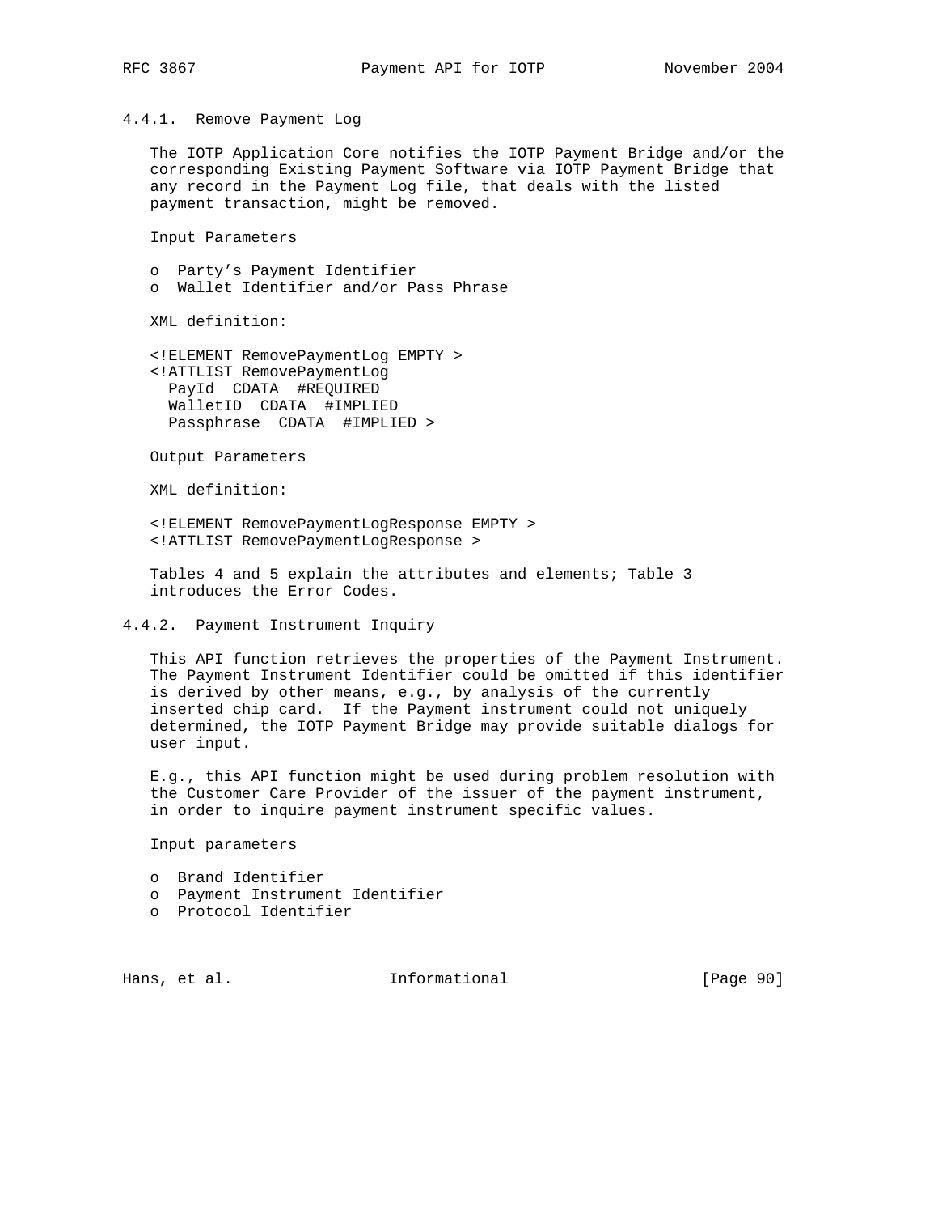### 4.4.1. Remove Payment Log

The IOTP Application Core notifies the IOTP Payment Bridge and/or the corresponding Existing Payment Software via IOTP Payment Bridge that any record in the Payment Log file, that deals with the listed payment transaction, might be removed.

Input Parameters

- Party's Payment Identifier
- Wallet Identifier and/or Pass Phrase

XML definition:

```
<!ELEMENT RemovePaymentLog EMPTY >
<!ATTLIST RemovePaymentLog
  PayId  CDATA  #REQUIRED
  WalletID  CDATA  #IMPLIED
  Passphrase  CDATA  #IMPLIED >
```

Output Parameters

XML definition:

```
<!ELEMENT RemovePaymentLogResponse EMPTY >
<!ATTLIST RemovePaymentLogResponse >
```

Tables 4 and 5 explain the attributes and elements; Table 3 introduces the Error Codes.

### 4.4.2. Payment Instrument Inquiry

This API function retrieves the properties of the Payment Instrument. The Payment Instrument Identifier could be omitted if this identifier is derived by other means, e.g., by analysis of the currently inserted chip card. If the Payment instrument could not uniquely determined, the IOTP Payment Bridge may provide suitable dialogs for user input.

E.g., this API function might be used during problem resolution with the Customer Care Provider of the issuer of the payment instrument, in order to inquire payment instrument specific values.

Input parameters

- Brand Identifier
- Payment Instrument Identifier
- Protocol Identifier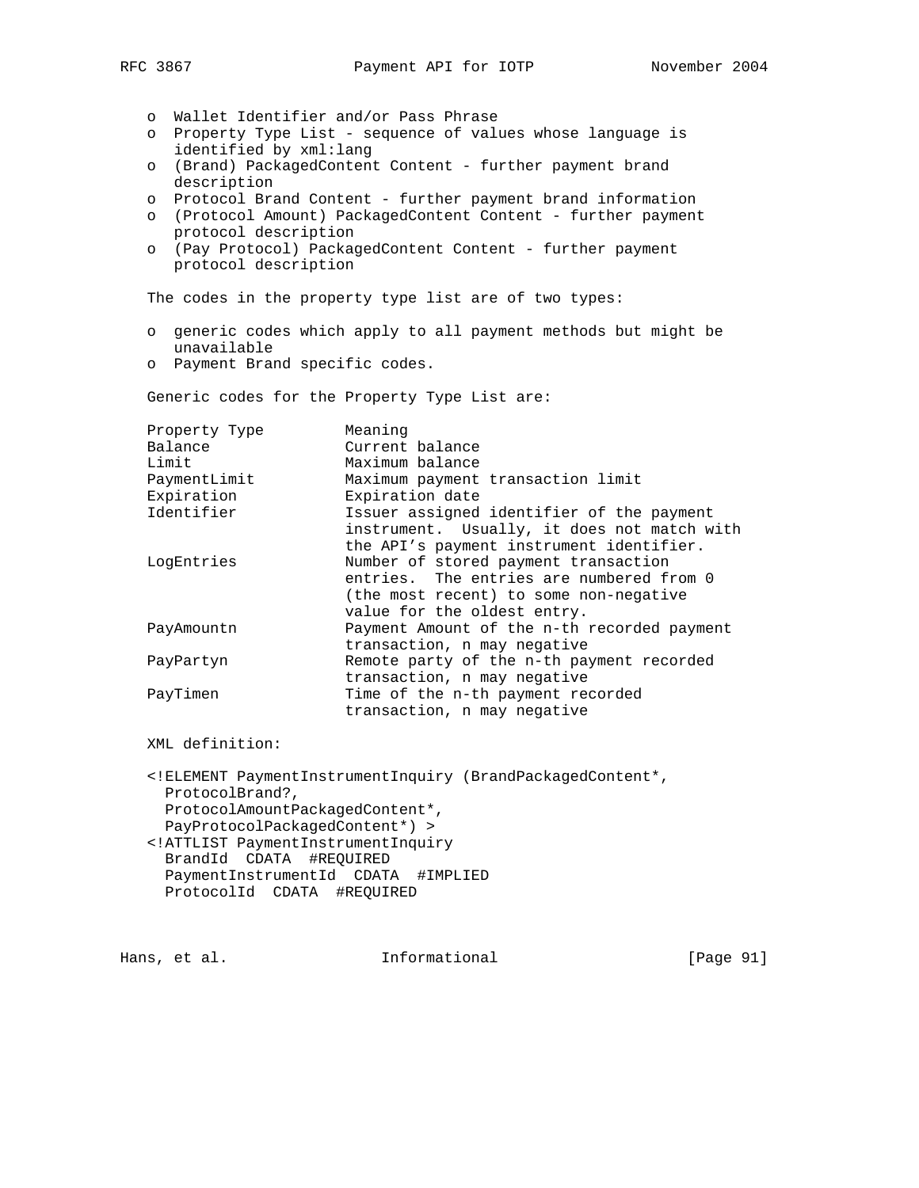- Wallet Identifier and/or Pass Phrase
- Property Type List - sequence of values whose language is identified by xml:lang
- (Brand) PackagedContent Content - further payment brand description
- Protocol Brand Content - further payment brand information
- (Protocol Amount) PackagedContent Content - further payment protocol description
- (Pay Protocol) PackagedContent Content - further payment protocol description

The codes in the property type list are of two types:

- generic codes which apply to all payment methods but might be unavailable
- Payment Brand specific codes.

Generic codes for the Property Type List are:

| Property Type | Meaning |
| --- | --- |
| Balance | Current balance |
| Limit | Maximum balance |
| PaymentLimit | Maximum payment transaction limit |
| Expiration | Expiration date |
| Identifier | Issuer assigned identifier of the payment instrument. Usually, it does not match with the API’s payment instrument identifier. |
| LogEntries | Number of stored payment transaction entries. The entries are numbered from 0 (the most recent) to some non-negative value for the oldest entry. |
| PayAmountn | Payment Amount of the n-th recorded payment transaction, n may negative |
| PayPartyn | Remote party of the n-th payment recorded transaction, n may negative |
| PayTimen | Time of the n-th payment recorded transaction, n may negative |

XML definition:

```
<!ELEMENT PaymentInstrumentInquiry (BrandPackagedContent*,
  ProtocolBrand?,
  ProtocolAmountPackagedContent*,
  PayProtocolPackagedContent*) >
<!ATTLIST PaymentInstrumentInquiry
  BrandId  CDATA  #REQUIRED
  PaymentInstrumentId  CDATA  #IMPLIED
  ProtocolId  CDATA  #REQUIRED
```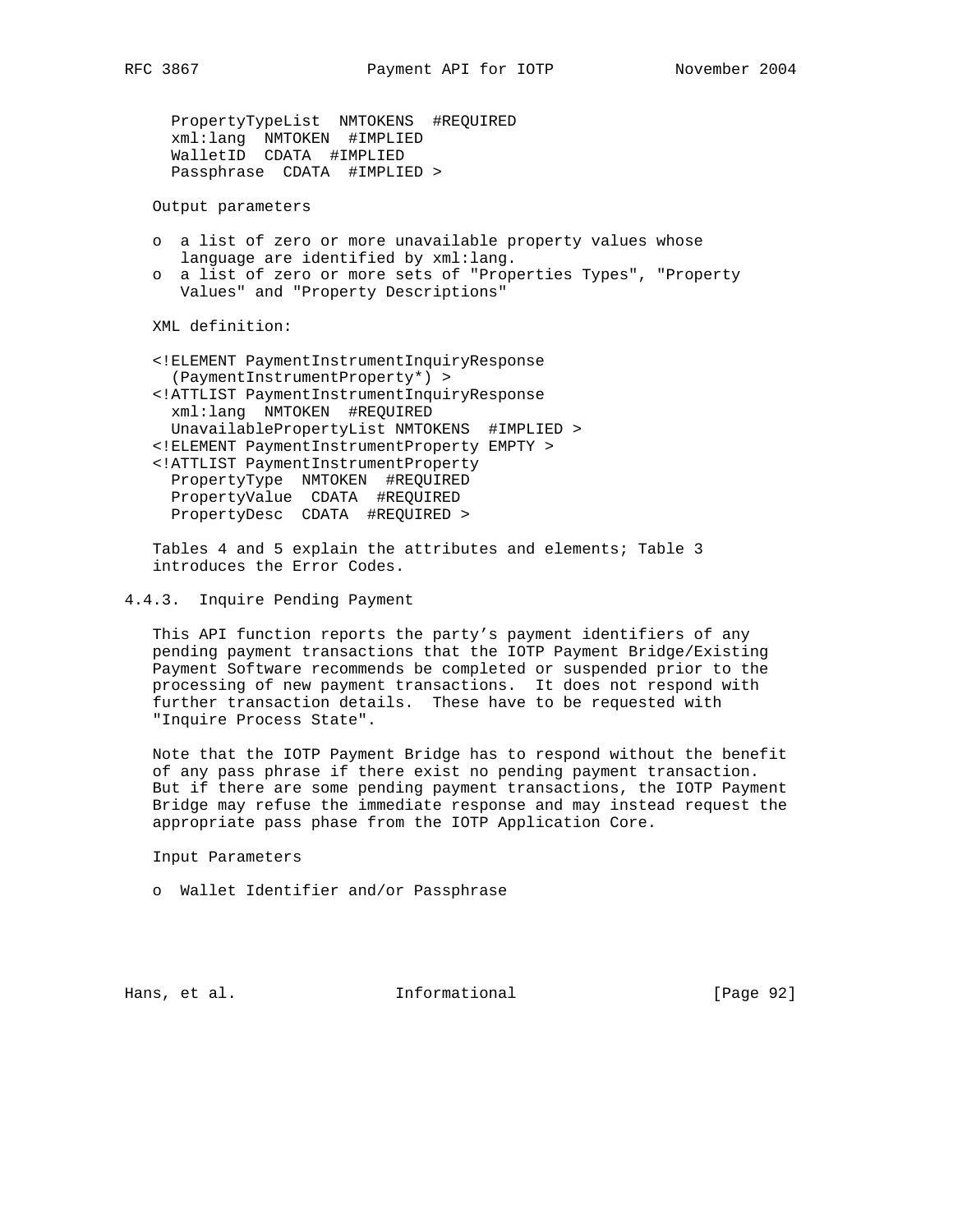```
     PropertyTypeList  NMTOKENS  #REQUIRED
     xml:lang  NMTOKEN  #IMPLIED
     WalletID  CDATA  #IMPLIED
     Passphrase  CDATA  #IMPLIED >
```

Output parameters

- a list of zero or more unavailable property values whose language are identified by xml:lang.
- a list of zero or more sets of "Properties Types", "Property Values" and "Property Descriptions"

XML definition:

```
<!ELEMENT PaymentInstrumentInquiryResponse
  (PaymentInstrumentProperty*) >
<!ATTLIST PaymentInstrumentInquiryResponse
  xml:lang  NMTOKEN  #REQUIRED
  UnavailablePropertyList NMTOKENS  #IMPLIED >
<!ELEMENT PaymentInstrumentProperty EMPTY >
<!ATTLIST PaymentInstrumentProperty
  PropertyType  NMTOKEN  #REQUIRED
  PropertyValue  CDATA  #REQUIRED
  PropertyDesc  CDATA  #REQUIRED >
```

Tables 4 and 5 explain the attributes and elements; Table 3 introduces the Error Codes.

### 4.4.3. Inquire Pending Payment

This API function reports the party's payment identifiers of any pending payment transactions that the IOTP Payment Bridge/Existing Payment Software recommends be completed or suspended prior to the processing of new payment transactions. It does not respond with further transaction details. These have to be requested with "Inquire Process State".

Note that the IOTP Payment Bridge has to respond without the benefit of any pass phrase if there exist no pending payment transaction. But if there are some pending payment transactions, the IOTP Payment Bridge may refuse the immediate response and may instead request the appropriate pass phase from the IOTP Application Core.

Input Parameters

- Wallet Identifier and/or Passphrase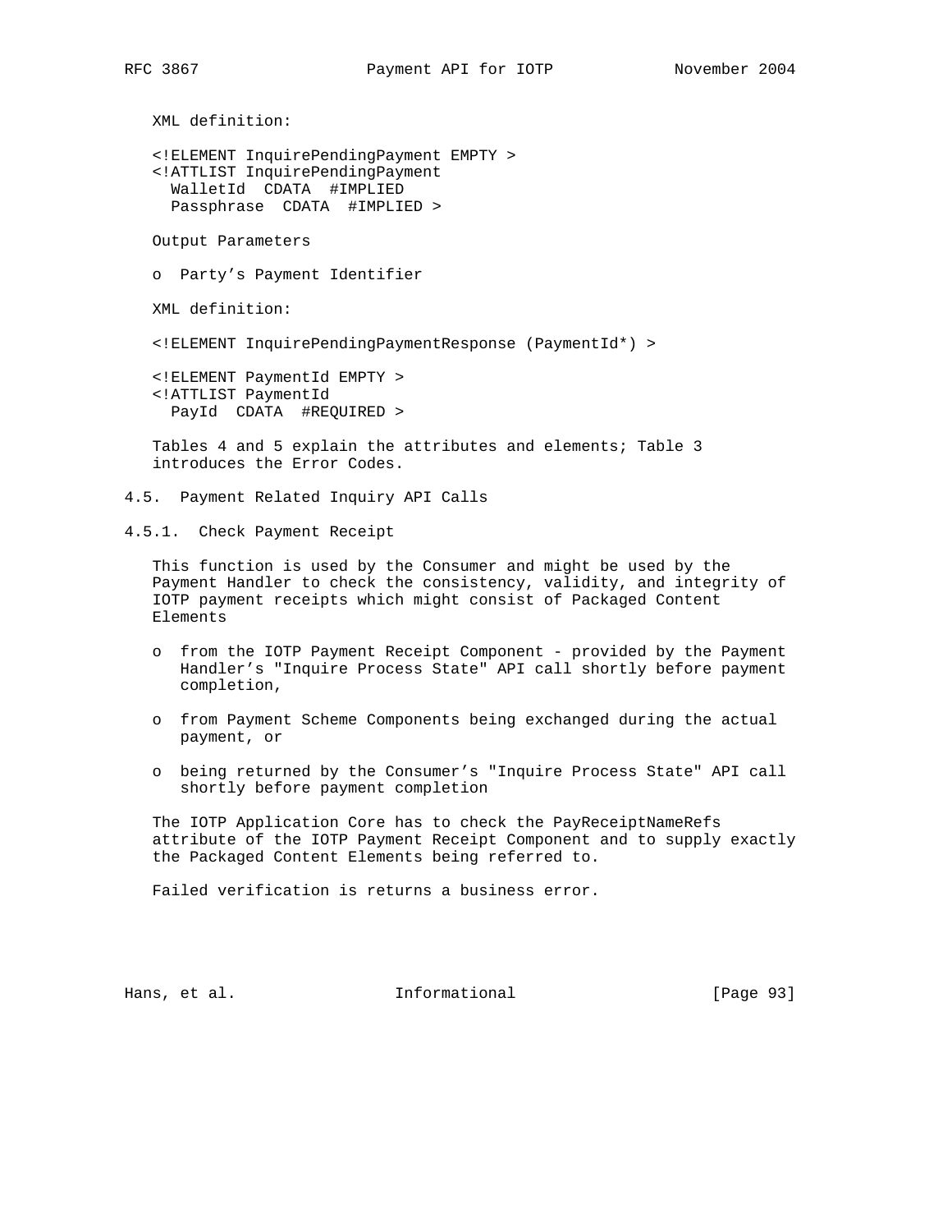XML definition:

```
<!ELEMENT InquirePendingPayment EMPTY >
<!ATTLIST InquirePendingPayment
  WalletId  CDATA  #IMPLIED
  Passphrase  CDATA  #IMPLIED >
```

Output Parameters

- Party’s Payment Identifier

XML definition:

```
<!ELEMENT InquirePendingPaymentResponse (PaymentId*) >

<!ELEMENT PaymentId EMPTY >
<!ATTLIST PaymentId
  PayId  CDATA  #REQUIRED >
```

Tables 4 and 5 explain the attributes and elements; Table 3 introduces the Error Codes.

## 4.5. Payment Related Inquiry API Calls

### 4.5.1. Check Payment Receipt

This function is used by the Consumer and might be used by the Payment Handler to check the consistency, validity, and integrity of IOTP payment receipts which might consist of Packaged Content Elements

- from the IOTP Payment Receipt Component - provided by the Payment Handler’s "Inquire Process State" API call shortly before payment completion,
- from Payment Scheme Components being exchanged during the actual payment, or
- being returned by the Consumer’s "Inquire Process State" API call shortly before payment completion

The IOTP Application Core has to check the PayReceiptNameRefs attribute of the IOTP Payment Receipt Component and to supply exactly the Packaged Content Elements being referred to.

Failed verification is returns a business error.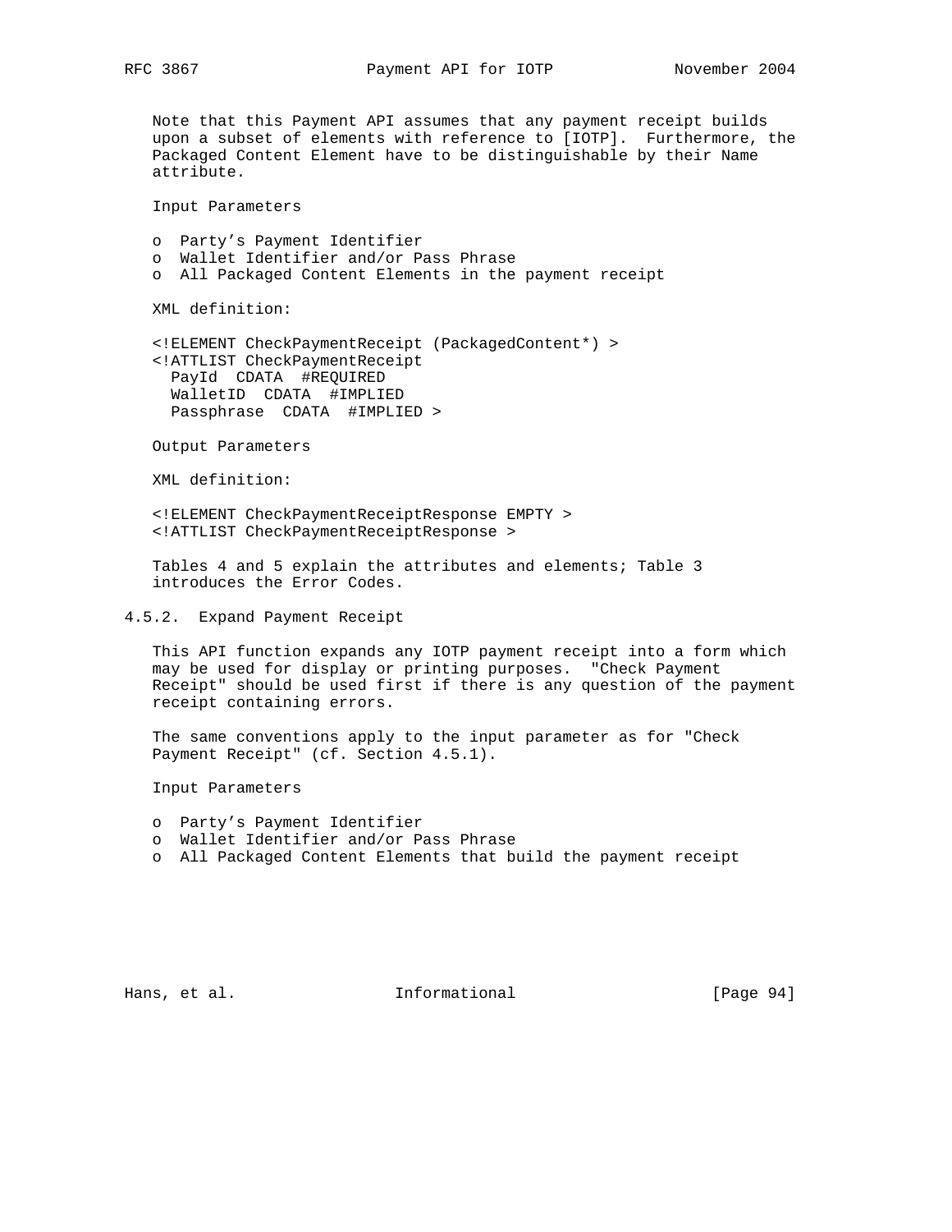Note that this Payment API assumes that any payment receipt builds upon a subset of elements with reference to [IOTP]. Furthermore, the Packaged Content Element have to be distinguishable by their Name attribute.

Input Parameters

- o Party's Payment Identifier
- o Wallet Identifier and/or Pass Phrase
- o All Packaged Content Elements in the payment receipt

XML definition:

```
<!ELEMENT CheckPaymentReceipt (PackagedContent*) >
<!ATTLIST CheckPaymentReceipt
  PayId  CDATA  #REQUIRED
  WalletID  CDATA  #IMPLIED
  Passphrase  CDATA  #IMPLIED >
```

Output Parameters

XML definition:

```
<!ELEMENT CheckPaymentReceiptResponse EMPTY >
<!ATTLIST CheckPaymentReceiptResponse >
```

Tables 4 and 5 explain the attributes and elements; Table 3 introduces the Error Codes.

### 4.5.2. Expand Payment Receipt

This API function expands any IOTP payment receipt into a form which may be used for display or printing purposes. "Check Payment Receipt" should be used first if there is any question of the payment receipt containing errors.

The same conventions apply to the input parameter as for "Check Payment Receipt" (cf. Section 4.5.1).

Input Parameters

- o Party's Payment Identifier
- o Wallet Identifier and/or Pass Phrase
- o All Packaged Content Elements that build the payment receipt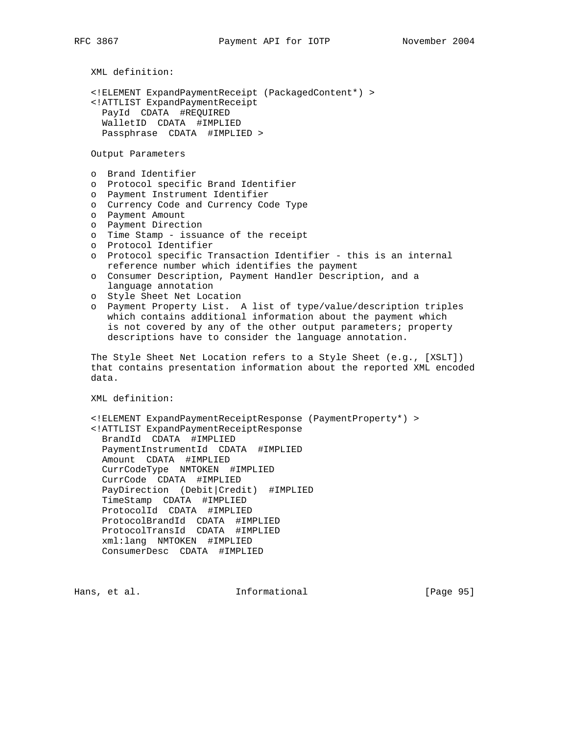XML definition:

```
<!ELEMENT ExpandPaymentReceipt (PackagedContent*) >
<!ATTLIST ExpandPaymentReceipt
  PayId  CDATA  #REQUIRED
  WalletID  CDATA  #IMPLIED
  Passphrase  CDATA  #IMPLIED >
```

Output Parameters

- o Brand Identifier
- o Protocol specific Brand Identifier
- o Payment Instrument Identifier
- o Currency Code and Currency Code Type
- o Payment Amount
- o Payment Direction
- o Time Stamp - issuance of the receipt
- o Protocol Identifier
- o Protocol specific Transaction Identifier - this is an internal reference number which identifies the payment
- o Consumer Description, Payment Handler Description, and a language annotation
- o Style Sheet Net Location
- o Payment Property List. A list of type/value/description triples which contains additional information about the payment which is not covered by any of the other output parameters; property descriptions have to consider the language annotation.

The Style Sheet Net Location refers to a Style Sheet (e.g., [XSLT]) that contains presentation information about the reported XML encoded data.

XML definition:

```
<!ELEMENT ExpandPaymentReceiptResponse (PaymentProperty*) >
<!ATTLIST ExpandPaymentReceiptResponse
  BrandId  CDATA  #IMPLIED
  PaymentInstrumentId  CDATA  #IMPLIED
  Amount  CDATA  #IMPLIED
  CurrCodeType  NMTOKEN  #IMPLIED
  CurrCode  CDATA  #IMPLIED
  PayDirection  (Debit|Credit)  #IMPLIED
  TimeStamp  CDATA  #IMPLIED
  ProtocolId  CDATA  #IMPLIED
  ProtocolBrandId  CDATA  #IMPLIED
  ProtocolTransId  CDATA  #IMPLIED
  xml:lang  NMTOKEN  #IMPLIED
  ConsumerDesc  CDATA  #IMPLIED
```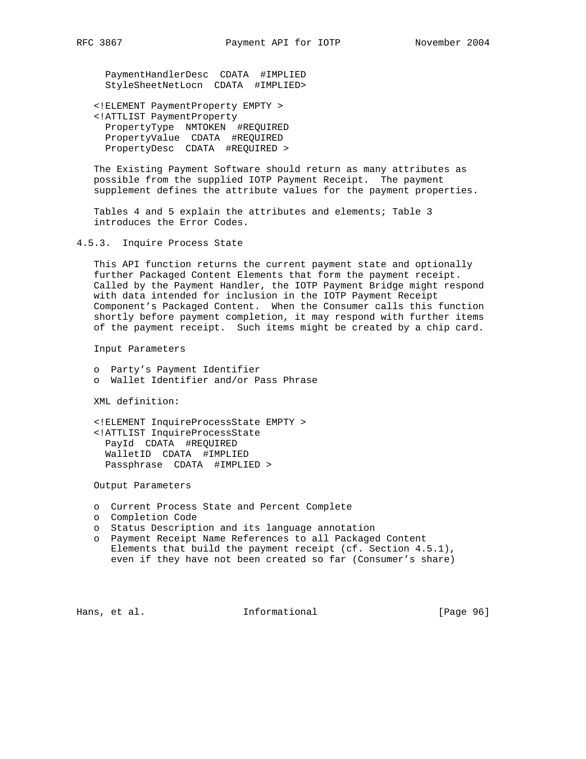```
     PaymentHandlerDesc  CDATA  #IMPLIED
     StyleSheetNetLocn  CDATA  #IMPLIED>

   <!ELEMENT PaymentProperty EMPTY >
   <!ATTLIST PaymentProperty
     PropertyType  NMTOKEN  #REQUIRED
     PropertyValue  CDATA  #REQUIRED
     PropertyDesc  CDATA  #REQUIRED >
```

The Existing Payment Software should return as many attributes as possible from the supplied IOTP Payment Receipt. The payment supplement defines the attribute values for the payment properties.

Tables 4 and 5 explain the attributes and elements; Table 3 introduces the Error Codes.

### 4.5.3. Inquire Process State

This API function returns the current payment state and optionally further Packaged Content Elements that form the payment receipt. Called by the Payment Handler, the IOTP Payment Bridge might respond with data intended for inclusion in the IOTP Payment Receipt Component's Packaged Content. When the Consumer calls this function shortly before payment completion, it may respond with further items of the payment receipt. Such items might be created by a chip card.

Input Parameters

- Party's Payment Identifier
- Wallet Identifier and/or Pass Phrase

XML definition:

```
   <!ELEMENT InquireProcessState EMPTY >
   <!ATTLIST InquireProcessState
     PayId  CDATA  #REQUIRED
     WalletID  CDATA  #IMPLIED
     Passphrase  CDATA  #IMPLIED >
```

Output Parameters

- Current Process State and Percent Complete
- Completion Code
- Status Description and its language annotation
- Payment Receipt Name References to all Packaged Content Elements that build the payment receipt (cf. Section 4.5.1), even if they have not been created so far (Consumer's share)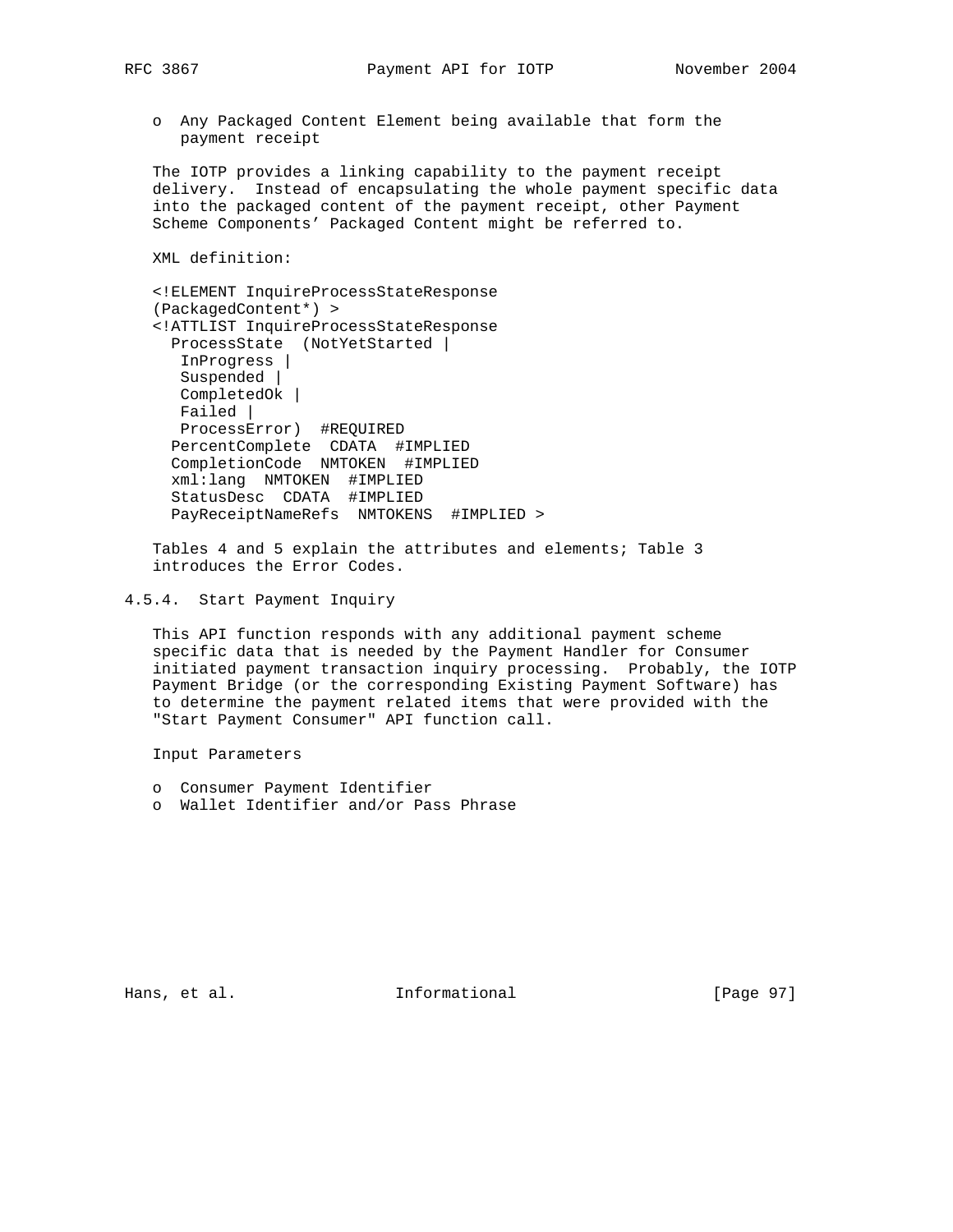- Any Packaged Content Element being available that form the payment receipt

The IOTP provides a linking capability to the payment receipt delivery. Instead of encapsulating the whole payment specific data into the packaged content of the payment receipt, other Payment Scheme Components' Packaged Content might be referred to.

XML definition:

```
<!ELEMENT InquireProcessStateResponse
(PackagedContent*) >
<!ATTLIST InquireProcessStateResponse
  ProcessState  (NotYetStarted |
   InProgress |
   Suspended |
   CompletedOk |
   Failed |
   ProcessError)  #REQUIRED
  PercentComplete  CDATA  #IMPLIED
  CompletionCode  NMTOKEN  #IMPLIED
  xml:lang  NMTOKEN  #IMPLIED
  StatusDesc  CDATA  #IMPLIED
  PayReceiptNameRefs  NMTOKENS  #IMPLIED >
```

Tables 4 and 5 explain the attributes and elements; Table 3 introduces the Error Codes.

### 4.5.4. Start Payment Inquiry

This API function responds with any additional payment scheme specific data that is needed by the Payment Handler for Consumer initiated payment transaction inquiry processing. Probably, the IOTP Payment Bridge (or the corresponding Existing Payment Software) has to determine the payment related items that were provided with the "Start Payment Consumer" API function call.

Input Parameters

- Consumer Payment Identifier
- Wallet Identifier and/or Pass Phrase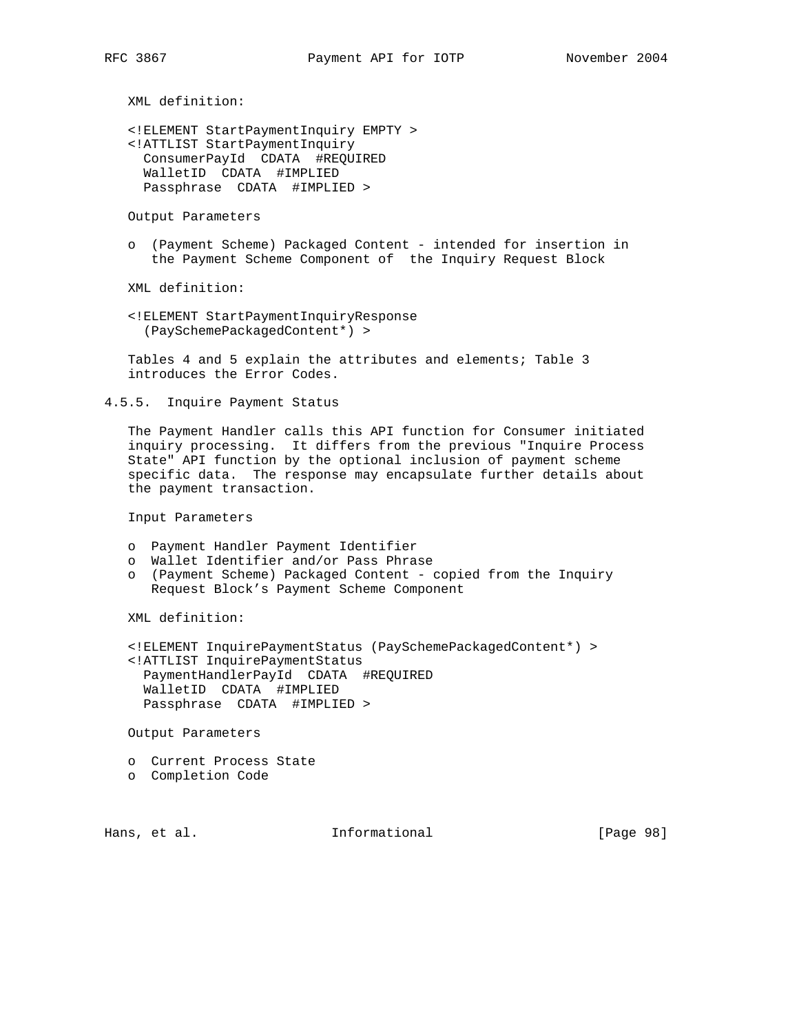XML definition:

```
<!ELEMENT StartPaymentInquiry EMPTY >
<!ATTLIST StartPaymentInquiry
  ConsumerPayId  CDATA  #REQUIRED
  WalletID  CDATA  #IMPLIED
  Passphrase  CDATA  #IMPLIED >
```

Output Parameters

- (Payment Scheme) Packaged Content - intended for insertion in the Payment Scheme Component of the Inquiry Request Block

XML definition:

```
<!ELEMENT StartPaymentInquiryResponse
  (PaySchemePackagedContent*) >
```

Tables 4 and 5 explain the attributes and elements; Table 3 introduces the Error Codes.

### 4.5.5. Inquire Payment Status

The Payment Handler calls this API function for Consumer initiated inquiry processing. It differs from the previous "Inquire Process State" API function by the optional inclusion of payment scheme specific data. The response may encapsulate further details about the payment transaction.

Input Parameters

- Payment Handler Payment Identifier
- Wallet Identifier and/or Pass Phrase
- (Payment Scheme) Packaged Content - copied from the Inquiry Request Block's Payment Scheme Component

XML definition:

```
<!ELEMENT InquirePaymentStatus (PaySchemePackagedContent*) >
<!ATTLIST InquirePaymentStatus
  PaymentHandlerPayId  CDATA  #REQUIRED
  WalletID  CDATA  #IMPLIED
  Passphrase  CDATA  #IMPLIED >
```

Output Parameters

- Current Process State
- Completion Code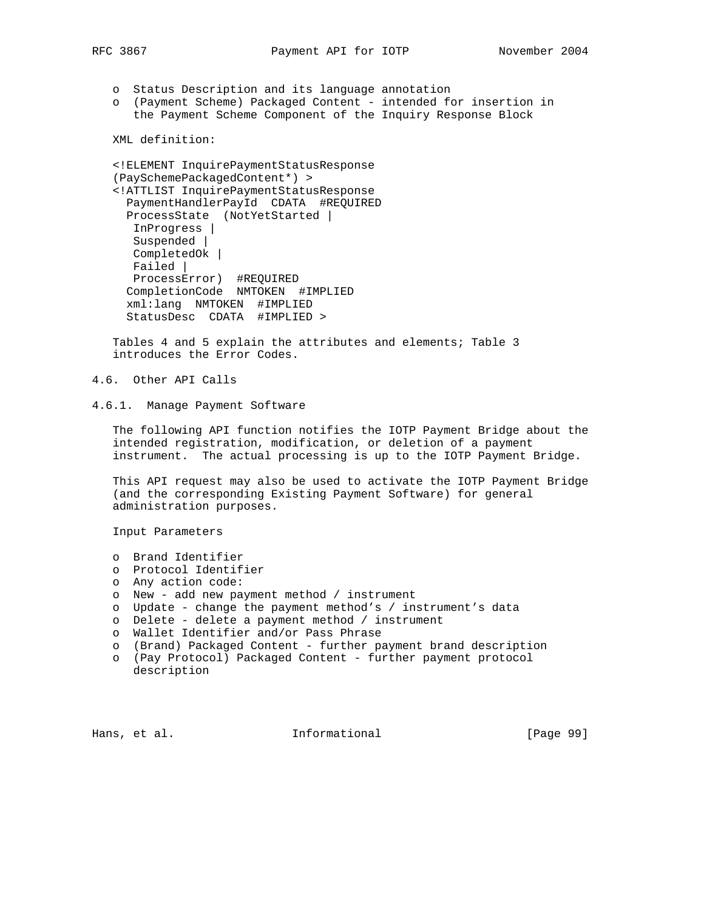- Status Description and its language annotation
- (Payment Scheme) Packaged Content - intended for insertion in the Payment Scheme Component of the Inquiry Response Block

XML definition:

```
<!ELEMENT InquirePaymentStatusResponse
(PaySchemePackagedContent*) >
<!ATTLIST InquirePaymentStatusResponse
  PaymentHandlerPayId  CDATA  #REQUIRED
  ProcessState  (NotYetStarted |
   InProgress |
   Suspended |
   CompletedOk |
   Failed |
   ProcessError)  #REQUIRED
  CompletionCode  NMTOKEN  #IMPLIED
  xml:lang  NMTOKEN  #IMPLIED
  StatusDesc  CDATA  #IMPLIED >
```

Tables 4 and 5 explain the attributes and elements; Table 3 introduces the Error Codes.

### 4.6. Other API Calls

#### 4.6.1. Manage Payment Software

The following API function notifies the IOTP Payment Bridge about the intended registration, modification, or deletion of a payment instrument. The actual processing is up to the IOTP Payment Bridge.

This API request may also be used to activate the IOTP Payment Bridge (and the corresponding Existing Payment Software) for general administration purposes.

Input Parameters

- Brand Identifier
- Protocol Identifier
- Any action code:
- New - add new payment method / instrument
- Update - change the payment method's / instrument's data
- Delete - delete a payment method / instrument
- Wallet Identifier and/or Pass Phrase
- (Brand) Packaged Content - further payment brand description
- (Pay Protocol) Packaged Content - further payment protocol description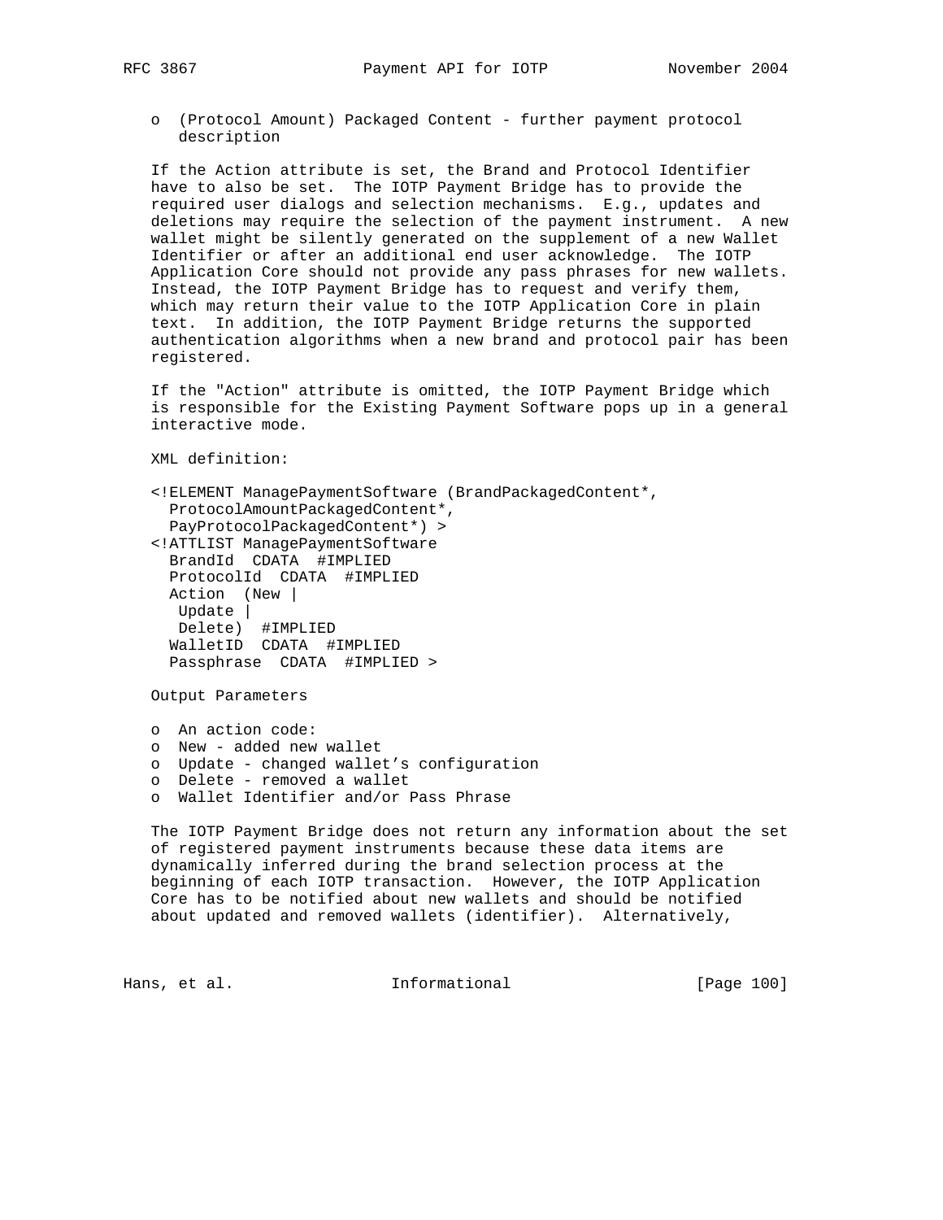- (Protocol Amount) Packaged Content - further payment protocol description

If the Action attribute is set, the Brand and Protocol Identifier have to also be set. The IOTP Payment Bridge has to provide the required user dialogs and selection mechanisms. E.g., updates and deletions may require the selection of the payment instrument. A new wallet might be silently generated on the supplement of a new Wallet Identifier or after an additional end user acknowledge. The IOTP Application Core should not provide any pass phrases for new wallets. Instead, the IOTP Payment Bridge has to request and verify them, which may return their value to the IOTP Application Core in plain text. In addition, the IOTP Payment Bridge returns the supported authentication algorithms when a new brand and protocol pair has been registered.

If the "Action" attribute is omitted, the IOTP Payment Bridge which is responsible for the Existing Payment Software pops up in a general interactive mode.

XML definition:

```
<!ELEMENT ManagePaymentSoftware (BrandPackagedContent*,
  ProtocolAmountPackagedContent*,
  PayProtocolPackagedContent*) >
<!ATTLIST ManagePaymentSoftware
  BrandId  CDATA  #IMPLIED
  ProtocolId  CDATA  #IMPLIED
  Action  (New |
   Update |
   Delete)  #IMPLIED
  WalletID  CDATA  #IMPLIED
  Passphrase  CDATA  #IMPLIED >
```

Output Parameters

- An action code:
- New - added new wallet
- Update - changed wallet’s configuration
- Delete - removed a wallet
- Wallet Identifier and/or Pass Phrase

The IOTP Payment Bridge does not return any information about the set of registered payment instruments because these data items are dynamically inferred during the brand selection process at the beginning of each IOTP transaction. However, the IOTP Application Core has to be notified about new wallets and should be notified about updated and removed wallets (identifier). Alternatively,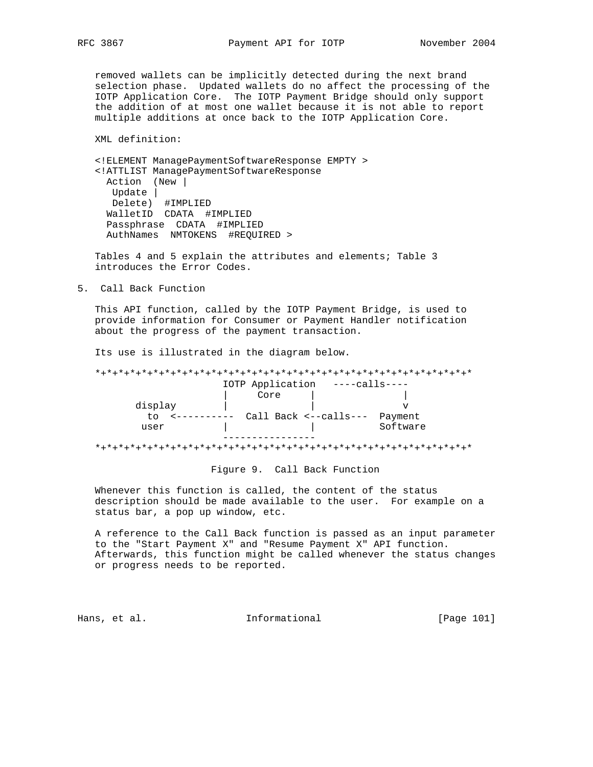removed wallets can be implicitly detected during the next brand selection phase. Updated wallets do no affect the processing of the IOTP Application Core. The IOTP Payment Bridge should only support the addition of at most one wallet because it is not able to report multiple additions at once back to the IOTP Application Core.

XML definition:

```
<!ELEMENT ManagePaymentSoftwareResponse EMPTY >
<!ATTLIST ManagePaymentSoftwareResponse
  Action  (New |
   Update |
   Delete)  #IMPLIED
  WalletID  CDATA  #IMPLIED
  Passphrase  CDATA  #IMPLIED
  AuthNames  NMTOKENS  #REQUIRED >
```

Tables 4 and 5 explain the attributes and elements; Table 3 introduces the Error Codes.

## 5. Call Back Function

This API function, called by the IOTP Payment Bridge, is used to provide information for Consumer or Payment Handler notification about the progress of the payment transaction.

Its use is illustrated in the diagram below.

```
*+*+*+*+*+*+*+*+*+*+*+*+*+*+*+*+*+*+*+*+*+*+*+*+*+*+*+*+*+*+*+*+*
                      IOTP Application   ----calls----
                      |     Core     |               |
       display        |              |               v
         to  <----------  Call Back <--calls---  Payment
        user          |              |           Software
                      ----------------
*+*+*+*+*+*+*+*+*+*+*+*+*+*+*+*+*+*+*+*+*+*+*+*+*+*+*+*+*+*+*+*+*
```

Figure 9. Call Back Function

Whenever this function is called, the content of the status description should be made available to the user. For example on a status bar, a pop up window, etc.

A reference to the Call Back function is passed as an input parameter to the "Start Payment X" and "Resume Payment X" API function. Afterwards, this function might be called whenever the status changes or progress needs to be reported.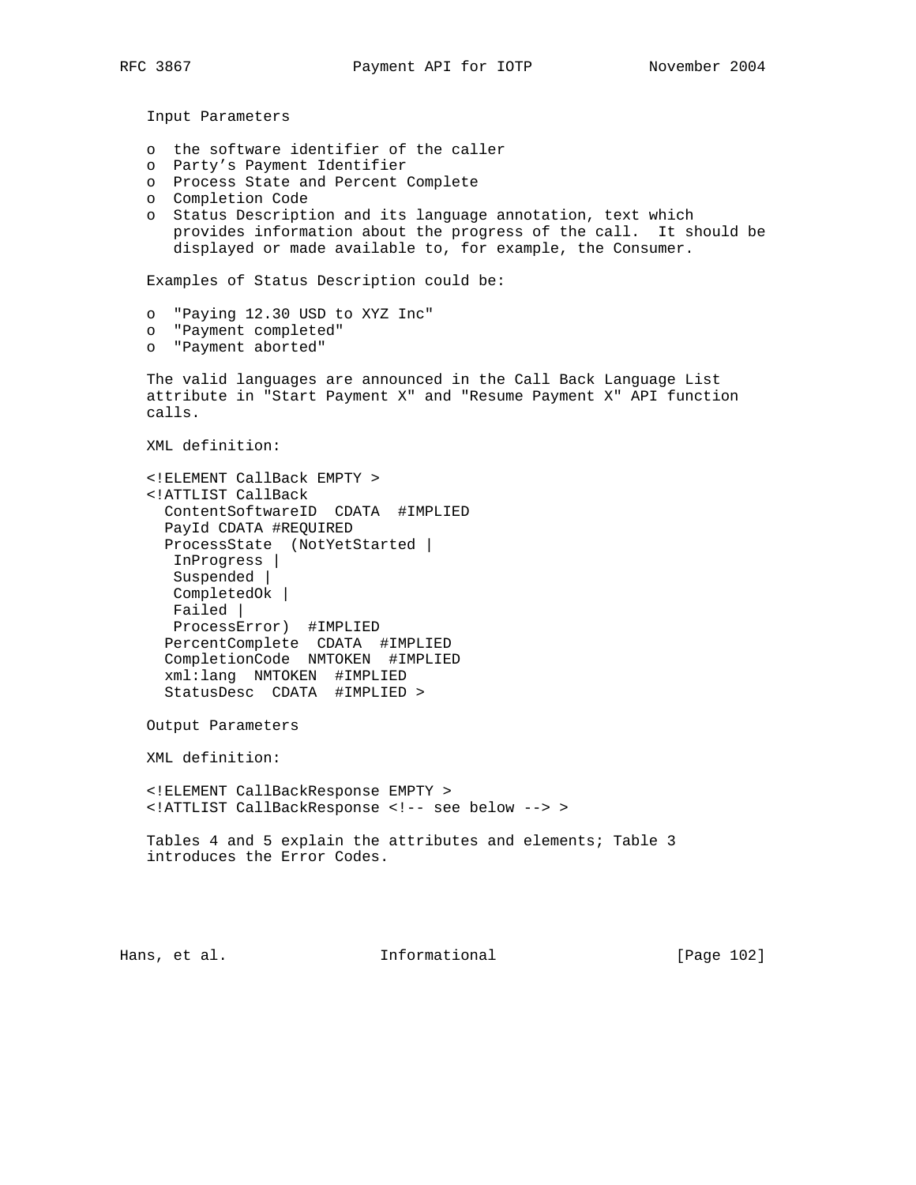Input Parameters

- the software identifier of the caller
- Party's Payment Identifier
- Process State and Percent Complete
- Completion Code
- Status Description and its language annotation, text which provides information about the progress of the call. It should be displayed or made available to, for example, the Consumer.

Examples of Status Description could be:

- "Paying 12.30 USD to XYZ Inc"
- "Payment completed"
- "Payment aborted"

The valid languages are announced in the Call Back Language List attribute in "Start Payment X" and "Resume Payment X" API function calls.

XML definition:

```
<!ELEMENT CallBack EMPTY >
<!ATTLIST CallBack
  ContentSoftwareID  CDATA  #IMPLIED
  PayId CDATA #REQUIRED
  ProcessState  (NotYetStarted |
   InProgress |
   Suspended |
   CompletedOk |
   Failed |
   ProcessError)  #IMPLIED
  PercentComplete  CDATA  #IMPLIED
  CompletionCode  NMTOKEN  #IMPLIED
  xml:lang  NMTOKEN  #IMPLIED
  StatusDesc  CDATA  #IMPLIED >
```

Output Parameters

XML definition:

```
<!ELEMENT CallBackResponse EMPTY >
<!ATTLIST CallBackResponse <!-- see below --> >
```

Tables 4 and 5 explain the attributes and elements; Table 3 introduces the Error Codes.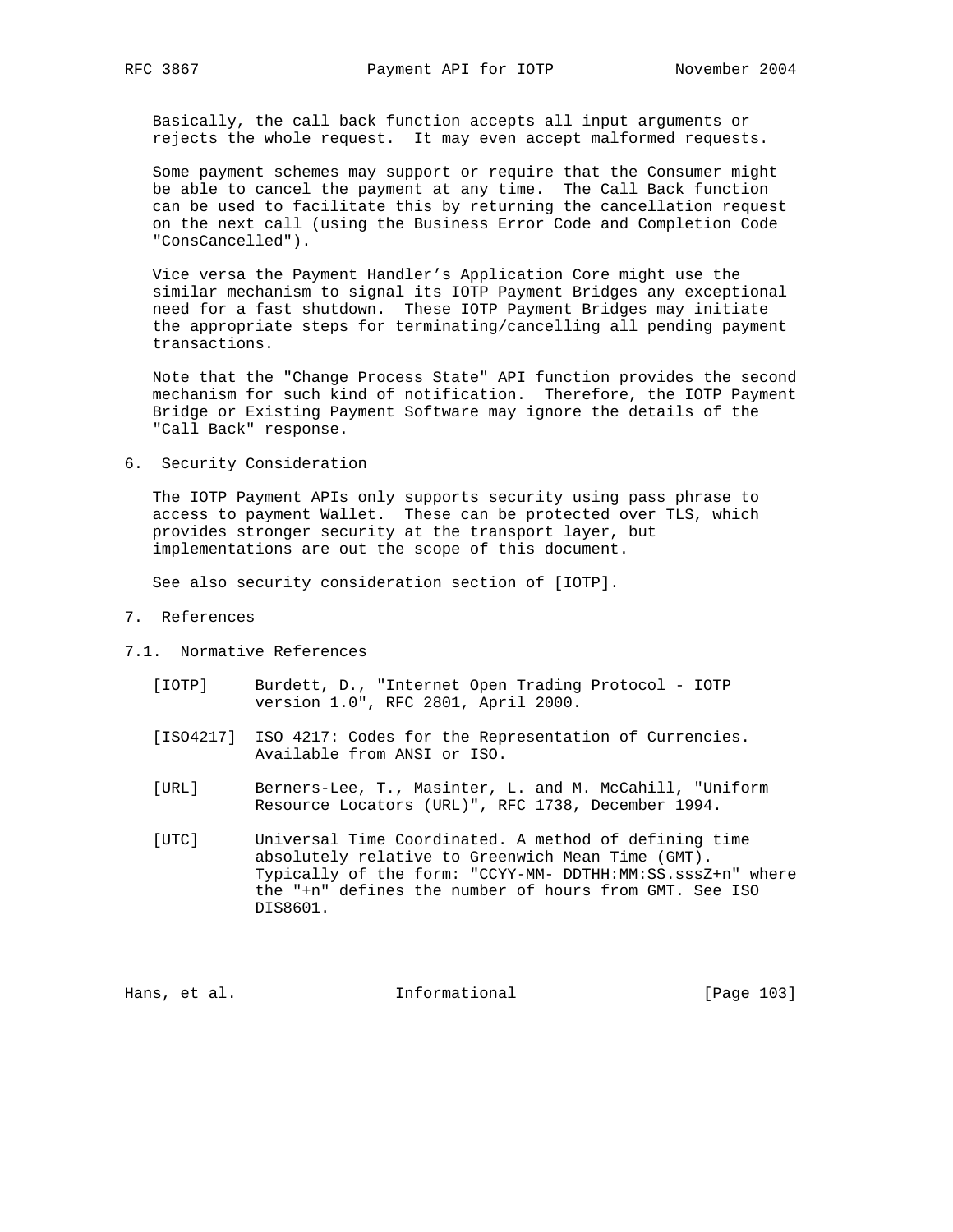Basically, the call back function accepts all input arguments or rejects the whole request. It may even accept malformed requests.

Some payment schemes may support or require that the Consumer might be able to cancel the payment at any time. The Call Back function can be used to facilitate this by returning the cancellation request on the next call (using the Business Error Code and Completion Code "ConsCancelled").

Vice versa the Payment Handler's Application Core might use the similar mechanism to signal its IOTP Payment Bridges any exceptional need for a fast shutdown. These IOTP Payment Bridges may initiate the appropriate steps for terminating/cancelling all pending payment transactions.

Note that the "Change Process State" API function provides the second mechanism for such kind of notification. Therefore, the IOTP Payment Bridge or Existing Payment Software may ignore the details of the "Call Back" response.

## 6. Security Consideration

The IOTP Payment APIs only supports security using pass phrase to access to payment Wallet. These can be protected over TLS, which provides stronger security at the transport layer, but implementations are out the scope of this document.

See also security consideration section of [IOTP].

## 7. References

### 7.1. Normative References

[IOTP] Burdett, D., "Internet Open Trading Protocol - IOTP version 1.0", RFC 2801, April 2000.

[ISO4217] ISO 4217: Codes for the Representation of Currencies. Available from ANSI or ISO.

[URL] Berners-Lee, T., Masinter, L. and M. McCahill, "Uniform Resource Locators (URL)", RFC 1738, December 1994.

[UTC] Universal Time Coordinated. A method of defining time absolutely relative to Greenwich Mean Time (GMT). Typically of the form: "CCYY-MM- DDTHH:MM:SS.sssZ+n" where the "+n" defines the number of hours from GMT. See ISO DIS8601.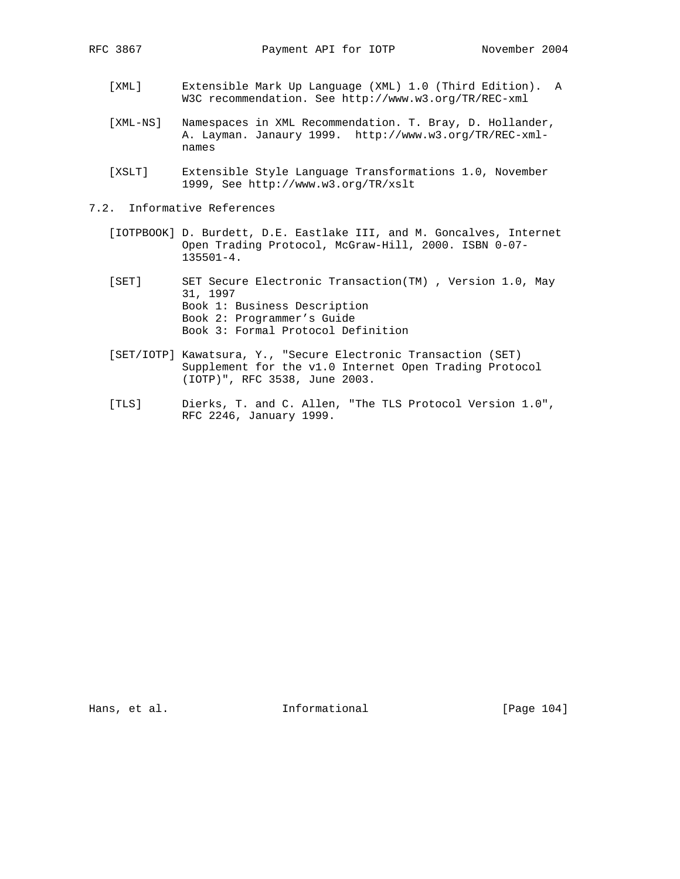[XML] Extensible Mark Up Language (XML) 1.0 (Third Edition). A W3C recommendation. See http://www.w3.org/TR/REC-xml

[XML-NS] Namespaces in XML Recommendation. T. Bray, D. Hollander, A. Layman. Janaury 1999. http://www.w3.org/TR/REC-xml-names

[XSLT] Extensible Style Language Transformations 1.0, November 1999, See http://www.w3.org/TR/xslt

## 7.2. Informative References

[IOTPBOOK] D. Burdett, D.E. Eastlake III, and M. Goncalves, Internet Open Trading Protocol, McGraw-Hill, 2000. ISBN 0-07-135501-4.

[SET] SET Secure Electronic Transaction(TM) , Version 1.0, May 31, 1997
Book 1: Business Description
Book 2: Programmer’s Guide
Book 3: Formal Protocol Definition

[SET/IOTP] Kawatsura, Y., "Secure Electronic Transaction (SET) Supplement for the v1.0 Internet Open Trading Protocol (IOTP)", RFC 3538, June 2003.

[TLS] Dierks, T. and C. Allen, "The TLS Protocol Version 1.0", RFC 2246, January 1999.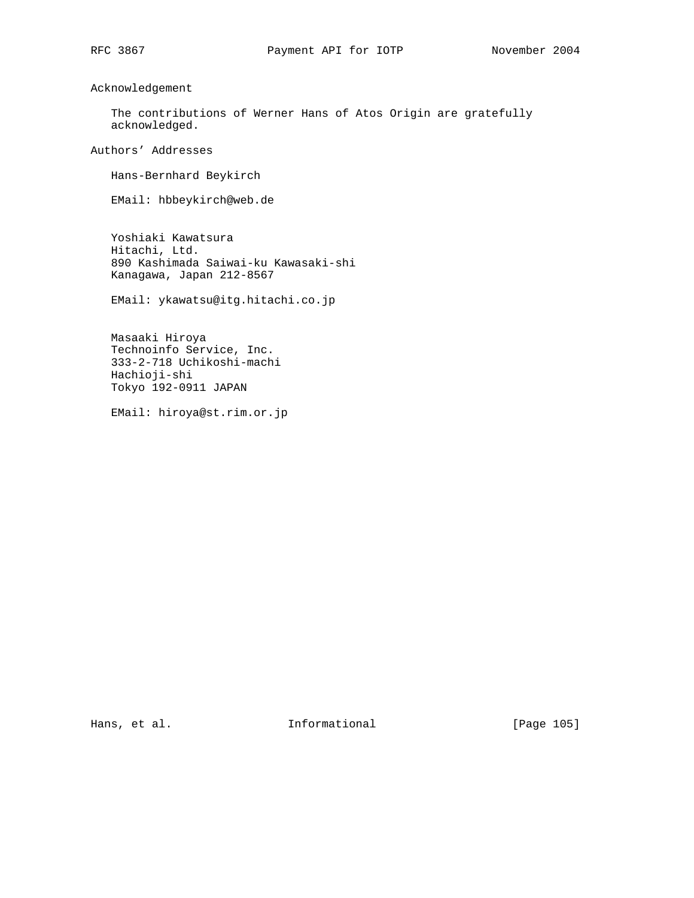## Acknowledgement

The contributions of Werner Hans of Atos Origin are gratefully acknowledged.

## Authors' Addresses

Hans-Bernhard Beykirch

EMail: hbbeykirch@web.de

Yoshiaki Kawatsura
Hitachi, Ltd.
890 Kashimada Saiwai-ku Kawasaki-shi
Kanagawa, Japan 212-8567

EMail: ykawatsu@itg.hitachi.co.jp

Masaaki Hiroya
Technoinfo Service, Inc.
333-2-718 Uchikoshi-machi
Hachioji-shi
Tokyo 192-0911 JAPAN

EMail: hiroya@st.rim.or.jp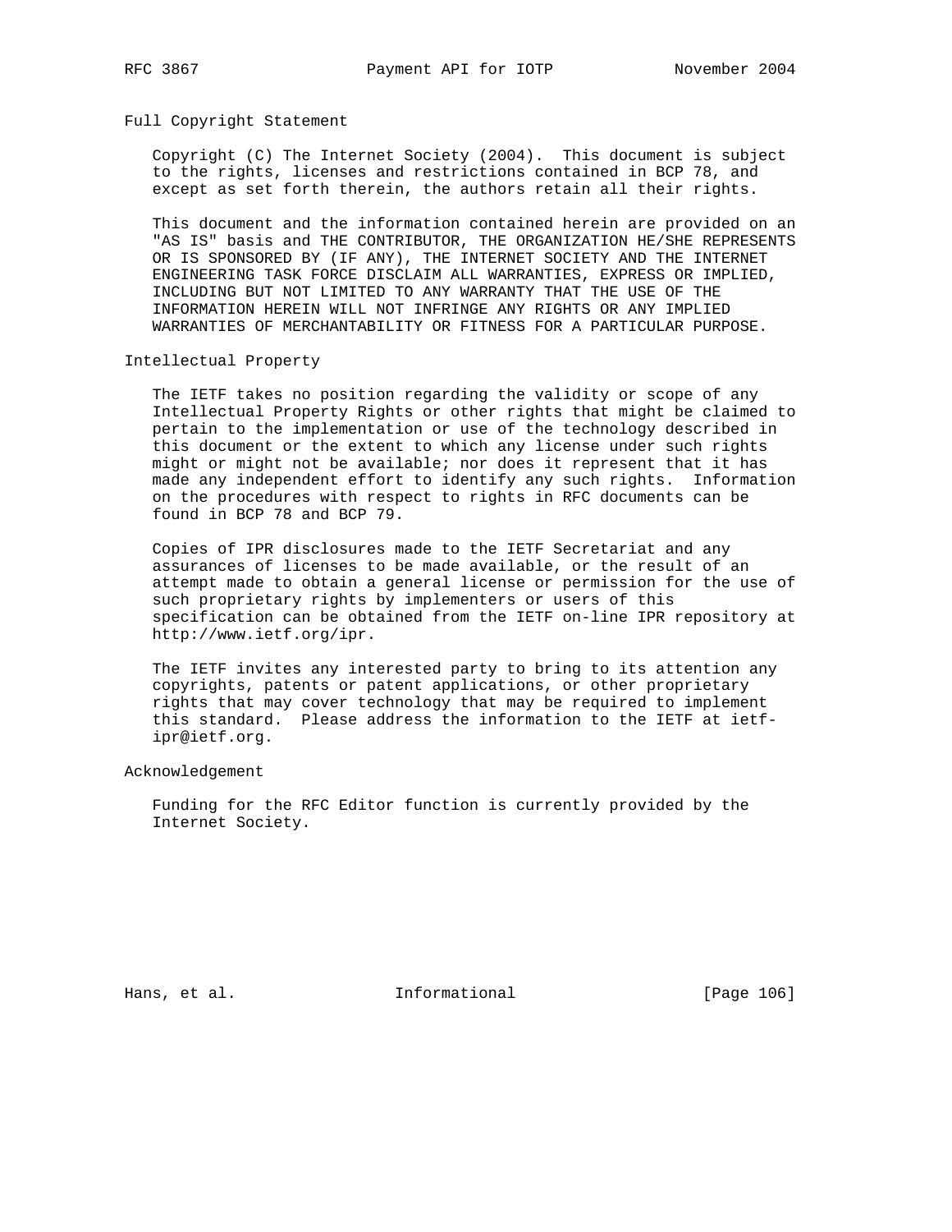## Full Copyright Statement

Copyright (C) The Internet Society (2004). This document is subject to the rights, licenses and restrictions contained in BCP 78, and except as set forth therein, the authors retain all their rights.

This document and the information contained herein are provided on an "AS IS" basis and THE CONTRIBUTOR, THE ORGANIZATION HE/SHE REPRESENTS OR IS SPONSORED BY (IF ANY), THE INTERNET SOCIETY AND THE INTERNET ENGINEERING TASK FORCE DISCLAIM ALL WARRANTIES, EXPRESS OR IMPLIED, INCLUDING BUT NOT LIMITED TO ANY WARRANTY THAT THE USE OF THE INFORMATION HEREIN WILL NOT INFRINGE ANY RIGHTS OR ANY IMPLIED WARRANTIES OF MERCHANTABILITY OR FITNESS FOR A PARTICULAR PURPOSE.

## Intellectual Property

The IETF takes no position regarding the validity or scope of any Intellectual Property Rights or other rights that might be claimed to pertain to the implementation or use of the technology described in this document or the extent to which any license under such rights might or might not be available; nor does it represent that it has made any independent effort to identify any such rights. Information on the procedures with respect to rights in RFC documents can be found in BCP 78 and BCP 79.

Copies of IPR disclosures made to the IETF Secretariat and any assurances of licenses to be made available, or the result of an attempt made to obtain a general license or permission for the use of such proprietary rights by implementers or users of this specification can be obtained from the IETF on-line IPR repository at http://www.ietf.org/ipr.

The IETF invites any interested party to bring to its attention any copyrights, patents or patent applications, or other proprietary rights that may cover technology that may be required to implement this standard. Please address the information to the IETF at ietf-ipr@ietf.org.

## Acknowledgement

Funding for the RFC Editor function is currently provided by the Internet Society.